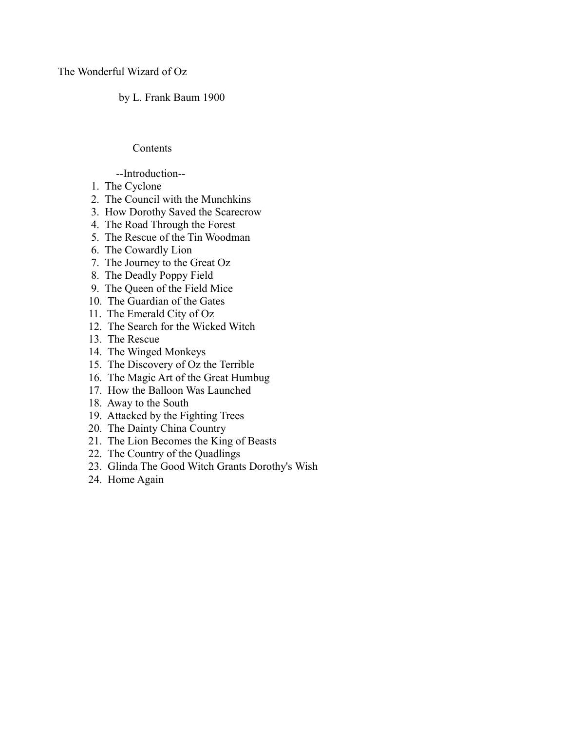# The Wonderful Wizard of Oz

by L. Frank Baum 1900

## Contents

--Introduction--

1. The Cyclone
2. The Council with the Munchkins
3. How Dorothy Saved the Scarecrow
4. The Road Through the Forest
5. The Rescue of the Tin Woodman
6. The Cowardly Lion
7. The Journey to the Great Oz
8. The Deadly Poppy Field
9. The Queen of the Field Mice
10. The Guardian of the Gates
11. The Emerald City of Oz
12. The Search for the Wicked Witch
13. The Rescue
14. The Winged Monkeys
15. The Discovery of Oz the Terrible
16. The Magic Art of the Great Humbug
17. How the Balloon Was Launched
18. Away to the South
19. Attacked by the Fighting Trees
20. The Dainty China Country
21. The Lion Becomes the King of Beasts
22. The Country of the Quadlings
23. Glinda The Good Witch Grants Dorothy's Wish
24. Home Again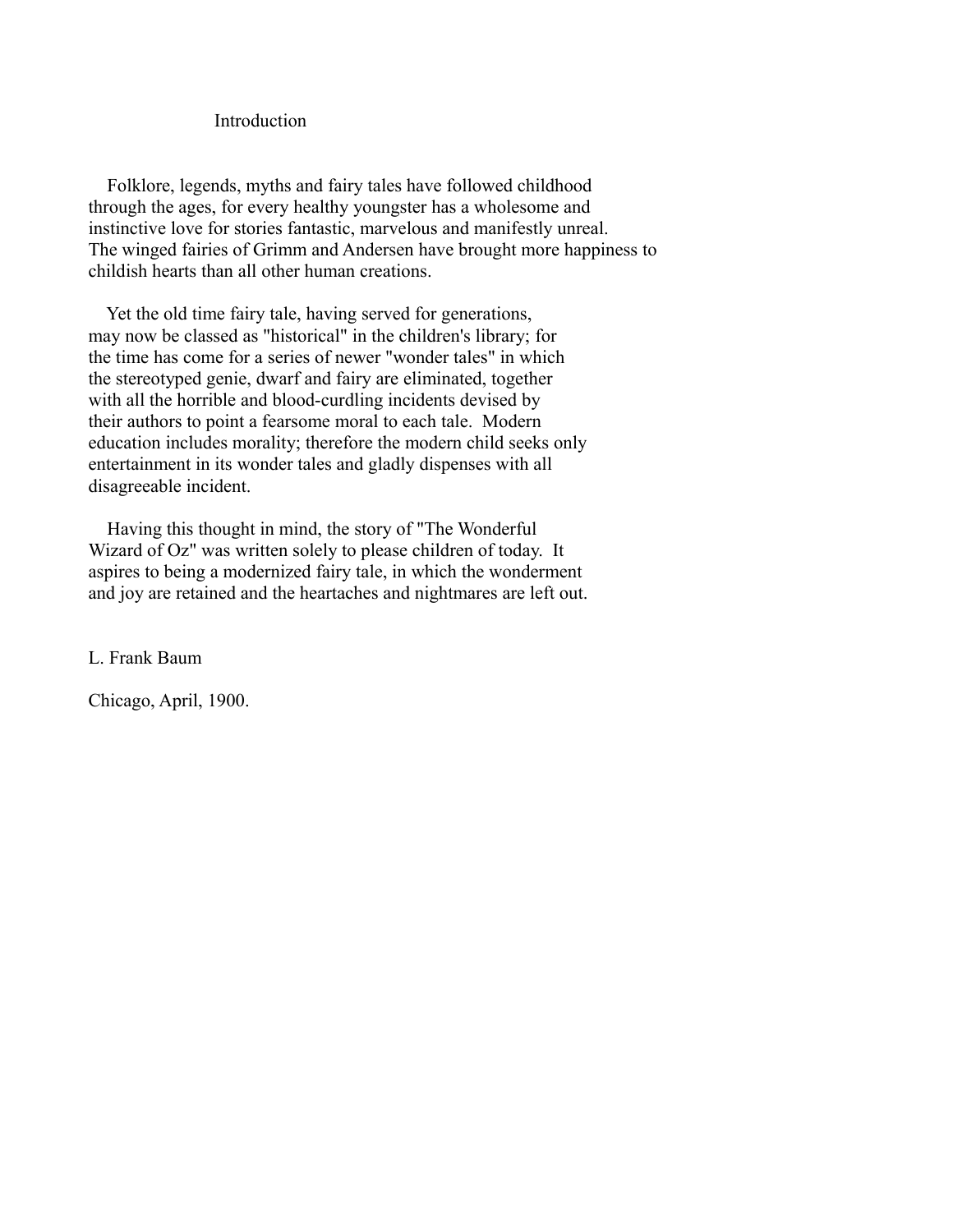# Introduction

Folklore, legends, myths and fairy tales have followed childhood through the ages, for every healthy youngster has a wholesome and instinctive love for stories fantastic, marvelous and manifestly unreal. The winged fairies of Grimm and Andersen have brought more happiness to childish hearts than all other human creations.

Yet the old time fairy tale, having served for generations, may now be classed as "historical" in the children's library; for the time has come for a series of newer "wonder tales" in which the stereotyped genie, dwarf and fairy are eliminated, together with all the horrible and blood-curdling incidents devised by their authors to point a fearsome moral to each tale. Modern education includes morality; therefore the modern child seeks only entertainment in its wonder tales and gladly dispenses with all disagreeable incident.

Having this thought in mind, the story of "The Wonderful Wizard of Oz" was written solely to please children of today. It aspires to being a modernized fairy tale, in which the wonderment and joy are retained and the heartaches and nightmares are left out.

L. Frank Baum

Chicago, April, 1900.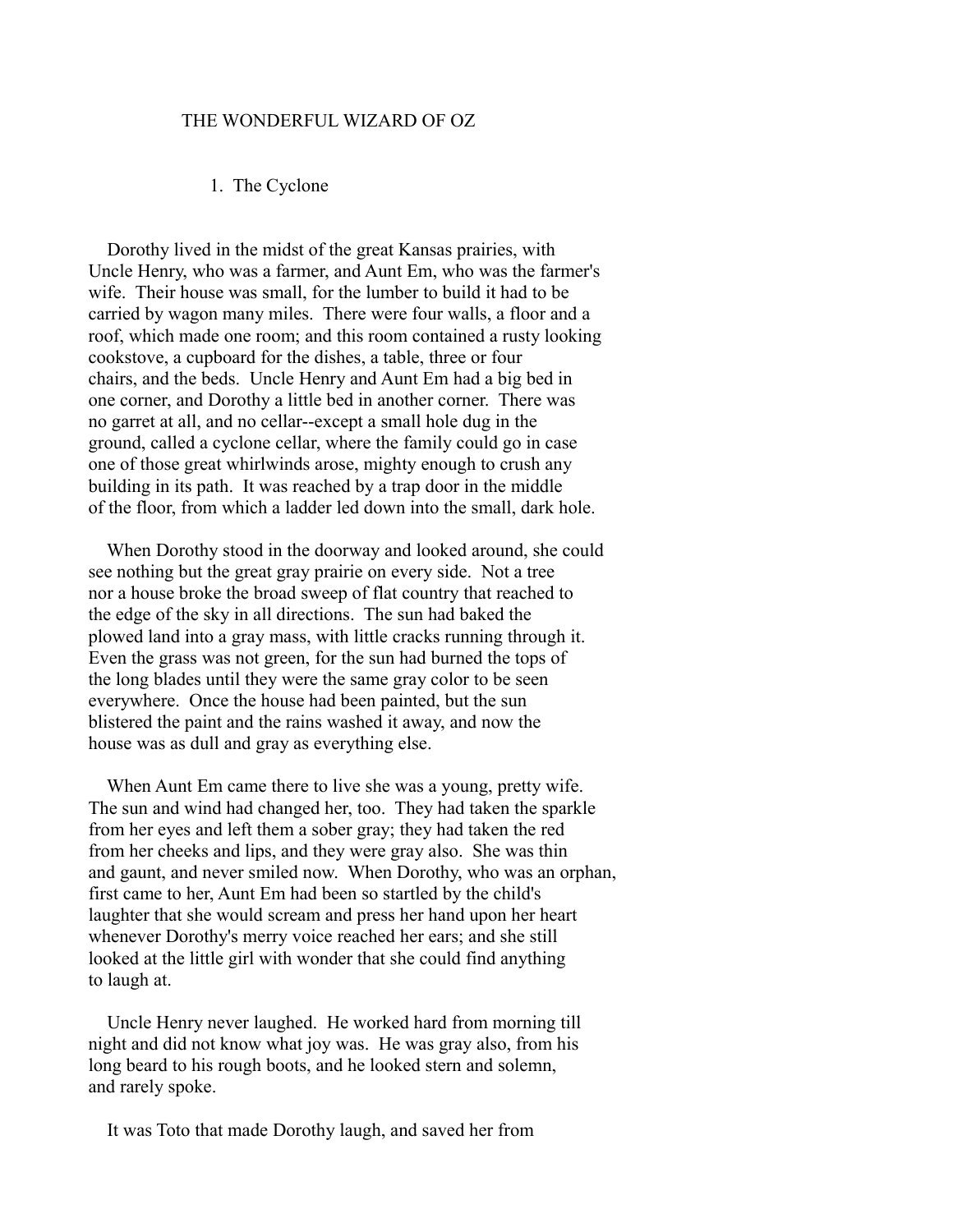# THE WONDERFUL WIZARD OF OZ

## 1. The Cyclone

Dorothy lived in the midst of the great Kansas prairies, with Uncle Henry, who was a farmer, and Aunt Em, who was the farmer's wife. Their house was small, for the lumber to build it had to be carried by wagon many miles. There were four walls, a floor and a roof, which made one room; and this room contained a rusty looking cookstove, a cupboard for the dishes, a table, three or four chairs, and the beds. Uncle Henry and Aunt Em had a big bed in one corner, and Dorothy a little bed in another corner. There was no garret at all, and no cellar--except a small hole dug in the ground, called a cyclone cellar, where the family could go in case one of those great whirlwinds arose, mighty enough to crush any building in its path. It was reached by a trap door in the middle of the floor, from which a ladder led down into the small, dark hole.

When Dorothy stood in the doorway and looked around, she could see nothing but the great gray prairie on every side. Not a tree nor a house broke the broad sweep of flat country that reached to the edge of the sky in all directions. The sun had baked the plowed land into a gray mass, with little cracks running through it. Even the grass was not green, for the sun had burned the tops of the long blades until they were the same gray color to be seen everywhere. Once the house had been painted, but the sun blistered the paint and the rains washed it away, and now the house was as dull and gray as everything else.

When Aunt Em came there to live she was a young, pretty wife. The sun and wind had changed her, too. They had taken the sparkle from her eyes and left them a sober gray; they had taken the red from her cheeks and lips, and they were gray also. She was thin and gaunt, and never smiled now. When Dorothy, who was an orphan, first came to her, Aunt Em had been so startled by the child's laughter that she would scream and press her hand upon her heart whenever Dorothy's merry voice reached her ears; and she still looked at the little girl with wonder that she could find anything to laugh at.

Uncle Henry never laughed. He worked hard from morning till night and did not know what joy was. He was gray also, from his long beard to his rough boots, and he looked stern and solemn, and rarely spoke.

It was Toto that made Dorothy laugh, and saved her from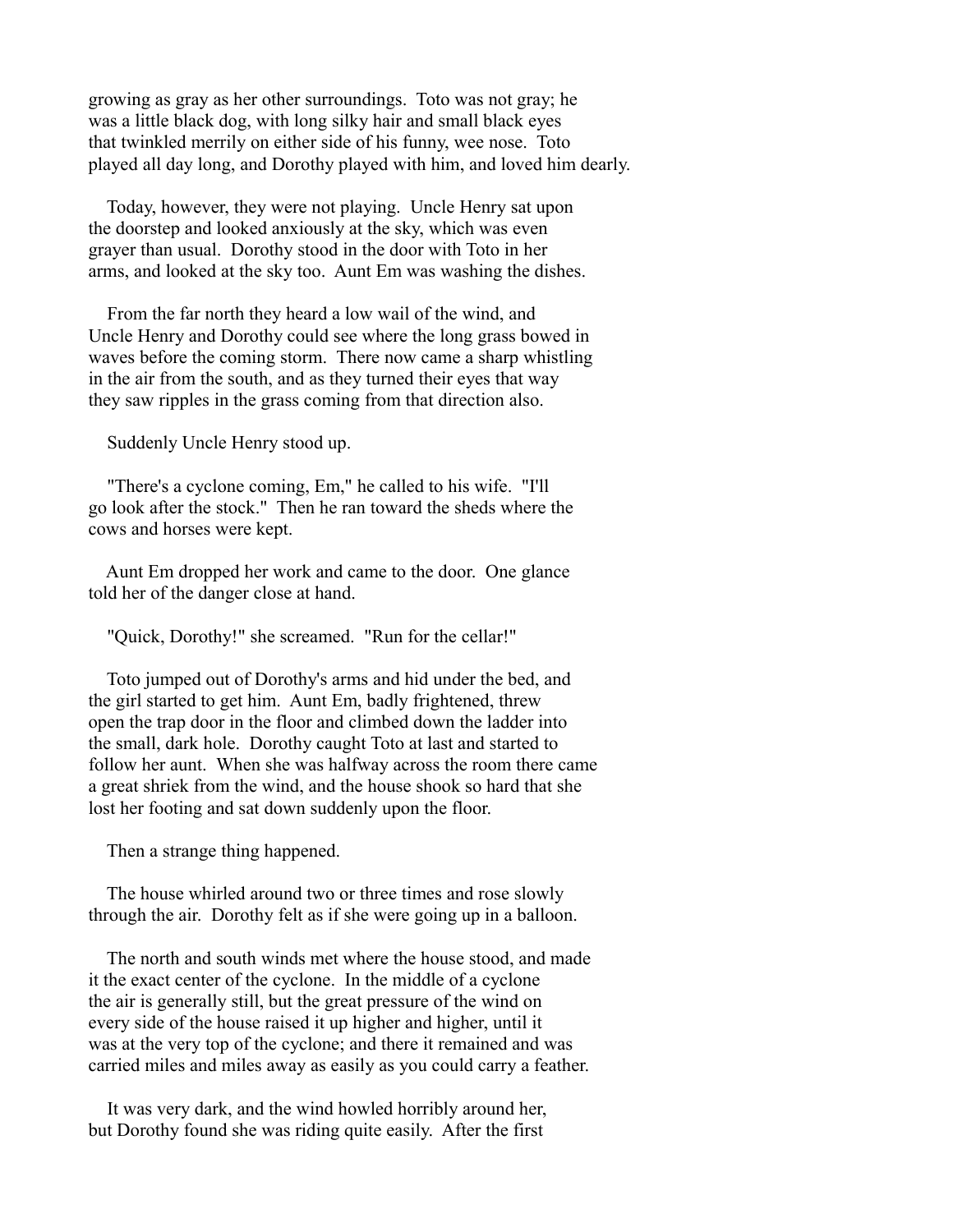growing as gray as her other surroundings. Toto was not gray; he was a little black dog, with long silky hair and small black eyes that twinkled merrily on either side of his funny, wee nose. Toto played all day long, and Dorothy played with him, and loved him dearly.

Today, however, they were not playing. Uncle Henry sat upon the doorstep and looked anxiously at the sky, which was even grayer than usual. Dorothy stood in the door with Toto in her arms, and looked at the sky too. Aunt Em was washing the dishes.

From the far north they heard a low wail of the wind, and Uncle Henry and Dorothy could see where the long grass bowed in waves before the coming storm. There now came a sharp whistling in the air from the south, and as they turned their eyes that way they saw ripples in the grass coming from that direction also.

Suddenly Uncle Henry stood up.

"There's a cyclone coming, Em," he called to his wife. "I'll go look after the stock." Then he ran toward the sheds where the cows and horses were kept.

Aunt Em dropped her work and came to the door. One glance told her of the danger close at hand.

"Quick, Dorothy!" she screamed. "Run for the cellar!"

Toto jumped out of Dorothy's arms and hid under the bed, and the girl started to get him. Aunt Em, badly frightened, threw open the trap door in the floor and climbed down the ladder into the small, dark hole. Dorothy caught Toto at last and started to follow her aunt. When she was halfway across the room there came a great shriek from the wind, and the house shook so hard that she lost her footing and sat down suddenly upon the floor.

Then a strange thing happened.

The house whirled around two or three times and rose slowly through the air. Dorothy felt as if she were going up in a balloon.

The north and south winds met where the house stood, and made it the exact center of the cyclone. In the middle of a cyclone the air is generally still, but the great pressure of the wind on every side of the house raised it up higher and higher, until it was at the very top of the cyclone; and there it remained and was carried miles and miles away as easily as you could carry a feather.

It was very dark, and the wind howled horribly around her, but Dorothy found she was riding quite easily. After the first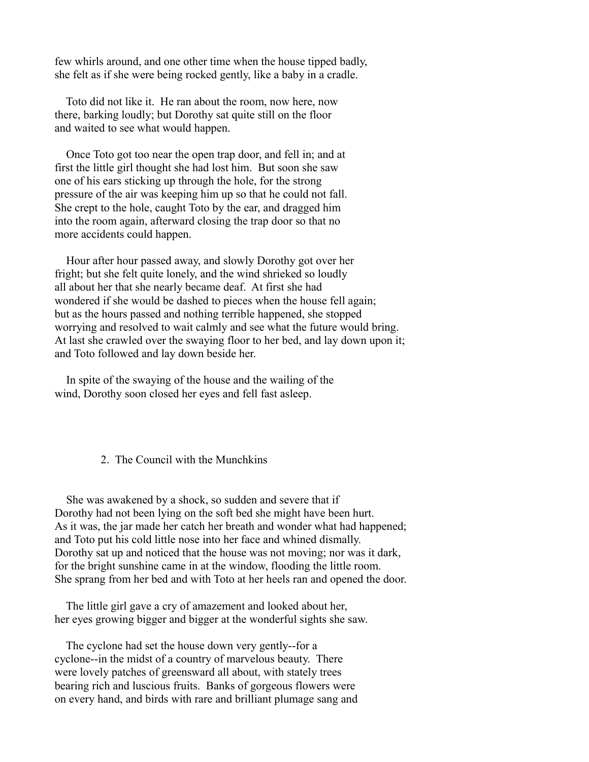few whirls around, and one other time when the house tipped badly, she felt as if she were being rocked gently, like a baby in a cradle.

Toto did not like it. He ran about the room, now here, now there, barking loudly; but Dorothy sat quite still on the floor and waited to see what would happen.

Once Toto got too near the open trap door, and fell in; and at first the little girl thought she had lost him. But soon she saw one of his ears sticking up through the hole, for the strong pressure of the air was keeping him up so that he could not fall. She crept to the hole, caught Toto by the ear, and dragged him into the room again, afterward closing the trap door so that no more accidents could happen.

Hour after hour passed away, and slowly Dorothy got over her fright; but she felt quite lonely, and the wind shrieked so loudly all about her that she nearly became deaf. At first she had wondered if she would be dashed to pieces when the house fell again; but as the hours passed and nothing terrible happened, she stopped worrying and resolved to wait calmly and see what the future would bring. At last she crawled over the swaying floor to her bed, and lay down upon it; and Toto followed and lay down beside her.

In spite of the swaying of the house and the wailing of the wind, Dorothy soon closed her eyes and fell fast asleep.

## 2. The Council with the Munchkins

She was awakened by a shock, so sudden and severe that if Dorothy had not been lying on the soft bed she might have been hurt. As it was, the jar made her catch her breath and wonder what had happened; and Toto put his cold little nose into her face and whined dismally. Dorothy sat up and noticed that the house was not moving; nor was it dark, for the bright sunshine came in at the window, flooding the little room. She sprang from her bed and with Toto at her heels ran and opened the door.

The little girl gave a cry of amazement and looked about her, her eyes growing bigger and bigger at the wonderful sights she saw.

The cyclone had set the house down very gently--for a cyclone--in the midst of a country of marvelous beauty. There were lovely patches of greensward all about, with stately trees bearing rich and luscious fruits. Banks of gorgeous flowers were on every hand, and birds with rare and brilliant plumage sang and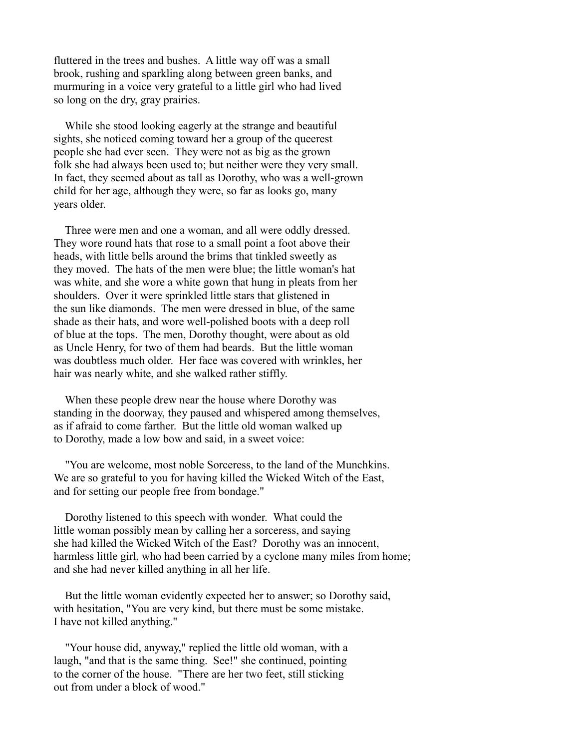fluttered in the trees and bushes. A little way off was a small brook, rushing and sparkling along between green banks, and murmuring in a voice very grateful to a little girl who had lived so long on the dry, gray prairies.

While she stood looking eagerly at the strange and beautiful sights, she noticed coming toward her a group of the queerest people she had ever seen. They were not as big as the grown folk she had always been used to; but neither were they very small. In fact, they seemed about as tall as Dorothy, who was a well-grown child for her age, although they were, so far as looks go, many years older.

Three were men and one a woman, and all were oddly dressed. They wore round hats that rose to a small point a foot above their heads, with little bells around the brims that tinkled sweetly as they moved. The hats of the men were blue; the little woman's hat was white, and she wore a white gown that hung in pleats from her shoulders. Over it were sprinkled little stars that glistened in the sun like diamonds. The men were dressed in blue, of the same shade as their hats, and wore well-polished boots with a deep roll of blue at the tops. The men, Dorothy thought, were about as old as Uncle Henry, for two of them had beards. But the little woman was doubtless much older. Her face was covered with wrinkles, her hair was nearly white, and she walked rather stiffly.

When these people drew near the house where Dorothy was standing in the doorway, they paused and whispered among themselves, as if afraid to come farther. But the little old woman walked up to Dorothy, made a low bow and said, in a sweet voice:

"You are welcome, most noble Sorceress, to the land of the Munchkins. We are so grateful to you for having killed the Wicked Witch of the East, and for setting our people free from bondage."

Dorothy listened to this speech with wonder. What could the little woman possibly mean by calling her a sorceress, and saying she had killed the Wicked Witch of the East? Dorothy was an innocent, harmless little girl, who had been carried by a cyclone many miles from home; and she had never killed anything in all her life.

But the little woman evidently expected her to answer; so Dorothy said, with hesitation, "You are very kind, but there must be some mistake. I have not killed anything."

"Your house did, anyway," replied the little old woman, with a laugh, "and that is the same thing. See!" she continued, pointing to the corner of the house. "There are her two feet, still sticking out from under a block of wood."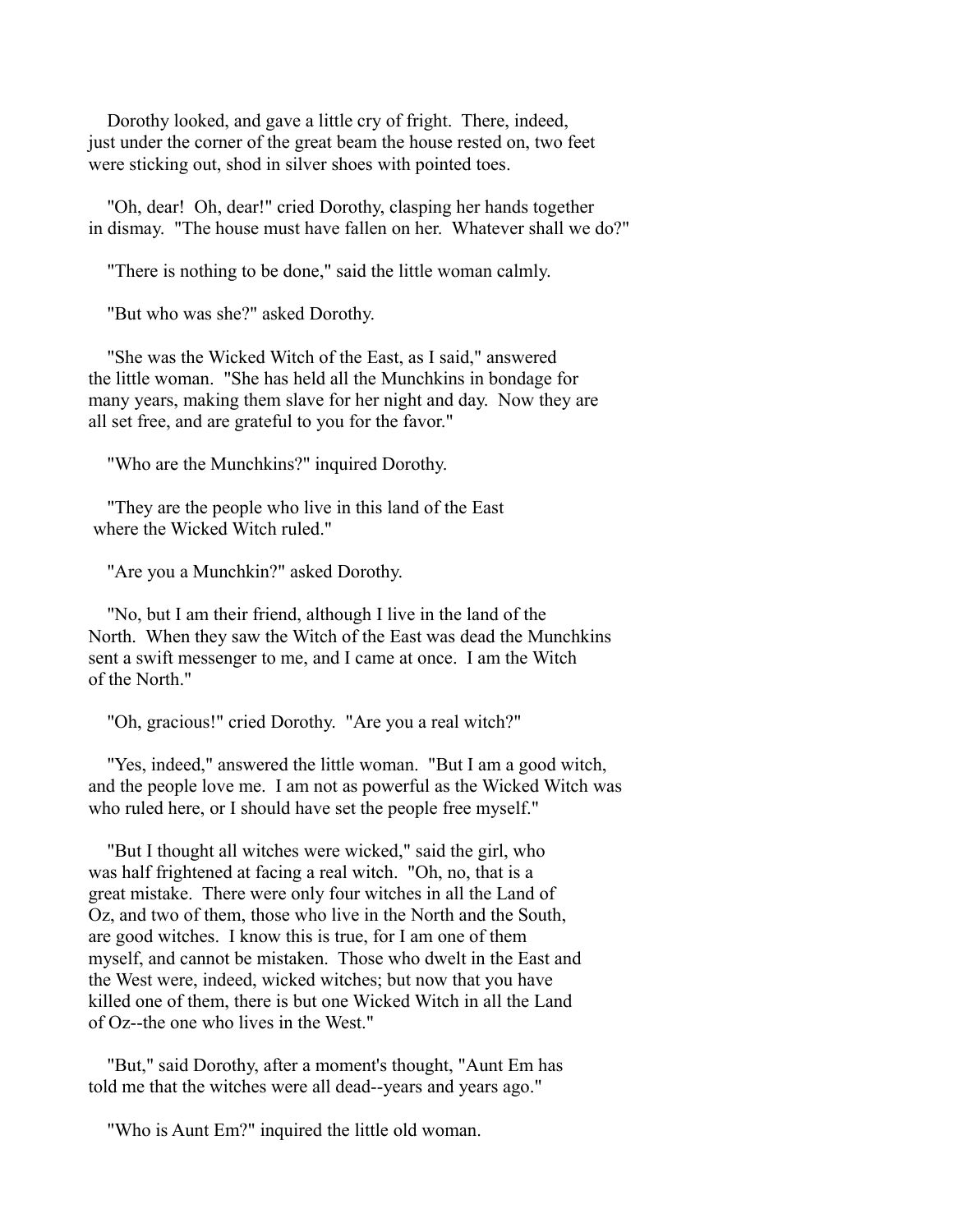Dorothy looked, and gave a little cry of fright. There, indeed, just under the corner of the great beam the house rested on, two feet were sticking out, shod in silver shoes with pointed toes.

"Oh, dear! Oh, dear!" cried Dorothy, clasping her hands together in dismay. "The house must have fallen on her. Whatever shall we do?"

"There is nothing to be done," said the little woman calmly.

"But who was she?" asked Dorothy.

"She was the Wicked Witch of the East, as I said," answered the little woman. "She has held all the Munchkins in bondage for many years, making them slave for her night and day. Now they are all set free, and are grateful to you for the favor."

"Who are the Munchkins?" inquired Dorothy.

"They are the people who live in this land of the East where the Wicked Witch ruled."

"Are you a Munchkin?" asked Dorothy.

"No, but I am their friend, although I live in the land of the North. When they saw the Witch of the East was dead the Munchkins sent a swift messenger to me, and I came at once. I am the Witch of the North."

"Oh, gracious!" cried Dorothy. "Are you a real witch?"

"Yes, indeed," answered the little woman. "But I am a good witch, and the people love me. I am not as powerful as the Wicked Witch was who ruled here, or I should have set the people free myself."

"But I thought all witches were wicked," said the girl, who was half frightened at facing a real witch. "Oh, no, that is a great mistake. There were only four witches in all the Land of Oz, and two of them, those who live in the North and the South, are good witches. I know this is true, for I am one of them myself, and cannot be mistaken. Those who dwelt in the East and the West were, indeed, wicked witches; but now that you have killed one of them, there is but one Wicked Witch in all the Land of Oz--the one who lives in the West."

"But," said Dorothy, after a moment's thought, "Aunt Em has told me that the witches were all dead--years and years ago."

"Who is Aunt Em?" inquired the little old woman.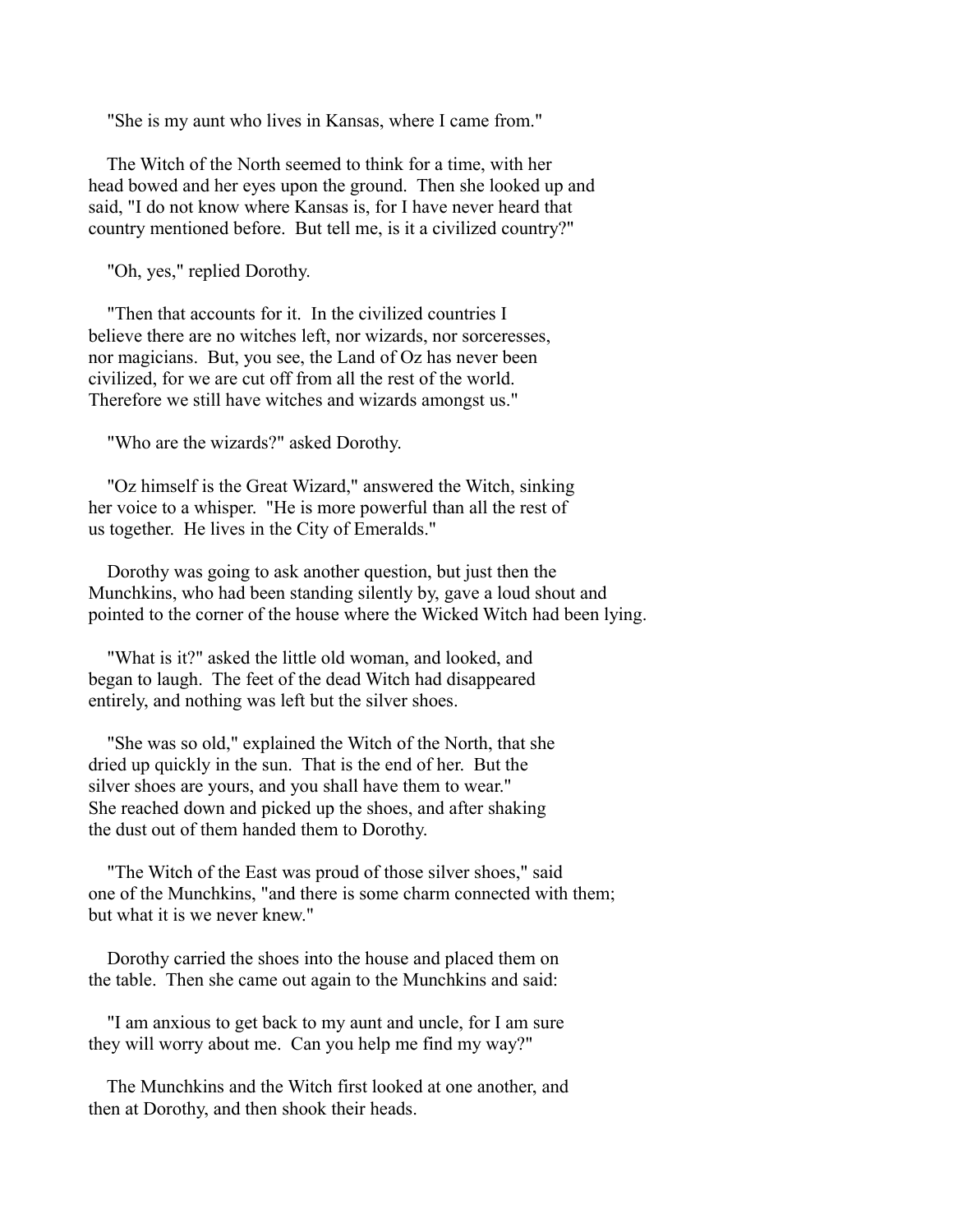"She is my aunt who lives in Kansas, where I came from."

The Witch of the North seemed to think for a time, with her head bowed and her eyes upon the ground. Then she looked up and said, "I do not know where Kansas is, for I have never heard that country mentioned before. But tell me, is it a civilized country?"

"Oh, yes," replied Dorothy.

"Then that accounts for it. In the civilized countries I believe there are no witches left, nor wizards, nor sorceresses, nor magicians. But, you see, the Land of Oz has never been civilized, for we are cut off from all the rest of the world. Therefore we still have witches and wizards amongst us."

"Who are the wizards?" asked Dorothy.

"Oz himself is the Great Wizard," answered the Witch, sinking her voice to a whisper. "He is more powerful than all the rest of us together. He lives in the City of Emeralds."

Dorothy was going to ask another question, but just then the Munchkins, who had been standing silently by, gave a loud shout and pointed to the corner of the house where the Wicked Witch had been lying.

"What is it?" asked the little old woman, and looked, and began to laugh. The feet of the dead Witch had disappeared entirely, and nothing was left but the silver shoes.

"She was so old," explained the Witch of the North, that she dried up quickly in the sun. That is the end of her. But the silver shoes are yours, and you shall have them to wear." She reached down and picked up the shoes, and after shaking the dust out of them handed them to Dorothy.

"The Witch of the East was proud of those silver shoes," said one of the Munchkins, "and there is some charm connected with them; but what it is we never knew."

Dorothy carried the shoes into the house and placed them on the table. Then she came out again to the Munchkins and said:

"I am anxious to get back to my aunt and uncle, for I am sure they will worry about me. Can you help me find my way?"

The Munchkins and the Witch first looked at one another, and then at Dorothy, and then shook their heads.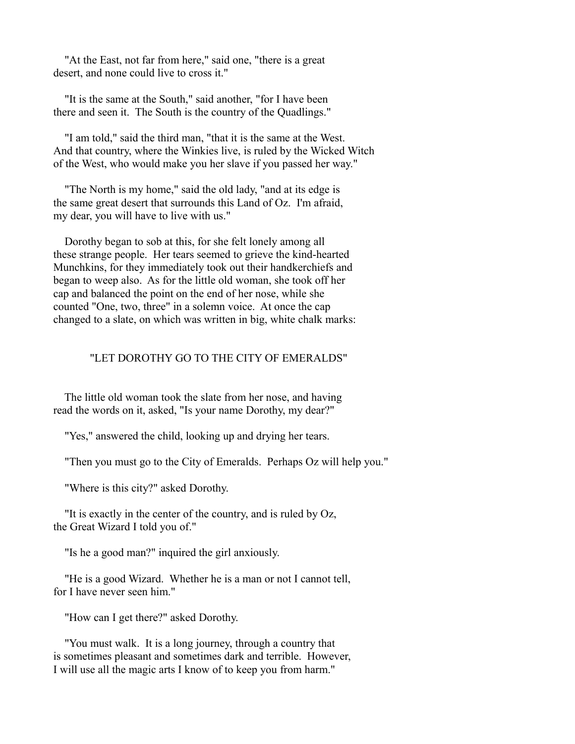"At the East, not far from here," said one, "there is a great desert, and none could live to cross it."

"It is the same at the South," said another, "for I have been there and seen it. The South is the country of the Quadlings."

"I am told," said the third man, "that it is the same at the West. And that country, where the Winkies live, is ruled by the Wicked Witch of the West, who would make you her slave if you passed her way."

"The North is my home," said the old lady, "and at its edge is the same great desert that surrounds this Land of Oz. I'm afraid, my dear, you will have to live with us."

Dorothy began to sob at this, for she felt lonely among all these strange people. Her tears seemed to grieve the kind-hearted Munchkins, for they immediately took out their handkerchiefs and began to weep also. As for the little old woman, she took off her cap and balanced the point on the end of her nose, while she counted "One, two, three" in a solemn voice. At once the cap changed to a slate, on which was written in big, white chalk marks:

"LET DOROTHY GO TO THE CITY OF EMERALDS"

The little old woman took the slate from her nose, and having read the words on it, asked, "Is your name Dorothy, my dear?"

"Yes," answered the child, looking up and drying her tears.

"Then you must go to the City of Emeralds. Perhaps Oz will help you."

"Where is this city?" asked Dorothy.

"It is exactly in the center of the country, and is ruled by Oz, the Great Wizard I told you of."

"Is he a good man?" inquired the girl anxiously.

"He is a good Wizard. Whether he is a man or not I cannot tell, for I have never seen him."

"How can I get there?" asked Dorothy.

"You must walk. It is a long journey, through a country that is sometimes pleasant and sometimes dark and terrible. However, I will use all the magic arts I know of to keep you from harm."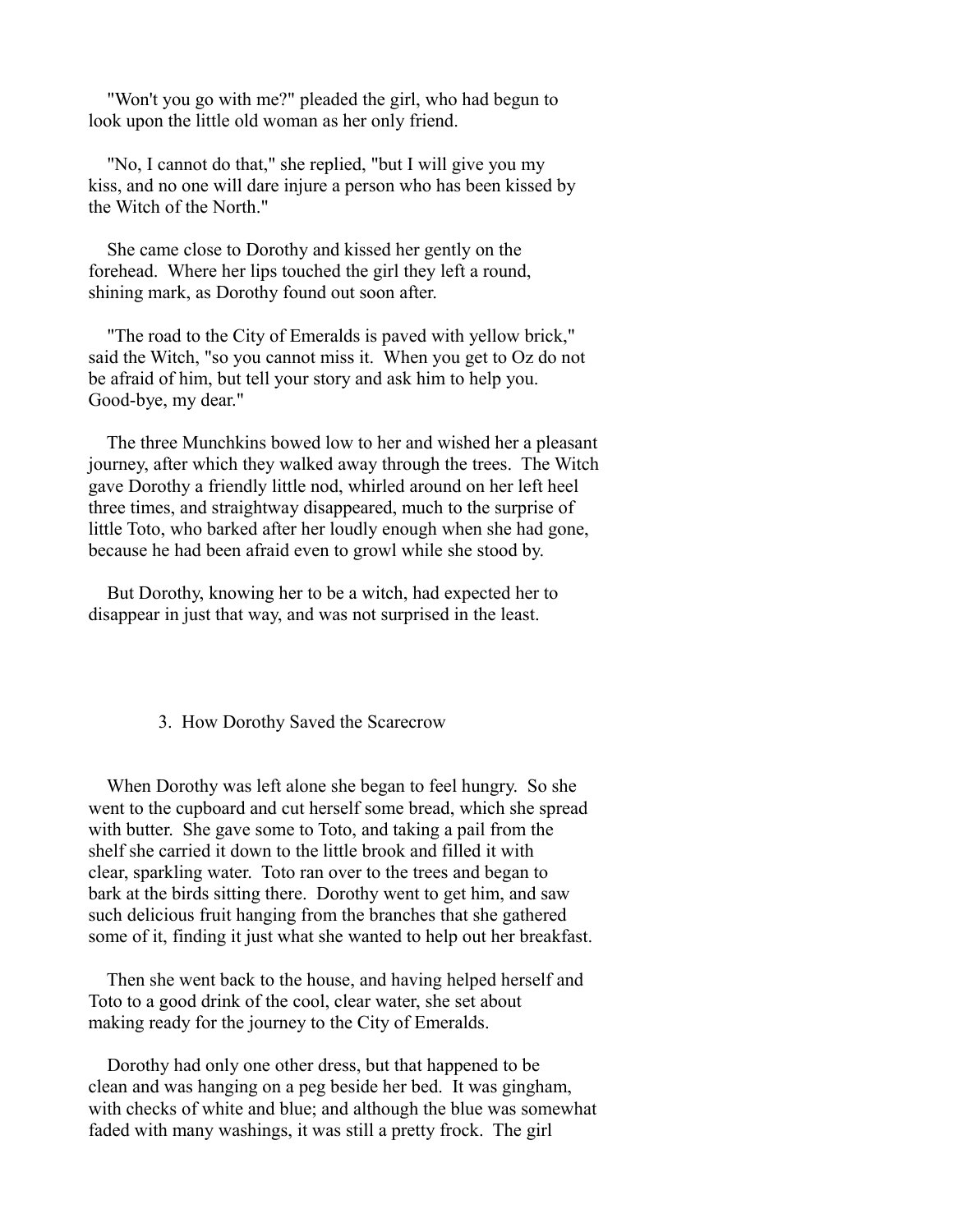"Won't you go with me?" pleaded the girl, who had begun to look upon the little old woman as her only friend.

"No, I cannot do that," she replied, "but I will give you my kiss, and no one will dare injure a person who has been kissed by the Witch of the North."

She came close to Dorothy and kissed her gently on the forehead. Where her lips touched the girl they left a round, shining mark, as Dorothy found out soon after.

"The road to the City of Emeralds is paved with yellow brick," said the Witch, "so you cannot miss it. When you get to Oz do not be afraid of him, but tell your story and ask him to help you. Good-bye, my dear."

The three Munchkins bowed low to her and wished her a pleasant journey, after which they walked away through the trees. The Witch gave Dorothy a friendly little nod, whirled around on her left heel three times, and straightway disappeared, much to the surprise of little Toto, who barked after her loudly enough when she had gone, because he had been afraid even to growl while she stood by.

But Dorothy, knowing her to be a witch, had expected her to disappear in just that way, and was not surprised in the least.

## 3. How Dorothy Saved the Scarecrow

When Dorothy was left alone she began to feel hungry. So she went to the cupboard and cut herself some bread, which she spread with butter. She gave some to Toto, and taking a pail from the shelf she carried it down to the little brook and filled it with clear, sparkling water. Toto ran over to the trees and began to bark at the birds sitting there. Dorothy went to get him, and saw such delicious fruit hanging from the branches that she gathered some of it, finding it just what she wanted to help out her breakfast.

Then she went back to the house, and having helped herself and Toto to a good drink of the cool, clear water, she set about making ready for the journey to the City of Emeralds.

Dorothy had only one other dress, but that happened to be clean and was hanging on a peg beside her bed. It was gingham, with checks of white and blue; and although the blue was somewhat faded with many washings, it was still a pretty frock. The girl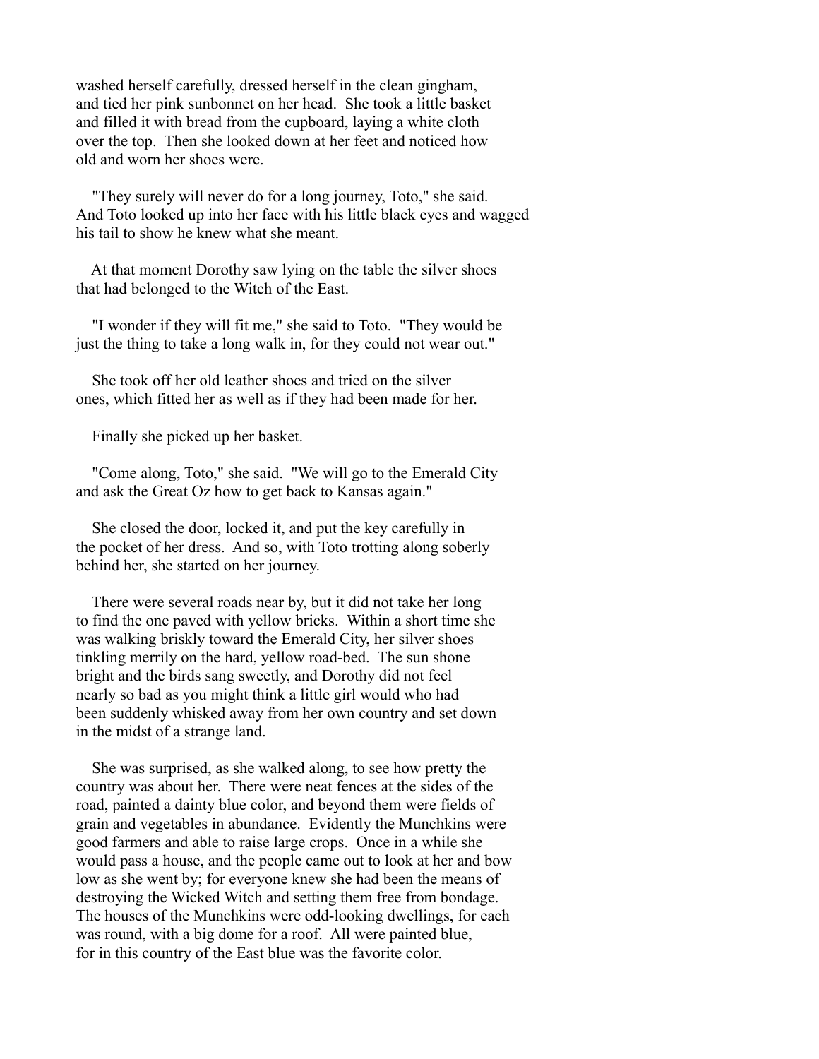washed herself carefully, dressed herself in the clean gingham, and tied her pink sunbonnet on her head. She took a little basket and filled it with bread from the cupboard, laying a white cloth over the top. Then she looked down at her feet and noticed how old and worn her shoes were.

"They surely will never do for a long journey, Toto," she said. And Toto looked up into her face with his little black eyes and wagged his tail to show he knew what she meant.

At that moment Dorothy saw lying on the table the silver shoes that had belonged to the Witch of the East.

"I wonder if they will fit me," she said to Toto. "They would be just the thing to take a long walk in, for they could not wear out."

She took off her old leather shoes and tried on the silver ones, which fitted her as well as if they had been made for her.

Finally she picked up her basket.

"Come along, Toto," she said. "We will go to the Emerald City and ask the Great Oz how to get back to Kansas again."

She closed the door, locked it, and put the key carefully in the pocket of her dress. And so, with Toto trotting along soberly behind her, she started on her journey.

There were several roads near by, but it did not take her long to find the one paved with yellow bricks. Within a short time she was walking briskly toward the Emerald City, her silver shoes tinkling merrily on the hard, yellow road-bed. The sun shone bright and the birds sang sweetly, and Dorothy did not feel nearly so bad as you might think a little girl would who had been suddenly whisked away from her own country and set down in the midst of a strange land.

She was surprised, as she walked along, to see how pretty the country was about her. There were neat fences at the sides of the road, painted a dainty blue color, and beyond them were fields of grain and vegetables in abundance. Evidently the Munchkins were good farmers and able to raise large crops. Once in a while she would pass a house, and the people came out to look at her and bow low as she went by; for everyone knew she had been the means of destroying the Wicked Witch and setting them free from bondage. The houses of the Munchkins were odd-looking dwellings, for each was round, with a big dome for a roof. All were painted blue, for in this country of the East blue was the favorite color.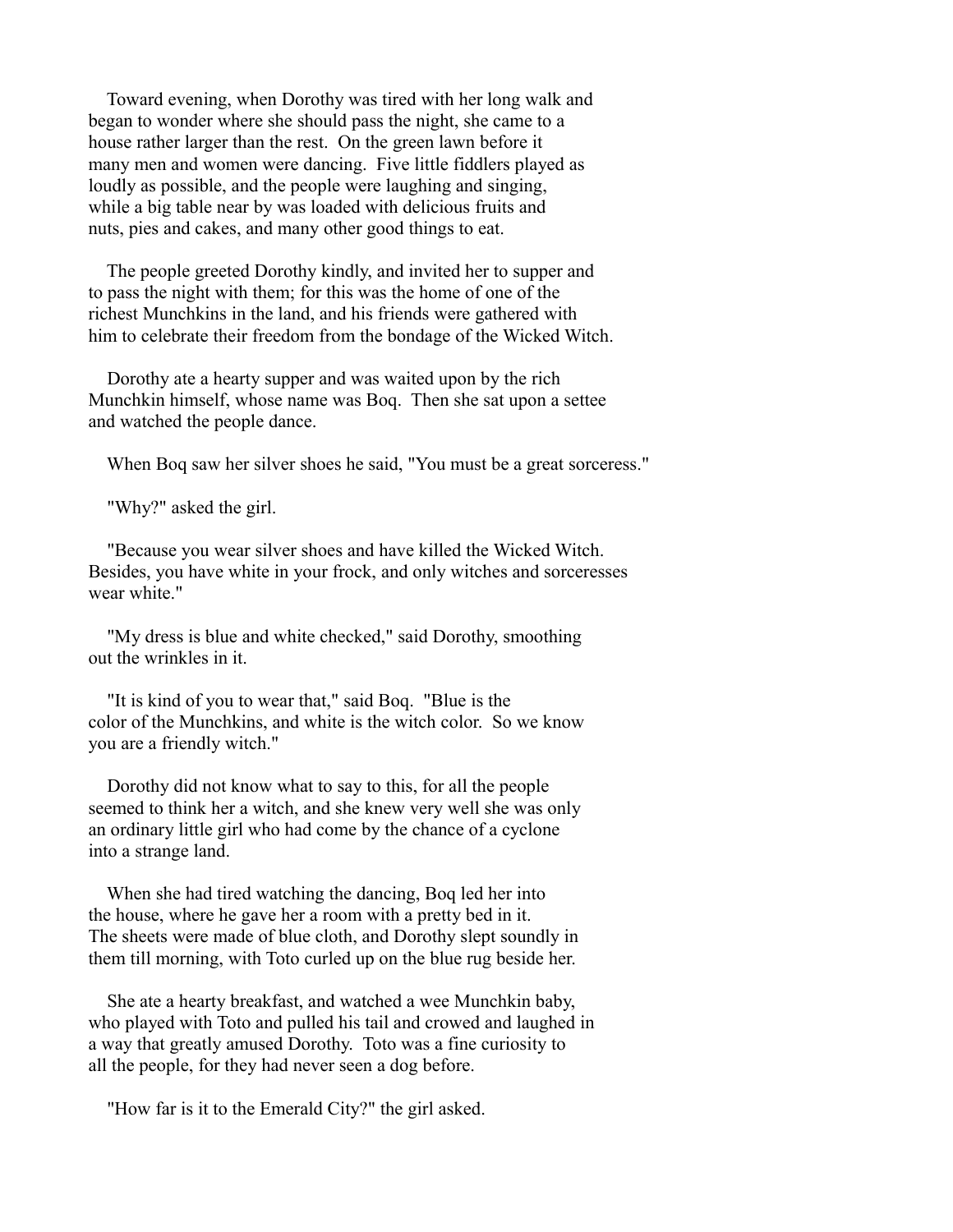Toward evening, when Dorothy was tired with her long walk and began to wonder where she should pass the night, she came to a house rather larger than the rest. On the green lawn before it many men and women were dancing. Five little fiddlers played as loudly as possible, and the people were laughing and singing, while a big table near by was loaded with delicious fruits and nuts, pies and cakes, and many other good things to eat.

The people greeted Dorothy kindly, and invited her to supper and to pass the night with them; for this was the home of one of the richest Munchkins in the land, and his friends were gathered with him to celebrate their freedom from the bondage of the Wicked Witch.

Dorothy ate a hearty supper and was waited upon by the rich Munchkin himself, whose name was Boq. Then she sat upon a settee and watched the people dance.

When Boq saw her silver shoes he said, "You must be a great sorceress."

"Why?" asked the girl.

"Because you wear silver shoes and have killed the Wicked Witch. Besides, you have white in your frock, and only witches and sorceresses wear white."

"My dress is blue and white checked," said Dorothy, smoothing out the wrinkles in it.

"It is kind of you to wear that," said Boq. "Blue is the color of the Munchkins, and white is the witch color. So we know you are a friendly witch."

Dorothy did not know what to say to this, for all the people seemed to think her a witch, and she knew very well she was only an ordinary little girl who had come by the chance of a cyclone into a strange land.

When she had tired watching the dancing, Boq led her into the house, where he gave her a room with a pretty bed in it. The sheets were made of blue cloth, and Dorothy slept soundly in them till morning, with Toto curled up on the blue rug beside her.

She ate a hearty breakfast, and watched a wee Munchkin baby, who played with Toto and pulled his tail and crowed and laughed in a way that greatly amused Dorothy. Toto was a fine curiosity to all the people, for they had never seen a dog before.

"How far is it to the Emerald City?" the girl asked.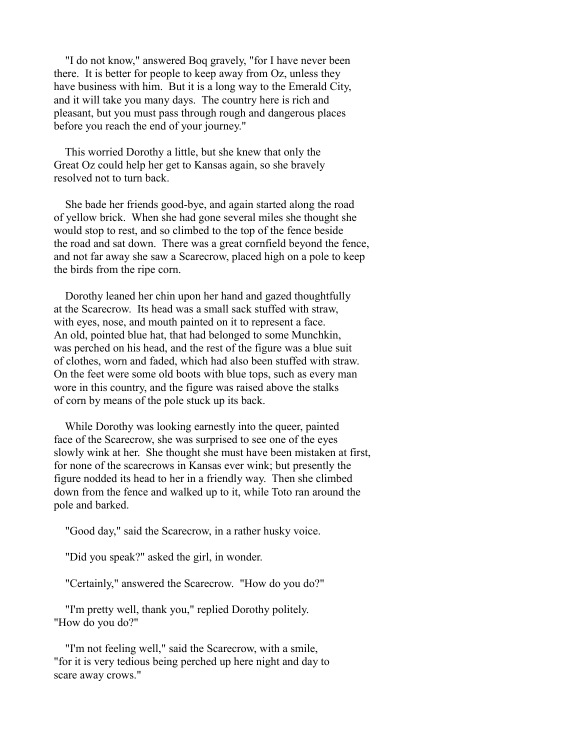"I do not know," answered Boq gravely, "for I have never been there. It is better for people to keep away from Oz, unless they have business with him. But it is a long way to the Emerald City, and it will take you many days. The country here is rich and pleasant, but you must pass through rough and dangerous places before you reach the end of your journey."

This worried Dorothy a little, but she knew that only the Great Oz could help her get to Kansas again, so she bravely resolved not to turn back.

She bade her friends good-bye, and again started along the road of yellow brick. When she had gone several miles she thought she would stop to rest, and so climbed to the top of the fence beside the road and sat down. There was a great cornfield beyond the fence, and not far away she saw a Scarecrow, placed high on a pole to keep the birds from the ripe corn.

Dorothy leaned her chin upon her hand and gazed thoughtfully at the Scarecrow. Its head was a small sack stuffed with straw, with eyes, nose, and mouth painted on it to represent a face. An old, pointed blue hat, that had belonged to some Munchkin, was perched on his head, and the rest of the figure was a blue suit of clothes, worn and faded, which had also been stuffed with straw. On the feet were some old boots with blue tops, such as every man wore in this country, and the figure was raised above the stalks of corn by means of the pole stuck up its back.

While Dorothy was looking earnestly into the queer, painted face of the Scarecrow, she was surprised to see one of the eyes slowly wink at her. She thought she must have been mistaken at first, for none of the scarecrows in Kansas ever wink; but presently the figure nodded its head to her in a friendly way. Then she climbed down from the fence and walked up to it, while Toto ran around the pole and barked.

"Good day," said the Scarecrow, in a rather husky voice.

"Did you speak?" asked the girl, in wonder.

"Certainly," answered the Scarecrow. "How do you do?"

"I'm pretty well, thank you," replied Dorothy politely. "How do you do?"

"I'm not feeling well," said the Scarecrow, with a smile, "for it is very tedious being perched up here night and day to scare away crows."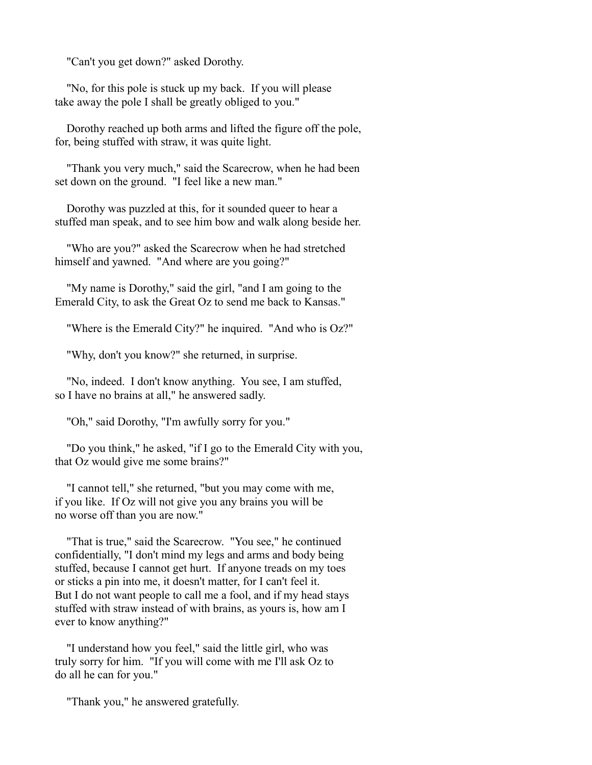"Can't you get down?" asked Dorothy.

"No, for this pole is stuck up my back. If you will please take away the pole I shall be greatly obliged to you."

Dorothy reached up both arms and lifted the figure off the pole, for, being stuffed with straw, it was quite light.

"Thank you very much," said the Scarecrow, when he had been set down on the ground. "I feel like a new man."

Dorothy was puzzled at this, for it sounded queer to hear a stuffed man speak, and to see him bow and walk along beside her.

"Who are you?" asked the Scarecrow when he had stretched himself and yawned. "And where are you going?"

"My name is Dorothy," said the girl, "and I am going to the Emerald City, to ask the Great Oz to send me back to Kansas."

"Where is the Emerald City?" he inquired. "And who is Oz?"

"Why, don't you know?" she returned, in surprise.

"No, indeed. I don't know anything. You see, I am stuffed, so I have no brains at all," he answered sadly.

"Oh," said Dorothy, "I'm awfully sorry for you."

"Do you think," he asked, "if I go to the Emerald City with you, that Oz would give me some brains?"

"I cannot tell," she returned, "but you may come with me, if you like. If Oz will not give you any brains you will be no worse off than you are now."

"That is true," said the Scarecrow. "You see," he continued confidentially, "I don't mind my legs and arms and body being stuffed, because I cannot get hurt. If anyone treads on my toes or sticks a pin into me, it doesn't matter, for I can't feel it. But I do not want people to call me a fool, and if my head stays stuffed with straw instead of with brains, as yours is, how am I ever to know anything?"

"I understand how you feel," said the little girl, who was truly sorry for him. "If you will come with me I'll ask Oz to do all he can for you."

"Thank you," he answered gratefully.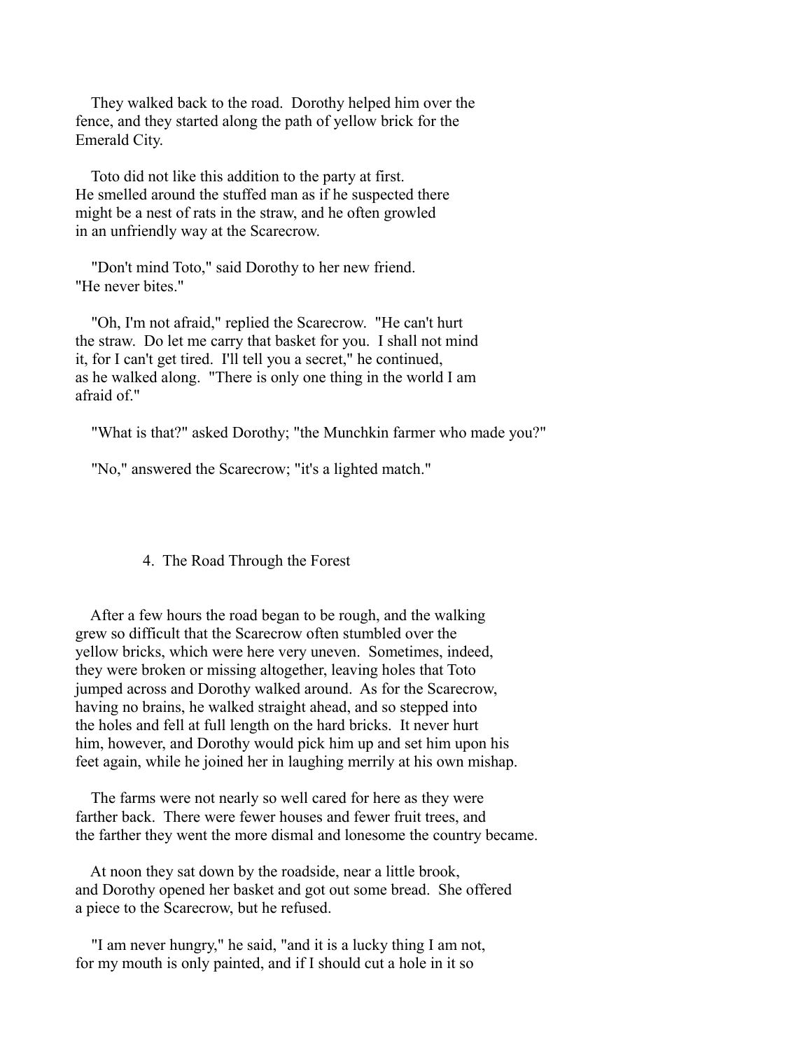They walked back to the road. Dorothy helped him over the fence, and they started along the path of yellow brick for the Emerald City.

Toto did not like this addition to the party at first. He smelled around the stuffed man as if he suspected there might be a nest of rats in the straw, and he often growled in an unfriendly way at the Scarecrow.

"Don't mind Toto," said Dorothy to her new friend. "He never bites."

"Oh, I'm not afraid," replied the Scarecrow. "He can't hurt the straw. Do let me carry that basket for you. I shall not mind it, for I can't get tired. I'll tell you a secret," he continued, as he walked along. "There is only one thing in the world I am afraid of."

"What is that?" asked Dorothy; "the Munchkin farmer who made you?"

"No," answered the Scarecrow; "it's a lighted match."

## 4. The Road Through the Forest

After a few hours the road began to be rough, and the walking grew so difficult that the Scarecrow often stumbled over the yellow bricks, which were here very uneven. Sometimes, indeed, they were broken or missing altogether, leaving holes that Toto jumped across and Dorothy walked around. As for the Scarecrow, having no brains, he walked straight ahead, and so stepped into the holes and fell at full length on the hard bricks. It never hurt him, however, and Dorothy would pick him up and set him upon his feet again, while he joined her in laughing merrily at his own mishap.

The farms were not nearly so well cared for here as they were farther back. There were fewer houses and fewer fruit trees, and the farther they went the more dismal and lonesome the country became.

At noon they sat down by the roadside, near a little brook, and Dorothy opened her basket and got out some bread. She offered a piece to the Scarecrow, but he refused.

"I am never hungry," he said, "and it is a lucky thing I am not, for my mouth is only painted, and if I should cut a hole in it so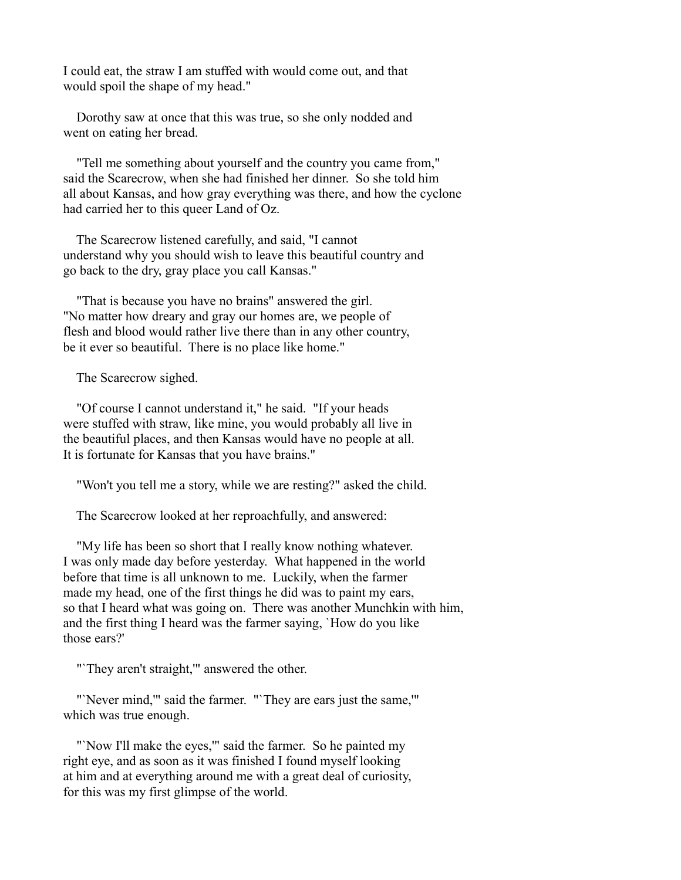I could eat, the straw I am stuffed with would come out, and that would spoil the shape of my head."

Dorothy saw at once that this was true, so she only nodded and went on eating her bread.

"Tell me something about yourself and the country you came from," said the Scarecrow, when she had finished her dinner. So she told him all about Kansas, and how gray everything was there, and how the cyclone had carried her to this queer Land of Oz.

The Scarecrow listened carefully, and said, "I cannot understand why you should wish to leave this beautiful country and go back to the dry, gray place you call Kansas."

"That is because you have no brains" answered the girl. "No matter how dreary and gray our homes are, we people of flesh and blood would rather live there than in any other country, be it ever so beautiful. There is no place like home."

The Scarecrow sighed.

"Of course I cannot understand it," he said. "If your heads were stuffed with straw, like mine, you would probably all live in the beautiful places, and then Kansas would have no people at all. It is fortunate for Kansas that you have brains."

"Won't you tell me a story, while we are resting?" asked the child.

The Scarecrow looked at her reproachfully, and answered:

"My life has been so short that I really know nothing whatever. I was only made day before yesterday. What happened in the world before that time is all unknown to me. Luckily, when the farmer made my head, one of the first things he did was to paint my ears, so that I heard what was going on. There was another Munchkin with him, and the first thing I heard was the farmer saying, `How do you like those ears?'

"`They aren't straight,'" answered the other.

"`Never mind,'" said the farmer. "`They are ears just the same,'" which was true enough.

"`Now I'll make the eyes,'" said the farmer. So he painted my right eye, and as soon as it was finished I found myself looking at him and at everything around me with a great deal of curiosity, for this was my first glimpse of the world.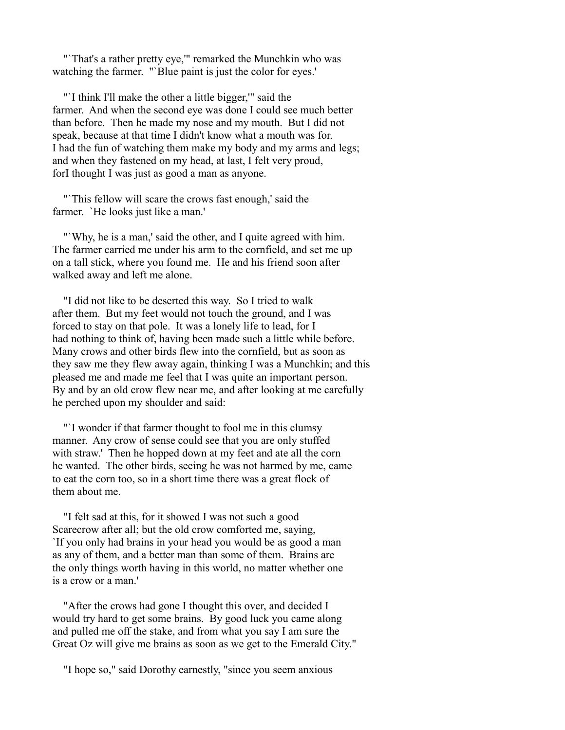"`That's a rather pretty eye,'" remarked the Munchkin who was watching the farmer. "`Blue paint is just the color for eyes.'

"`I think I'll make the other a little bigger,'" said the farmer. And when the second eye was done I could see much better than before. Then he made my nose and my mouth. But I did not speak, because at that time I didn't know what a mouth was for. I had the fun of watching them make my body and my arms and legs; and when they fastened on my head, at last, I felt very proud, forI thought I was just as good a man as anyone.

"`This fellow will scare the crows fast enough,' said the farmer. `He looks just like a man.'

"`Why, he is a man,' said the other, and I quite agreed with him. The farmer carried me under his arm to the cornfield, and set me up on a tall stick, where you found me. He and his friend soon after walked away and left me alone.

"I did not like to be deserted this way. So I tried to walk after them. But my feet would not touch the ground, and I was forced to stay on that pole. It was a lonely life to lead, for I had nothing to think of, having been made such a little while before. Many crows and other birds flew into the cornfield, but as soon as they saw me they flew away again, thinking I was a Munchkin; and this pleased me and made me feel that I was quite an important person. By and by an old crow flew near me, and after looking at me carefully he perched upon my shoulder and said:

"`I wonder if that farmer thought to fool me in this clumsy manner. Any crow of sense could see that you are only stuffed with straw.' Then he hopped down at my feet and ate all the corn he wanted. The other birds, seeing he was not harmed by me, came to eat the corn too, so in a short time there was a great flock of them about me.

"I felt sad at this, for it showed I was not such a good Scarecrow after all; but the old crow comforted me, saying, `If you only had brains in your head you would be as good a man as any of them, and a better man than some of them. Brains are the only things worth having in this world, no matter whether one is a crow or a man.'

"After the crows had gone I thought this over, and decided I would try hard to get some brains. By good luck you came along and pulled me off the stake, and from what you say I am sure the Great Oz will give me brains as soon as we get to the Emerald City."

"I hope so," said Dorothy earnestly, "since you seem anxious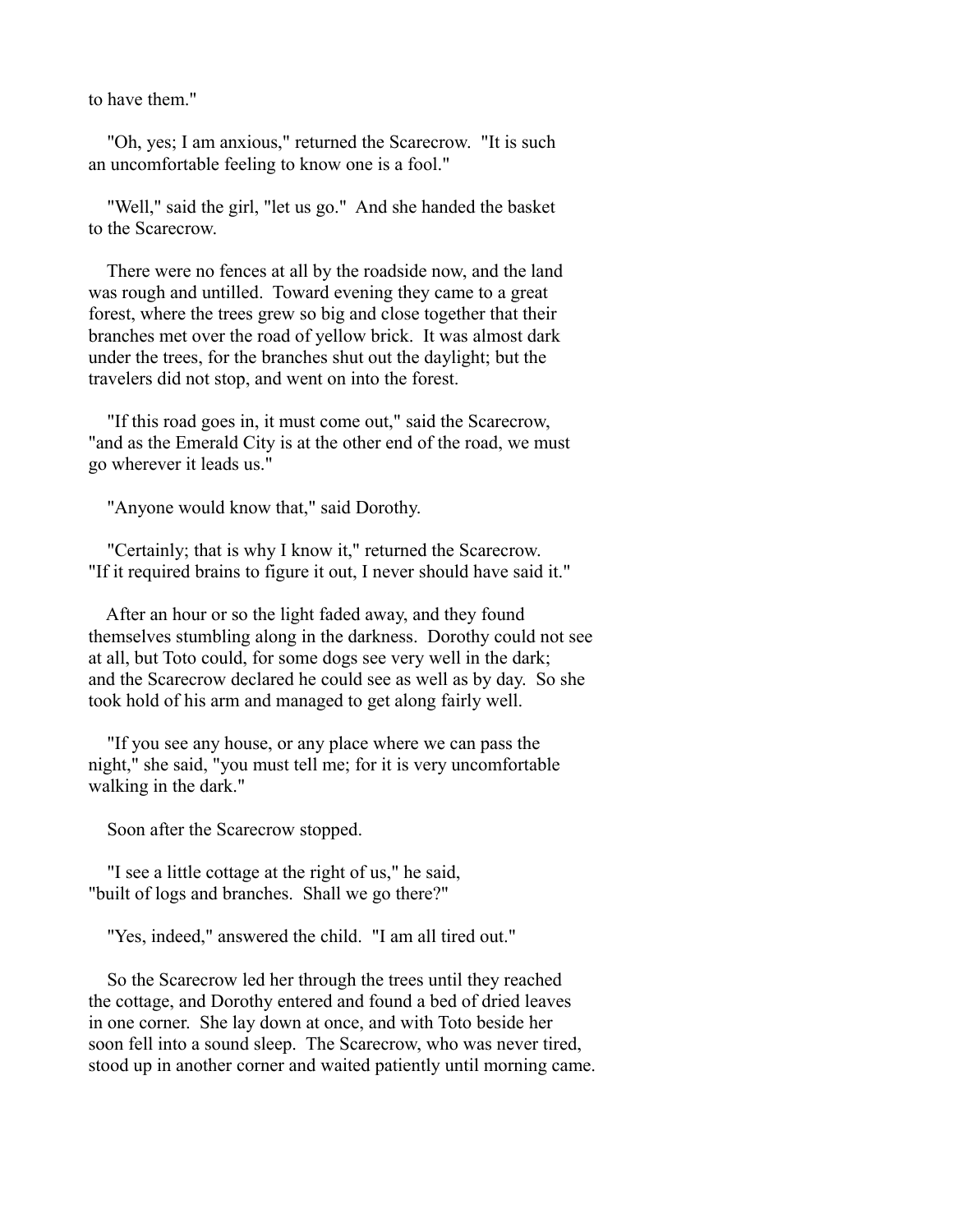to have them."

"Oh, yes; I am anxious," returned the Scarecrow. "It is such an uncomfortable feeling to know one is a fool."

"Well," said the girl, "let us go." And she handed the basket to the Scarecrow.

There were no fences at all by the roadside now, and the land was rough and untilled. Toward evening they came to a great forest, where the trees grew so big and close together that their branches met over the road of yellow brick. It was almost dark under the trees, for the branches shut out the daylight; but the travelers did not stop, and went on into the forest.

"If this road goes in, it must come out," said the Scarecrow, "and as the Emerald City is at the other end of the road, we must go wherever it leads us."

"Anyone would know that," said Dorothy.

"Certainly; that is why I know it," returned the Scarecrow. "If it required brains to figure it out, I never should have said it."

After an hour or so the light faded away, and they found themselves stumbling along in the darkness. Dorothy could not see at all, but Toto could, for some dogs see very well in the dark; and the Scarecrow declared he could see as well as by day. So she took hold of his arm and managed to get along fairly well.

"If you see any house, or any place where we can pass the night," she said, "you must tell me; for it is very uncomfortable walking in the dark."

Soon after the Scarecrow stopped.

"I see a little cottage at the right of us," he said, "built of logs and branches. Shall we go there?"

"Yes, indeed," answered the child. "I am all tired out."

So the Scarecrow led her through the trees until they reached the cottage, and Dorothy entered and found a bed of dried leaves in one corner. She lay down at once, and with Toto beside her soon fell into a sound sleep. The Scarecrow, who was never tired, stood up in another corner and waited patiently until morning came.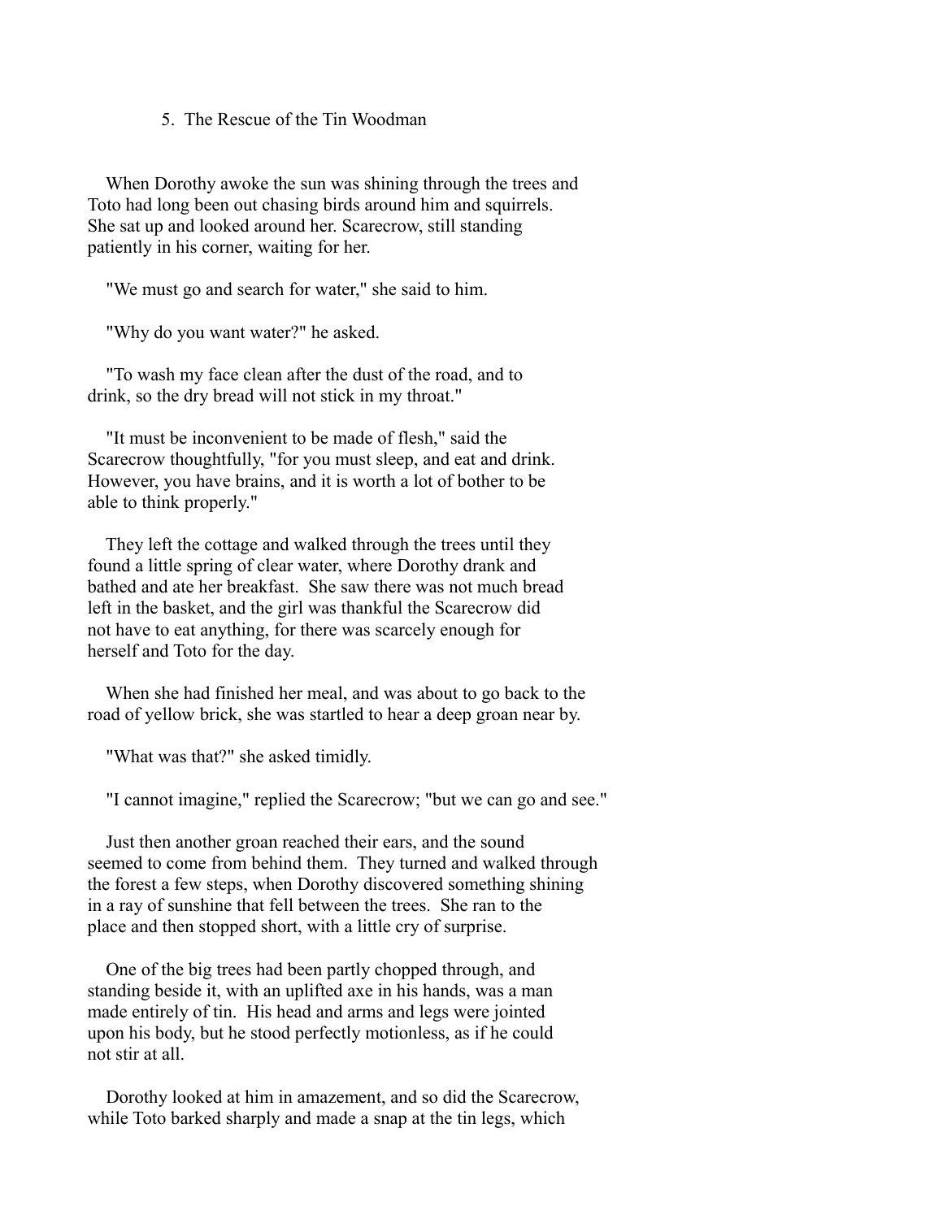## 5. The Rescue of the Tin Woodman

When Dorothy awoke the sun was shining through the trees and Toto had long been out chasing birds around him and squirrels. She sat up and looked around her. Scarecrow, still standing patiently in his corner, waiting for her.

"We must go and search for water," she said to him.

"Why do you want water?" he asked.

"To wash my face clean after the dust of the road, and to drink, so the dry bread will not stick in my throat."

"It must be inconvenient to be made of flesh," said the Scarecrow thoughtfully, "for you must sleep, and eat and drink. However, you have brains, and it is worth a lot of bother to be able to think properly."

They left the cottage and walked through the trees until they found a little spring of clear water, where Dorothy drank and bathed and ate her breakfast. She saw there was not much bread left in the basket, and the girl was thankful the Scarecrow did not have to eat anything, for there was scarcely enough for herself and Toto for the day.

When she had finished her meal, and was about to go back to the road of yellow brick, she was startled to hear a deep groan near by.

"What was that?" she asked timidly.

"I cannot imagine," replied the Scarecrow; "but we can go and see."

Just then another groan reached their ears, and the sound seemed to come from behind them. They turned and walked through the forest a few steps, when Dorothy discovered something shining in a ray of sunshine that fell between the trees. She ran to the place and then stopped short, with a little cry of surprise.

One of the big trees had been partly chopped through, and standing beside it, with an uplifted axe in his hands, was a man made entirely of tin. His head and arms and legs were jointed upon his body, but he stood perfectly motionless, as if he could not stir at all.

Dorothy looked at him in amazement, and so did the Scarecrow, while Toto barked sharply and made a snap at the tin legs, which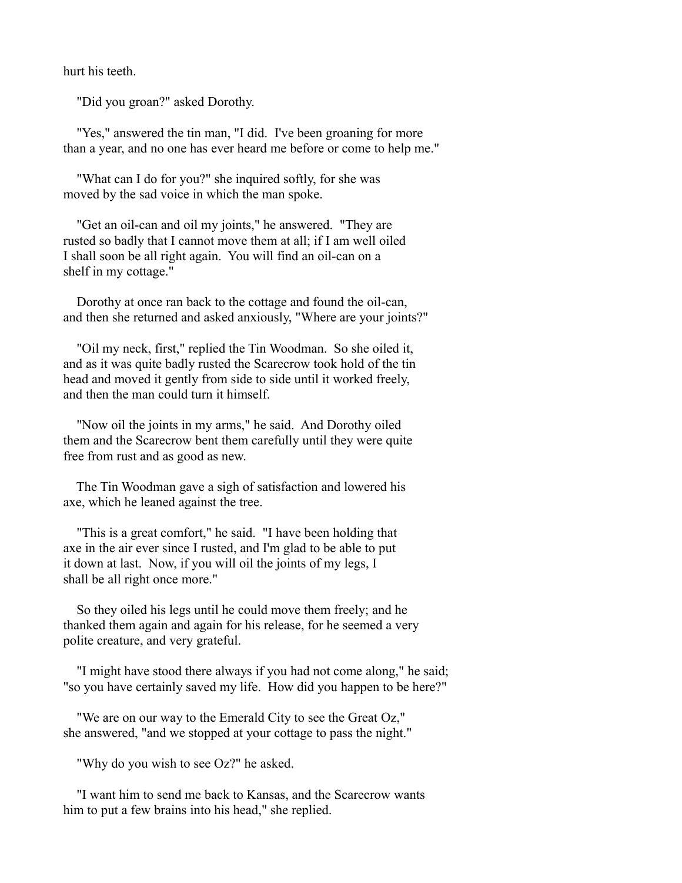hurt his teeth.

"Did you groan?" asked Dorothy.

"Yes," answered the tin man, "I did. I've been groaning for more than a year, and no one has ever heard me before or come to help me."

"What can I do for you?" she inquired softly, for she was moved by the sad voice in which the man spoke.

"Get an oil-can and oil my joints," he answered. "They are rusted so badly that I cannot move them at all; if I am well oiled I shall soon be all right again. You will find an oil-can on a shelf in my cottage."

Dorothy at once ran back to the cottage and found the oil-can, and then she returned and asked anxiously, "Where are your joints?"

"Oil my neck, first," replied the Tin Woodman. So she oiled it, and as it was quite badly rusted the Scarecrow took hold of the tin head and moved it gently from side to side until it worked freely, and then the man could turn it himself.

"Now oil the joints in my arms," he said. And Dorothy oiled them and the Scarecrow bent them carefully until they were quite free from rust and as good as new.

The Tin Woodman gave a sigh of satisfaction and lowered his axe, which he leaned against the tree.

"This is a great comfort," he said. "I have been holding that axe in the air ever since I rusted, and I'm glad to be able to put it down at last. Now, if you will oil the joints of my legs, I shall be all right once more."

So they oiled his legs until he could move them freely; and he thanked them again and again for his release, for he seemed a very polite creature, and very grateful.

"I might have stood there always if you had not come along," he said; "so you have certainly saved my life. How did you happen to be here?"

"We are on our way to the Emerald City to see the Great Oz," she answered, "and we stopped at your cottage to pass the night."

"Why do you wish to see Oz?" he asked.

"I want him to send me back to Kansas, and the Scarecrow wants him to put a few brains into his head," she replied.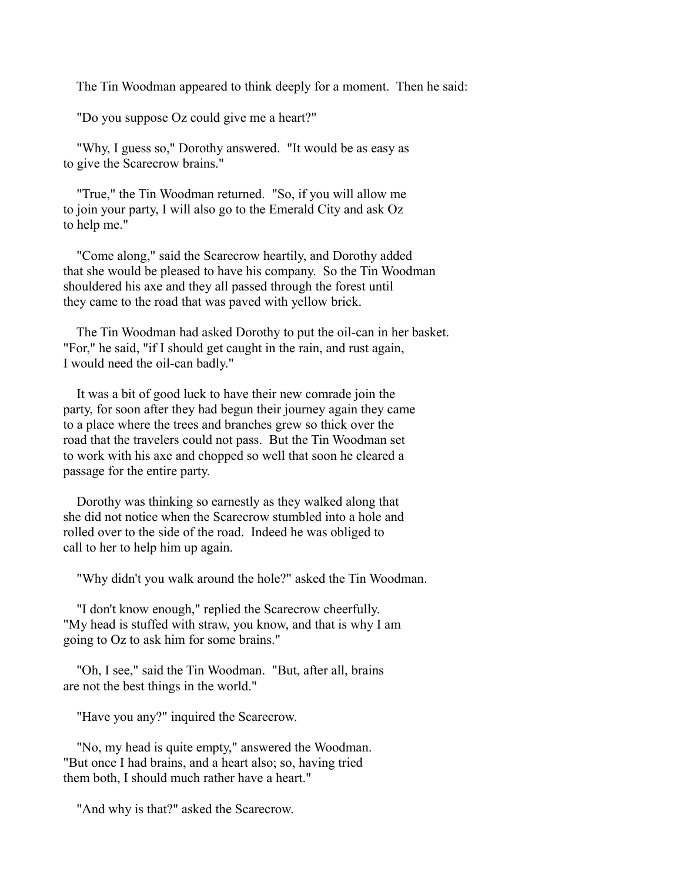The Tin Woodman appeared to think deeply for a moment. Then he said:

"Do you suppose Oz could give me a heart?"

"Why, I guess so," Dorothy answered. "It would be as easy as to give the Scarecrow brains."

"True," the Tin Woodman returned. "So, if you will allow me to join your party, I will also go to the Emerald City and ask Oz to help me."

"Come along," said the Scarecrow heartily, and Dorothy added that she would be pleased to have his company. So the Tin Woodman shouldered his axe and they all passed through the forest until they came to the road that was paved with yellow brick.

The Tin Woodman had asked Dorothy to put the oil-can in her basket. "For," he said, "if I should get caught in the rain, and rust again, I would need the oil-can badly."

It was a bit of good luck to have their new comrade join the party, for soon after they had begun their journey again they came to a place where the trees and branches grew so thick over the road that the travelers could not pass. But the Tin Woodman set to work with his axe and chopped so well that soon he cleared a passage for the entire party.

Dorothy was thinking so earnestly as they walked along that she did not notice when the Scarecrow stumbled into a hole and rolled over to the side of the road. Indeed he was obliged to call to her to help him up again.

"Why didn't you walk around the hole?" asked the Tin Woodman.

"I don't know enough," replied the Scarecrow cheerfully. "My head is stuffed with straw, you know, and that is why I am going to Oz to ask him for some brains."

"Oh, I see," said the Tin Woodman. "But, after all, brains are not the best things in the world."

"Have you any?" inquired the Scarecrow.

"No, my head is quite empty," answered the Woodman. "But once I had brains, and a heart also; so, having tried them both, I should much rather have a heart."

"And why is that?" asked the Scarecrow.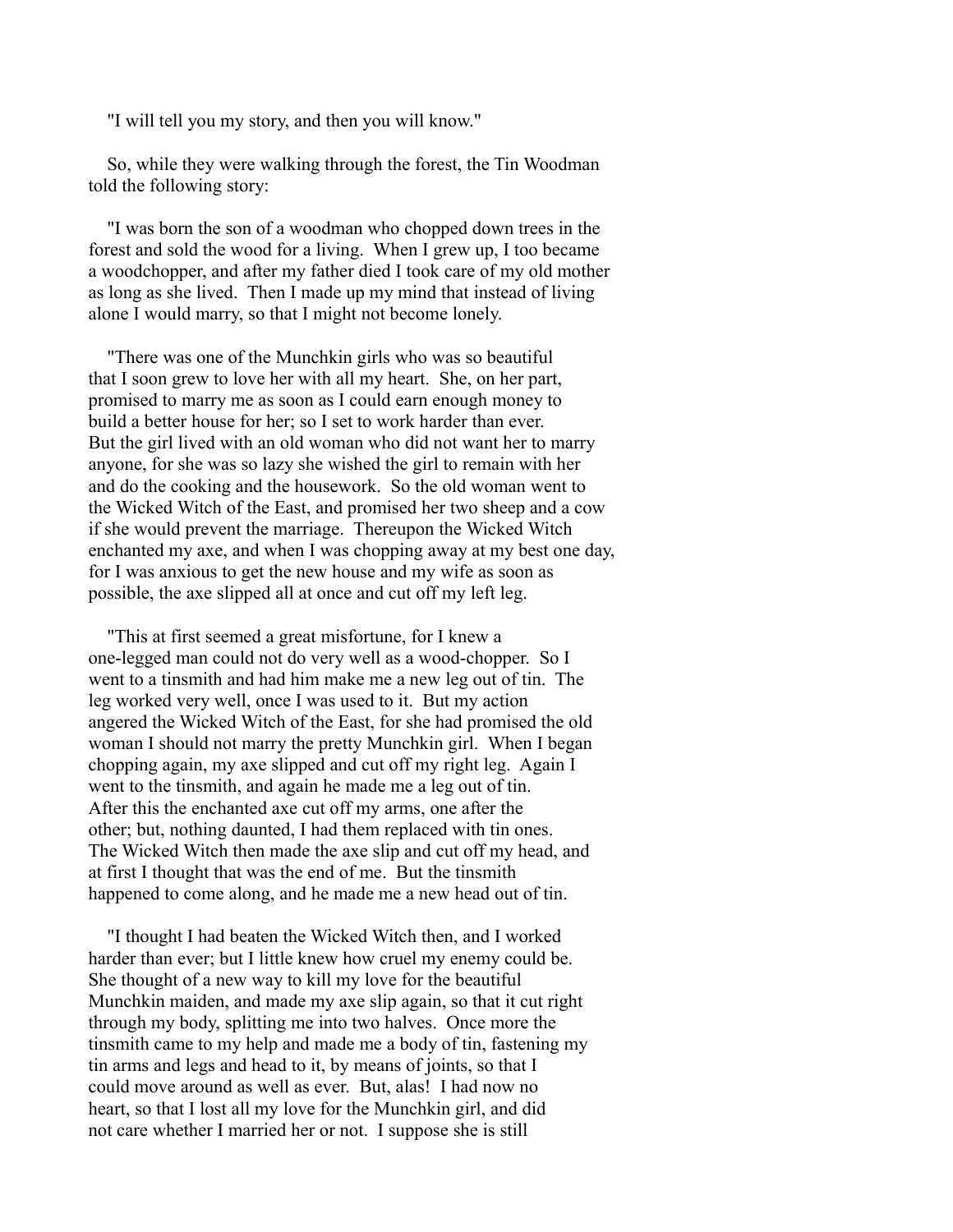"I will tell you my story, and then you will know."

So, while they were walking through the forest, the Tin Woodman told the following story:

"I was born the son of a woodman who chopped down trees in the forest and sold the wood for a living. When I grew up, I too became a woodchopper, and after my father died I took care of my old mother as long as she lived. Then I made up my mind that instead of living alone I would marry, so that I might not become lonely.

"There was one of the Munchkin girls who was so beautiful that I soon grew to love her with all my heart. She, on her part, promised to marry me as soon as I could earn enough money to build a better house for her; so I set to work harder than ever. But the girl lived with an old woman who did not want her to marry anyone, for she was so lazy she wished the girl to remain with her and do the cooking and the housework. So the old woman went to the Wicked Witch of the East, and promised her two sheep and a cow if she would prevent the marriage. Thereupon the Wicked Witch enchanted my axe, and when I was chopping away at my best one day, for I was anxious to get the new house and my wife as soon as possible, the axe slipped all at once and cut off my left leg.

"This at first seemed a great misfortune, for I knew a one-legged man could not do very well as a wood-chopper. So I went to a tinsmith and had him make me a new leg out of tin. The leg worked very well, once I was used to it. But my action angered the Wicked Witch of the East, for she had promised the old woman I should not marry the pretty Munchkin girl. When I began chopping again, my axe slipped and cut off my right leg. Again I went to the tinsmith, and again he made me a leg out of tin. After this the enchanted axe cut off my arms, one after the other; but, nothing daunted, I had them replaced with tin ones. The Wicked Witch then made the axe slip and cut off my head, and at first I thought that was the end of me. But the tinsmith happened to come along, and he made me a new head out of tin.

"I thought I had beaten the Wicked Witch then, and I worked harder than ever; but I little knew how cruel my enemy could be. She thought of a new way to kill my love for the beautiful Munchkin maiden, and made my axe slip again, so that it cut right through my body, splitting me into two halves. Once more the tinsmith came to my help and made me a body of tin, fastening my tin arms and legs and head to it, by means of joints, so that I could move around as well as ever. But, alas! I had now no heart, so that I lost all my love for the Munchkin girl, and did not care whether I married her or not. I suppose she is still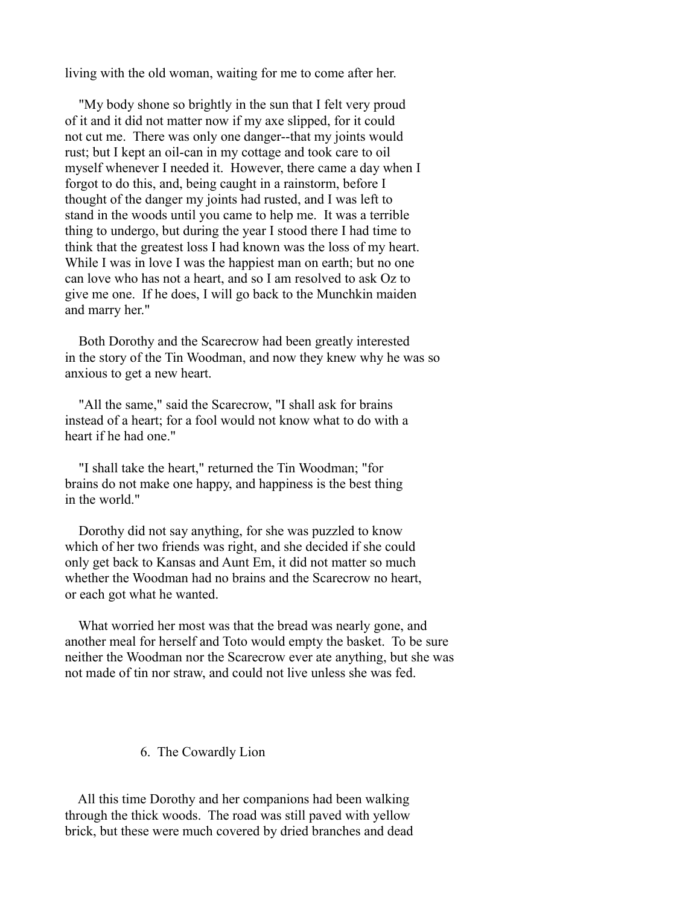living with the old woman, waiting for me to come after her.

"My body shone so brightly in the sun that I felt very proud of it and it did not matter now if my axe slipped, for it could not cut me. There was only one danger--that my joints would rust; but I kept an oil-can in my cottage and took care to oil myself whenever I needed it. However, there came a day when I forgot to do this, and, being caught in a rainstorm, before I thought of the danger my joints had rusted, and I was left to stand in the woods until you came to help me. It was a terrible thing to undergo, but during the year I stood there I had time to think that the greatest loss I had known was the loss of my heart. While I was in love I was the happiest man on earth; but no one can love who has not a heart, and so I am resolved to ask Oz to give me one. If he does, I will go back to the Munchkin maiden and marry her."

Both Dorothy and the Scarecrow had been greatly interested in the story of the Tin Woodman, and now they knew why he was so anxious to get a new heart.

"All the same," said the Scarecrow, "I shall ask for brains instead of a heart; for a fool would not know what to do with a heart if he had one."

"I shall take the heart," returned the Tin Woodman; "for brains do not make one happy, and happiness is the best thing in the world."

Dorothy did not say anything, for she was puzzled to know which of her two friends was right, and she decided if she could only get back to Kansas and Aunt Em, it did not matter so much whether the Woodman had no brains and the Scarecrow no heart, or each got what he wanted.

What worried her most was that the bread was nearly gone, and another meal for herself and Toto would empty the basket. To be sure neither the Woodman nor the Scarecrow ever ate anything, but she was not made of tin nor straw, and could not live unless she was fed.

## 6. The Cowardly Lion

All this time Dorothy and her companions had been walking through the thick woods. The road was still paved with yellow brick, but these were much covered by dried branches and dead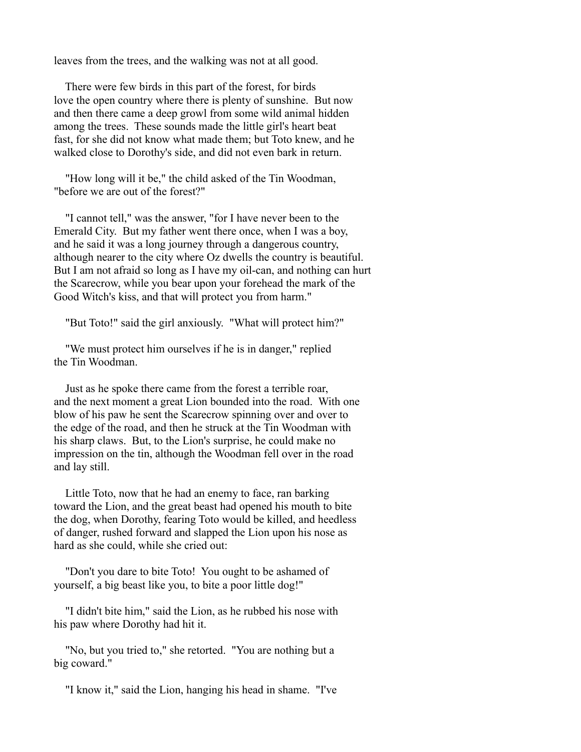leaves from the trees, and the walking was not at all good.

There were few birds in this part of the forest, for birds love the open country where there is plenty of sunshine. But now and then there came a deep growl from some wild animal hidden among the trees. These sounds made the little girl's heart beat fast, for she did not know what made them; but Toto knew, and he walked close to Dorothy's side, and did not even bark in return.

"How long will it be," the child asked of the Tin Woodman, "before we are out of the forest?"

"I cannot tell," was the answer, "for I have never been to the Emerald City. But my father went there once, when I was a boy, and he said it was a long journey through a dangerous country, although nearer to the city where Oz dwells the country is beautiful. But I am not afraid so long as I have my oil-can, and nothing can hurt the Scarecrow, while you bear upon your forehead the mark of the Good Witch's kiss, and that will protect you from harm."

"But Toto!" said the girl anxiously. "What will protect him?"

"We must protect him ourselves if he is in danger," replied the Tin Woodman.

Just as he spoke there came from the forest a terrible roar, and the next moment a great Lion bounded into the road. With one blow of his paw he sent the Scarecrow spinning over and over to the edge of the road, and then he struck at the Tin Woodman with his sharp claws. But, to the Lion's surprise, he could make no impression on the tin, although the Woodman fell over in the road and lay still.

Little Toto, now that he had an enemy to face, ran barking toward the Lion, and the great beast had opened his mouth to bite the dog, when Dorothy, fearing Toto would be killed, and heedless of danger, rushed forward and slapped the Lion upon his nose as hard as she could, while she cried out:

"Don't you dare to bite Toto! You ought to be ashamed of yourself, a big beast like you, to bite a poor little dog!"

"I didn't bite him," said the Lion, as he rubbed his nose with his paw where Dorothy had hit it.

"No, but you tried to," she retorted. "You are nothing but a big coward."

"I know it," said the Lion, hanging his head in shame. "I've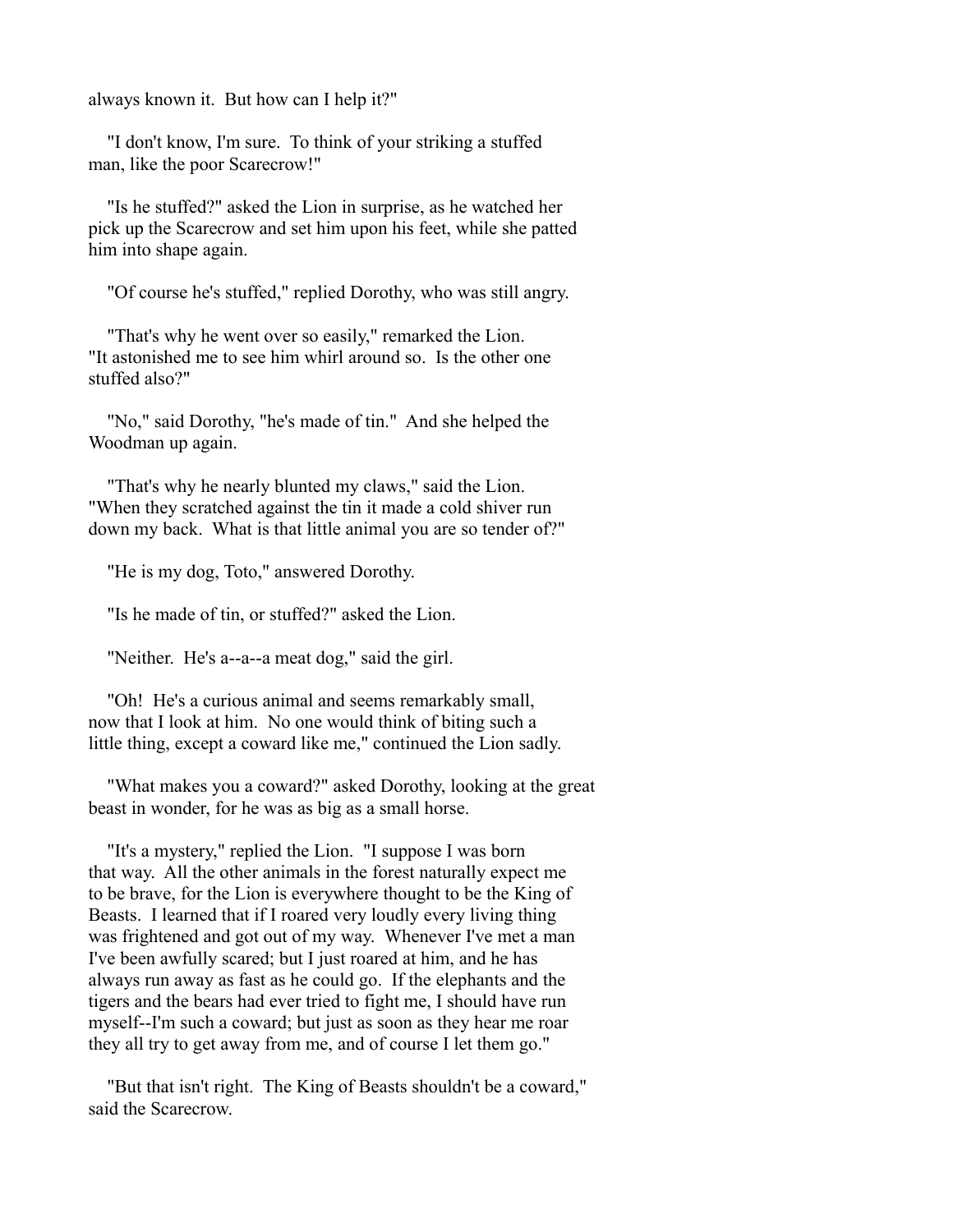always known it.  But how can I help it?"

"I don't know, I'm sure.  To think of your striking a stuffed man, like the poor Scarecrow!"

"Is he stuffed?" asked the Lion in surprise, as he watched her pick up the Scarecrow and set him upon his feet, while she patted him into shape again.

"Of course he's stuffed," replied Dorothy, who was still angry.

"That's why he went over so easily," remarked the Lion. "It astonished me to see him whirl around so.  Is the other one stuffed also?"

"No," said Dorothy, "he's made of tin."  And she helped the Woodman up again.

"That's why he nearly blunted my claws," said the Lion. "When they scratched against the tin it made a cold shiver run down my back.  What is that little animal you are so tender of?"

"He is my dog, Toto," answered Dorothy.

"Is he made of tin, or stuffed?" asked the Lion.

"Neither.  He's a--a--a meat dog," said the girl.

"Oh!  He's a curious animal and seems remarkably small, now that I look at him.  No one would think of biting such a little thing, except a coward like me," continued the Lion sadly.

"What makes you a coward?" asked Dorothy, looking at the great beast in wonder, for he was as big as a small horse.

"It's a mystery," replied the Lion.  "I suppose I was born that way.  All the other animals in the forest naturally expect me to be brave, for the Lion is everywhere thought to be the King of Beasts.  I learned that if I roared very loudly every living thing was frightened and got out of my way.  Whenever I've met a man I've been awfully scared; but I just roared at him, and he has always run away as fast as he could go.  If the elephants and the tigers and the bears had ever tried to fight me, I should have run myself--I'm such a coward; but just as soon as they hear me roar they all try to get away from me, and of course I let them go."

"But that isn't right.  The King of Beasts shouldn't be a coward," said the Scarecrow.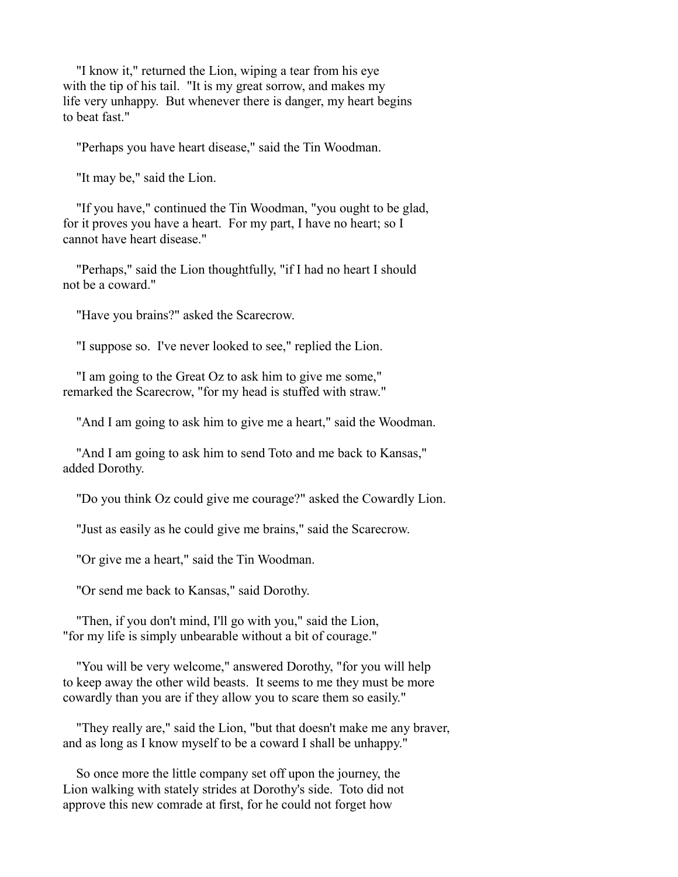"I know it," returned the Lion, wiping a tear from his eye with the tip of his tail. "It is my great sorrow, and makes my life very unhappy. But whenever there is danger, my heart begins to beat fast."

"Perhaps you have heart disease," said the Tin Woodman.

"It may be," said the Lion.

"If you have," continued the Tin Woodman, "you ought to be glad, for it proves you have a heart. For my part, I have no heart; so I cannot have heart disease."

"Perhaps," said the Lion thoughtfully, "if I had no heart I should not be a coward."

"Have you brains?" asked the Scarecrow.

"I suppose so. I've never looked to see," replied the Lion.

"I am going to the Great Oz to ask him to give me some," remarked the Scarecrow, "for my head is stuffed with straw."

"And I am going to ask him to give me a heart," said the Woodman.

"And I am going to ask him to send Toto and me back to Kansas," added Dorothy.

"Do you think Oz could give me courage?" asked the Cowardly Lion.

"Just as easily as he could give me brains," said the Scarecrow.

"Or give me a heart," said the Tin Woodman.

"Or send me back to Kansas," said Dorothy.

"Then, if you don't mind, I'll go with you," said the Lion, "for my life is simply unbearable without a bit of courage."

"You will be very welcome," answered Dorothy, "for you will help to keep away the other wild beasts. It seems to me they must be more cowardly than you are if they allow you to scare them so easily."

"They really are," said the Lion, "but that doesn't make me any braver, and as long as I know myself to be a coward I shall be unhappy."

So once more the little company set off upon the journey, the Lion walking with stately strides at Dorothy's side. Toto did not approve this new comrade at first, for he could not forget how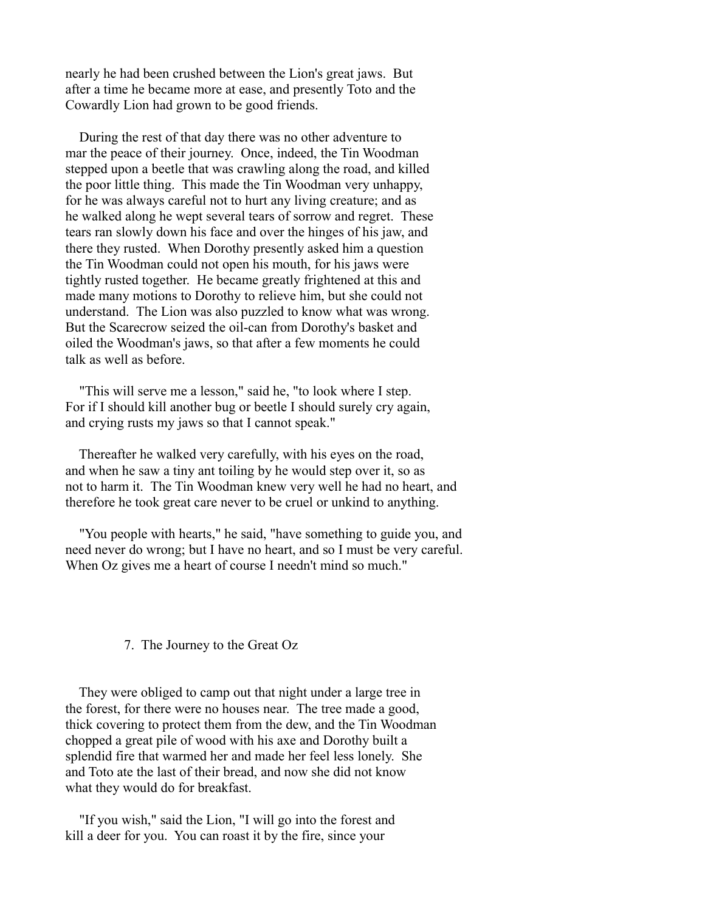nearly he had been crushed between the Lion's great jaws. But after a time he became more at ease, and presently Toto and the Cowardly Lion had grown to be good friends.

During the rest of that day there was no other adventure to mar the peace of their journey. Once, indeed, the Tin Woodman stepped upon a beetle that was crawling along the road, and killed the poor little thing. This made the Tin Woodman very unhappy, for he was always careful not to hurt any living creature; and as he walked along he wept several tears of sorrow and regret. These tears ran slowly down his face and over the hinges of his jaw, and there they rusted. When Dorothy presently asked him a question the Tin Woodman could not open his mouth, for his jaws were tightly rusted together. He became greatly frightened at this and made many motions to Dorothy to relieve him, but she could not understand. The Lion was also puzzled to know what was wrong. But the Scarecrow seized the oil-can from Dorothy's basket and oiled the Woodman's jaws, so that after a few moments he could talk as well as before.

"This will serve me a lesson," said he, "to look where I step. For if I should kill another bug or beetle I should surely cry again, and crying rusts my jaws so that I cannot speak."

Thereafter he walked very carefully, with his eyes on the road, and when he saw a tiny ant toiling by he would step over it, so as not to harm it. The Tin Woodman knew very well he had no heart, and therefore he took great care never to be cruel or unkind to anything.

"You people with hearts," he said, "have something to guide you, and need never do wrong; but I have no heart, and so I must be very careful. When Oz gives me a heart of course I needn't mind so much."

## 7. The Journey to the Great Oz

They were obliged to camp out that night under a large tree in the forest, for there were no houses near. The tree made a good, thick covering to protect them from the dew, and the Tin Woodman chopped a great pile of wood with his axe and Dorothy built a splendid fire that warmed her and made her feel less lonely. She and Toto ate the last of their bread, and now she did not know what they would do for breakfast.

"If you wish," said the Lion, "I will go into the forest and kill a deer for you. You can roast it by the fire, since your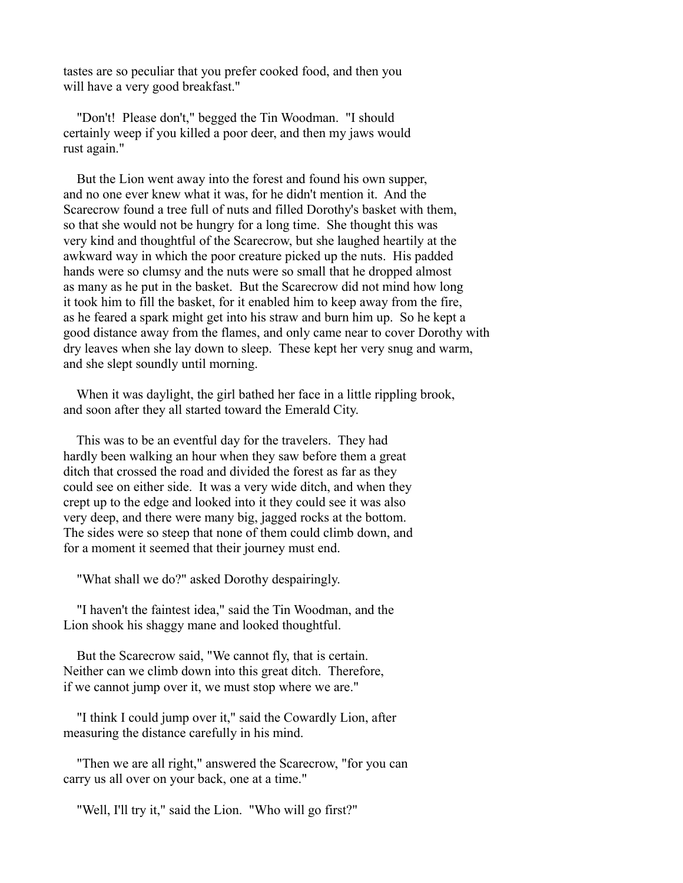tastes are so peculiar that you prefer cooked food, and then you will have a very good breakfast."

"Don't! Please don't," begged the Tin Woodman. "I should certainly weep if you killed a poor deer, and then my jaws would rust again."

But the Lion went away into the forest and found his own supper, and no one ever knew what it was, for he didn't mention it. And the Scarecrow found a tree full of nuts and filled Dorothy's basket with them, so that she would not be hungry for a long time. She thought this was very kind and thoughtful of the Scarecrow, but she laughed heartily at the awkward way in which the poor creature picked up the nuts. His padded hands were so clumsy and the nuts were so small that he dropped almost as many as he put in the basket. But the Scarecrow did not mind how long it took him to fill the basket, for it enabled him to keep away from the fire, as he feared a spark might get into his straw and burn him up. So he kept a good distance away from the flames, and only came near to cover Dorothy with dry leaves when she lay down to sleep. These kept her very snug and warm, and she slept soundly until morning.

When it was daylight, the girl bathed her face in a little rippling brook, and soon after they all started toward the Emerald City.

This was to be an eventful day for the travelers. They had hardly been walking an hour when they saw before them a great ditch that crossed the road and divided the forest as far as they could see on either side. It was a very wide ditch, and when they crept up to the edge and looked into it they could see it was also very deep, and there were many big, jagged rocks at the bottom. The sides were so steep that none of them could climb down, and for a moment it seemed that their journey must end.

"What shall we do?" asked Dorothy despairingly.

"I haven't the faintest idea," said the Tin Woodman, and the Lion shook his shaggy mane and looked thoughtful.

But the Scarecrow said, "We cannot fly, that is certain. Neither can we climb down into this great ditch. Therefore, if we cannot jump over it, we must stop where we are."

"I think I could jump over it," said the Cowardly Lion, after measuring the distance carefully in his mind.

"Then we are all right," answered the Scarecrow, "for you can carry us all over on your back, one at a time."

"Well, I'll try it," said the Lion. "Who will go first?"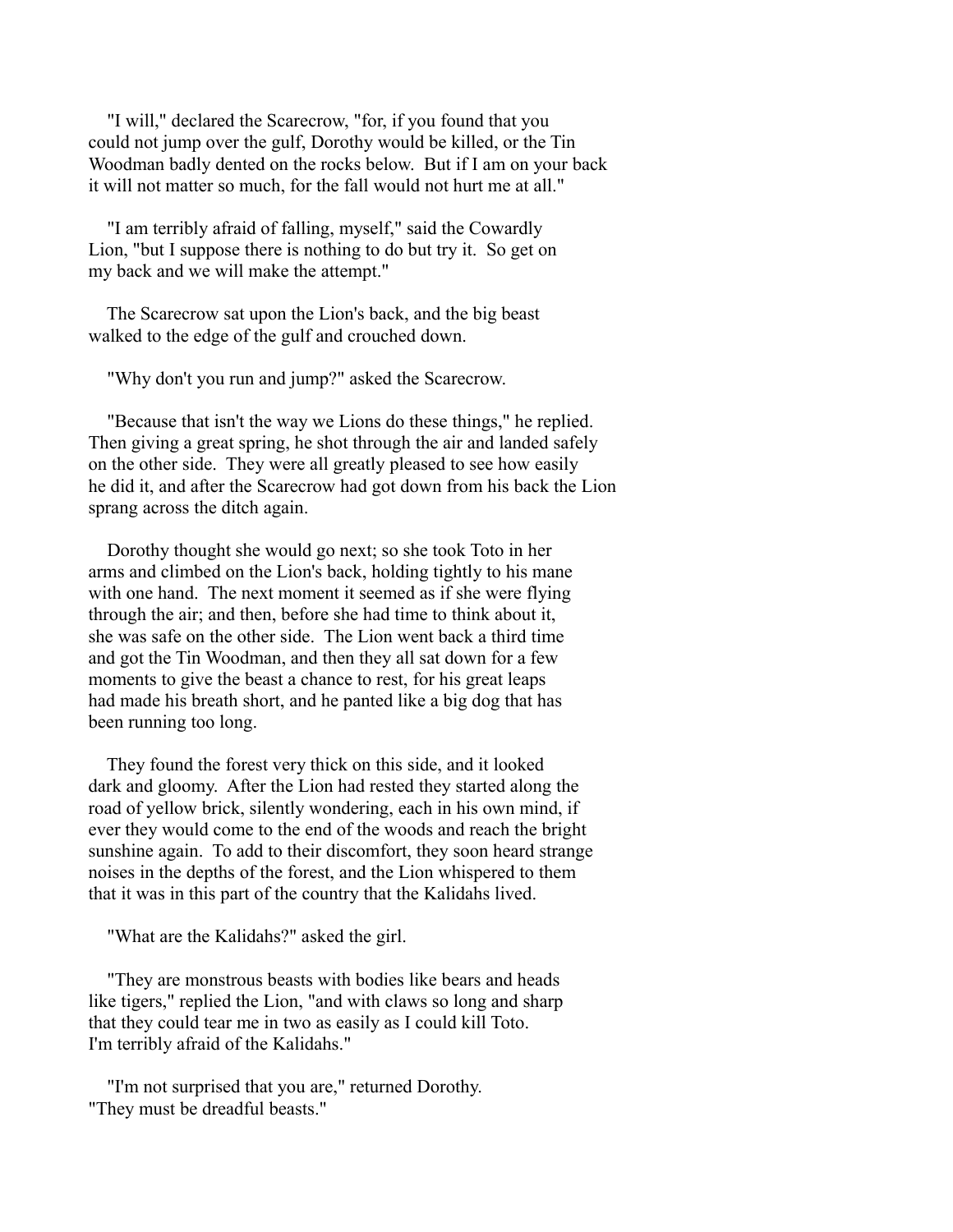"I will," declared the Scarecrow, "for, if you found that you could not jump over the gulf, Dorothy would be killed, or the Tin Woodman badly dented on the rocks below. But if I am on your back it will not matter so much, for the fall would not hurt me at all."

"I am terribly afraid of falling, myself," said the Cowardly Lion, "but I suppose there is nothing to do but try it. So get on my back and we will make the attempt."

The Scarecrow sat upon the Lion's back, and the big beast walked to the edge of the gulf and crouched down.

"Why don't you run and jump?" asked the Scarecrow.

"Because that isn't the way we Lions do these things," he replied. Then giving a great spring, he shot through the air and landed safely on the other side. They were all greatly pleased to see how easily he did it, and after the Scarecrow had got down from his back the Lion sprang across the ditch again.

Dorothy thought she would go next; so she took Toto in her arms and climbed on the Lion's back, holding tightly to his mane with one hand. The next moment it seemed as if she were flying through the air; and then, before she had time to think about it, she was safe on the other side. The Lion went back a third time and got the Tin Woodman, and then they all sat down for a few moments to give the beast a chance to rest, for his great leaps had made his breath short, and he panted like a big dog that has been running too long.

They found the forest very thick on this side, and it looked dark and gloomy. After the Lion had rested they started along the road of yellow brick, silently wondering, each in his own mind, if ever they would come to the end of the woods and reach the bright sunshine again. To add to their discomfort, they soon heard strange noises in the depths of the forest, and the Lion whispered to them that it was in this part of the country that the Kalidahs lived.

"What are the Kalidahs?" asked the girl.

"They are monstrous beasts with bodies like bears and heads like tigers," replied the Lion, "and with claws so long and sharp that they could tear me in two as easily as I could kill Toto. I'm terribly afraid of the Kalidahs."

"I'm not surprised that you are," returned Dorothy. "They must be dreadful beasts."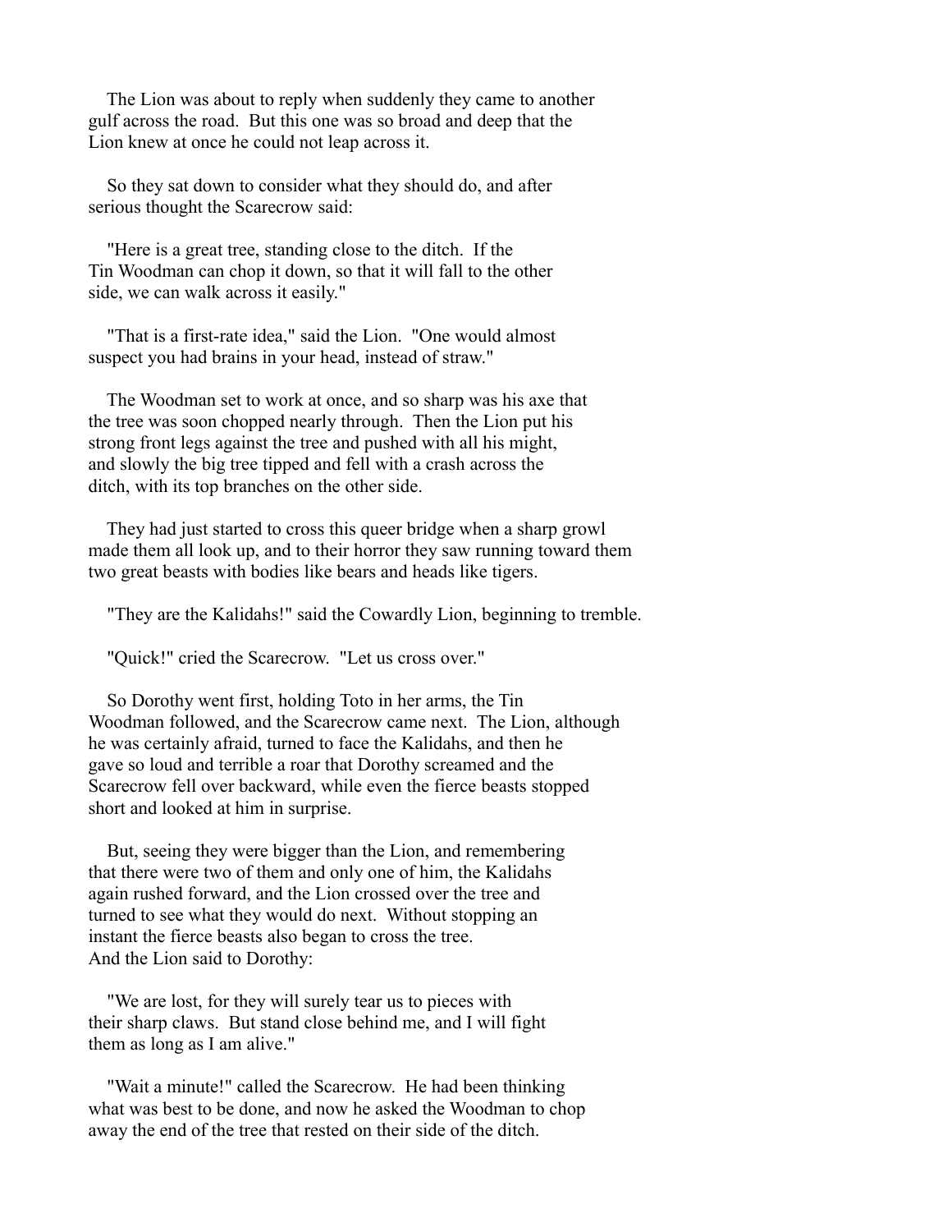The Lion was about to reply when suddenly they came to another gulf across the road. But this one was so broad and deep that the Lion knew at once he could not leap across it.

So they sat down to consider what they should do, and after serious thought the Scarecrow said:

"Here is a great tree, standing close to the ditch. If the Tin Woodman can chop it down, so that it will fall to the other side, we can walk across it easily."

"That is a first-rate idea," said the Lion. "One would almost suspect you had brains in your head, instead of straw."

The Woodman set to work at once, and so sharp was his axe that the tree was soon chopped nearly through. Then the Lion put his strong front legs against the tree and pushed with all his might, and slowly the big tree tipped and fell with a crash across the ditch, with its top branches on the other side.

They had just started to cross this queer bridge when a sharp growl made them all look up, and to their horror they saw running toward them two great beasts with bodies like bears and heads like tigers.

"They are the Kalidahs!" said the Cowardly Lion, beginning to tremble.

"Quick!" cried the Scarecrow. "Let us cross over."

So Dorothy went first, holding Toto in her arms, the Tin Woodman followed, and the Scarecrow came next. The Lion, although he was certainly afraid, turned to face the Kalidahs, and then he gave so loud and terrible a roar that Dorothy screamed and the Scarecrow fell over backward, while even the fierce beasts stopped short and looked at him in surprise.

But, seeing they were bigger than the Lion, and remembering that there were two of them and only one of him, the Kalidahs again rushed forward, and the Lion crossed over the tree and turned to see what they would do next. Without stopping an instant the fierce beasts also began to cross the tree. And the Lion said to Dorothy:

"We are lost, for they will surely tear us to pieces with their sharp claws. But stand close behind me, and I will fight them as long as I am alive."

"Wait a minute!" called the Scarecrow. He had been thinking what was best to be done, and now he asked the Woodman to chop away the end of the tree that rested on their side of the ditch.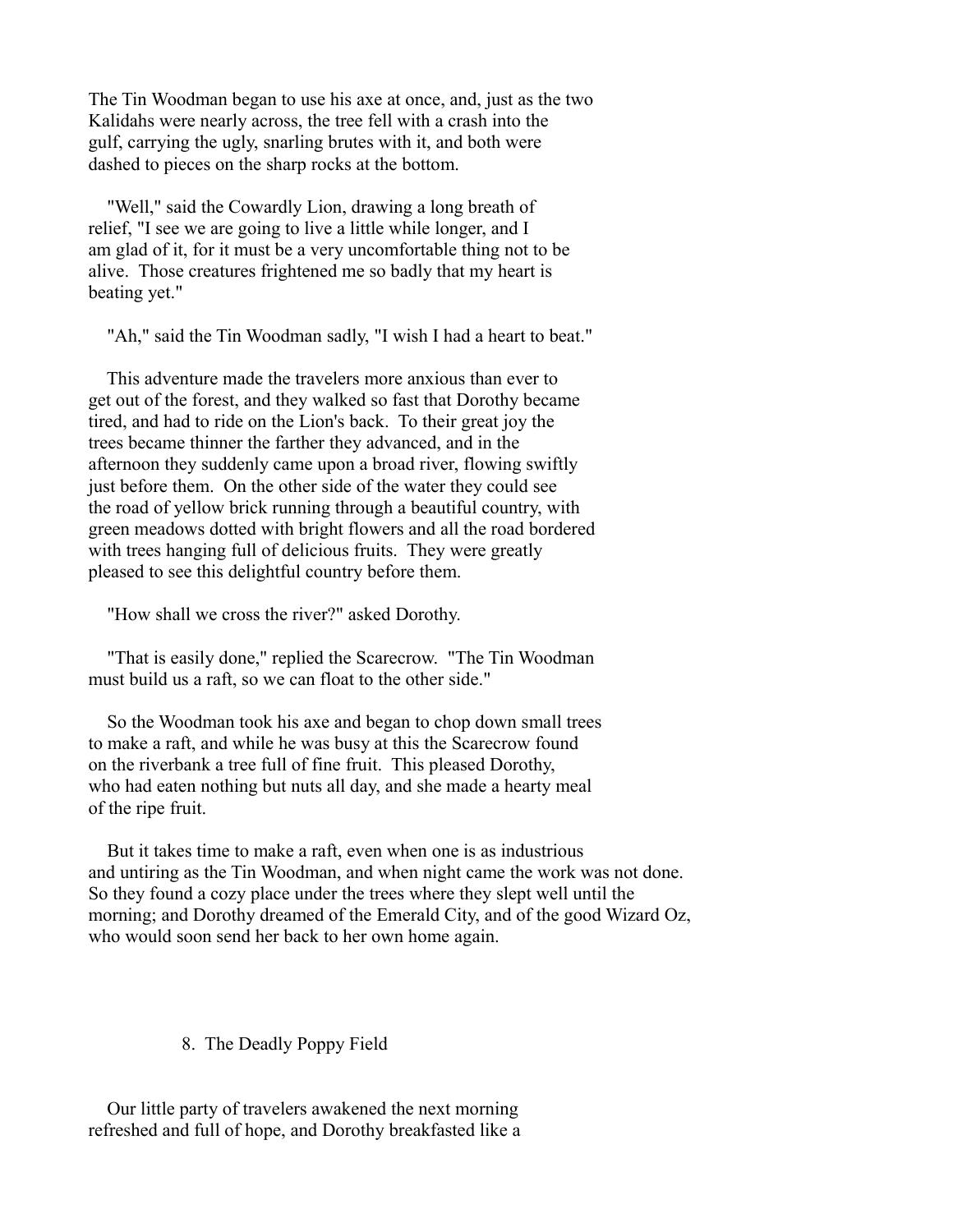The Tin Woodman began to use his axe at once, and, just as the two Kalidahs were nearly across, the tree fell with a crash into the gulf, carrying the ugly, snarling brutes with it, and both were dashed to pieces on the sharp rocks at the bottom.

"Well," said the Cowardly Lion, drawing a long breath of relief, "I see we are going to live a little while longer, and I am glad of it, for it must be a very uncomfortable thing not to be alive. Those creatures frightened me so badly that my heart is beating yet."

"Ah," said the Tin Woodman sadly, "I wish I had a heart to beat."

This adventure made the travelers more anxious than ever to get out of the forest, and they walked so fast that Dorothy became tired, and had to ride on the Lion's back. To their great joy the trees became thinner the farther they advanced, and in the afternoon they suddenly came upon a broad river, flowing swiftly just before them. On the other side of the water they could see the road of yellow brick running through a beautiful country, with green meadows dotted with bright flowers and all the road bordered with trees hanging full of delicious fruits. They were greatly pleased to see this delightful country before them.

"How shall we cross the river?" asked Dorothy.

"That is easily done," replied the Scarecrow. "The Tin Woodman must build us a raft, so we can float to the other side."

So the Woodman took his axe and began to chop down small trees to make a raft, and while he was busy at this the Scarecrow found on the riverbank a tree full of fine fruit. This pleased Dorothy, who had eaten nothing but nuts all day, and she made a hearty meal of the ripe fruit.

But it takes time to make a raft, even when one is as industrious and untiring as the Tin Woodman, and when night came the work was not done. So they found a cozy place under the trees where they slept well until the morning; and Dorothy dreamed of the Emerald City, and of the good Wizard Oz, who would soon send her back to her own home again.

## 8. The Deadly Poppy Field

Our little party of travelers awakened the next morning refreshed and full of hope, and Dorothy breakfasted like a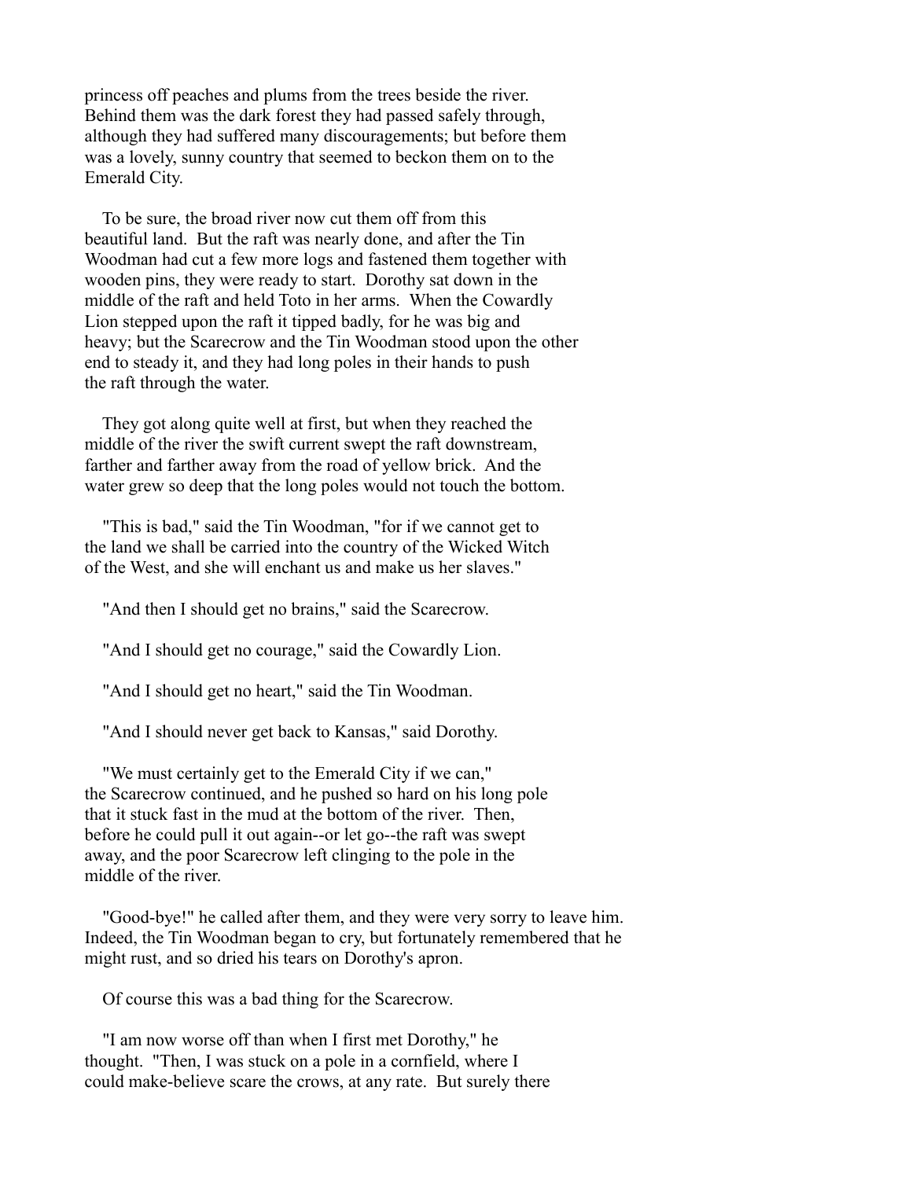princess off peaches and plums from the trees beside the river. Behind them was the dark forest they had passed safely through, although they had suffered many discouragements; but before them was a lovely, sunny country that seemed to beckon them on to the Emerald City.

To be sure, the broad river now cut them off from this beautiful land. But the raft was nearly done, and after the Tin Woodman had cut a few more logs and fastened them together with wooden pins, they were ready to start. Dorothy sat down in the middle of the raft and held Toto in her arms. When the Cowardly Lion stepped upon the raft it tipped badly, for he was big and heavy; but the Scarecrow and the Tin Woodman stood upon the other end to steady it, and they had long poles in their hands to push the raft through the water.

They got along quite well at first, but when they reached the middle of the river the swift current swept the raft downstream, farther and farther away from the road of yellow brick. And the water grew so deep the long poles would not touch the bottom.

"This is bad," said the Tin Woodman, "for if we cannot get to the land we shall be carried into the country of the Wicked Witch of the West, and she will enchant us and make us her slaves."

"And then I should get no brains," said the Scarecrow.

"And I should get no courage," said the Cowardly Lion.

"And I should get no heart," said the Tin Woodman.

"And I should never get back to Kansas," said Dorothy.

"We must certainly get to the Emerald City if we can," the Scarecrow continued, and he pushed so hard on his long pole that it stuck fast in the mud at the bottom of the river. Then, before he could pull it out again--or let go--the raft was swept away, and the poor Scarecrow left clinging to the pole in the middle of the river.

"Good-bye!" he called after them, and they were very sorry to leave him. Indeed, the Tin Woodman began to cry, but fortunately remembered that he might rust, and so dried his tears on Dorothy's apron.

Of course this was a bad thing for the Scarecrow.

"I am now worse off than when I first met Dorothy," he thought. "Then, I was stuck on a pole in a cornfield, where I could make-believe scare the crows, at any rate. But surely there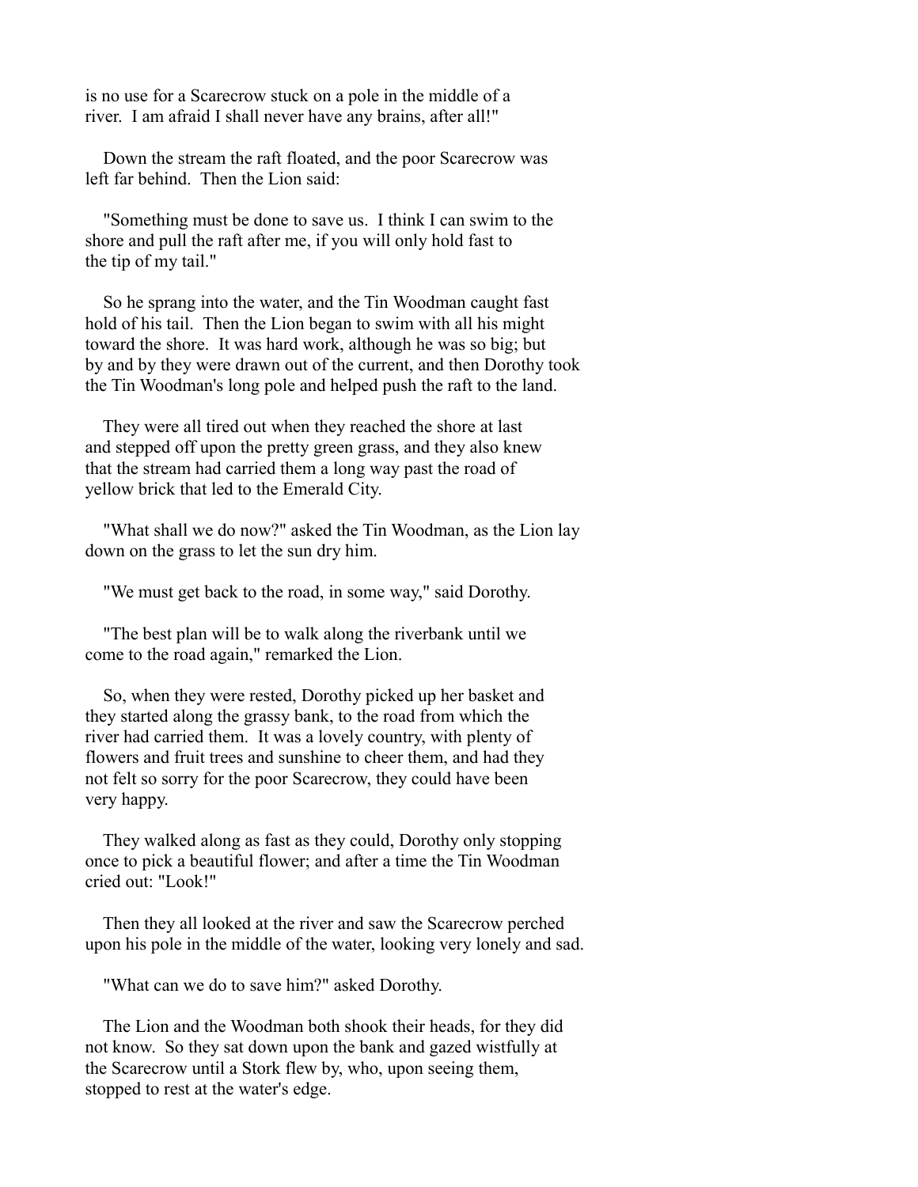is no use for a Scarecrow stuck on a pole in the middle of a river. I am afraid I shall never have any brains, after all!"

Down the stream the raft floated, and the poor Scarecrow was left far behind. Then the Lion said:

"Something must be done to save us. I think I can swim to the shore and pull the raft after me, if you will only hold fast to the tip of my tail."

So he sprang into the water, and the Tin Woodman caught fast hold of his tail. Then the Lion began to swim with all his might toward the shore. It was hard work, although he was so big; but by and by they were drawn out of the current, and then Dorothy took the Tin Woodman's long pole and helped push the raft to the land.

They were all tired out when they reached the shore at last and stepped off upon the pretty green grass, and they also knew that the stream had carried them a long way past the road of yellow brick that led to the Emerald City.

"What shall we do now?" asked the Tin Woodman, as the Lion lay down on the grass to let the sun dry him.

"We must get back to the road, in some way," said Dorothy.

"The best plan will be to walk along the riverbank until we come to the road again," remarked the Lion.

So, when they were rested, Dorothy picked up her basket and they started along the grassy bank, to the road from which the river had carried them. It was a lovely country, with plenty of flowers and fruit trees and sunshine to cheer them, and had they not felt so sorry for the poor Scarecrow, they could have been very happy.

They walked along as fast as they could, Dorothy only stopping once to pick a beautiful flower; and after a time the Tin Woodman cried out: "Look!"

Then they all looked at the river and saw the Scarecrow perched upon his pole in the middle of the water, looking very lonely and sad.

"What can we do to save him?" asked Dorothy.

The Lion and the Woodman both shook their heads, for they did not know. So they sat down upon the bank and gazed wistfully at the Scarecrow until a Stork flew by, who, upon seeing them, stopped to rest at the water's edge.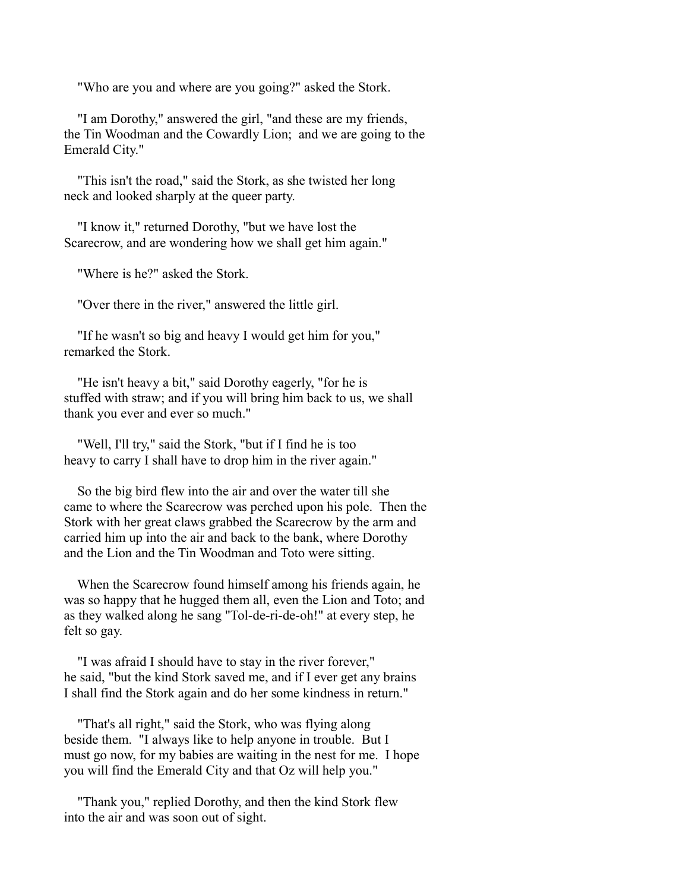"Who are you and where are you going?" asked the Stork.

"I am Dorothy," answered the girl, "and these are my friends, the Tin Woodman and the Cowardly Lion; and we are going to the Emerald City."

"This isn't the road," said the Stork, as she twisted her long neck and looked sharply at the queer party.

"I know it," returned Dorothy, "but we have lost the Scarecrow, and are wondering how we shall get him again."

"Where is he?" asked the Stork.

"Over there in the river," answered the little girl.

"If he wasn't so big and heavy I would get him for you," remarked the Stork.

"He isn't heavy a bit," said Dorothy eagerly, "for he is stuffed with straw; and if you will bring him back to us, we shall thank you ever and ever so much."

"Well, I'll try," said the Stork, "but if I find he is too heavy to carry I shall have to drop him in the river again."

So the big bird flew into the air and over the water till she came to where the Scarecrow was perched upon his pole. Then the Stork with her great claws grabbed the Scarecrow by the arm and carried him up into the air and back to the bank, where Dorothy and the Lion and the Tin Woodman and Toto were sitting.

When the Scarecrow found himself among his friends again, he was so happy that he hugged them all, even the Lion and Toto; and as they walked along he sang "Tol-de-ri-de-oh!" at every step, he felt so gay.

"I was afraid I should have to stay in the river forever," he said, "but the kind Stork saved me, and if I ever get any brains I shall find the Stork again and do her some kindness in return."

"That's all right," said the Stork, who was flying along beside them. "I always like to help anyone in trouble. But I must go now, for my babies are waiting in the nest for me. I hope you will find the Emerald City and that Oz will help you."

"Thank you," replied Dorothy, and then the kind Stork flew into the air and was soon out of sight.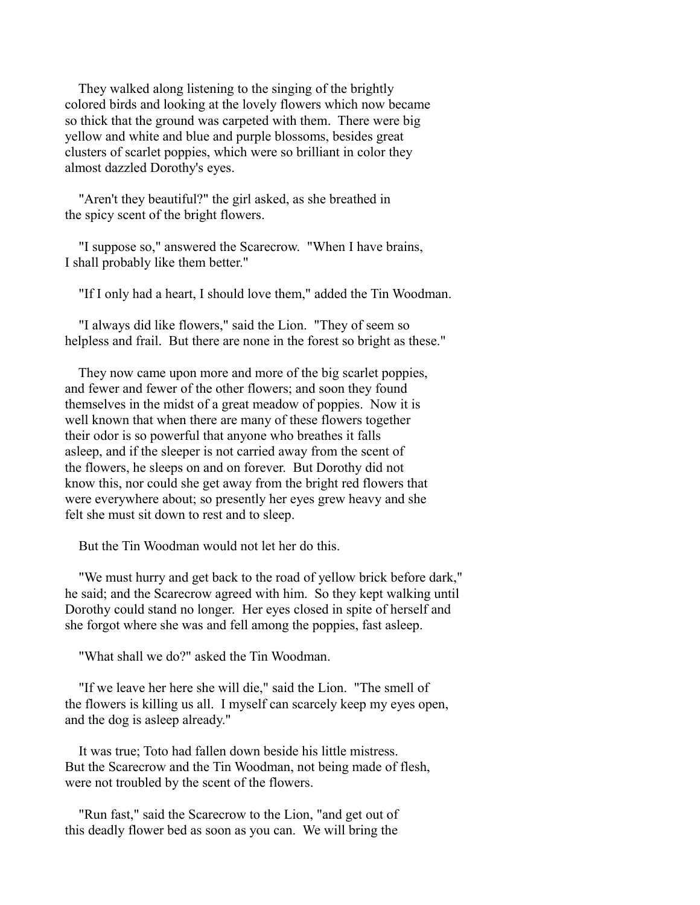They walked along listening to the singing of the brightly colored birds and looking at the lovely flowers which now became so thick that the ground was carpeted with them. There were big yellow and white and blue and purple blossoms, besides great clusters of scarlet poppies, which were so brilliant in color they almost dazzled Dorothy's eyes.

"Aren't they beautiful?" the girl asked, as she breathed in the spicy scent of the bright flowers.

"I suppose so," answered the Scarecrow. "When I have brains, I shall probably like them better."

"If I only had a heart, I should love them," added the Tin Woodman.

"I always did like flowers," said the Lion. "They of seem so helpless and frail. But there are none in the forest so bright as these."

They now came upon more and more of the big scarlet poppies, and fewer and fewer of the other flowers; and soon they found themselves in the midst of a great meadow of poppies. Now it is well known that when there are many of these flowers together their odor is so powerful that anyone who breathes it falls asleep, and if the sleeper is not carried away from the scent of the flowers, he sleeps on and on forever. But Dorothy did not know this, nor could she get away from the bright red flowers that were everywhere about; so presently her eyes grew heavy and she felt she must sit down to rest and to sleep.

But the Tin Woodman would not let her do this.

"We must hurry and get back to the road of yellow brick before dark," he said; and the Scarecrow agreed with him. So they kept walking until Dorothy could stand no longer. Her eyes closed in spite of herself and she forgot where she was and fell among the poppies, fast asleep.

"What shall we do?" asked the Tin Woodman.

"If we leave her here she will die," said the Lion. "The smell of the flowers is killing us all. I myself can scarcely keep my eyes open, and the dog is asleep already."

It was true; Toto had fallen down beside his little mistress. But the Scarecrow and the Tin Woodman, not being made of flesh, were not troubled by the scent of the flowers.

"Run fast," said the Scarecrow to the Lion, "and get out of this deadly flower bed as soon as you can. We will bring the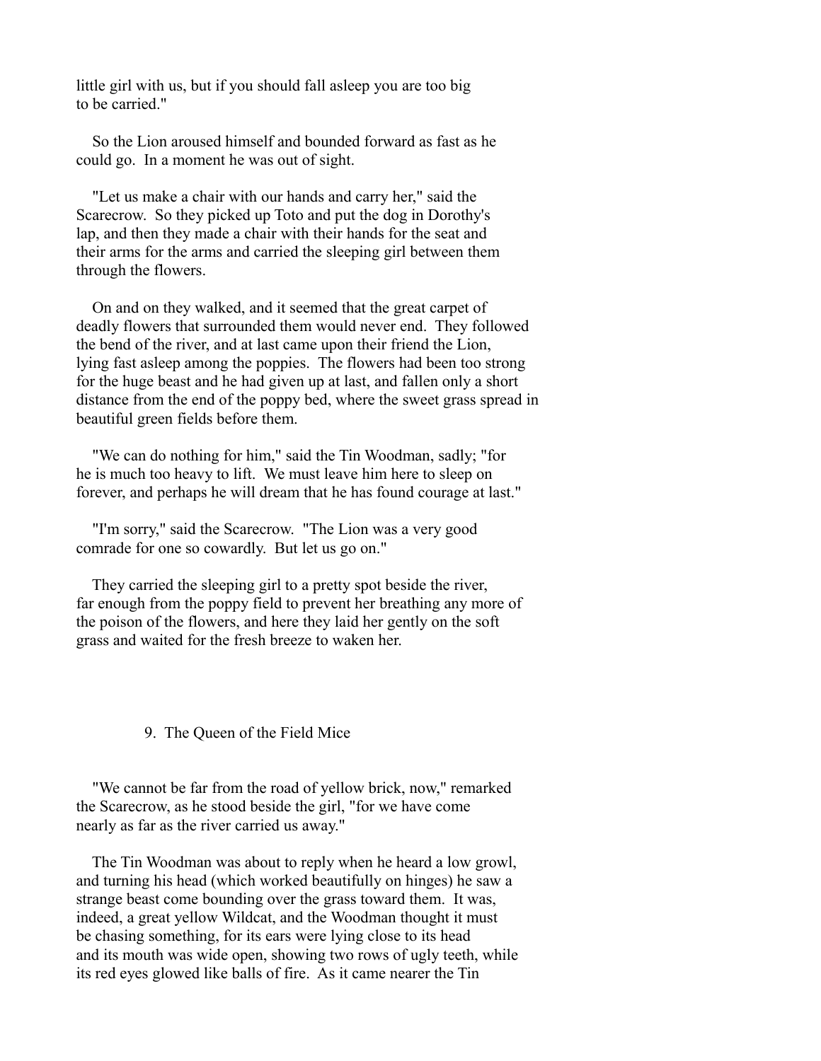little girl with us, but if you should fall asleep you are too big to be carried."

So the Lion aroused himself and bounded forward as fast as he could go. In a moment he was out of sight.

"Let us make a chair with our hands and carry her," said the Scarecrow. So they picked up Toto and put the dog in Dorothy's lap, and then they made a chair with their hands for the seat and their arms for the arms and carried the sleeping girl between them through the flowers.

On and on they walked, and it seemed that the great carpet of deadly flowers that surrounded them would never end. They followed the bend of the river, and at last came upon their friend the Lion, lying fast asleep among the poppies. The flowers had been too strong for the huge beast and he had given up at last, and fallen only a short distance from the end of the poppy bed, where the sweet grass spread in beautiful green fields before them.

"We can do nothing for him," said the Tin Woodman, sadly; "for he is much too heavy to lift. We must leave him here to sleep on forever, and perhaps he will dream that he has found courage at last."

"I'm sorry," said the Scarecrow. "The Lion was a very good comrade for one so cowardly. But let us go on."

They carried the sleeping girl to a pretty spot beside the river, far enough from the poppy field to prevent her breathing any more of the poison of the flowers, and here they laid her gently on the soft grass and waited for the fresh breeze to waken her.

## 9. The Queen of the Field Mice

"We cannot be far from the road of yellow brick, now," remarked the Scarecrow, as he stood beside the girl, "for we have come nearly as far as the river carried us away."

The Tin Woodman was about to reply when he heard a low growl, and turning his head (which worked beautifully on hinges) he saw a strange beast come bounding over the grass toward them. It was, indeed, a great yellow Wildcat, and the Woodman thought it must be chasing something, for its ears were lying close to its head and its mouth was wide open, showing two rows of ugly teeth, while its red eyes glowed like balls of fire. As it came nearer the Tin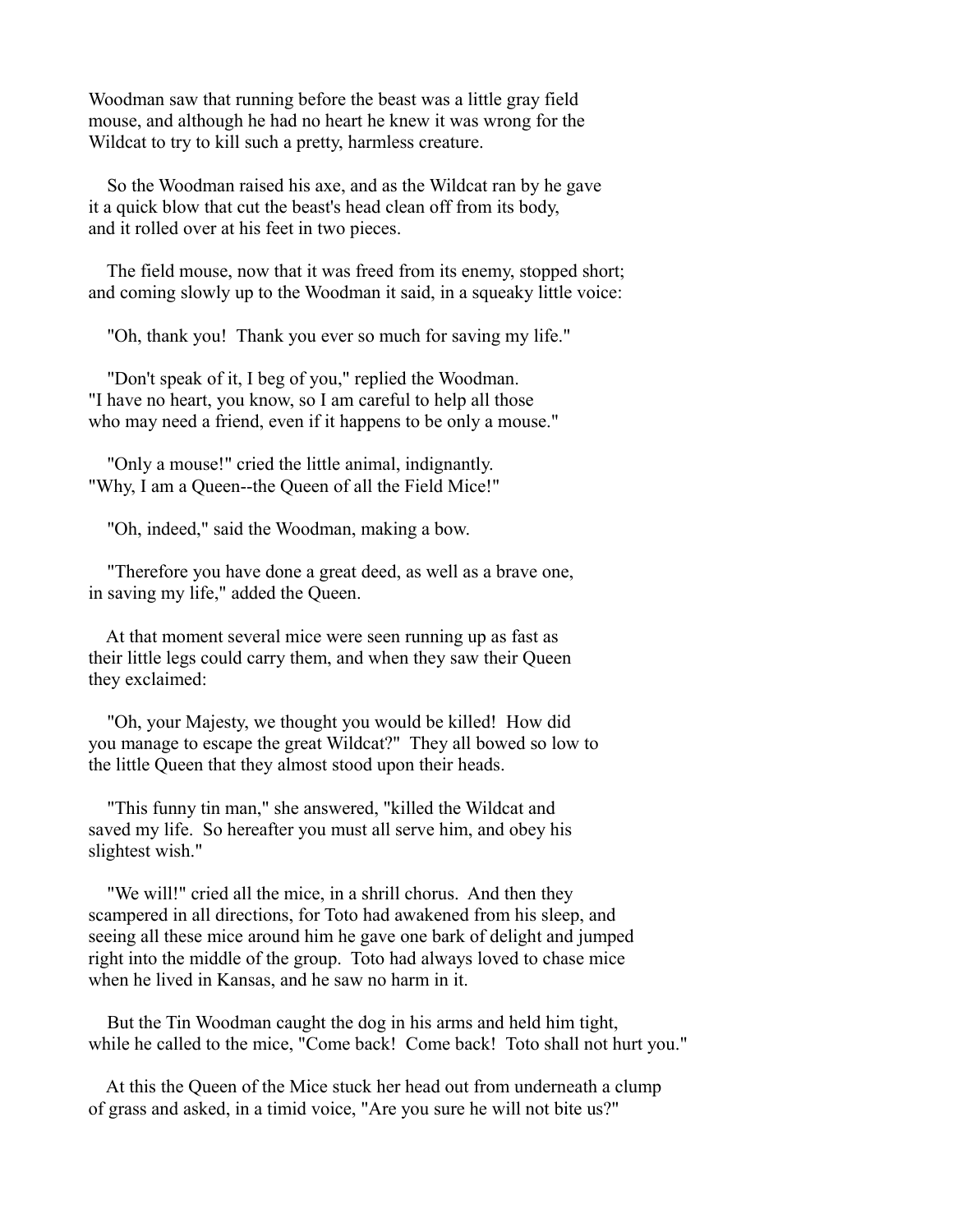Woodman saw that running before the beast was a little gray field mouse, and although he had no heart he knew it was wrong for the Wildcat to try to kill such a pretty, harmless creature.

So the Woodman raised his axe, and as the Wildcat ran by he gave it a quick blow that cut the beast's head clean off from its body, and it rolled over at his feet in two pieces.

The field mouse, now that it was freed from its enemy, stopped short; and coming slowly up to the Woodman it said, in a squeaky little voice:

"Oh, thank you! Thank you ever so much for saving my life."

"Don't speak of it, I beg of you," replied the Woodman. "I have no heart, you know, so I am careful to help all those who may need a friend, even if it happens to be only a mouse."

"Only a mouse!" cried the little animal, indignantly. "Why, I am a Queen--the Queen of all the Field Mice!"

"Oh, indeed," said the Woodman, making a bow.

"Therefore you have done a great deed, as well as a brave one, in saving my life," added the Queen.

At that moment several mice were seen running up as fast as their little legs could carry them, and when they saw their Queen they exclaimed:

"Oh, your Majesty, we thought you would be killed! How did you manage to escape the great Wildcat?" They all bowed so low to the little Queen that they almost stood upon their heads.

"This funny tin man," she answered, "killed the Wildcat and saved my life. So hereafter you must all serve him, and obey his slightest wish."

"We will!" cried all the mice, in a shrill chorus. And then they scampered in all directions, for Toto had awakened from his sleep, and seeing all these mice around him he gave one bark of delight and jumped right into the middle of the group. Toto had always loved to chase mice when he lived in Kansas, and he saw no harm in it.

But the Tin Woodman caught the dog in his arms and held him tight, while he called to the mice, "Come back! Come back! Toto shall not hurt you."

At this the Queen of the Mice stuck her head out from underneath a clump of grass and asked, in a timid voice, "Are you sure he will not bite us?"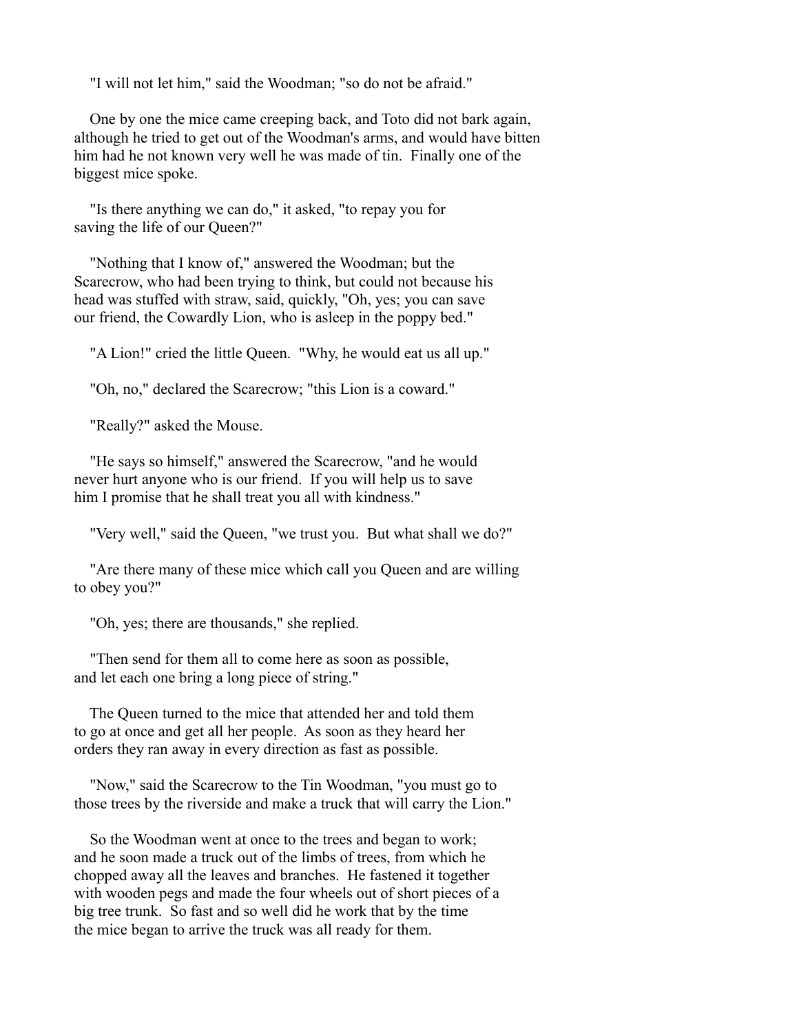"I will not let him," said the Woodman; "so do not be afraid."

One by one the mice came creeping back, and Toto did not bark again, although he tried to get out of the Woodman's arms, and would have bitten him had he not known very well he was made of tin. Finally one of the biggest mice spoke.

"Is there anything we can do," it asked, "to repay you for saving the life of our Queen?"

"Nothing that I know of," answered the Woodman; but the Scarecrow, who had been trying to think, but could not because his head was stuffed with straw, said, quickly, "Oh, yes; you can save our friend, the Cowardly Lion, who is asleep in the poppy bed."

"A Lion!" cried the little Queen. "Why, he would eat us all up."

"Oh, no," declared the Scarecrow; "this Lion is a coward."

"Really?" asked the Mouse.

"He says so himself," answered the Scarecrow, "and he would never hurt anyone who is our friend. If you will help us to save him I promise that he shall treat you all with kindness."

"Very well," said the Queen, "we trust you. But what shall we do?"

"Are there many of these mice which call you Queen and are willing to obey you?"

"Oh, yes; there are thousands," she replied.

"Then send for them all to come here as soon as possible, and let each one bring a long piece of string."

The Queen turned to the mice that attended her and told them to go at once and get all her people. As soon as they heard her orders they ran away in every direction as fast as possible.

"Now," said the Scarecrow to the Tin Woodman, "you must go to those trees by the riverside and make a truck that will carry the Lion."

So the Woodman went at once to the trees and began to work; and he soon made a truck out of the limbs of trees, from which he chopped away all the leaves and branches. He fastened it together with wooden pegs and made the four wheels out of short pieces of a big tree trunk. So fast and so well did he work that by the time the mice began to arrive the truck was all ready for them.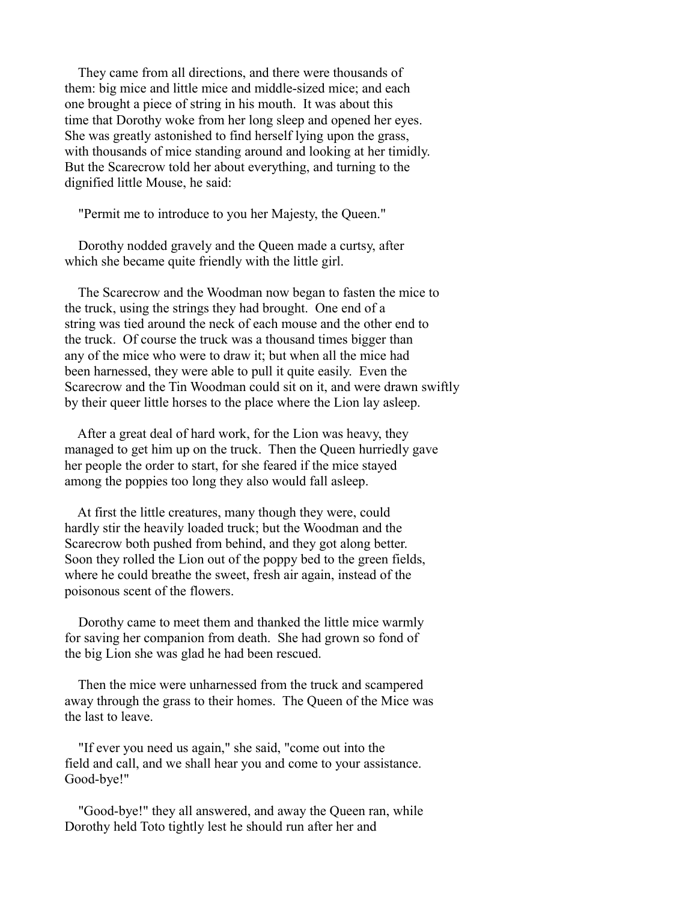They came from all directions, and there were thousands of them: big mice and little mice and middle-sized mice; and each one brought a piece of string in his mouth. It was about this time that Dorothy woke from her long sleep and opened her eyes. She was greatly astonished to find herself lying upon the grass, with thousands of mice standing around and looking at her timidly. But the Scarecrow told her about everything, and turning to the dignified little Mouse, he said:

"Permit me to introduce to you her Majesty, the Queen."

Dorothy nodded gravely and the Queen made a curtsy, after which she became quite friendly with the little girl.

The Scarecrow and the Woodman now began to fasten the mice to the truck, using the strings they had brought. One end of a string was tied around the neck of each mouse and the other end to the truck. Of course the truck was a thousand times bigger than any of the mice who were to draw it; but when all the mice had been harnessed, they were able to pull it quite easily. Even the Scarecrow and the Tin Woodman could sit on it, and were drawn swiftly by their queer little horses to the place where the Lion lay asleep.

After a great deal of hard work, for the Lion was heavy, they managed to get him up on the truck. Then the Queen hurriedly gave her people the order to start, for she feared if the mice stayed among the poppies too long they also would fall asleep.

At first the little creatures, many though they were, could hardly stir the heavily loaded truck; but the Woodman and the Scarecrow both pushed from behind, and they got along better. Soon they rolled the Lion out of the poppy bed to the green fields, where he could breathe the sweet, fresh air again, instead of the poisonous scent of the flowers.

Dorothy came to meet them and thanked the little mice warmly for saving her companion from death. She had grown so fond of the big Lion she was glad he had been rescued.

Then the mice were unharnessed from the truck and scampered away through the grass to their homes. The Queen of the Mice was the last to leave.

"If ever you need us again," she said, "come out into the field and call, and we shall hear you and come to your assistance. Good-bye!"

"Good-bye!" they all answered, and away the Queen ran, while Dorothy held Toto tightly lest he should run after her and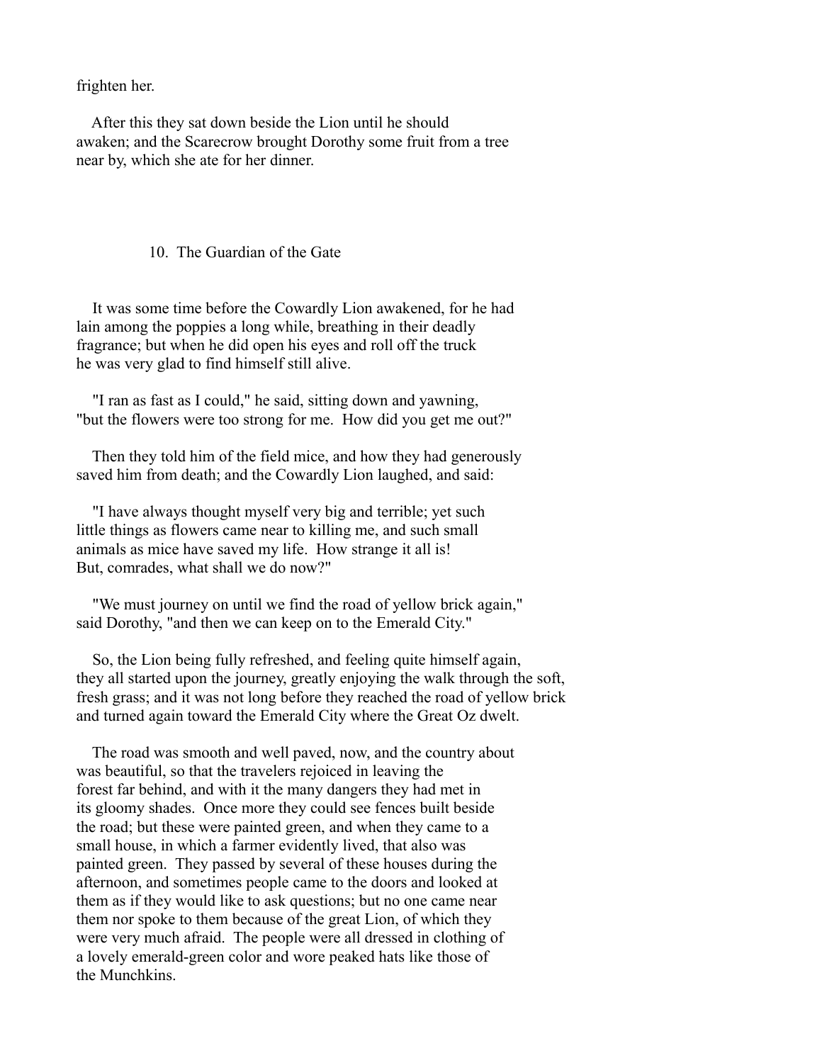frighten her.

After this they sat down beside the Lion until he should awaken; and the Scarecrow brought Dorothy some fruit from a tree near by, which she ate for her dinner.

## 10. The Guardian of the Gate

It was some time before the Cowardly Lion awakened, for he had lain among the poppies a long while, breathing in their deadly fragrance; but when he did open his eyes and roll off the truck he was very glad to find himself still alive.

"I ran as fast as I could," he said, sitting down and yawning, "but the flowers were too strong for me. How did you get me out?"

Then they told him of the field mice, and how they had generously saved him from death; and the Cowardly Lion laughed, and said:

"I have always thought myself very big and terrible; yet such little things as flowers came near to killing me, and such small animals as mice have saved my life. How strange it all is! But, comrades, what shall we do now?"

"We must journey on until we find the road of yellow brick again," said Dorothy, "and then we can keep on to the Emerald City."

So, the Lion being fully refreshed, and feeling quite himself again, they all started upon the journey, greatly enjoying the walk through the soft, fresh grass; and it was not long before they reached the road of yellow brick and turned again toward the Emerald City where the Great Oz dwelt.

The road was smooth and well paved, now, and the country about was beautiful, so that the travelers rejoiced in leaving the forest far behind, and with it the many dangers they had met in its gloomy shades. Once more they could see fences built beside the road; but these were painted green, and when they came to a small house, in which a farmer evidently lived, that also was painted green. They passed by several of these houses during the afternoon, and sometimes people came to the doors and looked at them as if they would like to ask questions; but no one came near them nor spoke to them because of the great Lion, of which they were very much afraid. The people were all dressed in clothing of a lovely emerald-green color and wore peaked hats like those of the Munchkins.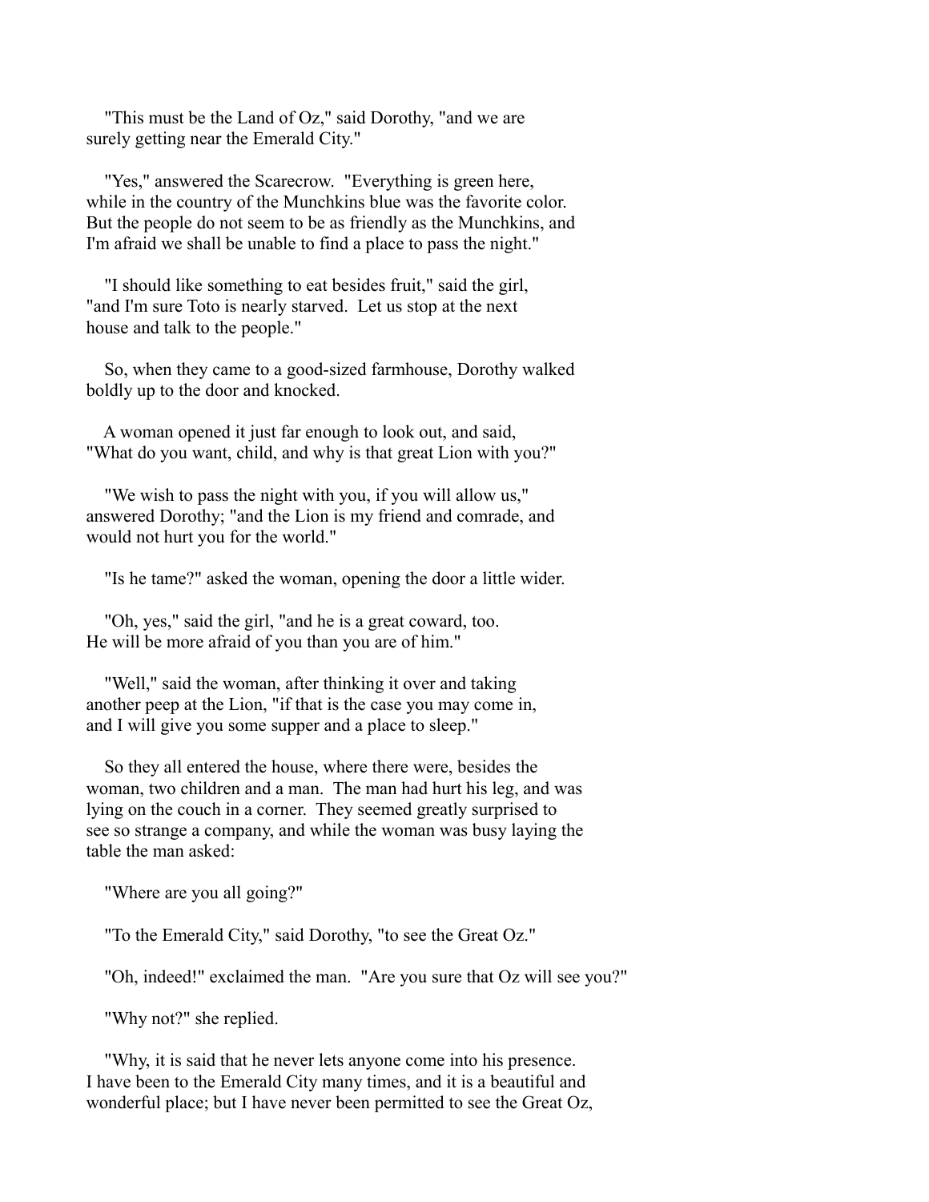"This must be the Land of Oz," said Dorothy, "and we are surely getting near the Emerald City."

"Yes," answered the Scarecrow. "Everything is green here, while in the country of the Munchkins blue was the favorite color. But the people do not seem to be as friendly as the Munchkins, and I'm afraid we shall be unable to find a place to pass the night."

"I should like something to eat besides fruit," said the girl, "and I'm sure Toto is nearly starved. Let us stop at the next house and talk to the people."

So, when they came to a good-sized farmhouse, Dorothy walked boldly up to the door and knocked.

A woman opened it just far enough to look out, and said, "What do you want, child, and why is that great Lion with you?"

"We wish to pass the night with you, if you will allow us," answered Dorothy; "and the Lion is my friend and comrade, and would not hurt you for the world."

"Is he tame?" asked the woman, opening the door a little wider.

"Oh, yes," said the girl, "and he is a great coward, too. He will be more afraid of you than you are of him."

"Well," said the woman, after thinking it over and taking another peep at the Lion, "if that is the case you may come in, and I will give you some supper and a place to sleep."

So they all entered the house, where there were, besides the woman, two children and a man. The man had hurt his leg, and was lying on the couch in a corner. They seemed greatly surprised to see so strange a company, and while the woman was busy laying the table the man asked:

"Where are you all going?"

"To the Emerald City," said Dorothy, "to see the Great Oz."

"Oh, indeed!" exclaimed the man. "Are you sure that Oz will see you?"

"Why not?" she replied.

"Why, it is said that he never lets anyone come into his presence. I have been to the Emerald City many times, and it is a beautiful and wonderful place; but I have never been permitted to see the Great Oz,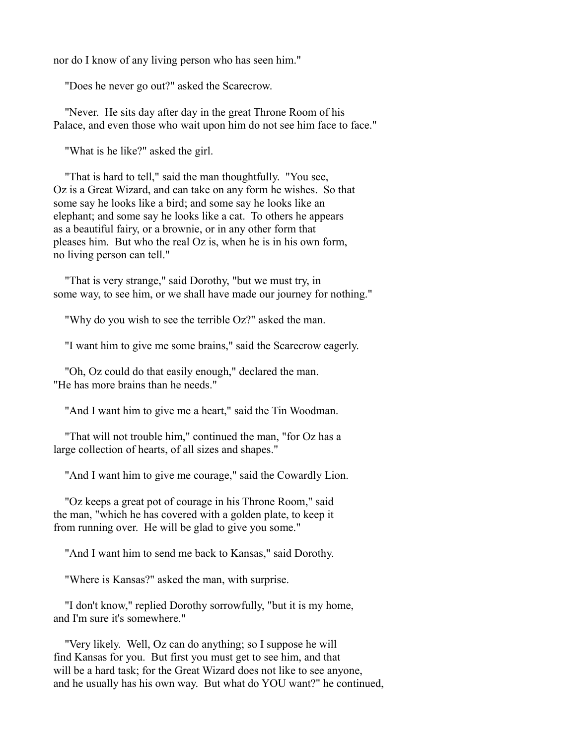nor do I know of any living person who has seen him."

"Does he never go out?" asked the Scarecrow.

"Never. He sits day after day in the great Throne Room of his Palace, and even those who wait upon him do not see him face to face."

"What is he like?" asked the girl.

"That is hard to tell," said the man thoughtfully. "You see, Oz is a Great Wizard, and can take on any form he wishes. So that some say he looks like a bird; and some say he looks like an elephant; and some say he looks like a cat. To others he appears as a beautiful fairy, or a brownie, or in any other form that pleases him. But who the real Oz is, when he is in his own form, no living person can tell."

"That is very strange," said Dorothy, "but we must try, in some way, to see him, or we shall have made our journey for nothing."

"Why do you wish to see the terrible Oz?" asked the man.

"I want him to give me some brains," said the Scarecrow eagerly.

"Oh, Oz could do that easily enough," declared the man. "He has more brains than he needs."

"And I want him to give me a heart," said the Tin Woodman.

"That will not trouble him," continued the man, "for Oz has a large collection of hearts, of all sizes and shapes."

"And I want him to give me courage," said the Cowardly Lion.

"Oz keeps a great pot of courage in his Throne Room," said the man, "which he has covered with a golden plate, to keep it from running over. He will be glad to give you some."

"And I want him to send me back to Kansas," said Dorothy.

"Where is Kansas?" asked the man, with surprise.

"I don't know," replied Dorothy sorrowfully, "but it is my home, and I'm sure it's somewhere."

"Very likely. Well, Oz can do anything; so I suppose he will find Kansas for you. But first you must get to see him, and that will be a hard task; for the Great Wizard does not like to see anyone, and he usually has his own way. But what do YOU want?" he continued,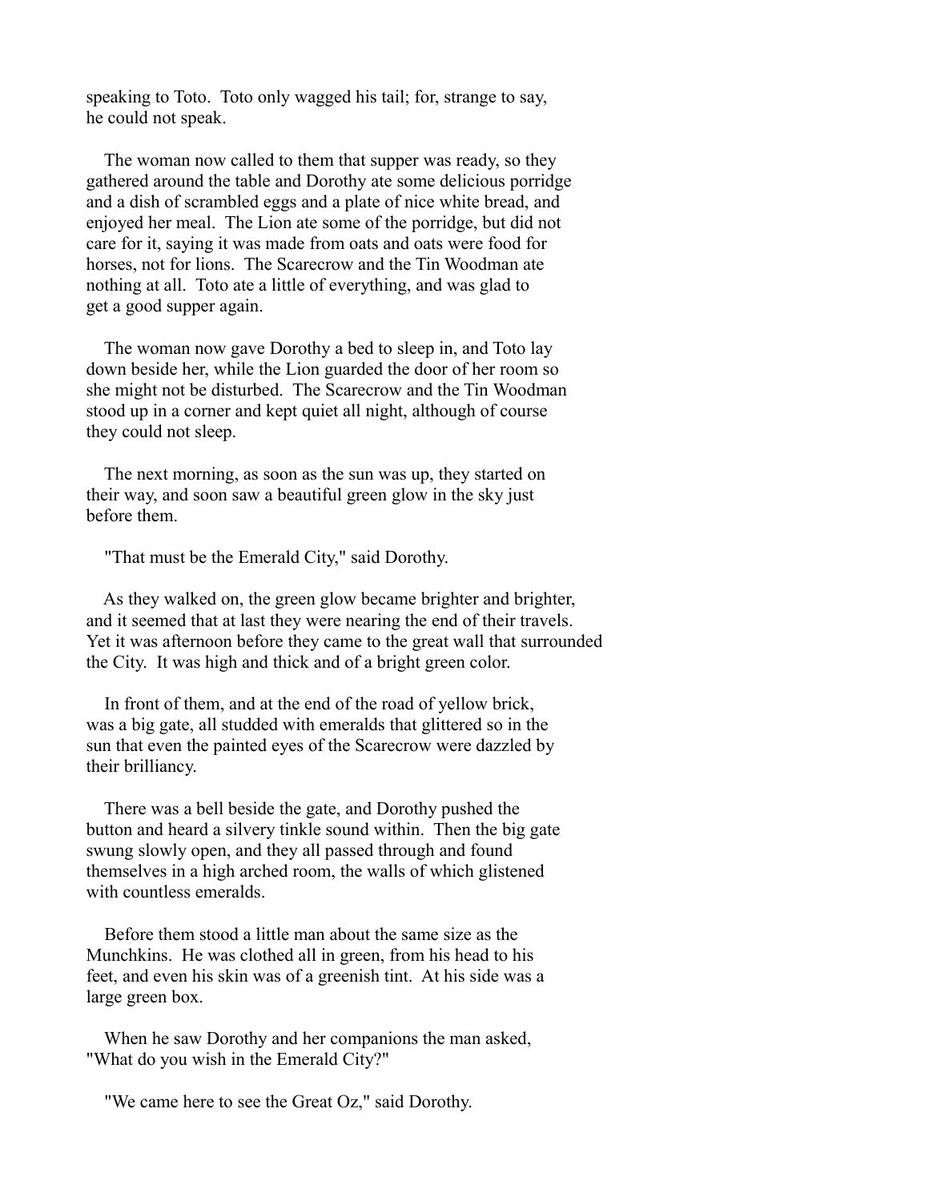speaking to Toto. Toto only wagged his tail; for, strange to say, he could not speak.

The woman now called to them that supper was ready, so they gathered around the table and Dorothy ate some delicious porridge and a dish of scrambled eggs and a plate of nice white bread, and enjoyed her meal. The Lion ate some of the porridge, but did not care for it, saying it was made from oats and oats were food for horses, not for lions. The Scarecrow and the Tin Woodman ate nothing at all. Toto ate a little of everything, and was glad to get a good supper again.

The woman now gave Dorothy a bed to sleep in, and Toto lay down beside her, while the Lion guarded the door of her room so she might not be disturbed. The Scarecrow and the Tin Woodman stood up in a corner and kept quiet all night, although of course they could not sleep.

The next morning, as soon as the sun was up, they started on their way, and soon saw a beautiful green glow in the sky just before them.

"That must be the Emerald City," said Dorothy.

As they walked on, the green glow became brighter and brighter, and it seemed that at last they were nearing the end of their travels. Yet it was afternoon before they came to the great wall that surrounded the City. It was high and thick and of a bright green color.

In front of them, and at the end of the road of yellow brick, was a big gate, all studded with emeralds that glittered so in the sun that even the painted eyes of the Scarecrow were dazzled by their brilliancy.

There was a bell beside the gate, and Dorothy pushed the button and heard a silvery tinkle sound within. Then the big gate swung slowly open, and they all passed through and found themselves in a high arched room, the walls of which glistened with countless emeralds.

Before them stood a little man about the same size as the Munchkins. He was clothed all in green, from his head to his feet, and even his skin was of a greenish tint. At his side was a large green box.

When he saw Dorothy and her companions the man asked, "What do you wish in the Emerald City?"

"We came here to see the Great Oz," said Dorothy.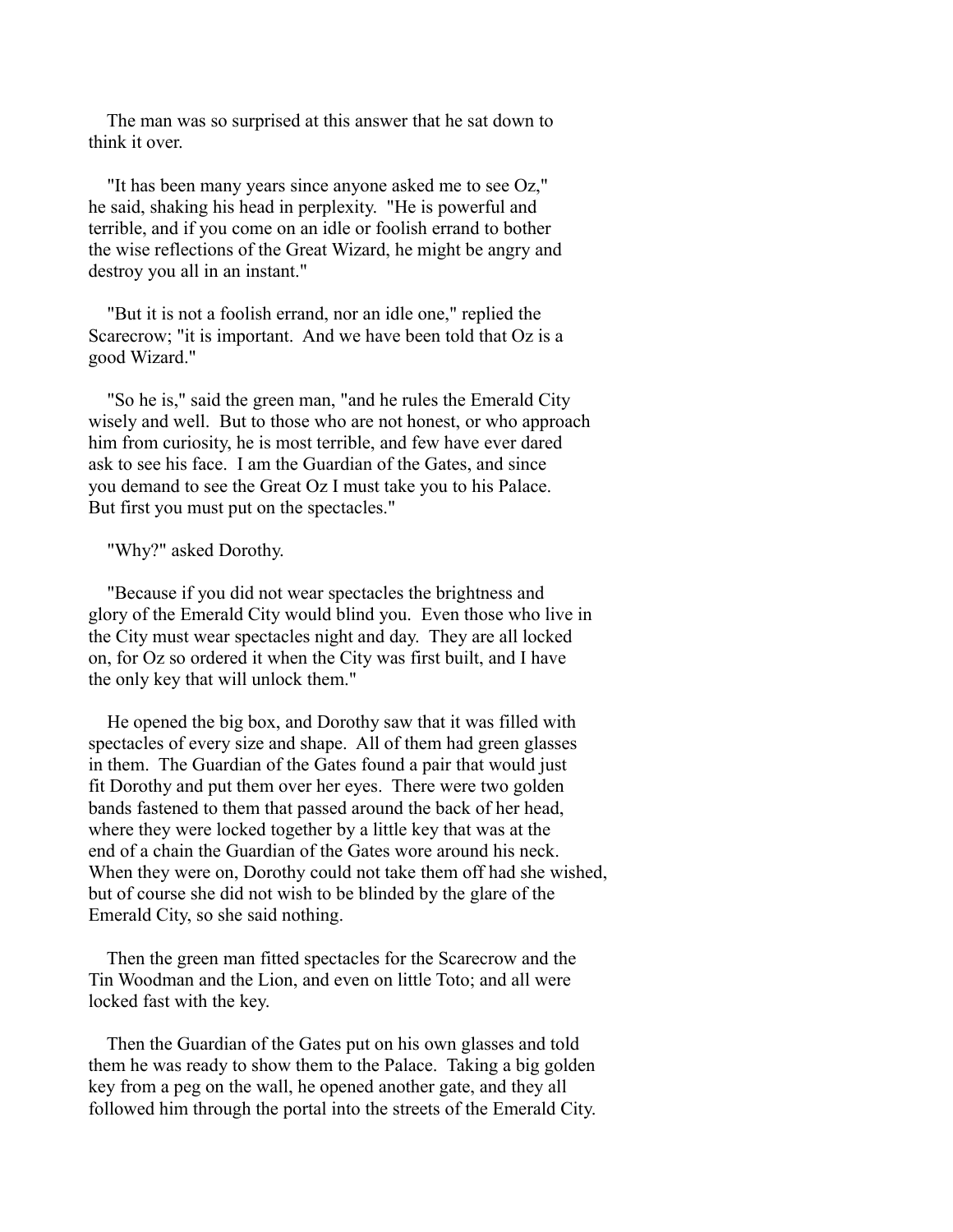The man was so surprised at this answer that he sat down to think it over.

"It has been many years since anyone asked me to see Oz," he said, shaking his head in perplexity. "He is powerful and terrible, and if you come on an idle or foolish errand to bother the wise reflections of the Great Wizard, he might be angry and destroy you all in an instant."

"But it is not a foolish errand, nor an idle one," replied the Scarecrow; "it is important. And we have been told that Oz is a good Wizard."

"So he is," said the green man, "and he rules the Emerald City wisely and well. But to those who are not honest, or who approach him from curiosity, he is most terrible, and few have ever dared ask to see his face. I am the Guardian of the Gates, and since you demand to see the Great Oz I must take you to his Palace. But first you must put on the spectacles."

"Why?" asked Dorothy.

"Because if you did not wear spectacles the brightness and glory of the Emerald City would blind you. Even those who live in the City must wear spectacles night and day. They are all locked on, for Oz so ordered it when the City was first built, and I have the only key that will unlock them."

He opened the big box, and Dorothy saw that it was filled with spectacles of every size and shape. All of them had green glasses in them. The Guardian of the Gates found a pair that would just fit Dorothy and put them over her eyes. There were two golden bands fastened to them that passed around the back of her head, where they were locked together by a little key that was at the end of a chain the Guardian of the Gates wore around his neck. When they were on, Dorothy could not take them off had she wished, but of course she did not wish to be blinded by the glare of the Emerald City, so she said nothing.

Then the green man fitted spectacles for the Scarecrow and the Tin Woodman and the Lion, and even on little Toto; and all were locked fast with the key.

Then the Guardian of the Gates put on his own glasses and told them he was ready to show them to the Palace. Taking a big golden key from a peg on the wall, he opened another gate, and they all followed him through the portal into the streets of the Emerald City.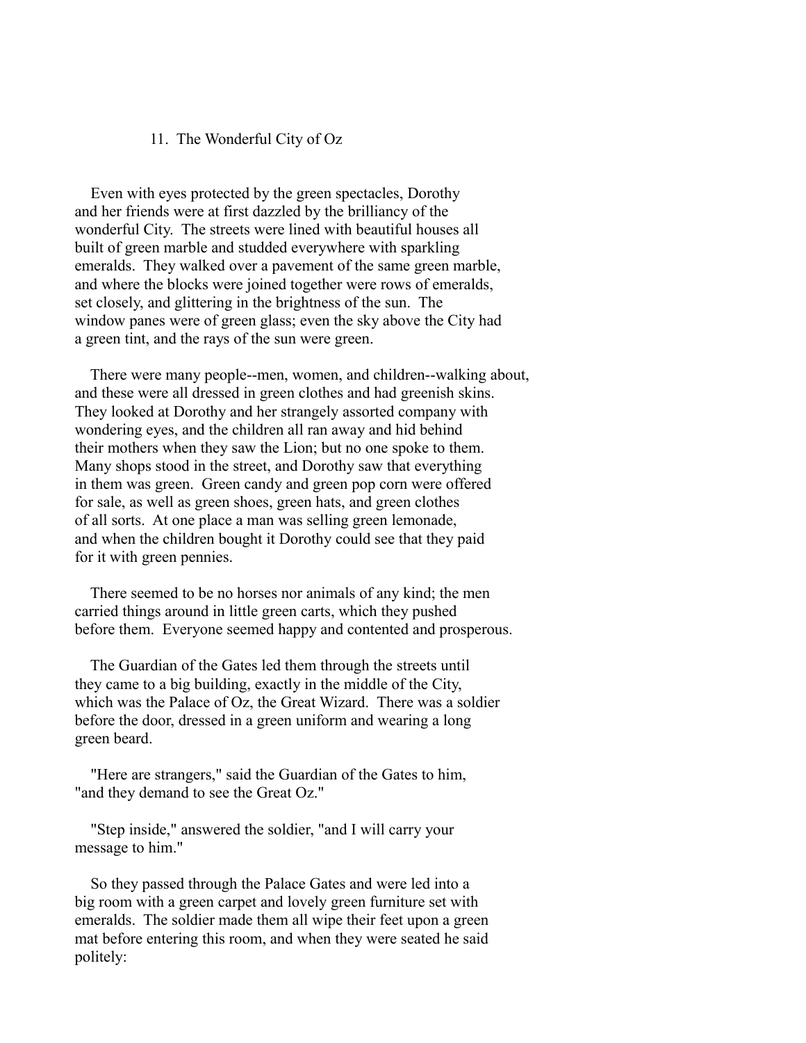## 11. The Wonderful City of Oz

Even with eyes protected by the green spectacles, Dorothy and her friends were at first dazzled by the brilliancy of the wonderful City. The streets were lined with beautiful houses all built of green marble and studded everywhere with sparkling emeralds. They walked over a pavement of the same green marble, and where the blocks were joined together were rows of emeralds, set closely, and glittering in the brightness of the sun. The window panes were of green glass; even the sky above the City had a green tint, and the rays of the sun were green.

There were many people--men, women, and children--walking about, and these were all dressed in green clothes and had greenish skins. They looked at Dorothy and her strangely assorted company with wondering eyes, and the children all ran away and hid behind their mothers when they saw the Lion; but no one spoke to them. Many shops stood in the street, and Dorothy saw that everything in them was green. Green candy and green pop corn were offered for sale, as well as green shoes, green hats, and green clothes of all sorts. At one place a man was selling green lemonade, and when the children bought it Dorothy could see that they paid for it with green pennies.

There seemed to be no horses nor animals of any kind; the men carried things around in little green carts, which they pushed before them. Everyone seemed happy and contented and prosperous.

The Guardian of the Gates led them through the streets until they came to a big building, exactly in the middle of the City, which was the Palace of Oz, the Great Wizard. There was a soldier before the door, dressed in a green uniform and wearing a long green beard.

"Here are strangers," said the Guardian of the Gates to him, "and they demand to see the Great Oz."

"Step inside," answered the soldier, "and I will carry your message to him."

So they passed through the Palace Gates and were led into a big room with a green carpet and lovely green furniture set with emeralds. The soldier made them all wipe their feet upon a green mat before entering this room, and when they were seated he said politely: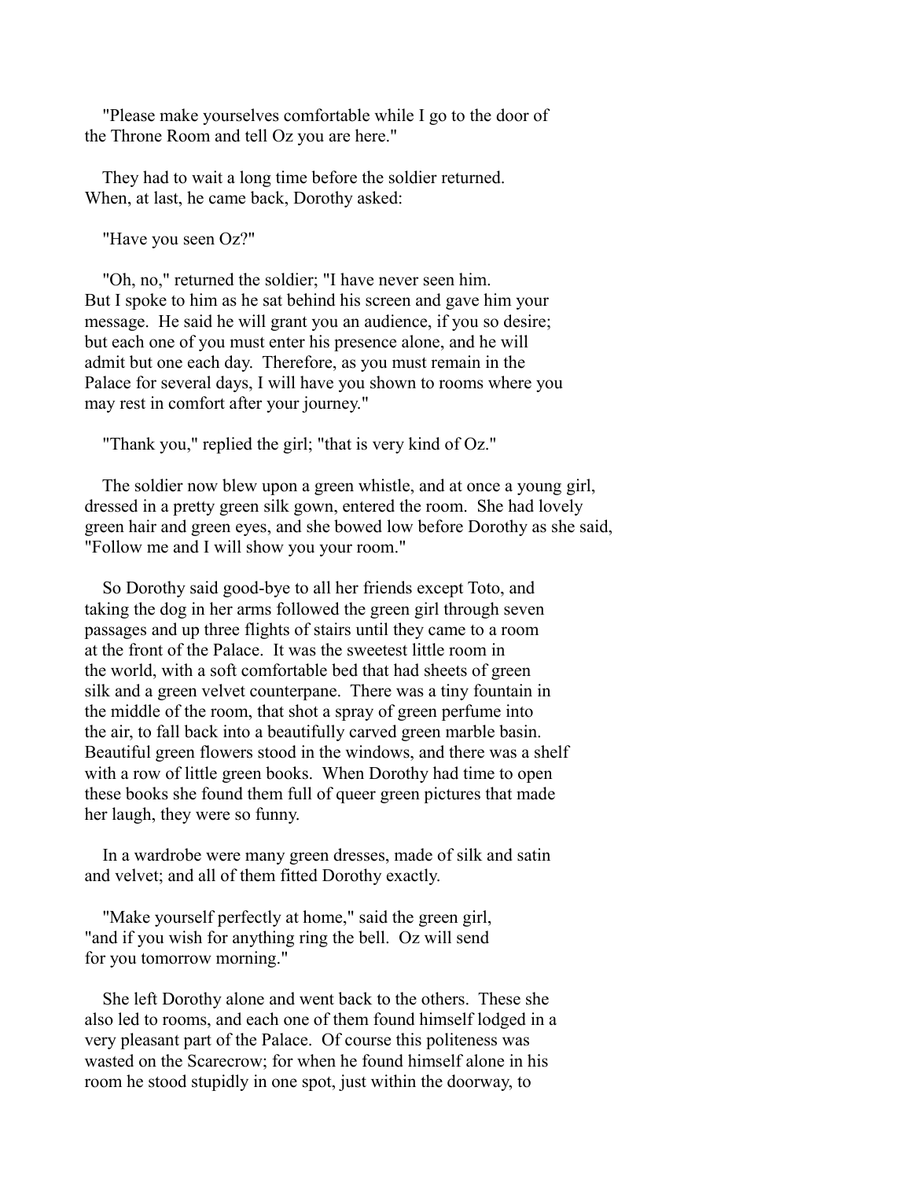"Please make yourselves comfortable while I go to the door of the Throne Room and tell Oz you are here."

They had to wait a long time before the soldier returned. When, at last, he came back, Dorothy asked:

"Have you seen Oz?"

"Oh, no," returned the soldier; "I have never seen him. But I spoke to him as he sat behind his screen and gave him your message. He said he will grant you an audience, if you so desire; but each one of you must enter his presence alone, and he will admit but one each day. Therefore, as you must remain in the Palace for several days, I will have you shown to rooms where you may rest in comfort after your journey."

"Thank you," replied the girl; "that is very kind of Oz."

The soldier now blew upon a green whistle, and at once a young girl, dressed in a pretty green silk gown, entered the room. She had lovely green hair and green eyes, and she bowed low before Dorothy as she said, "Follow me and I will show you your room."

So Dorothy said good-bye to all her friends except Toto, and taking the dog in her arms followed the green girl through seven passages and up three flights of stairs until they came to a room at the front of the Palace. It was the sweetest little room in the world, with a soft comfortable bed that had sheets of green silk and a green velvet counterpane. There was a tiny fountain in the middle of the room, that shot a spray of green perfume into the air, to fall back into a beautifully carved green marble basin. Beautiful green flowers stood in the windows, and there was a shelf with a row of little green books. When Dorothy had time to open these books she found them full of queer green pictures that made her laugh, they were so funny.

In a wardrobe were many green dresses, made of silk and satin and velvet; and all of them fitted Dorothy exactly.

"Make yourself perfectly at home," said the green girl, "and if you wish for anything ring the bell. Oz will send for you tomorrow morning."

She left Dorothy alone and went back to the others. These she also led to rooms, and each one of them found himself lodged in a very pleasant part of the Palace. Of course this politeness was wasted on the Scarecrow; for when he found himself alone in his room he stood stupidly in one spot, just within the doorway, to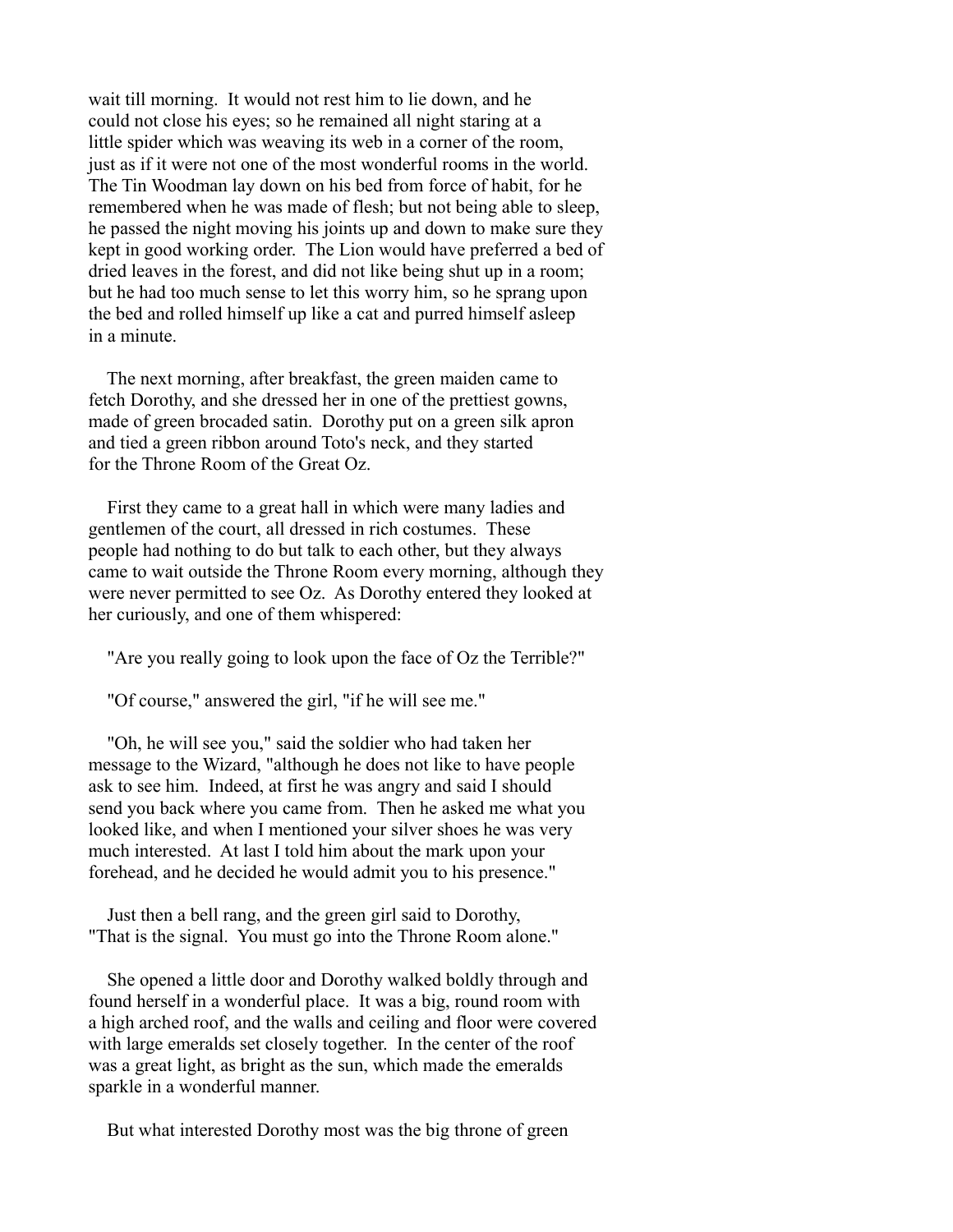wait till morning. It would not rest him to lie down, and he could not close his eyes; so he remained all night staring at a little spider which was weaving its web in a corner of the room, just as if it were not one of the most wonderful rooms in the world. The Tin Woodman lay down on his bed from force of habit, for he remembered when he was made of flesh; but not being able to sleep, he passed the night moving his joints up and down to make sure they kept in good working order. The Lion would have preferred a bed of dried leaves in the forest, and did not like being shut up in a room; but he had too much sense to let this worry him, so he sprang upon the bed and rolled himself up like a cat and purred himself asleep in a minute.

The next morning, after breakfast, the green maiden came to fetch Dorothy, and she dressed her in one of the prettiest gowns, made of green brocaded satin. Dorothy put on a green silk apron and tied a green ribbon around Toto's neck, and they started for the Throne Room of the Great Oz.

First they came to a great hall in which were many ladies and gentlemen of the court, all dressed in rich costumes. These people had nothing to do but talk to each other, but they always came to wait outside the Throne Room every morning, although they were never permitted to see Oz. As Dorothy entered they looked at her curiously, and one of them whispered:

"Are you really going to look upon the face of Oz the Terrible?"

"Of course," answered the girl, "if he will see me."

"Oh, he will see you," said the soldier who had taken her message to the Wizard, "although he does not like to have people ask to see him. Indeed, at first he was angry and said I should send you back where you came from. Then he asked me what you looked like, and when I mentioned your silver shoes he was very much interested. At last I told him about the mark upon your forehead, and he decided he would admit you to his presence."

Just then a bell rang, and the green girl said to Dorothy, "That is the signal. You must go into the Throne Room alone."

She opened a little door and Dorothy walked boldly through and found herself in a wonderful place. It was a big, round room with a high arched roof, and the walls and ceiling and floor were covered with large emeralds set closely together. In the center of the roof was a great light, as bright as the sun, which made the emeralds sparkle in a wonderful manner.

But what interested Dorothy most was the big throne of green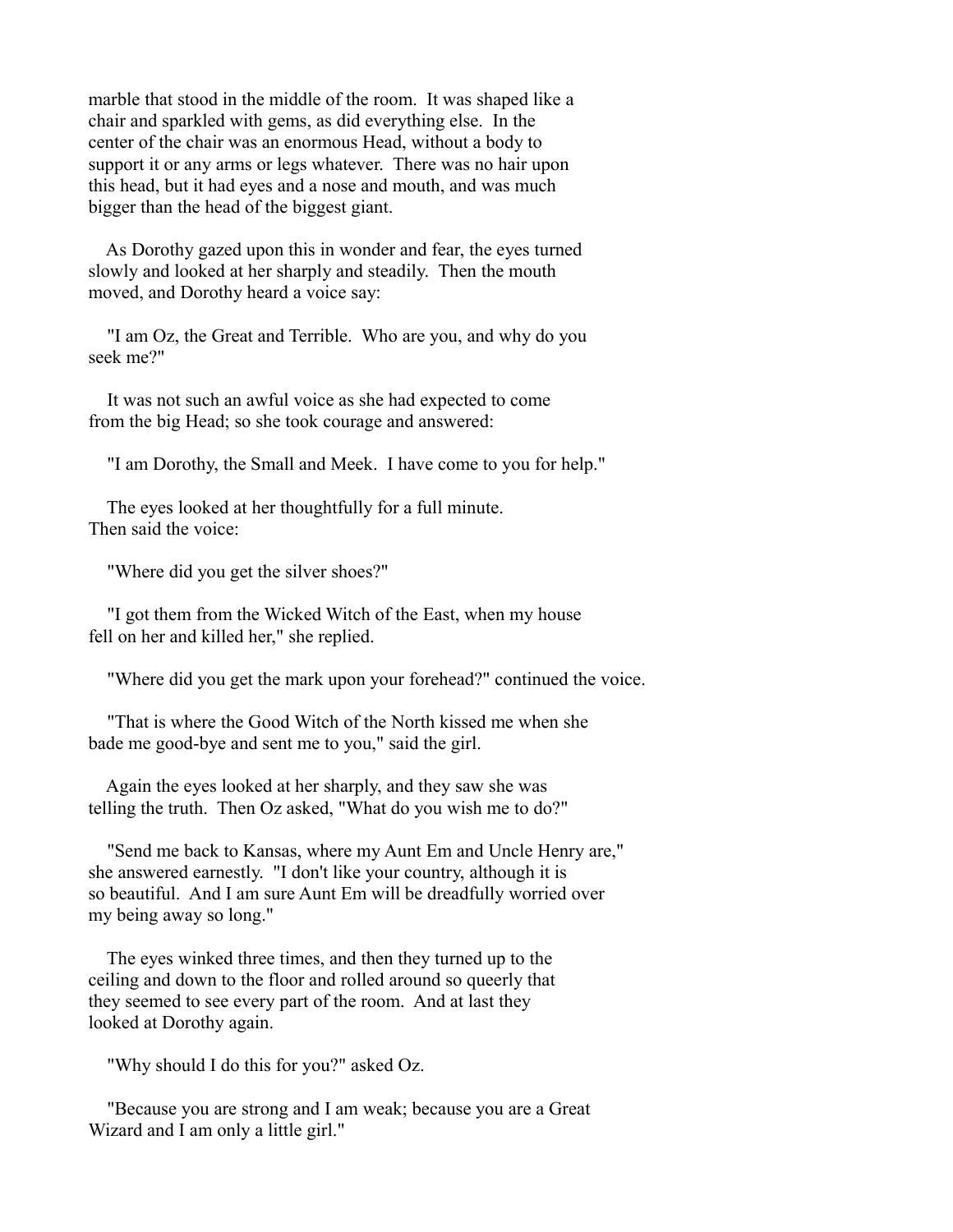marble that stood in the middle of the room. It was shaped like a chair and sparkled with gems, as did everything else. In the center of the chair was an enormous Head, without a body to support it or any arms or legs whatever. There was no hair upon this head, but it had eyes and a nose and mouth, and was much bigger than the head of the biggest giant.

As Dorothy gazed upon this in wonder and fear, the eyes turned slowly and looked at her sharply and steadily. Then the mouth moved, and Dorothy heard a voice say:

"I am Oz, the Great and Terrible. Who are you, and why do you seek me?"

It was not such an awful voice as she had expected to come from the big Head; so she took courage and answered:

"I am Dorothy, the Small and Meek. I have come to you for help."

The eyes looked at her thoughtfully for a full minute. Then said the voice:

"Where did you get the silver shoes?"

"I got them from the Wicked Witch of the East, when my house fell on her and killed her," she replied.

"Where did you get the mark upon your forehead?" continued the voice.

"That is where the Good Witch of the North kissed me when she bade me good-bye and sent me to you," said the girl.

Again the eyes looked at her sharply, and they saw she was telling the truth. Then Oz asked, "What do you wish me to do?"

"Send me back to Kansas, where my Aunt Em and Uncle Henry are," she answered earnestly. "I don't like your country, although it is so beautiful. And I am sure Aunt Em will be dreadfully worried over my being away so long."

The eyes winked three times, and then they turned up to the ceiling and down to the floor and rolled around so queerly that they seemed to see every part of the room. And at last they looked at Dorothy again.

"Why should I do this for you?" asked Oz.

"Because you are strong and I am weak; because you are a Great Wizard and I am only a little girl."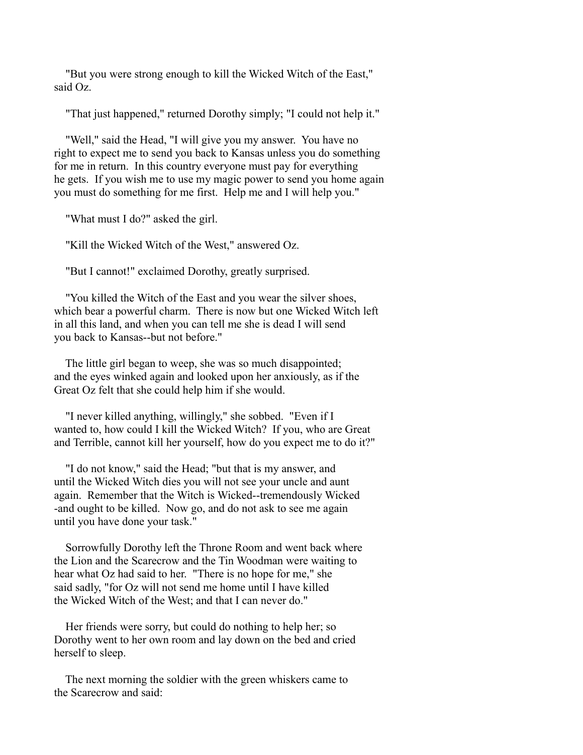"But you were strong enough to kill the Wicked Witch of the East," said Oz.

"That just happened," returned Dorothy simply; "I could not help it."

"Well," said the Head, "I will give you my answer. You have no right to expect me to send you back to Kansas unless you do something for me in return. In this country everyone must pay for everything he gets. If you wish me to use my magic power to send you home again you must do something for me first. Help me and I will help you."

"What must I do?" asked the girl.

"Kill the Wicked Witch of the West," answered Oz.

"But I cannot!" exclaimed Dorothy, greatly surprised.

"You killed the Witch of the East and you wear the silver shoes, which bear a powerful charm. There is now but one Wicked Witch left in all this land, and when you can tell me she is dead I will send you back to Kansas--but not before."

The little girl began to weep, she was so much disappointed; and the eyes winked again and looked upon her anxiously, as if the Great Oz felt that she could help him if she would.

"I never killed anything, willingly," she sobbed. "Even if I wanted to, how could I kill the Wicked Witch? If you, who are Great and Terrible, cannot kill her yourself, how do you expect me to do it?"

"I do not know," said the Head; "but that is my answer, and until the Wicked Witch dies you will not see your uncle and aunt again. Remember that the Witch is Wicked--tremendously Wicked -and ought to be killed. Now go, and do not ask to see me again until you have done your task."

Sorrowfully Dorothy left the Throne Room and went back where the Lion and the Scarecrow and the Tin Woodman were waiting to hear what Oz had said to her. "There is no hope for me," she said sadly, "for Oz will not send me home until I have killed the Wicked Witch of the West; and that I can never do."

Her friends were sorry, but could do nothing to help her; so Dorothy went to her own room and lay down on the bed and cried herself to sleep.

The next morning the soldier with the green whiskers came to the Scarecrow and said: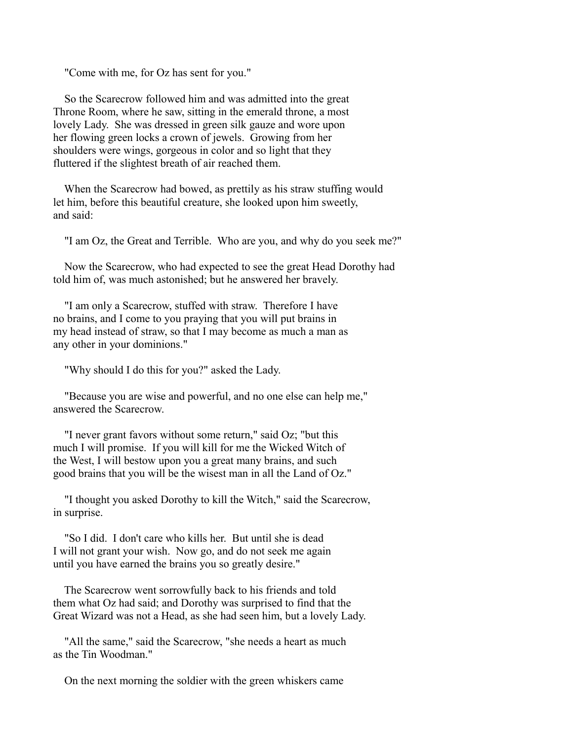"Come with me, for Oz has sent for you."

So the Scarecrow followed him and was admitted into the great Throne Room, where he saw, sitting in the emerald throne, a most lovely Lady. She was dressed in green silk gauze and wore upon her flowing green locks a crown of jewels. Growing from her shoulders were wings, gorgeous in color and so light that they fluttered if the slightest breath of air reached them.

When the Scarecrow had bowed, as prettily as his straw stuffing would let him, before this beautiful creature, she looked upon him sweetly, and said:

"I am Oz, the Great and Terrible. Who are you, and why do you seek me?"

Now the Scarecrow, who had expected to see the great Head Dorothy had told him of, was much astonished; but he answered her bravely.

"I am only a Scarecrow, stuffed with straw. Therefore I have no brains, and I come to you praying that you will put brains in my head instead of straw, so that I may become as much a man as any other in your dominions."

"Why should I do this for you?" asked the Lady.

"Because you are wise and powerful, and no one else can help me," answered the Scarecrow.

"I never grant favors without some return," said Oz; "but this much I will promise. If you will kill for me the Wicked Witch of the West, I will bestow upon you a great many brains, and such good brains that you will be the wisest man in all the Land of Oz."

"I thought you asked Dorothy to kill the Witch," said the Scarecrow, in surprise.

"So I did. I don't care who kills her. But until she is dead I will not grant your wish. Now go, and do not seek me again until you have earned the brains you so greatly desire."

The Scarecrow went sorrowfully back to his friends and told them what Oz had said; and Dorothy was surprised to find that the Great Wizard was not a Head, as she had seen him, but a lovely Lady.

"All the same," said the Scarecrow, "she needs a heart as much as the Tin Woodman."

On the next morning the soldier with the green whiskers came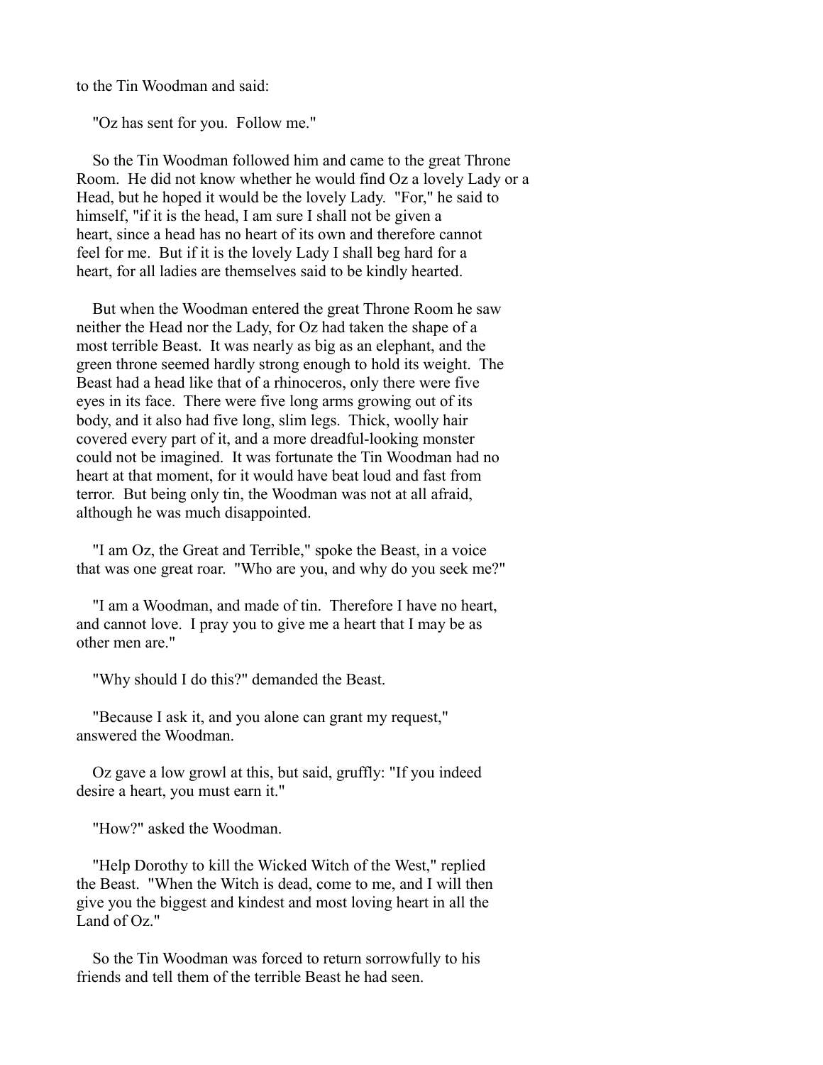to the Tin Woodman and said:

"Oz has sent for you. Follow me."

So the Tin Woodman followed him and came to the great Throne Room. He did not know whether he would find Oz a lovely Lady or a Head, but he hoped it would be the lovely Lady. "For," he said to himself, "if it is the head, I am sure I shall not be given a heart, since a head has no heart of its own and therefore cannot feel for me. But if it is the lovely Lady I shall beg hard for a heart, for all ladies are themselves said to be kindly hearted.

But when the Woodman entered the great Throne Room he saw neither the Head nor the Lady, for Oz had taken the shape of a most terrible Beast. It was nearly as big as an elephant, and the green throne seemed hardly strong enough to hold its weight. The Beast had a head like that of a rhinoceros, only there were five eyes in its face. There were five long arms growing out of its body, and it also had five long, slim legs. Thick, woolly hair covered every part of it, and a more dreadful-looking monster could not be imagined. It was fortunate the Tin Woodman had no heart at that moment, for it would have beat loud and fast from terror. But being only tin, the Woodman was not at all afraid, although he was much disappointed.

"I am Oz, the Great and Terrible," spoke the Beast, in a voice that was one great roar. "Who are you, and why do you seek me?"

"I am a Woodman, and made of tin. Therefore I have no heart, and cannot love. I pray you to give me a heart that I may be as other men are."

"Why should I do this?" demanded the Beast.

"Because I ask it, and you alone can grant my request," answered the Woodman.

Oz gave a low growl at this, but said, gruffly: "If you indeed desire a heart, you must earn it."

"How?" asked the Woodman.

"Help Dorothy to kill the Wicked Witch of the West," replied the Beast. "When the Witch is dead, come to me, and I will then give you the biggest and kindest and most loving heart in all the Land of Oz."

So the Tin Woodman was forced to return sorrowfully to his friends and tell them of the terrible Beast he had seen.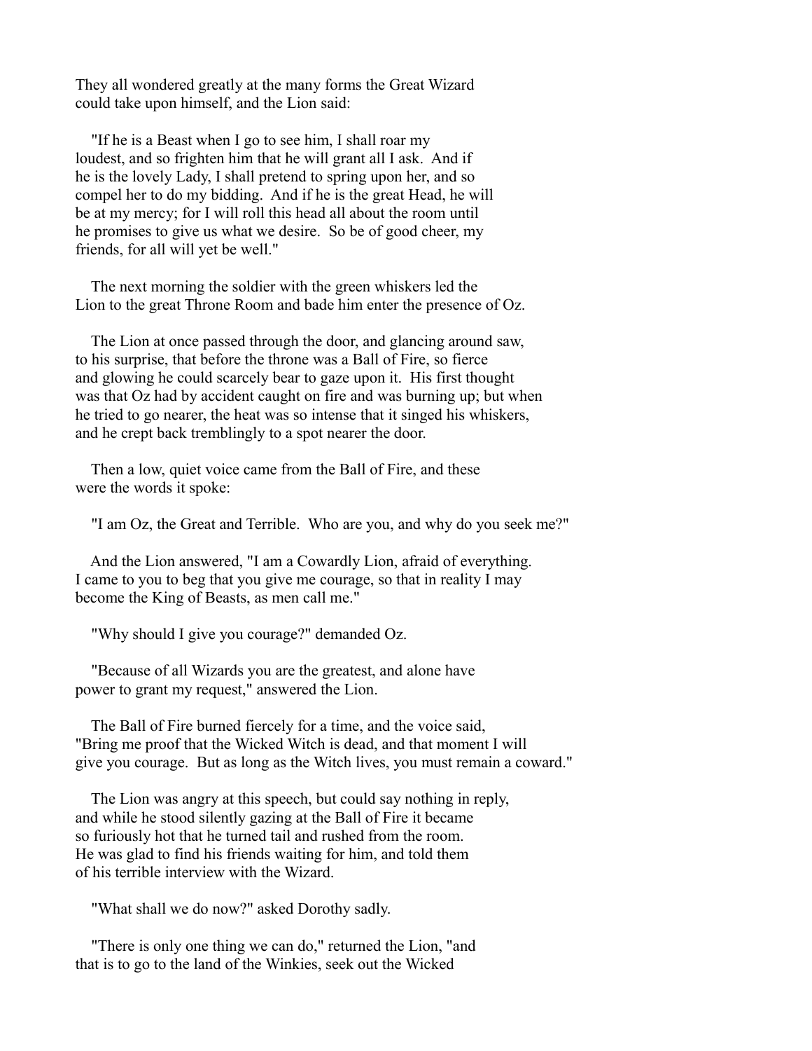They all wondered greatly at the many forms the Great Wizard could take upon himself, and the Lion said:

"If he is a Beast when I go to see him, I shall roar my loudest, and so frighten him that he will grant all I ask. And if he is the lovely Lady, I shall pretend to spring upon her, and so compel her to do my bidding. And if he is the great Head, he will be at my mercy; for I will roll this head all about the room until he promises to give us what we desire. So be of good cheer, my friends, for all will yet be well."

The next morning the soldier with the green whiskers led the Lion to the great Throne Room and bade him enter the presence of Oz.

The Lion at once passed through the door, and glancing around saw, to his surprise, that before the throne was a Ball of Fire, so fierce and glowing he could scarcely bear to gaze upon it. His first thought was that Oz had by accident caught on fire and was burning up; but when he tried to go nearer, the heat was so intense that it singed his whiskers, and he crept back tremblingly to a spot nearer the door.

Then a low, quiet voice came from the Ball of Fire, and these were the words it spoke:

"I am Oz, the Great and Terrible. Who are you, and why do you seek me?"

And the Lion answered, "I am a Cowardly Lion, afraid of everything. I came to you to beg that you give me courage, so that in reality I may become the King of Beasts, as men call me."

"Why should I give you courage?" demanded Oz.

"Because of all Wizards you are the greatest, and alone have power to grant my request," answered the Lion.

The Ball of Fire burned fiercely for a time, and the voice said, "Bring me proof that the Wicked Witch is dead, and that moment I will give you courage. But as long as the Witch lives, you must remain a coward."

The Lion was angry at this speech, but could say nothing in reply, and while he stood silently gazing at the Ball of Fire it became so furiously hot that he turned tail and rushed from the room. He was glad to find his friends waiting for him, and told them of his terrible interview with the Wizard.

"What shall we do now?" asked Dorothy sadly.

"There is only one thing we can do," returned the Lion, "and that is to go to the land of the Winkies, seek out the Wicked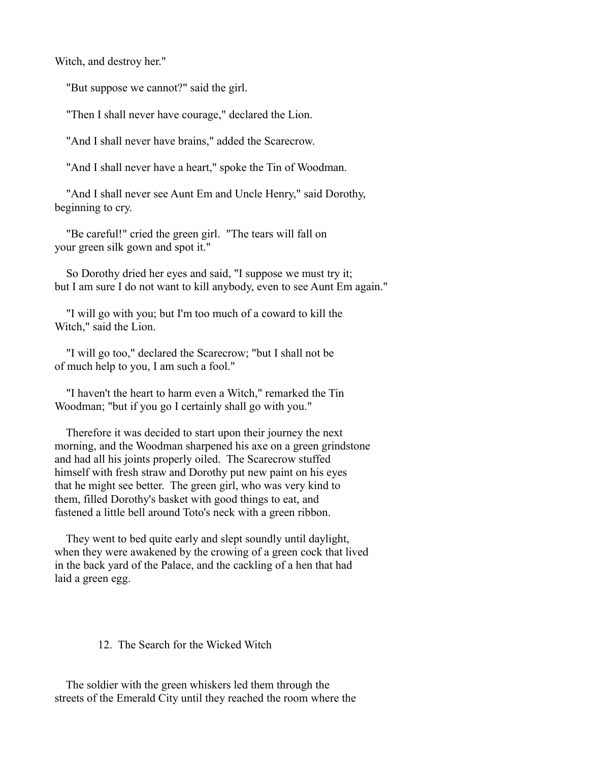Witch, and destroy her."

"But suppose we cannot?" said the girl.

"Then I shall never have courage," declared the Lion.

"And I shall never have brains," added the Scarecrow.

"And I shall never have a heart," spoke the Tin of Woodman.

"And I shall never see Aunt Em and Uncle Henry," said Dorothy, beginning to cry.

"Be careful!" cried the green girl. "The tears will fall on your green silk gown and spot it."

So Dorothy dried her eyes and said, "I suppose we must try it; but I am sure I do not want to kill anybody, even to see Aunt Em again."

"I will go with you; but I'm too much of a coward to kill the Witch," said the Lion.

"I will go too," declared the Scarecrow; "but I shall not be of much help to you, I am such a fool."

"I haven't the heart to harm even a Witch," remarked the Tin Woodman; "but if you go I certainly shall go with you."

Therefore it was decided to start upon their journey the next morning, and the Woodman sharpened his axe on a green grindstone and had all his joints properly oiled. The Scarecrow stuffed himself with fresh straw and Dorothy put new paint on his eyes that he might see better. The green girl, who was very kind to them, filled Dorothy's basket with good things to eat, and fastened a little bell around Toto's neck with a green ribbon.

They went to bed quite early and slept soundly until daylight, when they were awakened by the crowing of a green cock that lived in the back yard of the Palace, and the cackling of a hen that had laid a green egg.

## 12. The Search for the Wicked Witch

The soldier with the green whiskers led them through the streets of the Emerald City until they reached the room where the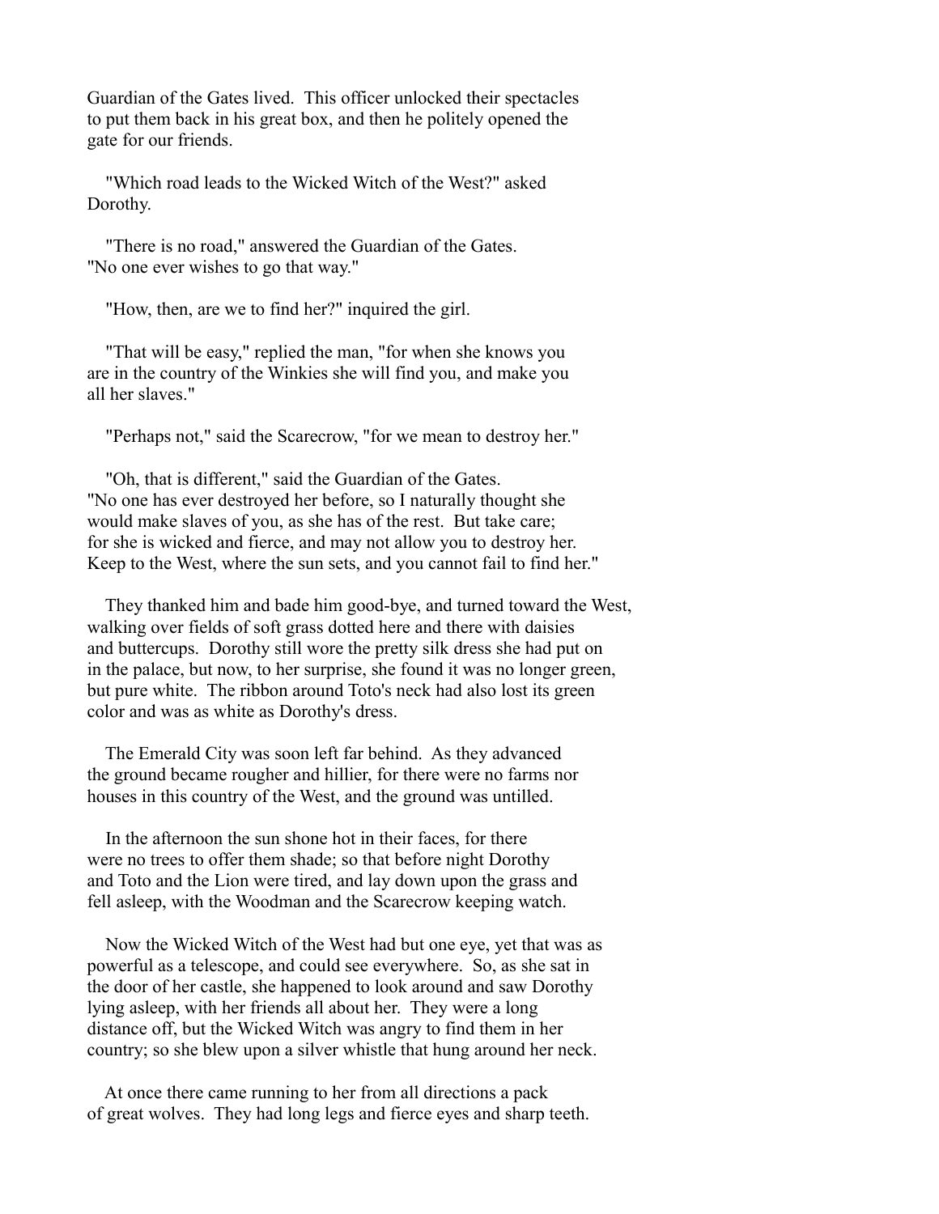Guardian of the Gates lived. This officer unlocked their spectacles to put them back in his great box, and then he politely opened the gate for our friends.

"Which road leads to the Wicked Witch of the West?" asked Dorothy.

"There is no road," answered the Guardian of the Gates. "No one ever wishes to go that way."

"How, then, are we to find her?" inquired the girl.

"That will be easy," replied the man, "for when she knows you are in the country of the Winkies she will find you, and make you all her slaves."

"Perhaps not," said the Scarecrow, "for we mean to destroy her."

"Oh, that is different," said the Guardian of the Gates. "No one has ever destroyed her before, so I naturally thought she would make slaves of you, as she has of the rest. But take care; for she is wicked and fierce, and may not allow you to destroy her. Keep to the West, where the sun sets, and you cannot fail to find her."

They thanked him and bade him good-bye, and turned toward the West, walking over fields of soft grass dotted here and there with daisies and buttercups. Dorothy still wore the pretty silk dress she had put on in the palace, but now, to her surprise, she found it was no longer green, but pure white. The ribbon around Toto's neck had also lost its green color and was as white as Dorothy's dress.

The Emerald City was soon left far behind. As they advanced the ground became rougher and hillier, for there were no farms nor houses in this country of the West, and the ground was untilled.

In the afternoon the sun shone hot in their faces, for there were no trees to offer them shade; so that before night Dorothy and Toto and the Lion were tired, and lay down upon the grass and fell asleep, with the Woodman and the Scarecrow keeping watch.

Now the Wicked Witch of the West had but one eye, yet that was as powerful as a telescope, and could see everywhere. So, as she sat in the door of her castle, she happened to look around and saw Dorothy lying asleep, with her friends all about her. They were a long distance off, but the Wicked Witch was angry to find them in her country; so she blew upon a silver whistle that hung around her neck.

At once there came running to her from all directions a pack of great wolves. They had long legs and fierce eyes and sharp teeth.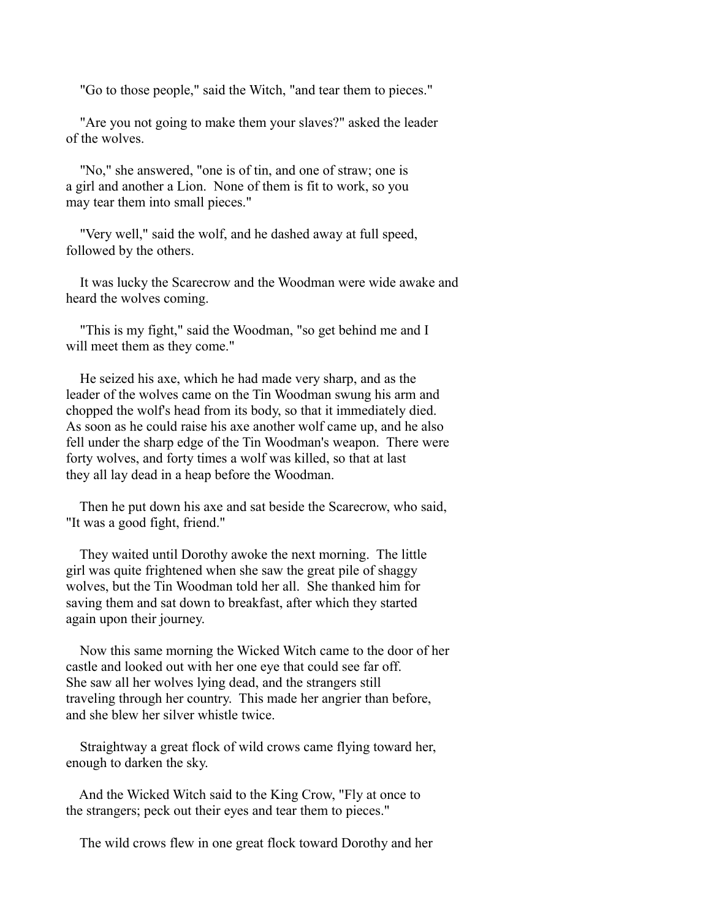"Go to those people," said the Witch, "and tear them to pieces."

"Are you not going to make them your slaves?" asked the leader of the wolves.

"No," she answered, "one is of tin, and one of straw; one is a girl and another a Lion. None of them is fit to work, so you may tear them into small pieces."

"Very well," said the wolf, and he dashed away at full speed, followed by the others.

It was lucky the Scarecrow and the Woodman were wide awake and heard the wolves coming.

"This is my fight," said the Woodman, "so get behind me and I will meet them as they come."

He seized his axe, which he had made very sharp, and as the leader of the wolves came on the Tin Woodman swung his arm and chopped the wolf's head from its body, so that it immediately died. As soon as he could raise his axe another wolf came up, and he also fell under the sharp edge of the Tin Woodman's weapon. There were forty wolves, and forty times a wolf was killed, so that at last they all lay dead in a heap before the Woodman.

Then he put down his axe and sat beside the Scarecrow, who said, "It was a good fight, friend."

They waited until Dorothy awoke the next morning. The little girl was quite frightened when she saw the great pile of shaggy wolves, but the Tin Woodman told her all. She thanked him for saving them and sat down to breakfast, after which they started again upon their journey.

Now this same morning the Wicked Witch came to the door of her castle and looked out with her one eye that could see far off. She saw all her wolves lying dead, and the strangers still traveling through her country. This made her angrier than before, and she blew her silver whistle twice.

Straightway a great flock of wild crows came flying toward her, enough to darken the sky.

And the Wicked Witch said to the King Crow, "Fly at once to the strangers; peck out their eyes and tear them to pieces."

The wild crows flew in one great flock toward Dorothy and her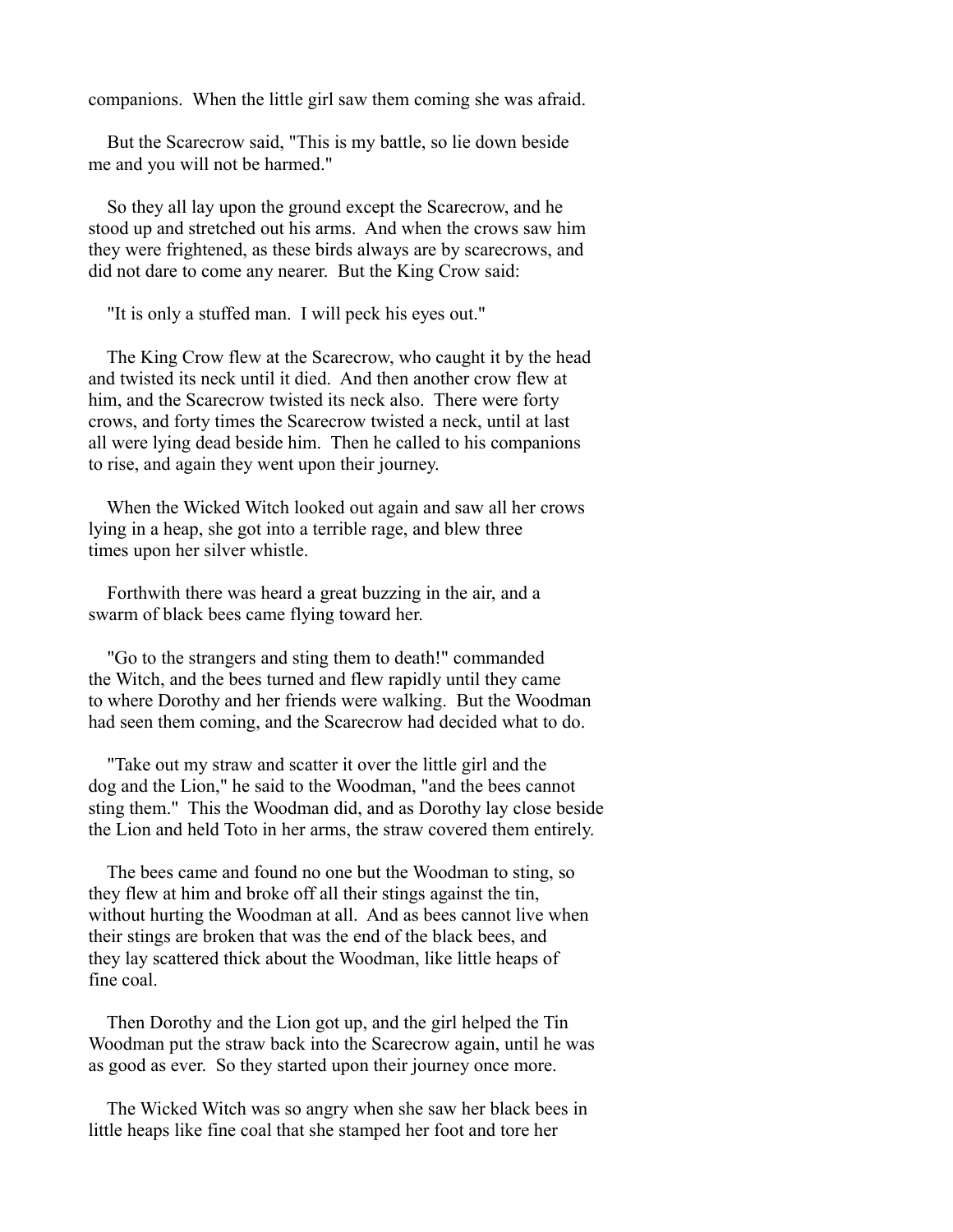companions. When the little girl saw them coming she was afraid.

But the Scarecrow said, "This is my battle, so lie down beside me and you will not be harmed."

So they all lay upon the ground except the Scarecrow, and he stood up and stretched out his arms. And when the crows saw him they were frightened, as these birds always are by scarecrows, and did not dare to come any nearer. But the King Crow said:

"It is only a stuffed man. I will peck his eyes out."

The King Crow flew at the Scarecrow, who caught it by the head and twisted its neck until it died. And then another crow flew at him, and the Scarecrow twisted its neck also. There were forty crows, and forty times the Scarecrow twisted a neck, until at last all were lying dead beside him. Then he called to his companions to rise, and again they went upon their journey.

When the Wicked Witch looked out again and saw all her crows lying in a heap, she got into a terrible rage, and blew three times upon her silver whistle.

Forthwith there was heard a great buzzing in the air, and a swarm of black bees came flying toward her.

"Go to the strangers and sting them to death!" commanded the Witch, and the bees turned and flew rapidly until they came to where Dorothy and her friends were walking. But the Woodman had seen them coming, and the Scarecrow had decided what to do.

"Take out my straw and scatter it over the little girl and the dog and the Lion," he said to the Woodman, "and the bees cannot sting them." This the Woodman did, and as Dorothy lay close beside the Lion and held Toto in her arms, the straw covered them entirely.

The bees came and found no one but the Woodman to sting, so they flew at him and broke off all their stings against the tin, without hurting the Woodman at all. And as bees cannot live when their stings are broken that was the end of the black bees, and they lay scattered thick about the Woodman, like little heaps of fine coal.

Then Dorothy and the Lion got up, and the girl helped the Tin Woodman put the straw back into the Scarecrow again, until he was as good as ever. So they started upon their journey once more.

The Wicked Witch was so angry when she saw her black bees in little heaps like fine coal that she stamped her foot and tore her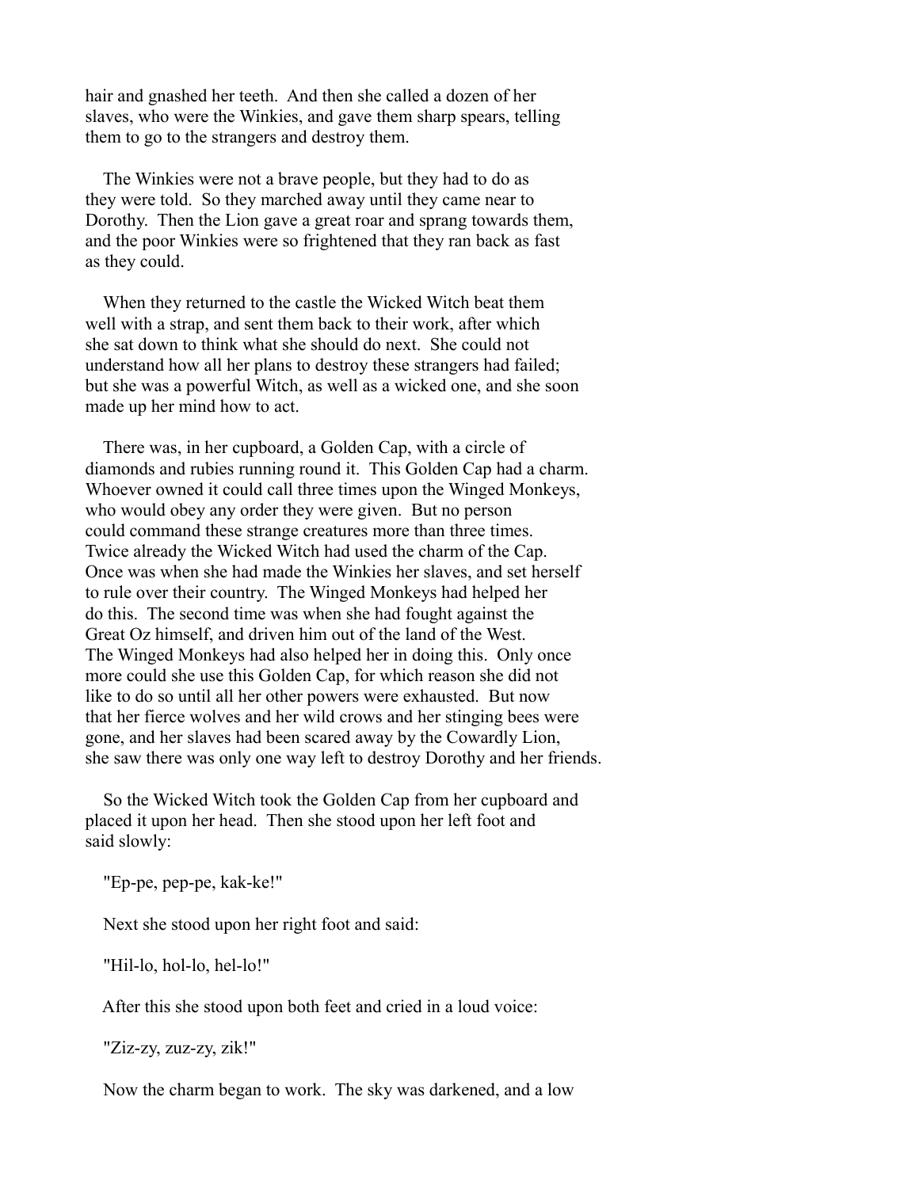hair and gnashed her teeth. And then she called a dozen of her slaves, who were the Winkies, and gave them sharp spears, telling them to go to the strangers and destroy them.

The Winkies were not a brave people, but they had to do as they were told. So they marched away until they came near to Dorothy. Then the Lion gave a great roar and sprang towards them, and the poor Winkies were so frightened that they ran back as fast as they could.

When they returned to the castle the Wicked Witch beat them well with a strap, and sent them back to their work, after which she sat down to think what she should do next. She could not understand how all her plans to destroy these strangers had failed; but she was a powerful Witch, as well as a wicked one, and she soon made up her mind how to act.

There was, in her cupboard, a Golden Cap, with a circle of diamonds and rubies running round it. This Golden Cap had a charm. Whoever owned it could call three times upon the Winged Monkeys, who would obey any order they were given. But no person could command these strange creatures more than three times. Twice already the Wicked Witch had used the charm of the Cap. Once was when she had made the Winkies her slaves, and set herself to rule over their country. The Winged Monkeys had helped her do this. The second time was when she had fought against the Great Oz himself, and driven him out of the land of the West. The Winged Monkeys had also helped her in doing this. Only once more could she use this Golden Cap, for which reason she did not like to do so until all her other powers were exhausted. But now that her fierce wolves and her wild crows and her stinging bees were gone, and her slaves had been scared away by the Cowardly Lion, she saw there was only one way left to destroy Dorothy and her friends.

So the Wicked Witch took the Golden Cap from her cupboard and placed it upon her head. Then she stood upon her left foot and said slowly:

"Ep-pe, pep-pe, kak-ke!"

Next she stood upon her right foot and said:

"Hil-lo, hol-lo, hel-lo!"

After this she stood upon both feet and cried in a loud voice:

"Ziz-zy, zuz-zy, zik!"

Now the charm began to work. The sky was darkened, and a low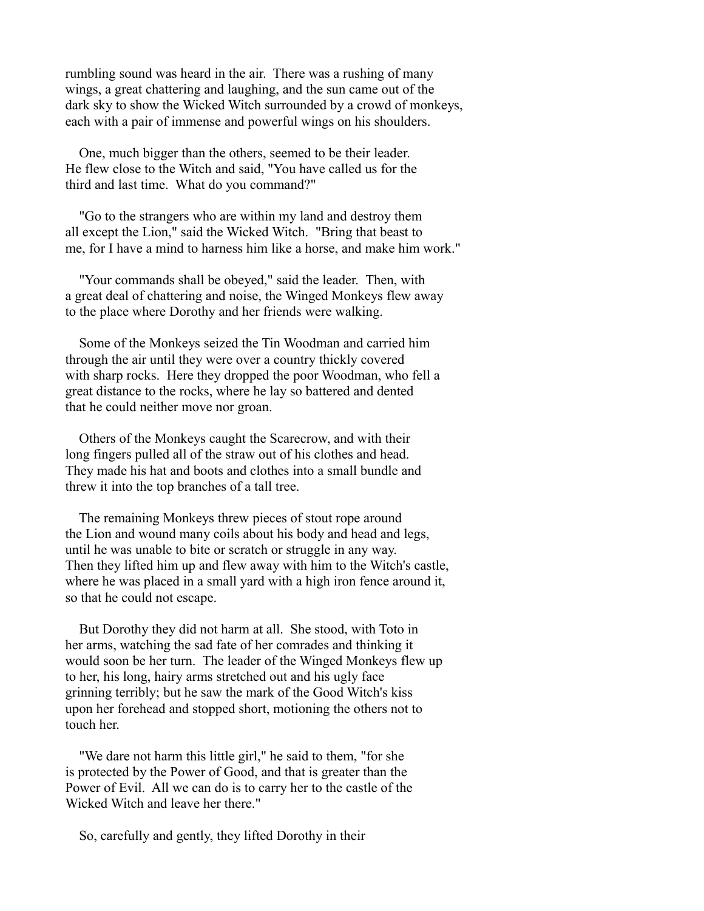rumbling sound was heard in the air. There was a rushing of many wings, a great chattering and laughing, and the sun came out of the dark sky to show the Wicked Witch surrounded by a crowd of monkeys, each with a pair of immense and powerful wings on his shoulders.

One, much bigger than the others, seemed to be their leader. He flew close to the Witch and said, "You have called us for the third and last time. What do you command?"

"Go to the strangers who are within my land and destroy them all except the Lion," said the Wicked Witch. "Bring that beast to me, for I have a mind to harness him like a horse, and make him work."

"Your commands shall be obeyed," said the leader. Then, with a great deal of chattering and noise, the Winged Monkeys flew away to the place where Dorothy and her friends were walking.

Some of the Monkeys seized the Tin Woodman and carried him through the air until they were over a country thickly covered with sharp rocks. Here they dropped the poor Woodman, who fell a great distance to the rocks, where he lay so battered and dented that he could neither move nor groan.

Others of the Monkeys caught the Scarecrow, and with their long fingers pulled all of the straw out of his clothes and head. They made his hat and boots and clothes into a small bundle and threw it into the top branches of a tall tree.

The remaining Monkeys threw pieces of stout rope around the Lion and wound many coils about his body and head and legs, until he was unable to bite or scratch or struggle in any way. Then they lifted him up and flew away with him to the Witch's castle, where he was placed in a small yard with a high iron fence around it, so that he could not escape.

But Dorothy they did not harm at all. She stood, with Toto in her arms, watching the sad fate of her comrades and thinking it would soon be her turn. The leader of the Winged Monkeys flew up to her, his long, hairy arms stretched out and his ugly face grinning terribly; but he saw the mark of the Good Witch's kiss upon her forehead and stopped short, motioning the others not to touch her.

"We dare not harm this little girl," he said to them, "for she is protected by the Power of Good, and that is greater than the Power of Evil. All we can do is to carry her to the castle of the Wicked Witch and leave her there."

So, carefully and gently, they lifted Dorothy in their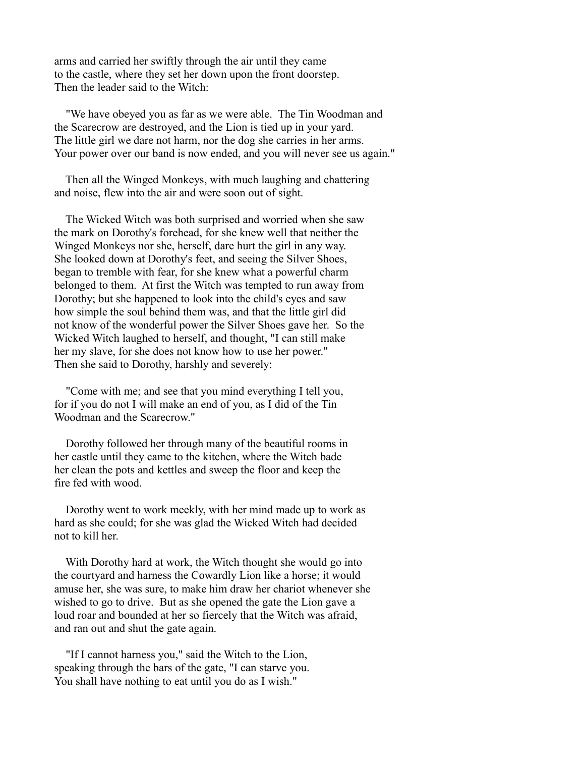arms and carried her swiftly through the air until they came to the castle, where they set her down upon the front doorstep. Then the leader said to the Witch:

"We have obeyed you as far as we were able. The Tin Woodman and the Scarecrow are destroyed, and the Lion is tied up in your yard. The little girl we dare not harm, nor the dog she carries in her arms. Your power over our band is now ended, and you will never see us again."

Then all the Winged Monkeys, with much laughing and chattering and noise, flew into the air and were soon out of sight.

The Wicked Witch was both surprised and worried when she saw the mark on Dorothy's forehead, for she knew well that neither the Winged Monkeys nor she, herself, dare hurt the girl in any way. She looked down at Dorothy's feet, and seeing the Silver Shoes, began to tremble with fear, for she knew what a powerful charm belonged to them. At first the Witch was tempted to run away from Dorothy; but she happened to look into the child's eyes and saw how simple the soul behind them was, and that the little girl did not know of the wonderful power the Silver Shoes gave her. So the Wicked Witch laughed to herself, and thought, "I can still make her my slave, for she does not know how to use her power." Then she said to Dorothy, harshly and severely:

"Come with me; and see that you mind everything I tell you, for if you do not I will make an end of you, as I did of the Tin Woodman and the Scarecrow."

Dorothy followed her through many of the beautiful rooms in her castle until they came to the kitchen, where the Witch bade her clean the pots and kettles and sweep the floor and keep the fire fed with wood.

Dorothy went to work meekly, with her mind made up to work as hard as she could; for she was glad the Wicked Witch had decided not to kill her.

With Dorothy hard at work, the Witch thought she would go into the courtyard and harness the Cowardly Lion like a horse; it would amuse her, she was sure, to make him draw her chariot whenever she wished to go to drive. But as she opened the gate the Lion gave a loud roar and bounded at her so fiercely that the Witch was afraid, and ran out and shut the gate again.

"If I cannot harness you," said the Witch to the Lion, speaking through the bars of the gate, "I can starve you. You shall have nothing to eat until you do as I wish."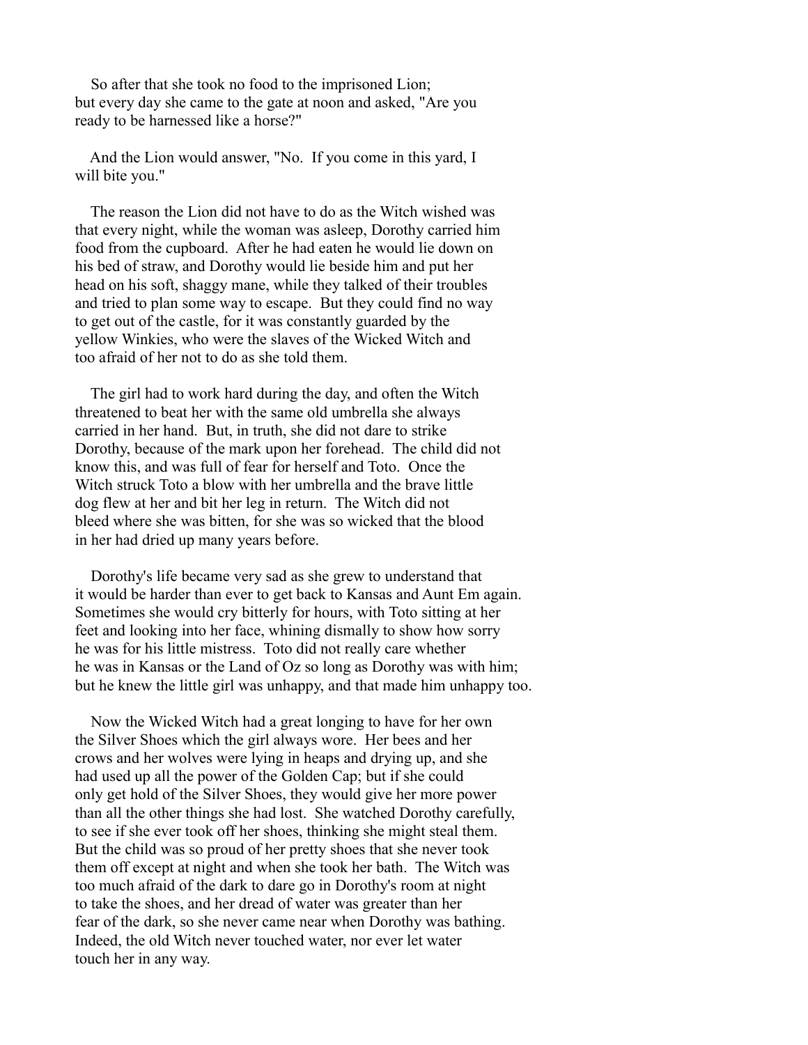So after that she took no food to the imprisoned Lion; but every day she came to the gate at noon and asked, "Are you ready to be harnessed like a horse?"

And the Lion would answer, "No.  If you come in this yard, I will bite you."

The reason the Lion did not have to do as the Witch wished was that every night, while the woman was asleep, Dorothy carried him food from the cupboard.  After he had eaten he would lie down on his bed of straw, and Dorothy would lie beside him and put her head on his soft, shaggy mane, while they talked of their troubles and tried to plan some way to escape.  But they could find no way to get out of the castle, for it was constantly guarded by the yellow Winkies, who were the slaves of the Wicked Witch and too afraid of her not to do as she told them.

The girl had to work hard during the day, and often the Witch threatened to beat her with the same old umbrella she always carried in her hand.  But, in truth, she did not dare to strike Dorothy, because of the mark upon her forehead.  The child did not know this, and was full of fear for herself and Toto.  Once the Witch struck Toto a blow with her umbrella and the brave little dog flew at her and bit her leg in return.  The Witch did not bleed where she was bitten, for she was so wicked that the blood in her had dried up many years before.

Dorothy's life became very sad as she grew to understand that it would be harder than ever to get back to Kansas and Aunt Em again. Sometimes she would cry bitterly for hours, with Toto sitting at her feet and looking into her face, whining dismally to show how sorry he was for his little mistress.  Toto did not really care whether he was in Kansas or the Land of Oz so long as Dorothy was with him; but he knew the little girl was unhappy, and that made him unhappy too.

Now the Wicked Witch had a great longing to have for her own the Silver Shoes which the girl always wore.  Her bees and her crows and her wolves were lying in heaps and drying up, and she had used up all the power of the Golden Cap; but if she could only get hold of the Silver Shoes, they would give her more power than all the other things she had lost.  She watched Dorothy carefully, to see if she ever took off her shoes, thinking she might steal them. But the child was so proud of her pretty shoes that she never took them off except at night and when she took her bath.  The Witch was too much afraid of the dark to dare go in Dorothy's room at night to take the shoes, and her dread of water was greater than her fear of the dark, so she never came near when Dorothy was bathing. Indeed, the old Witch never touched water, nor ever let water touch her in any way.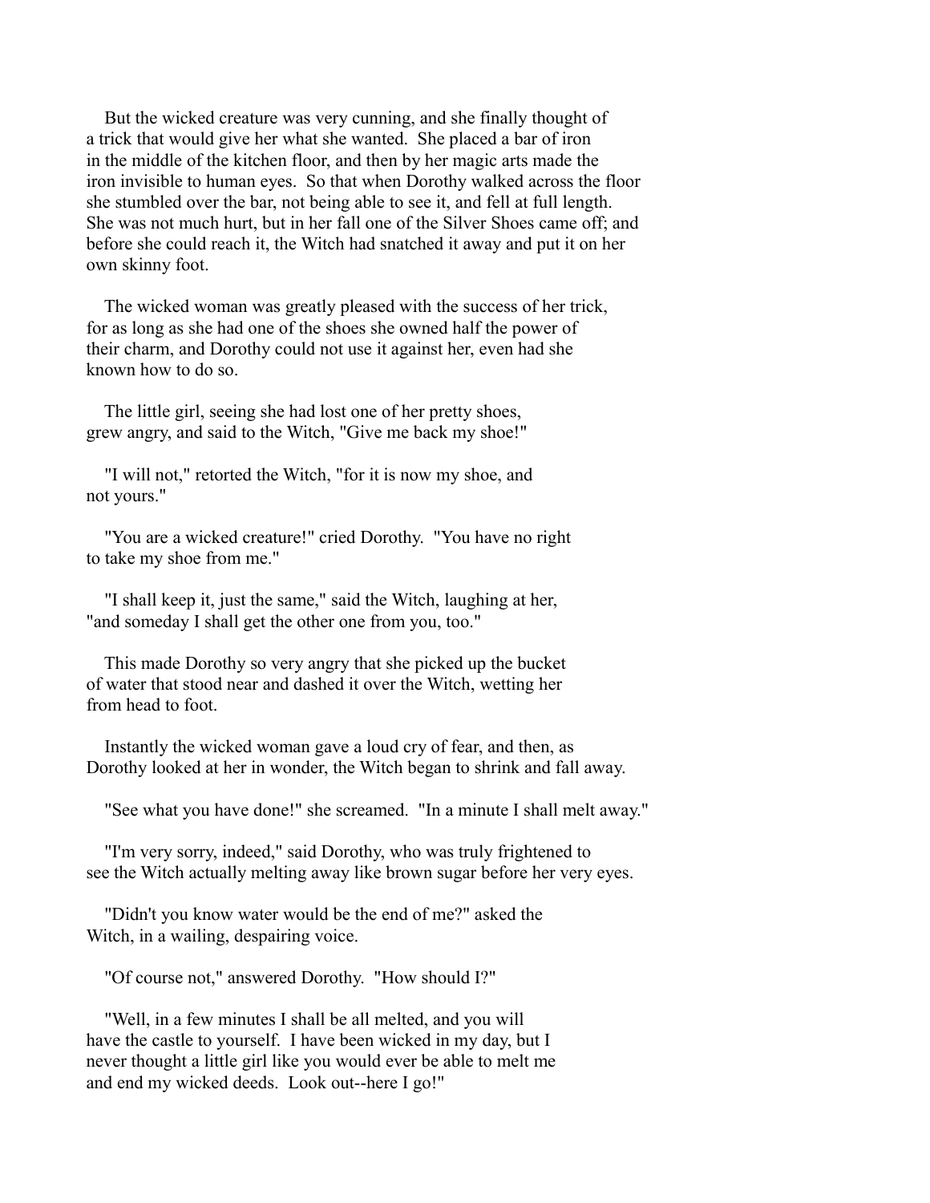But the wicked creature was very cunning, and she finally thought of a trick that would give her what she wanted. She placed a bar of iron in the middle of the kitchen floor, and then by her magic arts made the iron invisible to human eyes. So that when Dorothy walked across the floor she stumbled over the bar, not being able to see it, and fell at full length. She was not much hurt, but in her fall one of the Silver Shoes came off; and before she could reach it, the Witch had snatched it away and put it on her own skinny foot.

The wicked woman was greatly pleased with the success of her trick, for as long as she had one of the shoes she owned half the power of their charm, and Dorothy could not use it against her, even had she known how to do so.

The little girl, seeing she had lost one of her pretty shoes, grew angry, and said to the Witch, "Give me back my shoe!"

"I will not," retorted the Witch, "for it is now my shoe, and not yours."

"You are a wicked creature!" cried Dorothy. "You have no right to take my shoe from me."

"I shall keep it, just the same," said the Witch, laughing at her, "and someday I shall get the other one from you, too."

This made Dorothy so very angry that she picked up the bucket of water that stood near and dashed it over the Witch, wetting her from head to foot.

Instantly the wicked woman gave a loud cry of fear, and then, as Dorothy looked at her in wonder, the Witch began to shrink and fall away.

"See what you have done!" she screamed. "In a minute I shall melt away."

"I'm very sorry, indeed," said Dorothy, who was truly frightened to see the Witch actually melting away like brown sugar before her very eyes.

"Didn't you know water would be the end of me?" asked the Witch, in a wailing, despairing voice.

"Of course not," answered Dorothy. "How should I?"

"Well, in a few minutes I shall be all melted, and you will have the castle to yourself. I have been wicked in my day, but I never thought a little girl like you would ever be able to melt me and end my wicked deeds. Look out--here I go!"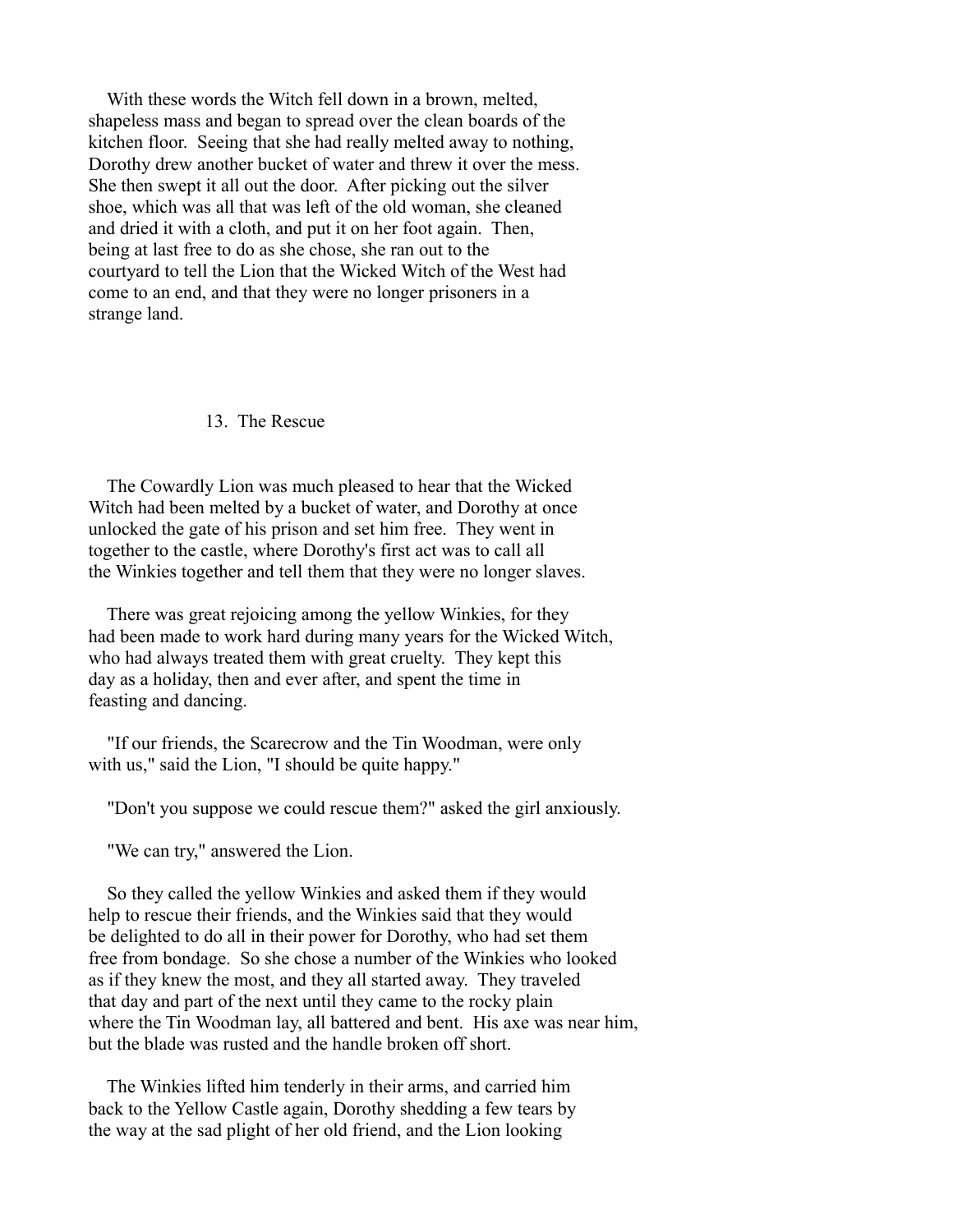With these words the Witch fell down in a brown, melted, shapeless mass and began to spread over the clean boards of the kitchen floor. Seeing that she had really melted away to nothing, Dorothy drew another bucket of water and threw it over the mess. She then swept it all out the door. After picking out the silver shoe, which was all that was left of the old woman, she cleaned and dried it with a cloth, and put it on her foot again. Then, being at last free to do as she chose, she ran out to the courtyard to tell the Lion that the Wicked Witch of the West had come to an end, and that they were no longer prisoners in a strange land.

## 13. The Rescue

The Cowardly Lion was much pleased to hear that the Wicked Witch had been melted by a bucket of water, and Dorothy at once unlocked the gate of his prison and set him free. They went in together to the castle, where Dorothy's first act was to call all the Winkies together and tell them that they were no longer slaves.

There was great rejoicing among the yellow Winkies, for they had been made to work hard during many years for the Wicked Witch, who had always treated them with great cruelty. They kept this day as a holiday, then and ever after, and spent the time in feasting and dancing.

"If our friends, the Scarecrow and the Tin Woodman, were only with us," said the Lion, "I should be quite happy."

"Don't you suppose we could rescue them?" asked the girl anxiously.

"We can try," answered the Lion.

So they called the yellow Winkies and asked them if they would help to rescue their friends, and the Winkies said that they would be delighted to do all in their power for Dorothy, who had set them free from bondage. So she chose a number of the Winkies who looked as if they knew the most, and they all started away. They traveled that day and part of the next until they came to the rocky plain where the Tin Woodman lay, all battered and bent. His axe was near him, but the blade was rusted and the handle broken off short.

The Winkies lifted him tenderly in their arms, and carried him back to the Yellow Castle again, Dorothy shedding a few tears by the way at the sad plight of her old friend, and the Lion looking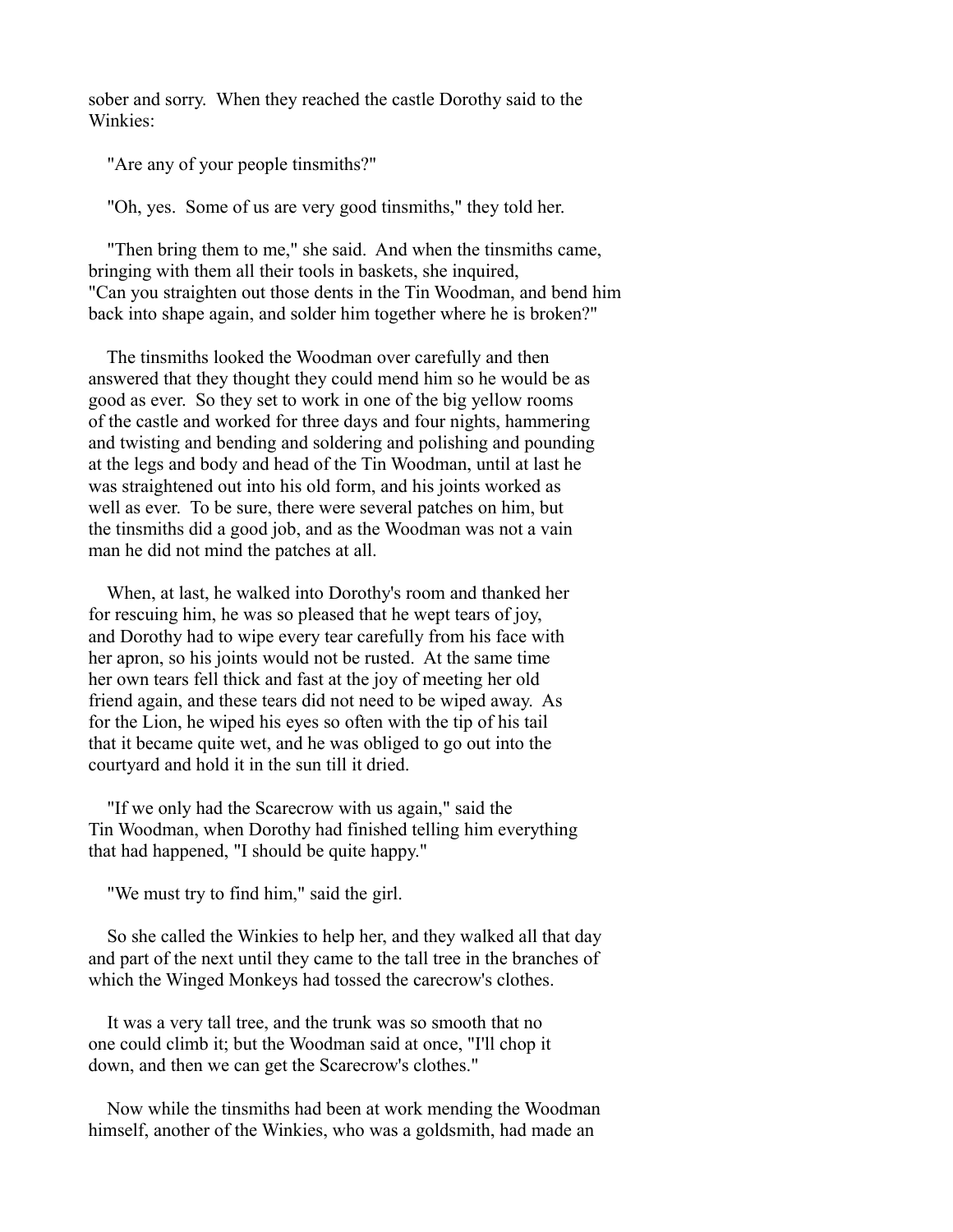sober and sorry. When they reached the castle Dorothy said to the Winkies:

"Are any of your people tinsmiths?"

"Oh, yes. Some of us are very good tinsmiths," they told her.

"Then bring them to me," she said. And when the tinsmiths came, bringing with them all their tools in baskets, she inquired, "Can you straighten out those dents in the Tin Woodman, and bend him back into shape again, and solder him together where he is broken?"

The tinsmiths looked the Woodman over carefully and then answered that they thought they could mend him so he would be as good as ever. So they set to work in one of the big yellow rooms of the castle and worked for three days and four nights, hammering and twisting and bending and soldering and polishing and pounding at the legs and body and head of the Tin Woodman, until at last he was straightened out into his old form, and his joints worked as well as ever. To be sure, there were several patches on him, but the tinsmiths did a good job, and as the Woodman was not a vain man he did not mind the patches at all.

When, at last, he walked into Dorothy's room and thanked her for rescuing him, he was so pleased that he wept tears of joy, and Dorothy had to wipe every tear carefully from his face with her apron, so his joints would not be rusted. At the same time her own tears fell thick and fast at the joy of meeting her old friend again, and these tears did not need to be wiped away. As for the Lion, he wiped his eyes so often with the tip of his tail that it became quite wet, and he was obliged to go out into the courtyard and hold it in the sun till it dried.

"If we only had the Scarecrow with us again," said the Tin Woodman, when Dorothy had finished telling him everything that had happened, "I should be quite happy."

"We must try to find him," said the girl.

So she called the Winkies to help her, and they walked all that day and part of the next until they came to the tall tree in the branches of which the Winged Monkeys had tossed the carecrow's clothes.

It was a very tall tree, and the trunk was so smooth that no one could climb it; but the Woodman said at once, "I'll chop it down, and then we can get the Scarecrow's clothes."

Now while the tinsmiths had been at work mending the Woodman himself, another of the Winkies, who was a goldsmith, had made an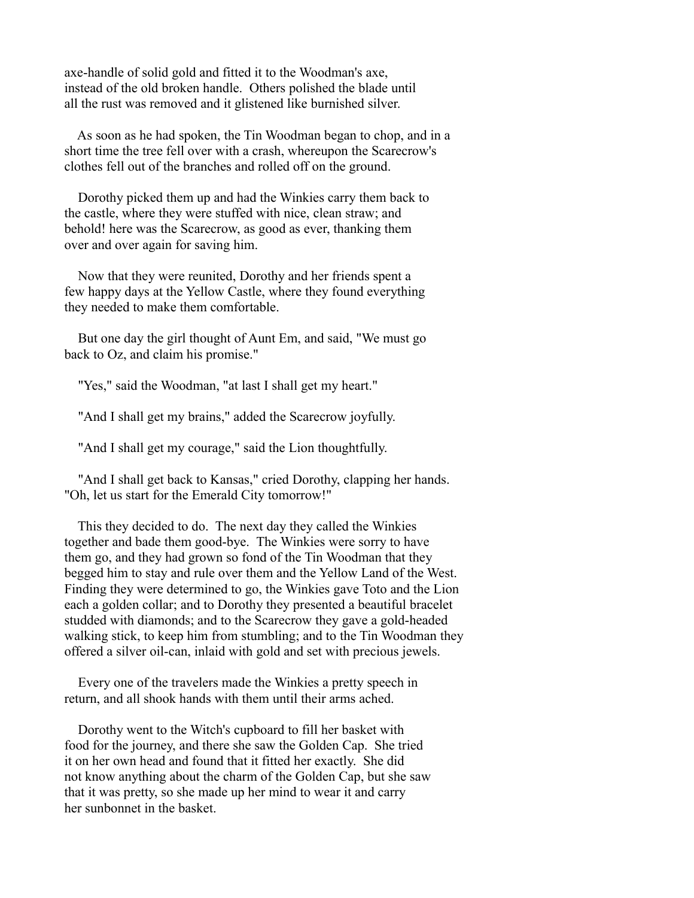axe-handle of solid gold and fitted it to the Woodman's axe, instead of the old broken handle. Others polished the blade until all the rust was removed and it glistened like burnished silver.

As soon as he had spoken, the Tin Woodman began to chop, and in a short time the tree fell over with a crash, whereupon the Scarecrow's clothes fell out of the branches and rolled off on the ground.

Dorothy picked them up and had the Winkies carry them back to the castle, where they were stuffed with nice, clean straw; and behold! here was the Scarecrow, as good as ever, thanking them over and over again for saving him.

Now that they were reunited, Dorothy and her friends spent a few happy days at the Yellow Castle, where they found everything they needed to make them comfortable.

But one day the girl thought of Aunt Em, and said, "We must go back to Oz, and claim his promise."

"Yes," said the Woodman, "at last I shall get my heart."

"And I shall get my brains," added the Scarecrow joyfully.

"And I shall get my courage," said the Lion thoughtfully.

"And I shall get back to Kansas," cried Dorothy, clapping her hands. "Oh, let us start for the Emerald City tomorrow!"

This they decided to do. The next day they called the Winkies together and bade them good-bye. The Winkies were sorry to have them go, and they had grown so fond of the Tin Woodman that they begged him to stay and rule over them and the Yellow Land of the West. Finding they were determined to go, the Winkies gave Toto and the Lion each a golden collar; and to Dorothy they presented a beautiful bracelet studded with diamonds; and to the Scarecrow they gave a gold-headed walking stick, to keep him from stumbling; and to the Tin Woodman they offered a silver oil-can, inlaid with gold and set with precious jewels.

Every one of the travelers made the Winkies a pretty speech in return, and all shook hands with them until their arms ached.

Dorothy went to the Witch's cupboard to fill her basket with food for the journey, and there she saw the Golden Cap. She tried it on her own head and found that it fitted her exactly. She did not know anything about the charm of the Golden Cap, but she saw that it was pretty, so she made up her mind to wear it and carry her sunbonnet in the basket.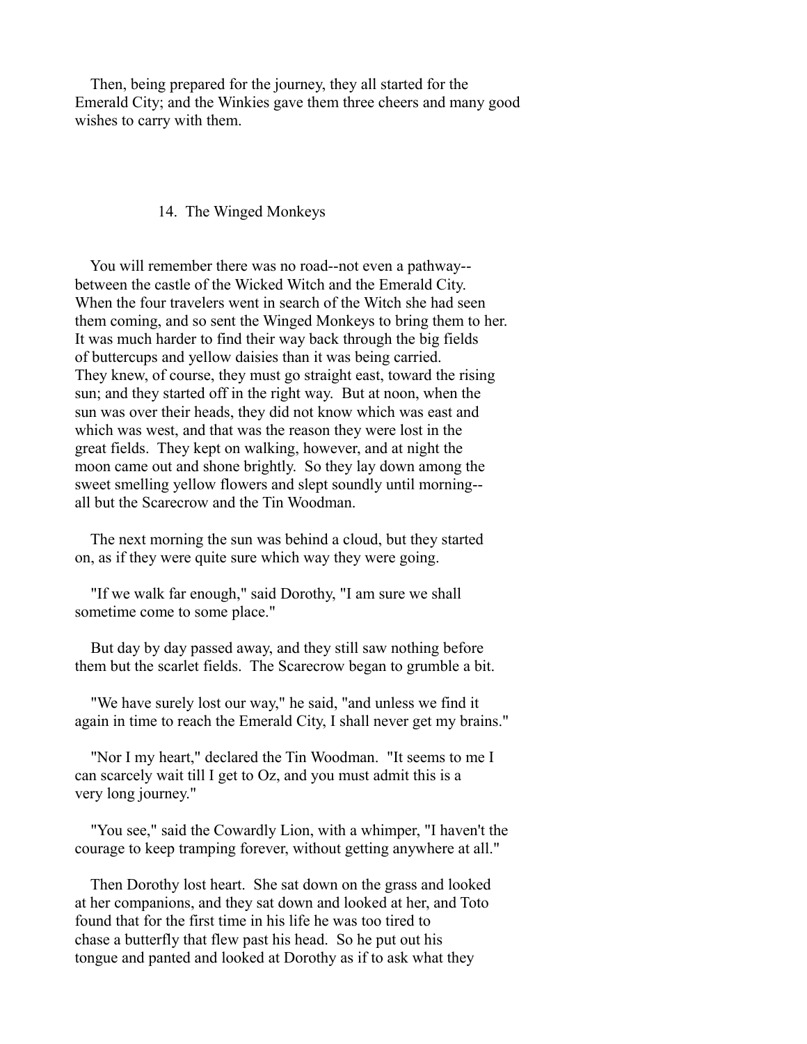Then, being prepared for the journey, they all started for the Emerald City; and the Winkies gave them three cheers and many good wishes to carry with them.

## 14. The Winged Monkeys

You will remember there was no road--not even a pathway--between the castle of the Wicked Witch and the Emerald City. When the four travelers went in search of the Witch she had seen them coming, and so sent the Winged Monkeys to bring them to her. It was much harder to find their way back through the big fields of buttercups and yellow daisies than it was being carried. They knew, of course, they must go straight east, toward the rising sun; and they started off in the right way. But at noon, when the sun was over their heads, they did not know which was east and which was west, and that was the reason they were lost in the great fields. They kept on walking, however, and at night the moon came out and shone brightly. So they lay down among the sweet smelling yellow flowers and slept soundly until morning--all but the Scarecrow and the Tin Woodman.

The next morning the sun was behind a cloud, but they started on, as if they were quite sure which way they were going.

"If we walk far enough," said Dorothy, "I am sure we shall sometime come to some place."

But day by day passed away, and they still saw nothing before them but the scarlet fields. The Scarecrow began to grumble a bit.

"We have surely lost our way," he said, "and unless we find it again in time to reach the Emerald City, I shall never get my brains."

"Nor I my heart," declared the Tin Woodman. "It seems to me I can scarcely wait till I get to Oz, and you must admit this is a very long journey."

"You see," said the Cowardly Lion, with a whimper, "I haven't the courage to keep tramping forever, without getting anywhere at all."

Then Dorothy lost heart. She sat down on the grass and looked at her companions, and they sat down and looked at her, and Toto found that for the first time in his life he was too tired to chase a butterfly that flew past his head. So he put out his tongue and panted and looked at Dorothy as if to ask what they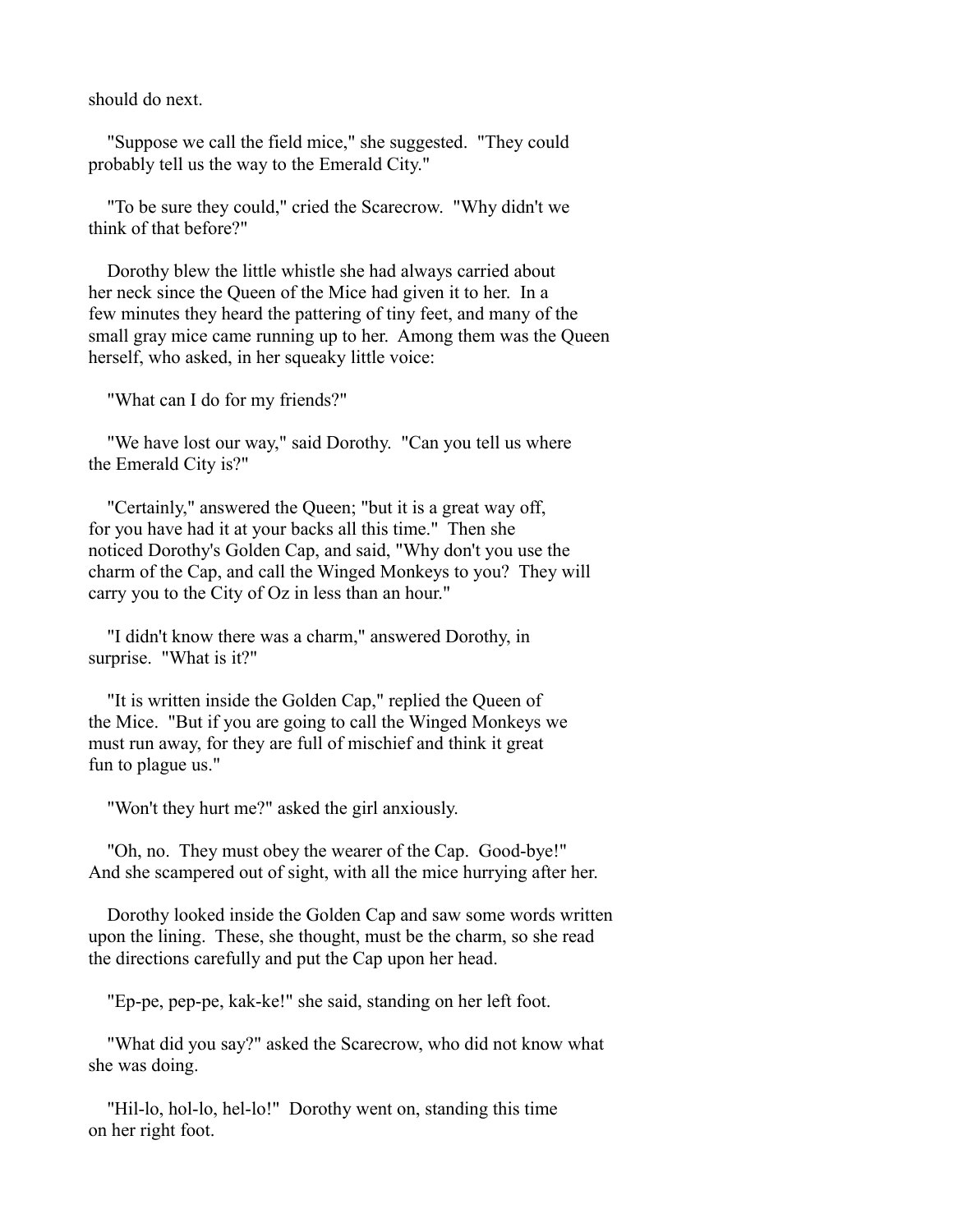should do next.

"Suppose we call the field mice," she suggested. "They could probably tell us the way to the Emerald City."

"To be sure they could," cried the Scarecrow. "Why didn't we think of that before?"

Dorothy blew the little whistle she had always carried about her neck since the Queen of the Mice had given it to her. In a few minutes they heard the pattering of tiny feet, and many of the small gray mice came running up to her. Among them was the Queen herself, who asked, in her squeaky little voice:

"What can I do for my friends?"

"We have lost our way," said Dorothy. "Can you tell us where the Emerald City is?"

"Certainly," answered the Queen; "but it is a great way off, for you have had it at your backs all this time." Then she noticed Dorothy's Golden Cap, and said, "Why don't you use the charm of the Cap, and call the Winged Monkeys to you? They will carry you to the City of Oz in less than an hour."

"I didn't know there was a charm," answered Dorothy, in surprise. "What is it?"

"It is written inside the Golden Cap," replied the Queen of the Mice. "But if you are going to call the Winged Monkeys we must run away, for they are full of mischief and think it great fun to plague us."

"Won't they hurt me?" asked the girl anxiously.

"Oh, no. They must obey the wearer of the Cap. Good-bye!" And she scampered out of sight, with all the mice hurrying after her.

Dorothy looked inside the Golden Cap and saw some words written upon the lining. These, she thought, must be the charm, so she read the directions carefully and put the Cap upon her head.

"Ep-pe, pep-pe, kak-ke!" she said, standing on her left foot.

"What did you say?" asked the Scarecrow, who did not know what she was doing.

"Hil-lo, hol-lo, hel-lo!" Dorothy went on, standing this time on her right foot.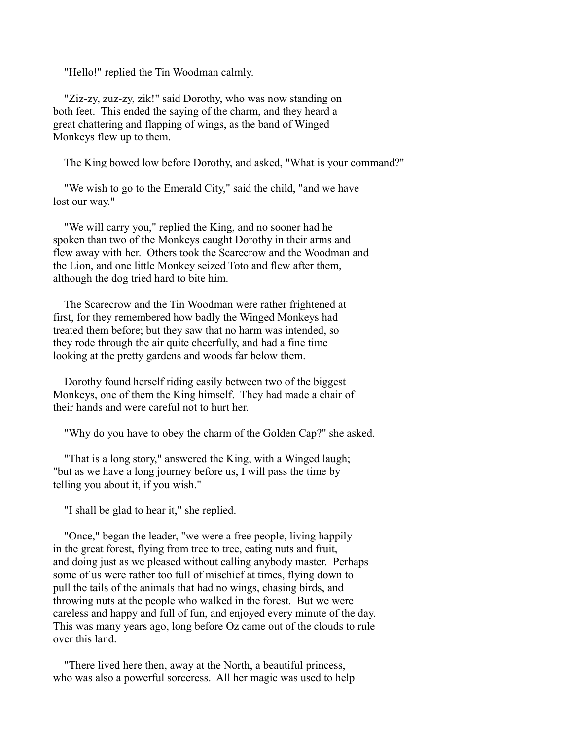"Hello!" replied the Tin Woodman calmly.

"Ziz-zy, zuz-zy, zik!" said Dorothy, who was now standing on both feet. This ended the saying of the charm, and they heard a great chattering and flapping of wings, as the band of Winged Monkeys flew up to them.

The King bowed low before Dorothy, and asked, "What is your command?"

"We wish to go to the Emerald City," said the child, "and we have lost our way."

"We will carry you," replied the King, and no sooner had he spoken than two of the Monkeys caught Dorothy in their arms and flew away with her. Others took the Scarecrow and the Woodman and the Lion, and one little Monkey seized Toto and flew after them, although the dog tried hard to bite him.

The Scarecrow and the Tin Woodman were rather frightened at first, for they remembered how badly the Winged Monkeys had treated them before; but they saw that no harm was intended, so they rode through the air quite cheerfully, and had a fine time looking at the pretty gardens and woods far below them.

Dorothy found herself riding easily between two of the biggest Monkeys, one of them the King himself. They had made a chair of their hands and were careful not to hurt her.

"Why do you have to obey the charm of the Golden Cap?" she asked.

"That is a long story," answered the King, with a Winged laugh; "but as we have a long journey before us, I will pass the time by telling you about it, if you wish."

"I shall be glad to hear it," she replied.

"Once," began the leader, "we were a free people, living happily in the great forest, flying from tree to tree, eating nuts and fruit, and doing just as we pleased without calling anybody master. Perhaps some of us were rather too full of mischief at times, flying down to pull the tails of the animals that had no wings, chasing birds, and throwing nuts at the people who walked in the forest. But we were careless and happy and full of fun, and enjoyed every minute of the day. This was many years ago, long before Oz came out of the clouds to rule over this land.

"There lived here then, away at the North, a beautiful princess, who was also a powerful sorceress. All her magic was used to help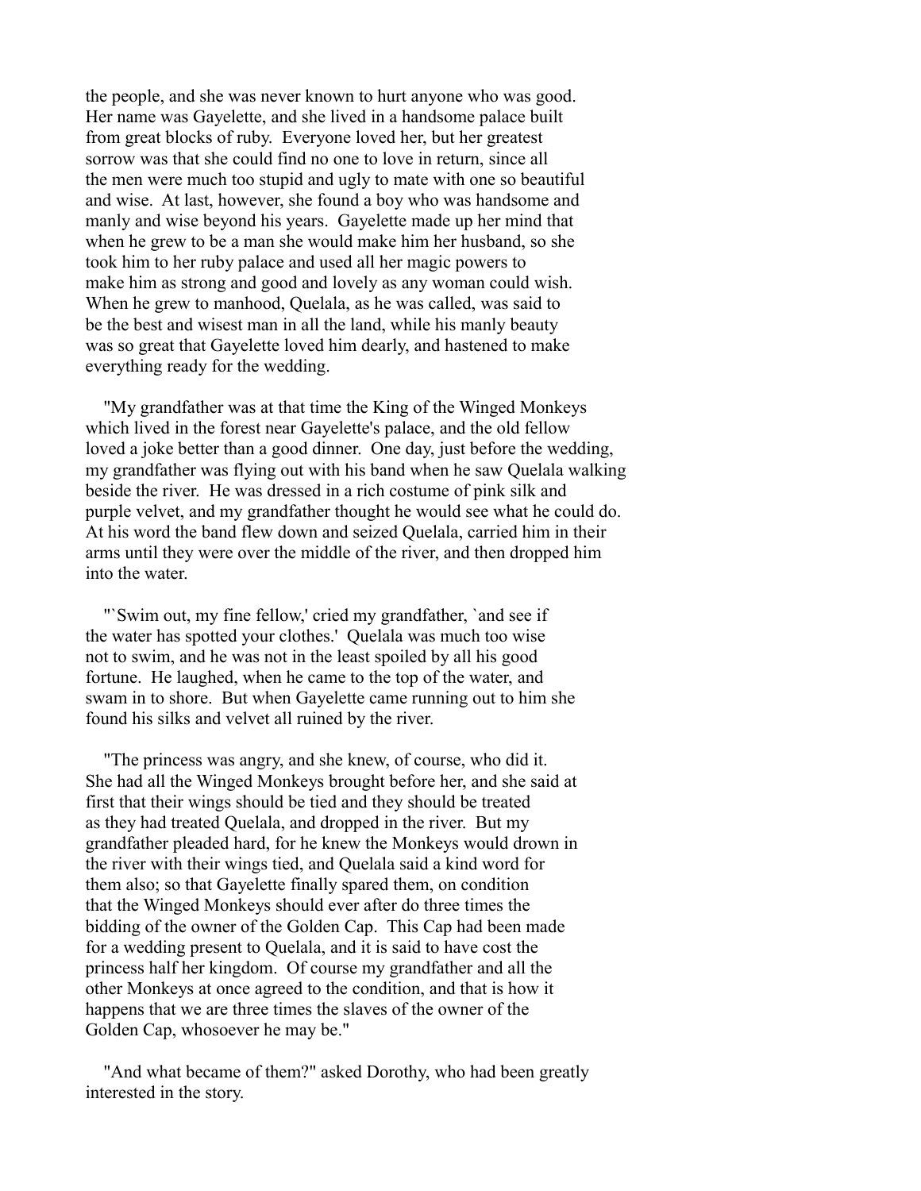the people, and she was never known to hurt anyone who was good. Her name was Gayelette, and she lived in a handsome palace built from great blocks of ruby. Everyone loved her, but her greatest sorrow was that she could find no one to love in return, since all the men were much too stupid and ugly to mate with one so beautiful and wise. At last, however, she found a boy who was handsome and manly and wise beyond his years. Gayelette made up her mind that when he grew to be a man she would make him her husband, so she took him to her ruby palace and used all her magic powers to make him as strong and good and lovely as any woman could wish. When he grew to manhood, Quelala, as he was called, was said to be the best and wisest man in all the land, while his manly beauty was so great that Gayelette loved him dearly, and hastened to make everything ready for the wedding.

"My grandfather was at that time the King of the Winged Monkeys which lived in the forest near Gayelette's palace, and the old fellow loved a joke better than a good dinner. One day, just before the wedding, my grandfather was flying out with his band when he saw Quelala walking beside the river. He was dressed in a rich costume of pink silk and purple velvet, and my grandfather thought he would see what he could do. At his word the band flew down and seized Quelala, carried him in their arms until they were over the middle of the river, and then dropped him into the water.

"`Swim out, my fine fellow,' cried my grandfather, `and see if the water has spotted your clothes.' Quelala was much too wise not to swim, and he was not in the least spoiled by all his good fortune. He laughed, when he came to the top of the water, and swam in to shore. But when Gayelette came running out to him she found his silks and velvet all ruined by the river.

"The princess was angry, and she knew, of course, who did it. She had all the Winged Monkeys brought before her, and she said at first that their wings should be tied and they should be treated as they had treated Quelala, and dropped in the river. But my grandfather pleaded hard, for he knew the Monkeys would drown in the river with their wings tied, and Quelala said a kind word for them also; so that Gayelette finally spared them, on condition that the Winged Monkeys should ever after do three times the bidding of the owner of the Golden Cap. This Cap had been made for a wedding present to Quelala, and it is said to have cost the princess half her kingdom. Of course my grandfather and all the other Monkeys at once agreed to the condition, and that is how it happens that we are three times the slaves of the owner of the Golden Cap, whosoever he may be."

"And what became of them?" asked Dorothy, who had been greatly interested in the story.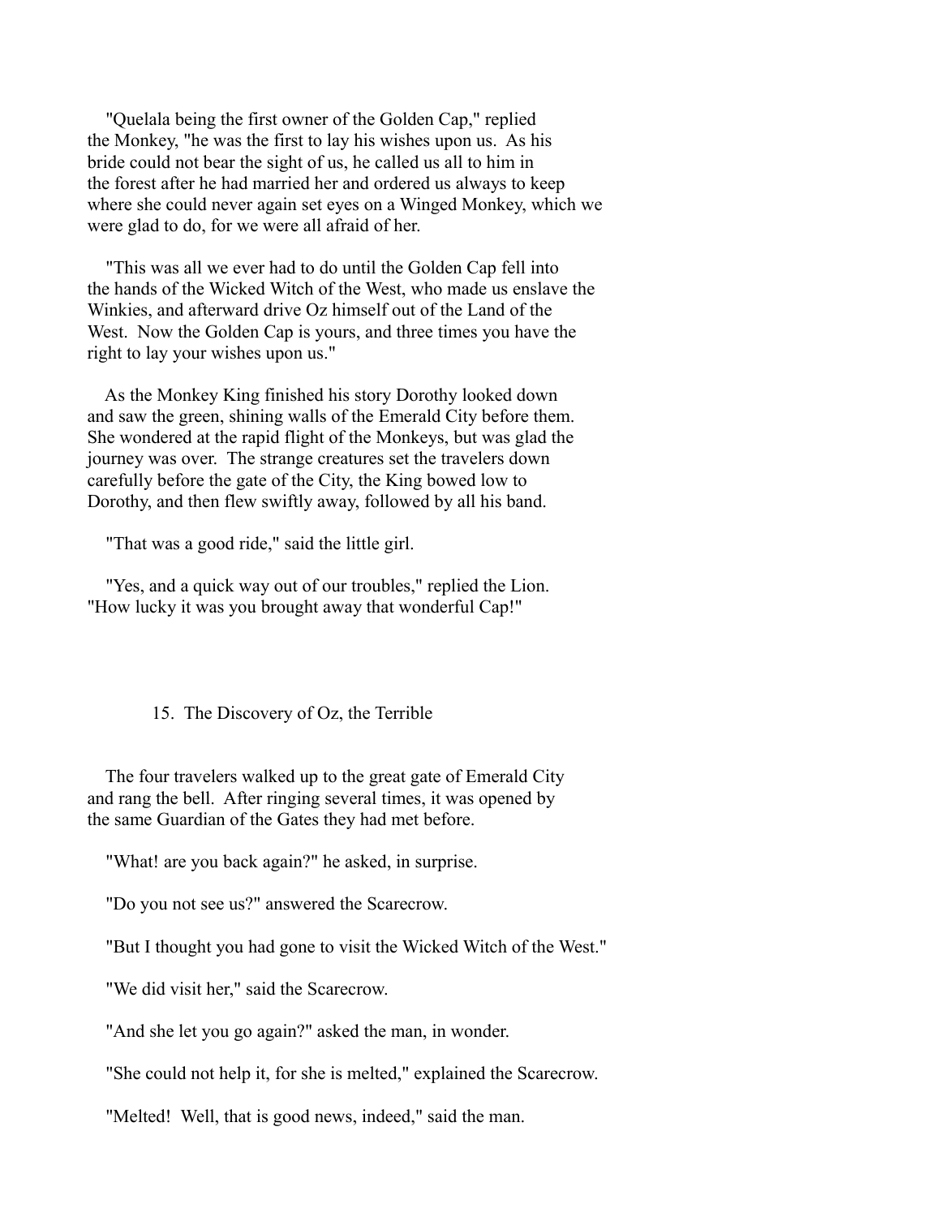"Quelala being the first owner of the Golden Cap," replied the Monkey, "he was the first to lay his wishes upon us. As his bride could not bear the sight of us, he called us all to him in the forest after he had married her and ordered us always to keep where she could never again set eyes on a Winged Monkey, which we were glad to do, for we were all afraid of her.

"This was all we ever had to do until the Golden Cap fell into the hands of the Wicked Witch of the West, who made us enslave the Winkies, and afterward drive Oz himself out of the Land of the West. Now the Golden Cap is yours, and three times you have the right to lay your wishes upon us."

As the Monkey King finished his story Dorothy looked down and saw the green, shining walls of the Emerald City before them. She wondered at the rapid flight of the Monkeys, but was glad the journey was over. The strange creatures set the travelers down carefully before the gate of the City, the King bowed low to Dorothy, and then flew swiftly away, followed by all his band.

"That was a good ride," said the little girl.

"Yes, and a quick way out of our troubles," replied the Lion. "How lucky it was you brought away that wonderful Cap!"

## 15. The Discovery of Oz, the Terrible

The four travelers walked up to the great gate of Emerald City and rang the bell. After ringing several times, it was opened by the same Guardian of the Gates they had met before.

"What! are you back again?" he asked, in surprise.

"Do you not see us?" answered the Scarecrow.

"But I thought you had gone to visit the Wicked Witch of the West."

"We did visit her," said the Scarecrow.

"And she let you go again?" asked the man, in wonder.

"She could not help it, for she is melted," explained the Scarecrow.

"Melted! Well, that is good news, indeed," said the man.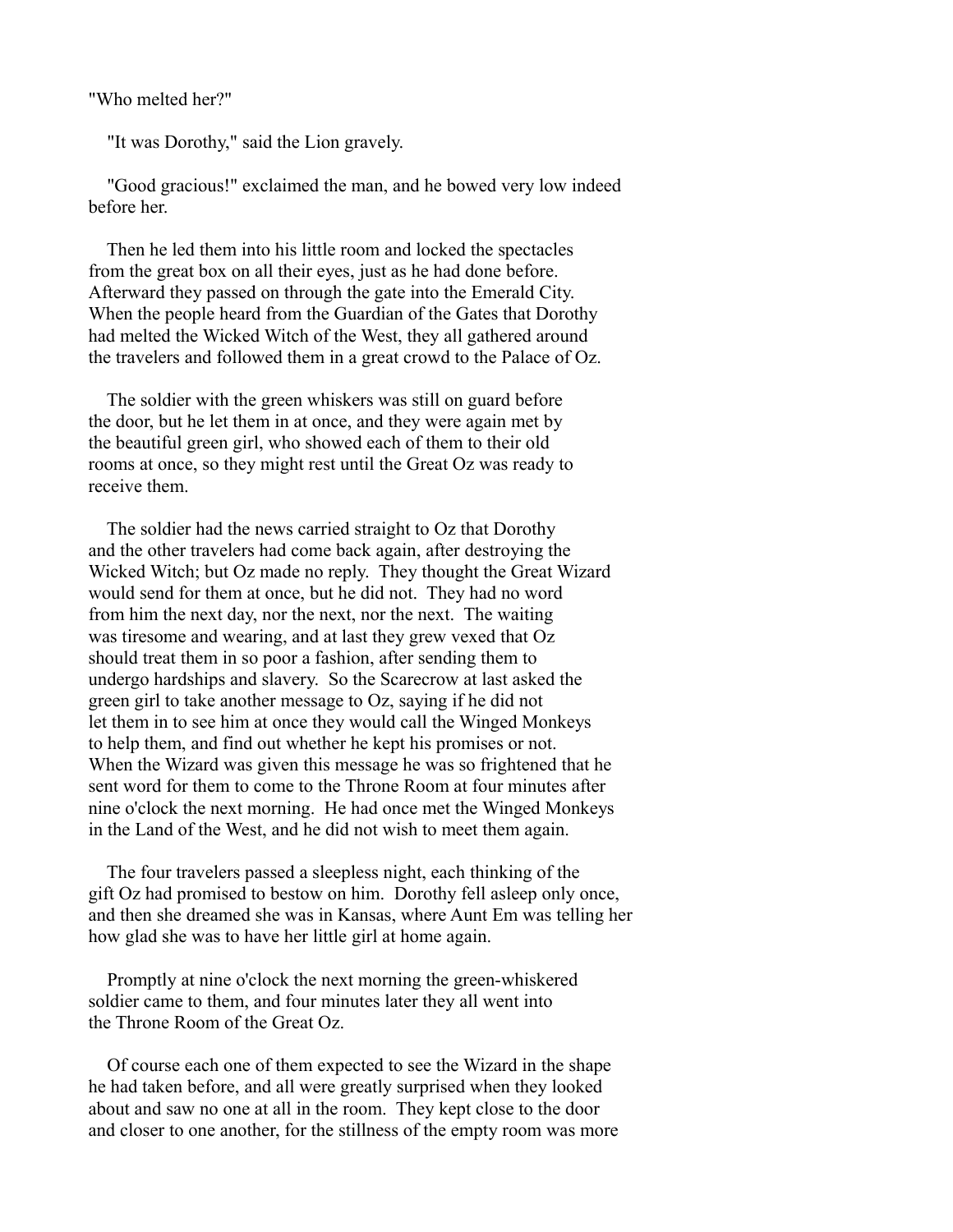"Who melted her?"

"It was Dorothy," said the Lion gravely.

"Good gracious!" exclaimed the man, and he bowed very low indeed before her.

Then he led them into his little room and locked the spectacles from the great box on all their eyes, just as he had done before. Afterward they passed on through the gate into the Emerald City. When the people heard from the Guardian of the Gates that Dorothy had melted the Wicked Witch of the West, they all gathered around the travelers and followed them in a great crowd to the Palace of Oz.

The soldier with the green whiskers was still on guard before the door, but he let them in at once, and they were again met by the beautiful green girl, who showed each of them to their old rooms at once, so they might rest until the Great Oz was ready to receive them.

The soldier had the news carried straight to Oz that Dorothy and the other travelers had come back again, after destroying the Wicked Witch; but Oz made no reply. They thought the Great Wizard would send for them at once, but he did not. They had no word from him the next day, nor the next, nor the next. The waiting was tiresome and wearing, and at last they grew vexed that Oz should treat them in so poor a fashion, after sending them to undergo hardships and slavery. So the Scarecrow at last asked the green girl to take another message to Oz, saying if he did not let them in to see him at once they would call the Winged Monkeys to help them, and find out whether he kept his promises or not. When the Wizard was given this message he was so frightened that he sent word for them to come to the Throne Room at four minutes after nine o'clock the next morning. He had once met the Winged Monkeys in the Land of the West, and he did not wish to meet them again.

The four travelers passed a sleepless night, each thinking of the gift Oz had promised to bestow on him. Dorothy fell asleep only once, and then she dreamed she was in Kansas, where Aunt Em was telling her how glad she was to have her little girl at home again.

Promptly at nine o'clock the next morning the green-whiskered soldier came to them, and four minutes later they all went into the Throne Room of the Great Oz.

Of course each one of them expected to see the Wizard in the shape he had taken before, and all were greatly surprised when they looked about and saw no one at all in the room. They kept close to the door and closer to one another, for the stillness of the empty room was more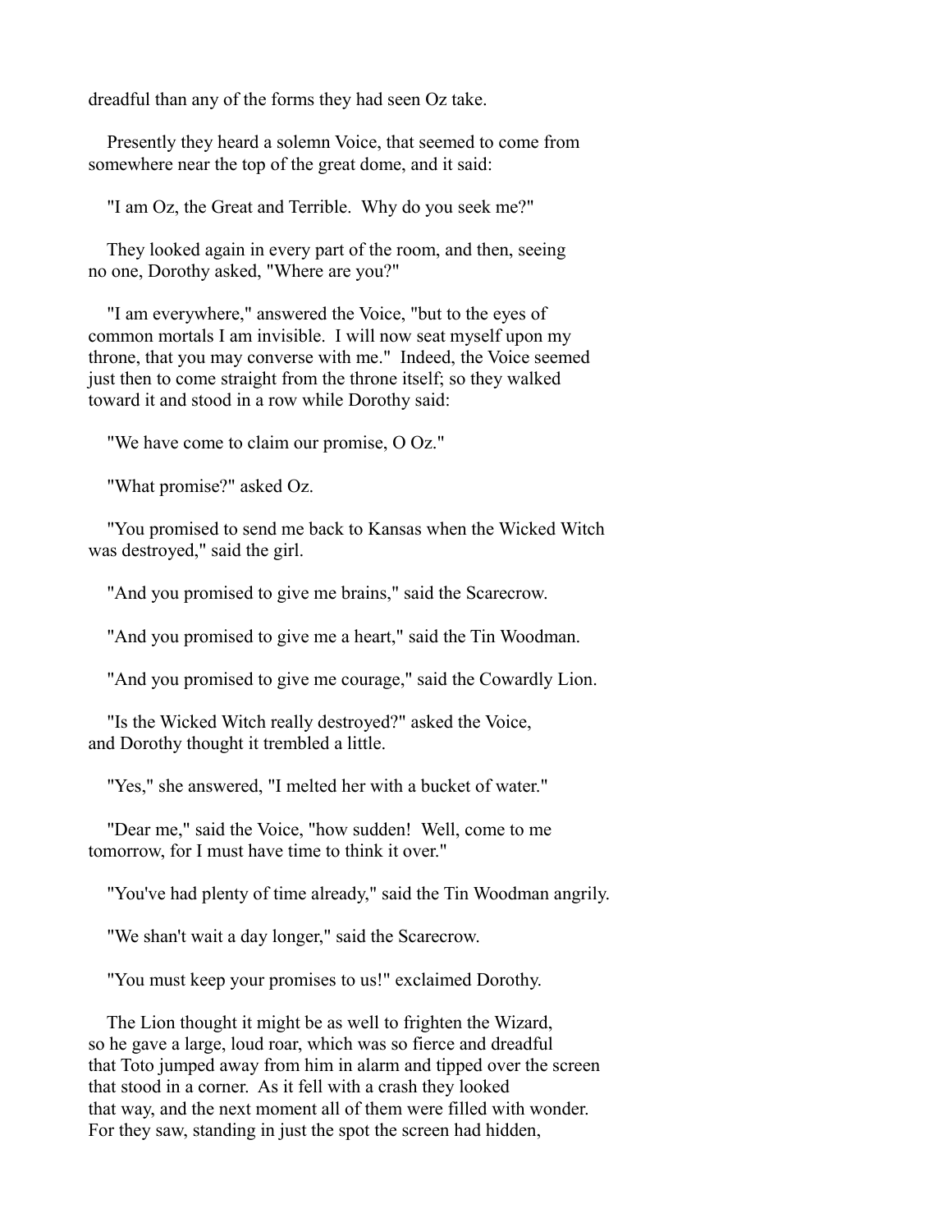dreadful than any of the forms they had seen Oz take.

Presently they heard a solemn Voice, that seemed to come from somewhere near the top of the great dome, and it said:

"I am Oz, the Great and Terrible. Why do you seek me?"

They looked again in every part of the room, and then, seeing no one, Dorothy asked, "Where are you?"

"I am everywhere," answered the Voice, "but to the eyes of common mortals I am invisible. I will now seat myself upon my throne, that you may converse with me." Indeed, the Voice seemed just then to come straight from the throne itself; so they walked toward it and stood in a row while Dorothy said:

"We have come to claim our promise, O Oz."

"What promise?" asked Oz.

"You promised to send me back to Kansas when the Wicked Witch was destroyed," said the girl.

"And you promised to give me brains," said the Scarecrow.

"And you promised to give me a heart," said the Tin Woodman.

"And you promised to give me courage," said the Cowardly Lion.

"Is the Wicked Witch really destroyed?" asked the Voice, and Dorothy thought it trembled a little.

"Yes," she answered, "I melted her with a bucket of water."

"Dear me," said the Voice, "how sudden! Well, come to me tomorrow, for I must have time to think it over."

"You've had plenty of time already," said the Tin Woodman angrily.

"We shan't wait a day longer," said the Scarecrow.

"You must keep your promises to us!" exclaimed Dorothy.

The Lion thought it might be as well to frighten the Wizard, so he gave a large, loud roar, which was so fierce and dreadful that Toto jumped away from him in alarm and tipped over the screen that stood in a corner. As it fell with a crash they looked that way, and the next moment all of them were filled with wonder. For they saw, standing in just the spot the screen had hidden,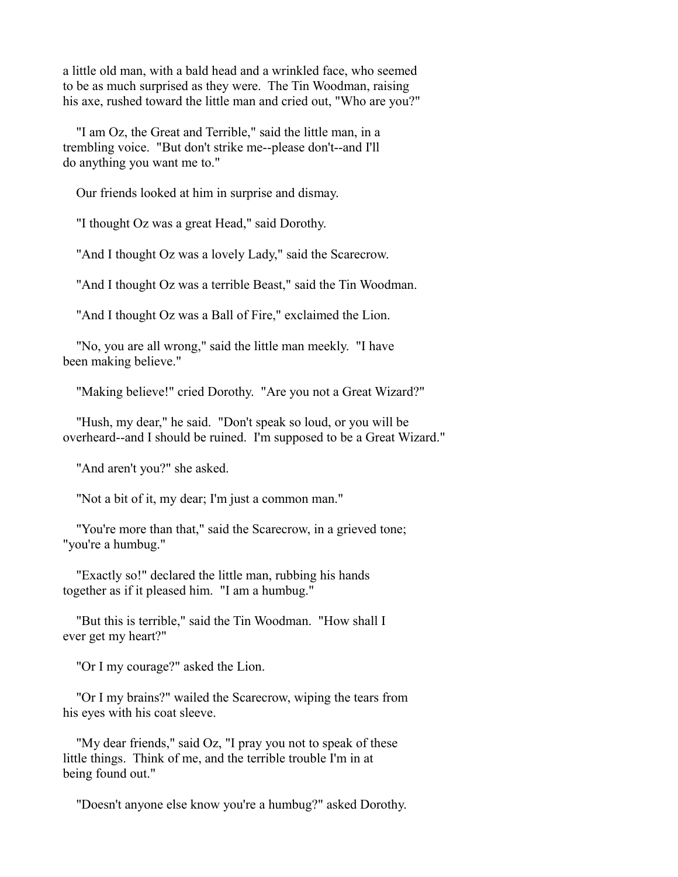a little old man, with a bald head and a wrinkled face, who seemed to be as much surprised as they were. The Tin Woodman, raising his axe, rushed toward the little man and cried out, "Who are you?"

"I am Oz, the Great and Terrible," said the little man, in a trembling voice. "But don't strike me--please don't--and I'll do anything you want me to."

Our friends looked at him in surprise and dismay.

"I thought Oz was a great Head," said Dorothy.

"And I thought Oz was a lovely Lady," said the Scarecrow.

"And I thought Oz was a terrible Beast," said the Tin Woodman.

"And I thought Oz was a Ball of Fire," exclaimed the Lion.

"No, you are all wrong," said the little man meekly. "I have been making believe."

"Making believe!" cried Dorothy. "Are you not a Great Wizard?"

"Hush, my dear," he said. "Don't speak so loud, or you will be overheard--and I should be ruined. I'm supposed to be a Great Wizard."

"And aren't you?" she asked.

"Not a bit of it, my dear; I'm just a common man."

"You're more than that," said the Scarecrow, in a grieved tone; "you're a humbug."

"Exactly so!" declared the little man, rubbing his hands together as if it pleased him. "I am a humbug."

"But this is terrible," said the Tin Woodman. "How shall I ever get my heart?"

"Or I my courage?" asked the Lion.

"Or I my brains?" wailed the Scarecrow, wiping the tears from his eyes with his coat sleeve.

"My dear friends," said Oz, "I pray you not to speak of these little things. Think of me, and the terrible trouble I'm in at being found out."

"Doesn't anyone else know you're a humbug?" asked Dorothy.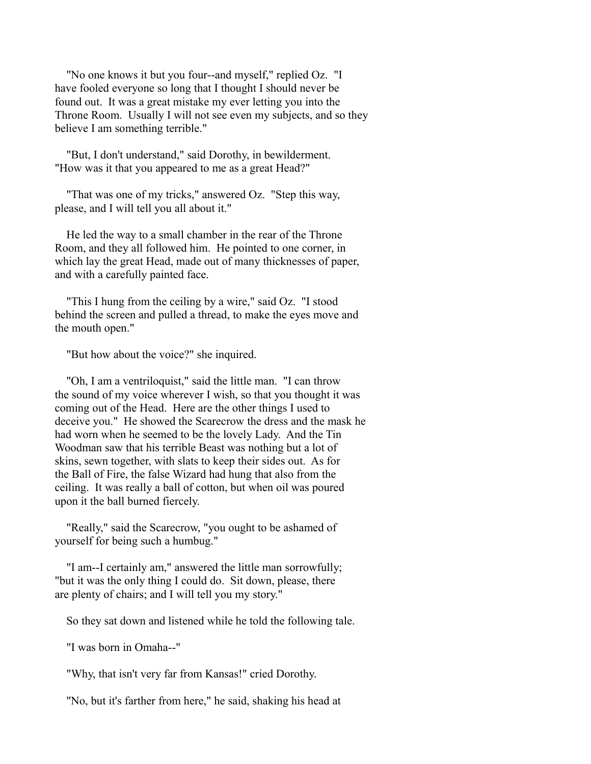"No one knows it but you four--and myself," replied Oz. "I have fooled everyone so long that I thought I should never be found out. It was a great mistake my ever letting you into the Throne Room. Usually I will not see even my subjects, and so they believe I am something terrible."

"But, I don't understand," said Dorothy, in bewilderment. "How was it that you appeared to me as a great Head?"

"That was one of my tricks," answered Oz. "Step this way, please, and I will tell you all about it."

He led the way to a small chamber in the rear of the Throne Room, and they all followed him. He pointed to one corner, in which lay the great Head, made out of many thicknesses of paper, and with a carefully painted face.

"This I hung from the ceiling by a wire," said Oz. "I stood behind the screen and pulled a thread, to make the eyes move and the mouth open."

"But how about the voice?" she inquired.

"Oh, I am a ventriloquist," said the little man. "I can throw the sound of my voice wherever I wish, so that you thought it was coming out of the Head. Here are the other things I used to deceive you." He showed the Scarecrow the dress and the mask he had worn when he seemed to be the lovely Lady. And the Tin Woodman saw that his terrible Beast was nothing but a lot of skins, sewn together, with slats to keep their sides out. As for the Ball of Fire, the false Wizard had hung that also from the ceiling. It was really a ball of cotton, but when oil was poured upon it the ball burned fiercely.

"Really," said the Scarecrow, "you ought to be ashamed of yourself for being such a humbug."

"I am--I certainly am," answered the little man sorrowfully; "but it was the only thing I could do. Sit down, please, there are plenty of chairs; and I will tell you my story."

So they sat down and listened while he told the following tale.

"I was born in Omaha--"

"Why, that isn't very far from Kansas!" cried Dorothy.

"No, but it's farther from here," he said, shaking his head at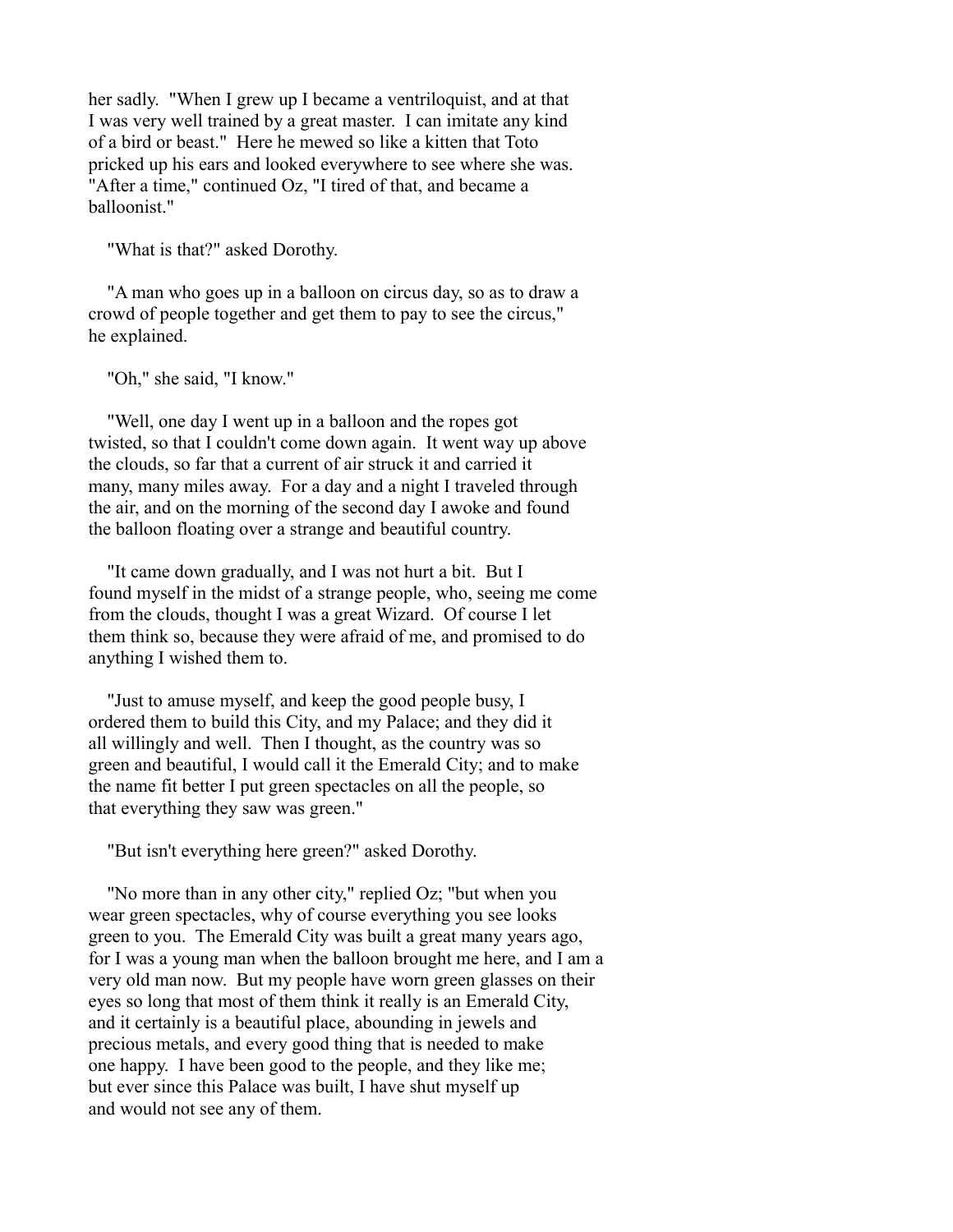her sadly. "When I grew up I became a ventriloquist, and at that I was very well trained by a great master. I can imitate any kind of a bird or beast." Here he mewed so like a kitten that Toto pricked up his ears and looked everywhere to see where she was. "After a time," continued Oz, "I tired of that, and became a balloonist."

"What is that?" asked Dorothy.

"A man who goes up in a balloon on circus day, so as to draw a crowd of people together and get them to pay to see the circus," he explained.

"Oh," she said, "I know."

"Well, one day I went up in a balloon and the ropes got twisted, so that I couldn't come down again. It went way up above the clouds, so far that a current of air struck it and carried it many, many miles away. For a day and a night I traveled through the air, and on the morning of the second day I awoke and found the balloon floating over a strange and beautiful country.

"It came down gradually, and I was not hurt a bit. But I found myself in the midst of a strange people, who, seeing me come from the clouds, thought I was a great Wizard. Of course I let them think so, because they were afraid of me, and promised to do anything I wished them to.

"Just to amuse myself, and keep the good people busy, I ordered them to build this City, and my Palace; and they did it all willingly and well. Then I thought, as the country was so green and beautiful, I would call it the Emerald City; and to make the name fit better I put green spectacles on all the people, so that everything they saw was green."

"But isn't everything here green?" asked Dorothy.

"No more than in any other city," replied Oz; "but when you wear green spectacles, why of course everything you see looks green to you. The Emerald City was built a great many years ago, for I was a young man when the balloon brought me here, and I am a very old man now. But my people have worn green glasses on their eyes so long that most of them think it really is an Emerald City, and it certainly is a beautiful place, abounding in jewels and precious metals, and every good thing that is needed to make one happy. I have been good to the people, and they like me; but ever since this Palace was built, I have shut myself up and would not see any of them.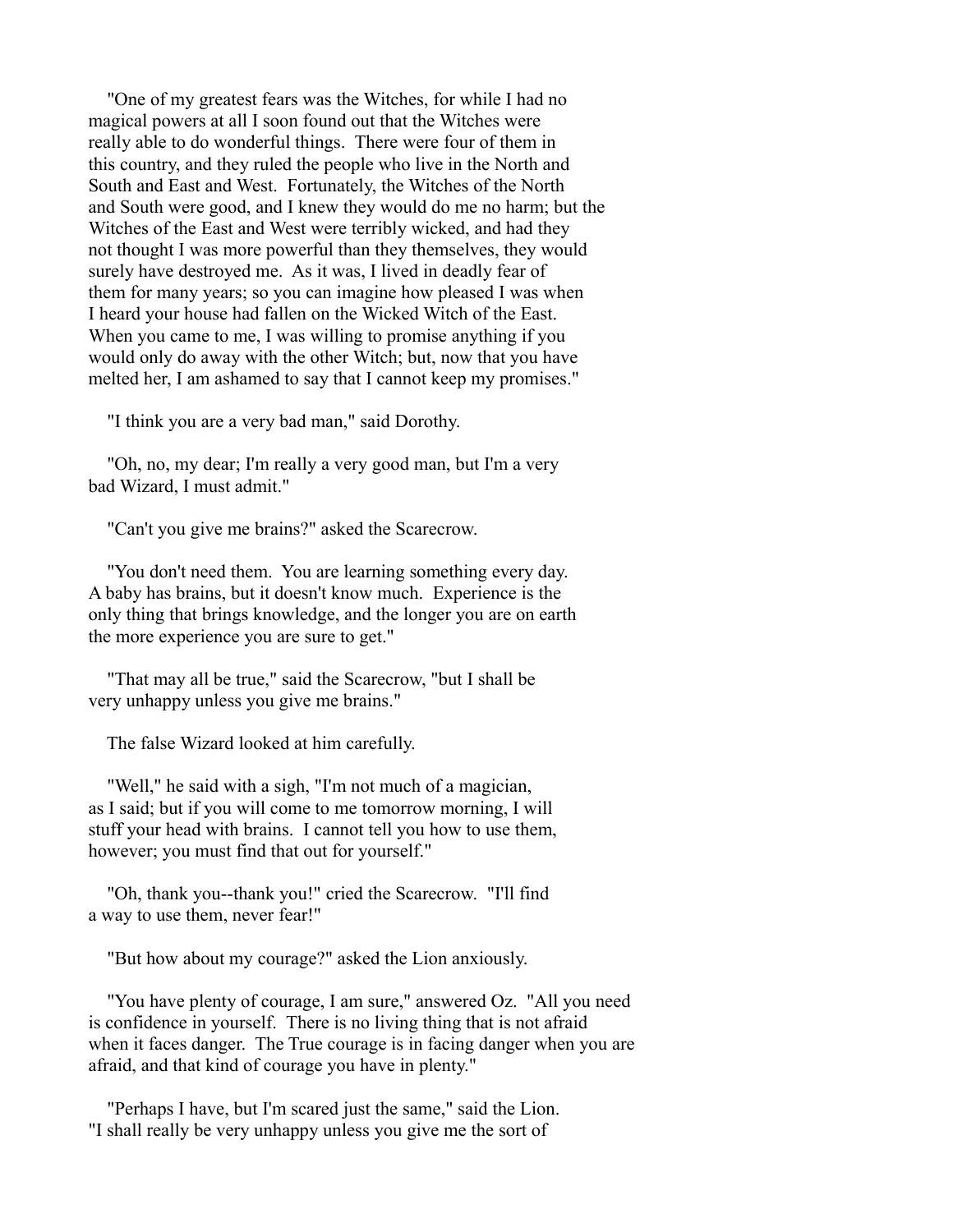"One of my greatest fears was the Witches, for while I had no magical powers at all I soon found out that the Witches were really able to do wonderful things. There were four of them in this country, and they ruled the people who live in the North and South and East and West. Fortunately, the Witches of the North and South were good, and I knew they would do me no harm; but the Witches of the East and West were terribly wicked, and had they not thought I was more powerful than they themselves, they would surely have destroyed me. As it was, I lived in deadly fear of them for many years; so you can imagine how pleased I was when I heard your house had fallen on the Wicked Witch of the East. When you came to me, I was willing to promise anything if you would only do away with the other Witch; but, now that you have melted her, I am ashamed to say that I cannot keep my promises."

"I think you are a very bad man," said Dorothy.

"Oh, no, my dear; I'm really a very good man, but I'm a very bad Wizard, I must admit."

"Can't you give me brains?" asked the Scarecrow.

"You don't need them. You are learning something every day. A baby has brains, but it doesn't know much. Experience is the only thing that brings knowledge, and the longer you are on earth the more experience you are sure to get."

"That may all be true," said the Scarecrow, "but I shall be very unhappy unless you give me brains."

The false Wizard looked at him carefully.

"Well," he said with a sigh, "I'm not much of a magician, as I said; but if you will come to me tomorrow morning, I will stuff your head with brains. I cannot tell you how to use them, however; you must find that out for yourself."

"Oh, thank you--thank you!" cried the Scarecrow. "I'll find a way to use them, never fear!"

"But how about my courage?" asked the Lion anxiously.

"You have plenty of courage, I am sure," answered Oz. "All you need is confidence in yourself. There is no living thing that is not afraid when it faces danger. The True courage is in facing danger when you are afraid, and that kind of courage you have in plenty."

"Perhaps I have, but I'm scared just the same," said the Lion. "I shall really be very unhappy unless you give me the sort of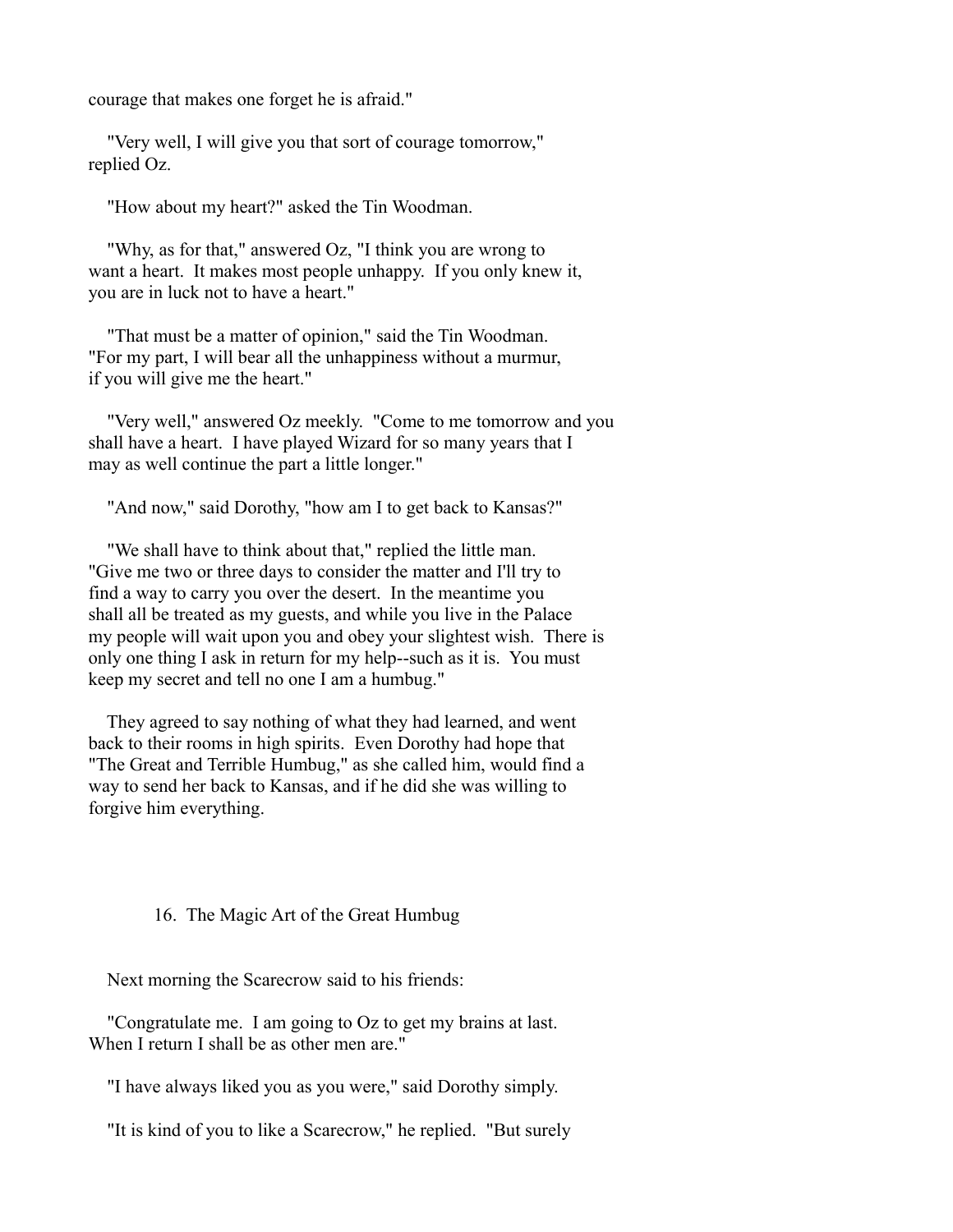courage that makes one forget he is afraid."

"Very well, I will give you that sort of courage tomorrow," replied Oz.

"How about my heart?" asked the Tin Woodman.

"Why, as for that," answered Oz, "I think you are wrong to want a heart. It makes most people unhappy. If you only knew it, you are in luck not to have a heart."

"That must be a matter of opinion," said the Tin Woodman. "For my part, I will bear all the unhappiness without a murmur, if you will give me the heart."

"Very well," answered Oz meekly. "Come to me tomorrow and you shall have a heart. I have played Wizard for so many years that I may as well continue the part a little longer."

"And now," said Dorothy, "how am I to get back to Kansas?"

"We shall have to think about that," replied the little man. "Give me two or three days to consider the matter and I'll try to find a way to carry you over the desert. In the meantime you shall all be treated as my guests, and while you live in the Palace my people will wait upon you and obey your slightest wish. There is only one thing I ask in return for my help--such as it is. You must keep my secret and tell no one I am a humbug."

They agreed to say nothing of what they had learned, and went back to their rooms in high spirits. Even Dorothy had hope that "The Great and Terrible Humbug," as she called him, would find a way to send her back to Kansas, and if he did she was willing to forgive him everything.

## 16. The Magic Art of the Great Humbug

Next morning the Scarecrow said to his friends:

"Congratulate me. I am going to Oz to get my brains at last. When I return I shall be as other men are."

"I have always liked you as you were," said Dorothy simply.

"It is kind of you to like a Scarecrow," he replied. "But surely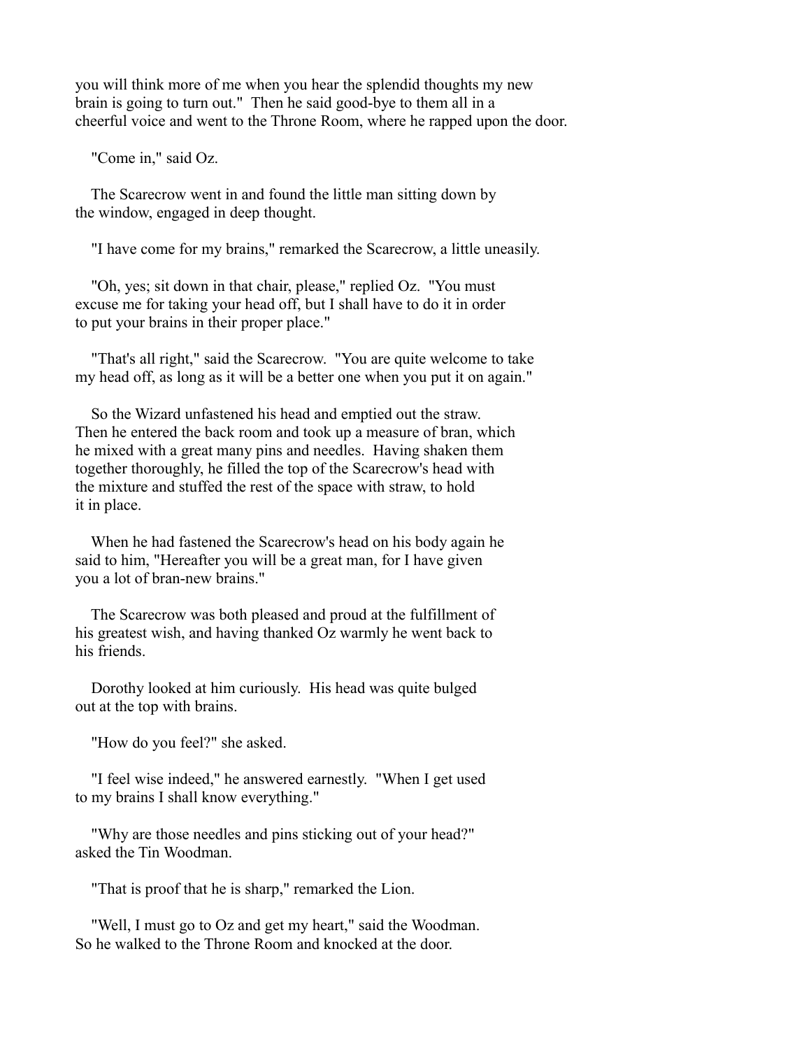you will think more of me when you hear the splendid thoughts my new brain is going to turn out." Then he said good-bye to them all in a cheerful voice and went to the Throne Room, where he rapped upon the door.

"Come in," said Oz.

The Scarecrow went in and found the little man sitting down by the window, engaged in deep thought.

"I have come for my brains," remarked the Scarecrow, a little uneasily.

"Oh, yes; sit down in that chair, please," replied Oz. "You must excuse me for taking your head off, but I shall have to do it in order to put your brains in their proper place."

"That's all right," said the Scarecrow. "You are quite welcome to take my head off, as long as it will be a better one when you put it on again."

So the Wizard unfastened his head and emptied out the straw. Then he entered the back room and took up a measure of bran, which he mixed with a great many pins and needles. Having shaken them together thoroughly, he filled the top of the Scarecrow's head with the mixture and stuffed the rest of the space with straw, to hold it in place.

When he had fastened the Scarecrow's head on his body again he said to him, "Hereafter you will be a great man, for I have given you a lot of bran-new brains."

The Scarecrow was both pleased and proud at the fulfillment of his greatest wish, and having thanked Oz warmly he went back to his friends.

Dorothy looked at him curiously. His head was quite bulged out at the top with brains.

"How do you feel?" she asked.

"I feel wise indeed," he answered earnestly. "When I get used to my brains I shall know everything."

"Why are those needles and pins sticking out of your head?" asked the Tin Woodman.

"That is proof that he is sharp," remarked the Lion.

"Well, I must go to Oz and get my heart," said the Woodman. So he walked to the Throne Room and knocked at the door.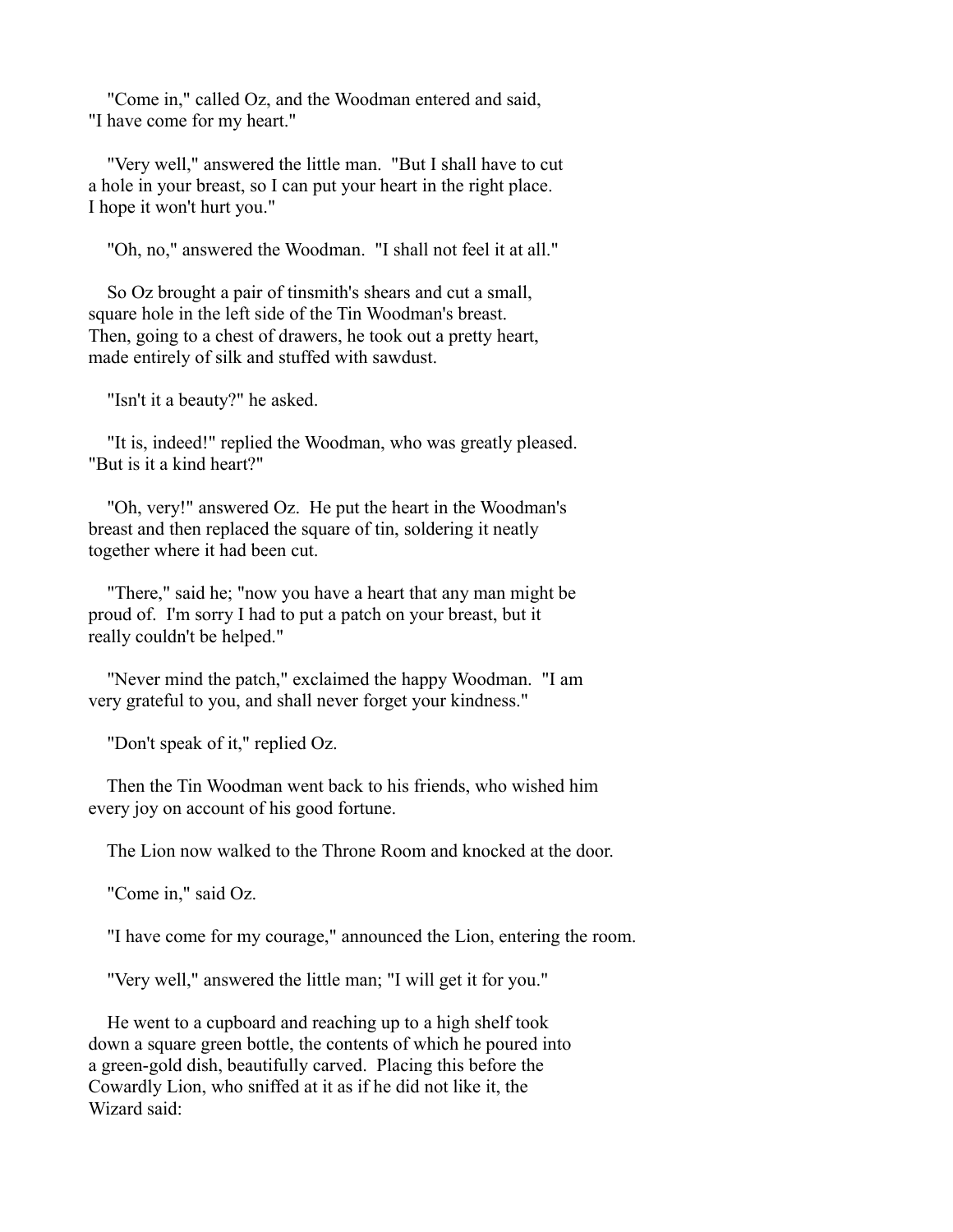"Come in," called Oz, and the Woodman entered and said, "I have come for my heart."

"Very well," answered the little man. "But I shall have to cut a hole in your breast, so I can put your heart in the right place. I hope it won't hurt you."

"Oh, no," answered the Woodman. "I shall not feel it at all."

So Oz brought a pair of tinsmith's shears and cut a small, square hole in the left side of the Tin Woodman's breast. Then, going to a chest of drawers, he took out a pretty heart, made entirely of silk and stuffed with sawdust.

"Isn't it a beauty?" he asked.

"It is, indeed!" replied the Woodman, who was greatly pleased. "But is it a kind heart?"

"Oh, very!" answered Oz. He put the heart in the Woodman's breast and then replaced the square of tin, soldering it neatly together where it had been cut.

"There," said he; "now you have a heart that any man might be proud of. I'm sorry I had to put a patch on your breast, but it really couldn't be helped."

"Never mind the patch," exclaimed the happy Woodman. "I am very grateful to you, and shall never forget your kindness."

"Don't speak of it," replied Oz.

Then the Tin Woodman went back to his friends, who wished him every joy on account of his good fortune.

The Lion now walked to the Throne Room and knocked at the door.

"Come in," said Oz.

"I have come for my courage," announced the Lion, entering the room.

"Very well," answered the little man; "I will get it for you."

He went to a cupboard and reaching up to a high shelf took down a square green bottle, the contents of which he poured into a green-gold dish, beautifully carved. Placing this before the Cowardly Lion, who sniffed at it as if he did not like it, the Wizard said: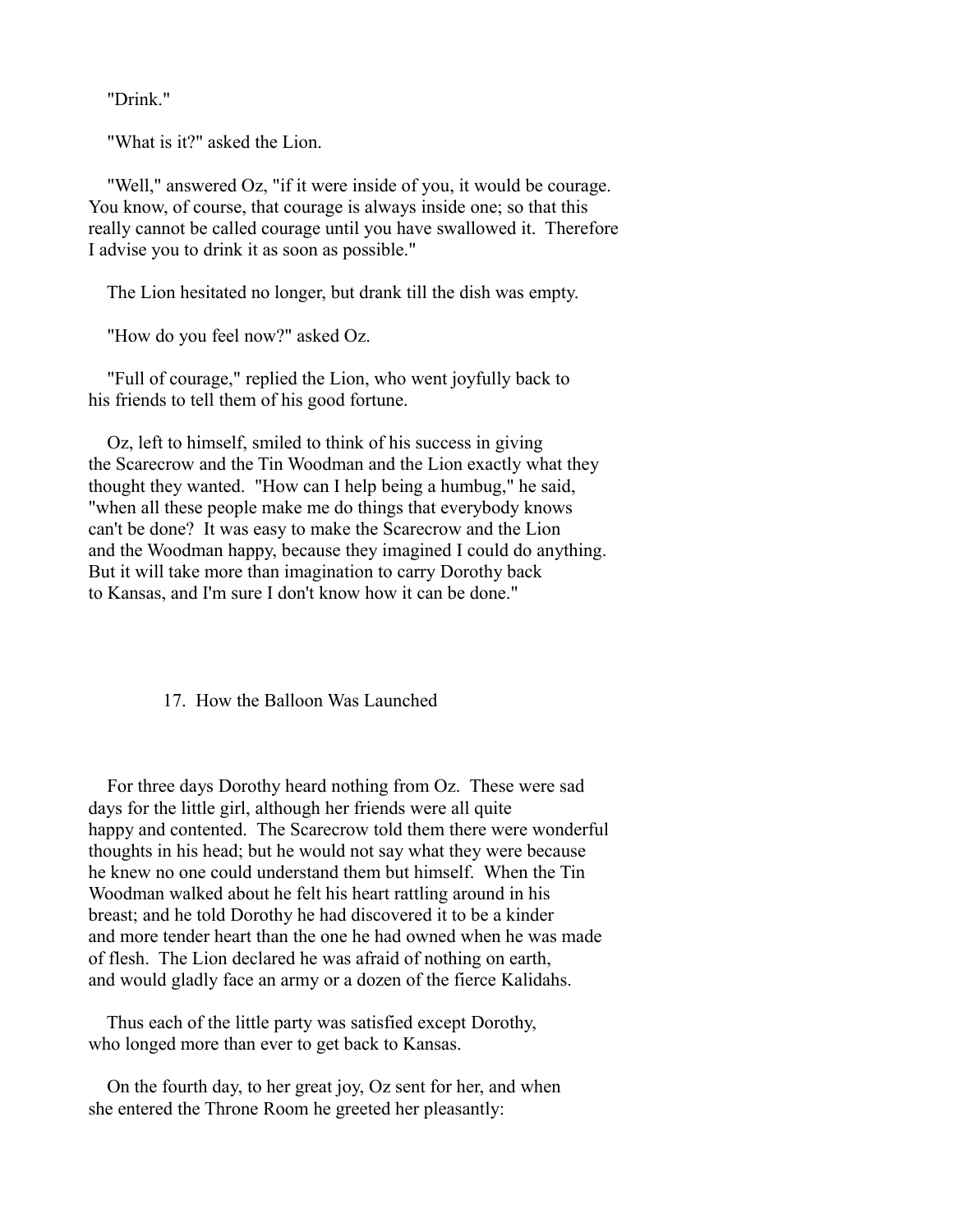"Drink."

"What is it?" asked the Lion.

"Well," answered Oz, "if it were inside of you, it would be courage. You know, of course, that courage is always inside one; so that this really cannot be called courage until you have swallowed it. Therefore I advise you to drink it as soon as possible."

The Lion hesitated no longer, but drank till the dish was empty.

"How do you feel now?" asked Oz.

"Full of courage," replied the Lion, who went joyfully back to his friends to tell them of his good fortune.

Oz, left to himself, smiled to think of his success in giving the Scarecrow and the Tin Woodman and the Lion exactly what they thought they wanted. "How can I help being a humbug," he said, "when all these people make me do things that everybody knows can't be done? It was easy to make the Scarecrow and the Lion and the Woodman happy, because they imagined I could do anything. But it will take more than imagination to carry Dorothy back to Kansas, and I'm sure I don't know how it can be done."

## 17. How the Balloon Was Launched

For three days Dorothy heard nothing from Oz. These were sad days for the little girl, although her friends were all quite happy and contented. The Scarecrow told them there were wonderful thoughts in his head; but he would not say what they were because he knew no one could understand them but himself. When the Tin Woodman walked about he felt his heart rattling around in his breast; and he told Dorothy he had discovered it to be a kinder and more tender heart than the one he had owned when he was made of flesh. The Lion declared he was afraid of nothing on earth, and would gladly face an army or a dozen of the fierce Kalidahs.

Thus each of the little party was satisfied except Dorothy, who longed more than ever to get back to Kansas.

On the fourth day, to her great joy, Oz sent for her, and when she entered the Throne Room he greeted her pleasantly: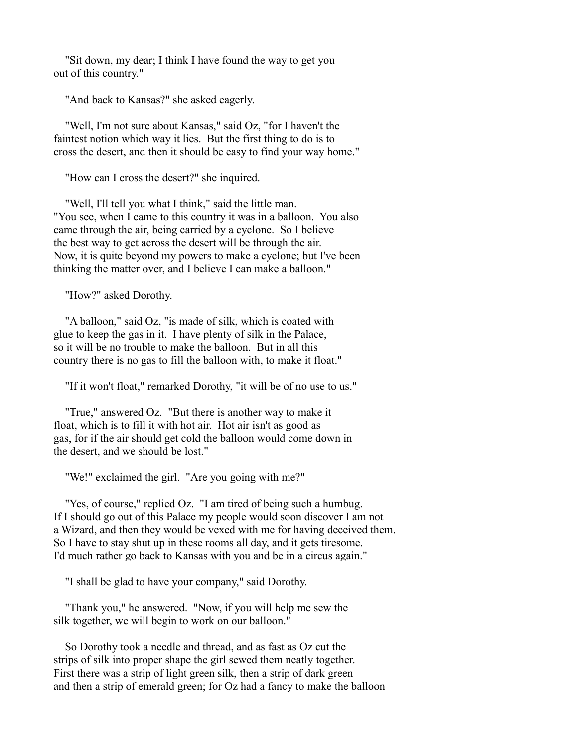"Sit down, my dear; I think I have found the way to get you out of this country."

"And back to Kansas?" she asked eagerly.

"Well, I'm not sure about Kansas," said Oz, "for I haven't the faintest notion which way it lies. But the first thing to do is to cross the desert, and then it should be easy to find your way home."

"How can I cross the desert?" she inquired.

"Well, I'll tell you what I think," said the little man. "You see, when I came to this country it was in a balloon. You also came through the air, being carried by a cyclone. So I believe the best way to get across the desert will be through the air. Now, it is quite beyond my powers to make a cyclone; but I've been thinking the matter over, and I believe I can make a balloon."

"How?" asked Dorothy.

"A balloon," said Oz, "is made of silk, which is coated with glue to keep the gas in it. I have plenty of silk in the Palace, so it will be no trouble to make the balloon. But in all this country there is no gas to fill the balloon with, to make it float."

"If it won't float," remarked Dorothy, "it will be of no use to us."

"True," answered Oz. "But there is another way to make it float, which is to fill it with hot air. Hot air isn't as good as gas, for if the air should get cold the balloon would come down in the desert, and we should be lost."

"We!" exclaimed the girl. "Are you going with me?"

"Yes, of course," replied Oz. "I am tired of being such a humbug. If I should go out of this Palace my people would soon discover I am not a Wizard, and then they would be vexed with me for having deceived them. So I have to stay shut up in these rooms all day, and it gets tiresome. I'd much rather go back to Kansas with you and be in a circus again."

"I shall be glad to have your company," said Dorothy.

"Thank you," he answered. "Now, if you will help me sew the silk together, we will begin to work on our balloon."

So Dorothy took a needle and thread, and as fast as Oz cut the strips of silk into proper shape the girl sewed them neatly together. First there was a strip of light green silk, then a strip of dark green and then a strip of emerald green; for Oz had a fancy to make the balloon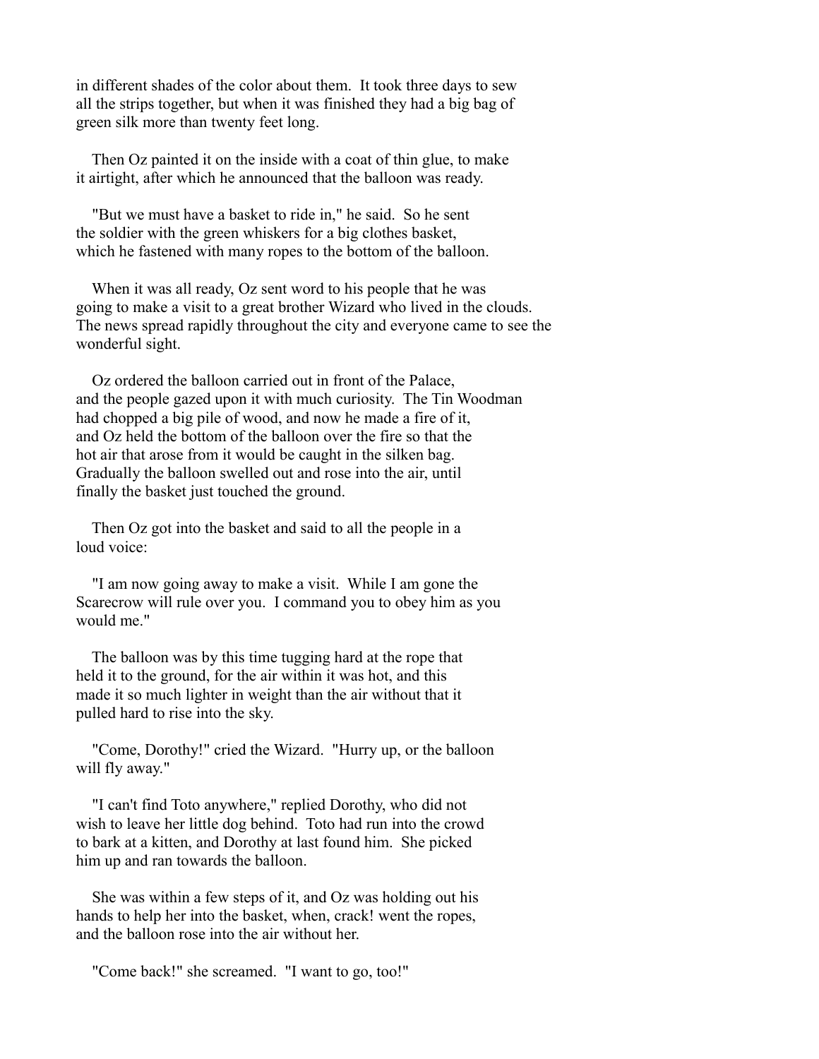in different shades of the color about them. It took three days to sew all the strips together, but when it was finished they had a big bag of green silk more than twenty feet long.

Then Oz painted it on the inside with a coat of thin glue, to make it airtight, after which he announced that the balloon was ready.

"But we must have a basket to ride in," he said. So he sent the soldier with the green whiskers for a big clothes basket, which he fastened with many ropes to the bottom of the balloon.

When it was all ready, Oz sent word to his people that he was going to make a visit to a great brother Wizard who lived in the clouds. The news spread rapidly throughout the city and everyone came to see the wonderful sight.

Oz ordered the balloon carried out in front of the Palace, and the people gazed upon it with much curiosity. The Tin Woodman had chopped a big pile of wood, and now he made a fire of it, and Oz held the bottom of the balloon over the fire so that the hot air that arose from it would be caught in the silken bag. Gradually the balloon swelled out and rose into the air, until finally the basket just touched the ground.

Then Oz got into the basket and said to all the people in a loud voice:

"I am now going away to make a visit. While I am gone the Scarecrow will rule over you. I command you to obey him as you would me."

The balloon was by this time tugging hard at the rope that held it to the ground, for the air within it was hot, and this made it so much lighter in weight than the air without that it pulled hard to rise into the sky.

"Come, Dorothy!" cried the Wizard. "Hurry up, or the balloon will fly away."

"I can't find Toto anywhere," replied Dorothy, who did not wish to leave her little dog behind. Toto had run into the crowd to bark at a kitten, and Dorothy at last found him. She picked him up and ran towards the balloon.

She was within a few steps of it, and Oz was holding out his hands to help her into the basket, when, crack! went the ropes, and the balloon rose into the air without her.

"Come back!" she screamed. "I want to go, too!"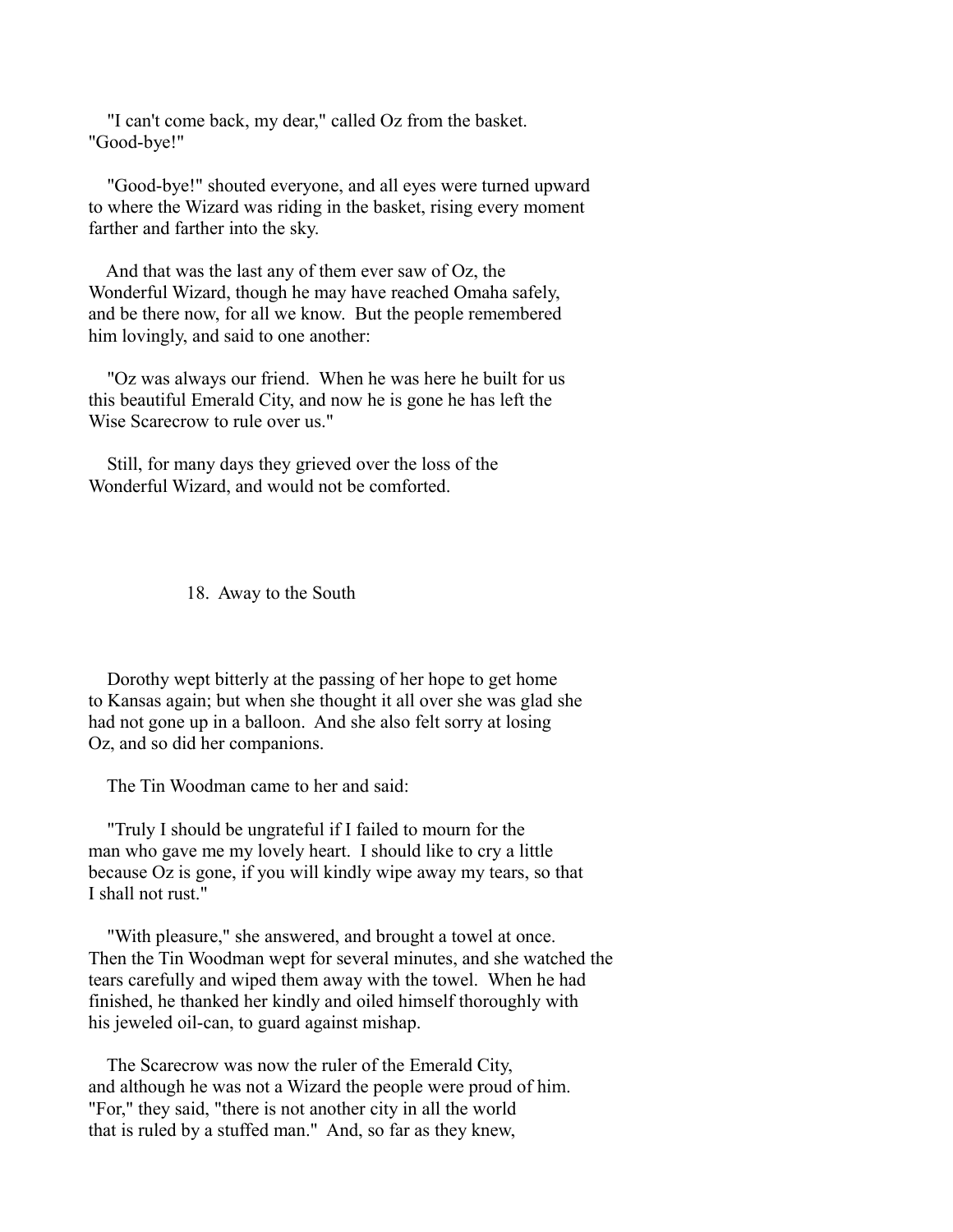"I can't come back, my dear," called Oz from the basket. "Good-bye!"

"Good-bye!" shouted everyone, and all eyes were turned upward to where the Wizard was riding in the basket, rising every moment farther and farther into the sky.

And that was the last any of them ever saw of Oz, the Wonderful Wizard, though he may have reached Omaha safely, and be there now, for all we know. But the people remembered him lovingly, and said to one another:

"Oz was always our friend. When he was here he built for us this beautiful Emerald City, and now he is gone he has left the Wise Scarecrow to rule over us."

Still, for many days they grieved over the loss of the Wonderful Wizard, and would not be comforted.

## 18. Away to the South

Dorothy wept bitterly at the passing of her hope to get home to Kansas again; but when she thought it all over she was glad she had not gone up in a balloon. And she also felt sorry at losing Oz, and so did her companions.

The Tin Woodman came to her and said:

"Truly I should be ungrateful if I failed to mourn for the man who gave me my lovely heart. I should like to cry a little because Oz is gone, if you will kindly wipe away my tears, so that I shall not rust."

"With pleasure," she answered, and brought a towel at once. Then the Tin Woodman wept for several minutes, and she watched the tears carefully and wiped them away with the towel. When he had finished, he thanked her kindly and oiled himself thoroughly with his jeweled oil-can, to guard against mishap.

The Scarecrow was now the ruler of the Emerald City, and although he was not a Wizard the people were proud of him. "For," they said, "there is not another city in all the world that is ruled by a stuffed man." And, so far as they knew,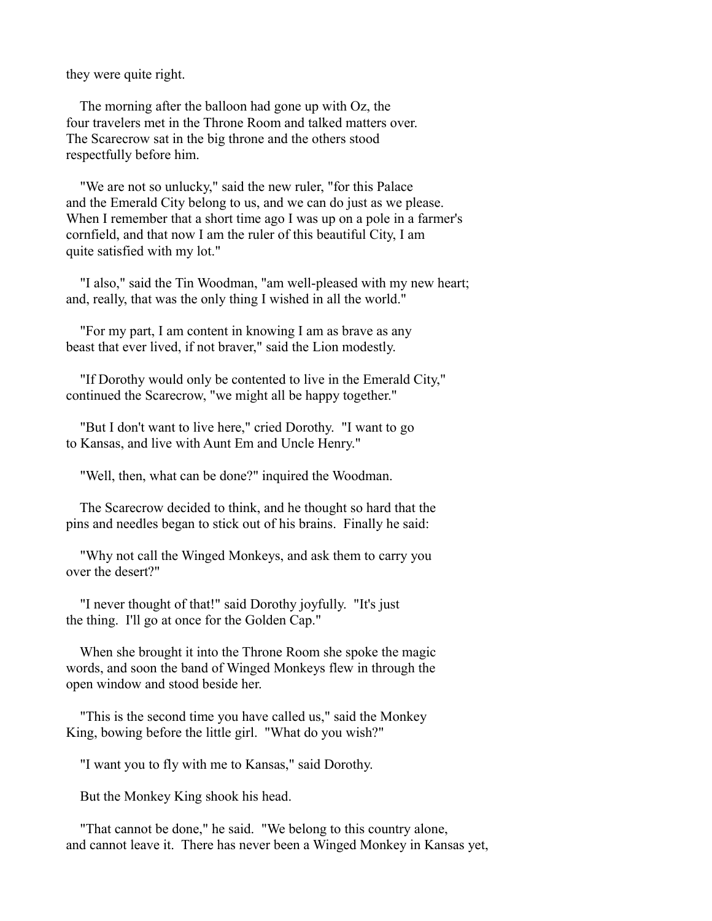they were quite right.

The morning after the balloon had gone up with Oz, the four travelers met in the Throne Room and talked matters over. The Scarecrow sat in the big throne and the others stood respectfully before him.

"We are not so unlucky," said the new ruler, "for this Palace and the Emerald City belong to us, and we can do just as we please. When I remember that a short time ago I was up on a pole in a farmer's cornfield, and that now I am the ruler of this beautiful City, I am quite satisfied with my lot."

"I also," said the Tin Woodman, "am well-pleased with my new heart; and, really, that was the only thing I wished in all the world."

"For my part, I am content in knowing I am as brave as any beast that ever lived, if not braver," said the Lion modestly.

"If Dorothy would only be contented to live in the Emerald City," continued the Scarecrow, "we might all be happy together."

"But I don't want to live here," cried Dorothy. "I want to go to Kansas, and live with Aunt Em and Uncle Henry."

"Well, then, what can be done?" inquired the Woodman.

The Scarecrow decided to think, and he thought so hard that the pins and needles began to stick out of his brains. Finally he said:

"Why not call the Winged Monkeys, and ask them to carry you over the desert?"

"I never thought of that!" said Dorothy joyfully. "It's just the thing. I'll go at once for the Golden Cap."

When she brought it into the Throne Room she spoke the magic words, and soon the band of Winged Monkeys flew in through the open window and stood beside her.

"This is the second time you have called us," said the Monkey King, bowing before the little girl. "What do you wish?"

"I want you to fly with me to Kansas," said Dorothy.

But the Monkey King shook his head.

"That cannot be done," he said. "We belong to this country alone, and cannot leave it. There has never been a Winged Monkey in Kansas yet,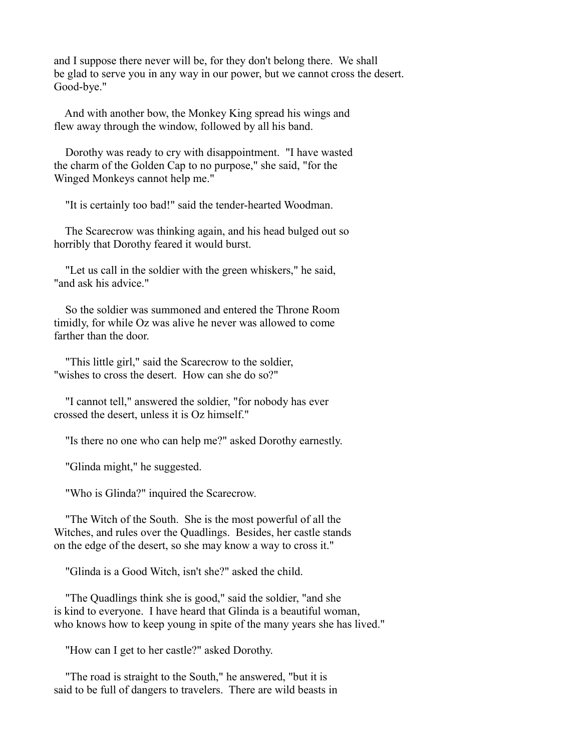and I suppose there never will be, for they don't belong there. We shall be glad to serve you in any way in our power, but we cannot cross the desert. Good-bye."

And with another bow, the Monkey King spread his wings and flew away through the window, followed by all his band.

Dorothy was ready to cry with disappointment. "I have wasted the charm of the Golden Cap to no purpose," she said, "for the Winged Monkeys cannot help me."

"It is certainly too bad!" said the tender-hearted Woodman.

The Scarecrow was thinking again, and his head bulged out so horribly that Dorothy feared it would burst.

"Let us call in the soldier with the green whiskers," he said, "and ask his advice."

So the soldier was summoned and entered the Throne Room timidly, for while Oz was alive he never was allowed to come farther than the door.

"This little girl," said the Scarecrow to the soldier, "wishes to cross the desert. How can she do so?"

"I cannot tell," answered the soldier, "for nobody has ever crossed the desert, unless it is Oz himself."

"Is there no one who can help me?" asked Dorothy earnestly.

"Glinda might," he suggested.

"Who is Glinda?" inquired the Scarecrow.

"The Witch of the South. She is the most powerful of all the Witches, and rules over the Quadlings. Besides, her castle stands on the edge of the desert, so she may know a way to cross it."

"Glinda is a Good Witch, isn't she?" asked the child.

"The Quadlings think she is good," said the soldier, "and she is kind to everyone. I have heard that Glinda is a beautiful woman, who knows how to keep young in spite of the many years she has lived."

"How can I get to her castle?" asked Dorothy.

"The road is straight to the South," he answered, "but it is said to be full of dangers to travelers. There are wild beasts in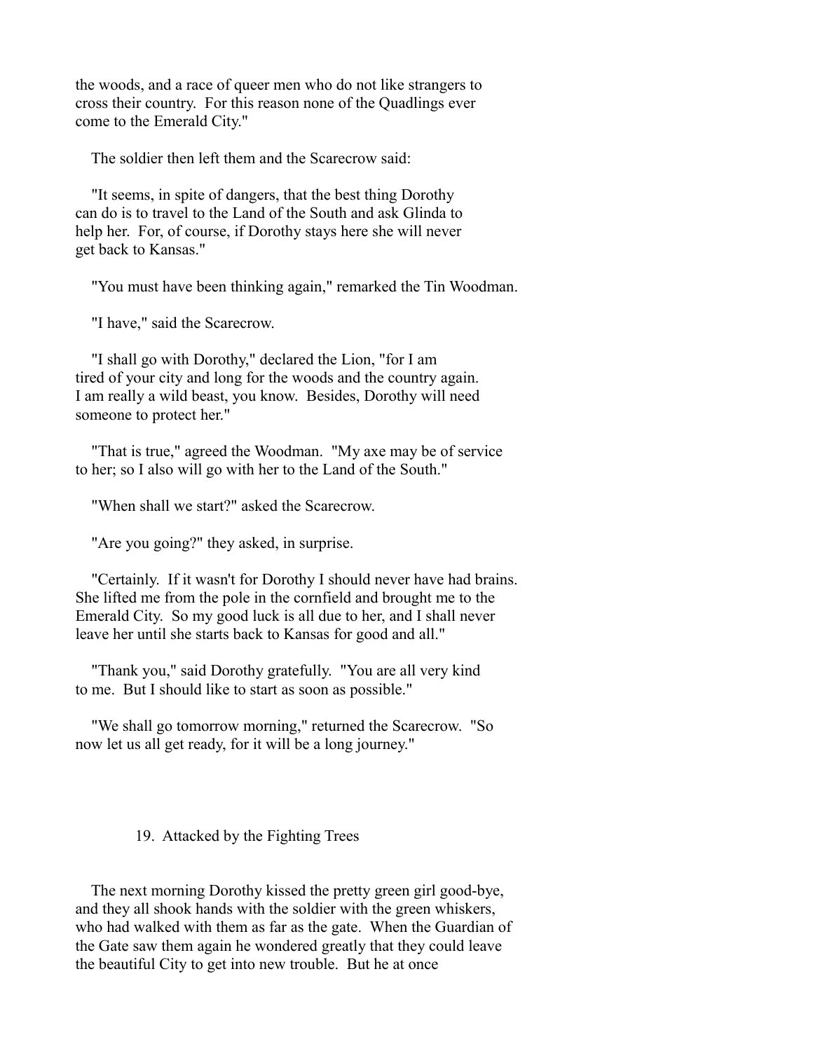the woods, and a race of queer men who do not like strangers to cross their country. For this reason none of the Quadlings ever come to the Emerald City."

The soldier then left them and the Scarecrow said:

"It seems, in spite of dangers, that the best thing Dorothy can do is to travel to the Land of the South and ask Glinda to help her. For, of course, if Dorothy stays here she will never get back to Kansas."

"You must have been thinking again," remarked the Tin Woodman.

"I have," said the Scarecrow.

"I shall go with Dorothy," declared the Lion, "for I am tired of your city and long for the woods and the country again. I am really a wild beast, you know. Besides, Dorothy will need someone to protect her."

"That is true," agreed the Woodman. "My axe may be of service to her; so I also will go with her to the Land of the South."

"When shall we start?" asked the Scarecrow.

"Are you going?" they asked, in surprise.

"Certainly. If it wasn't for Dorothy I should never have had brains. She lifted me from the pole in the cornfield and brought me to the Emerald City. So my good luck is all due to her, and I shall never leave her until she starts back to Kansas for good and all."

"Thank you," said Dorothy gratefully. "You are all very kind to me. But I should like to start as soon as possible."

"We shall go tomorrow morning," returned the Scarecrow. "So now let us all get ready, for it will be a long journey."

## 19. Attacked by the Fighting Trees

The next morning Dorothy kissed the pretty green girl good-bye, and they all shook hands with the soldier with the green whiskers, who had walked with them as far as the gate. When the Guardian of the Gate saw them again he wondered greatly that they could leave the beautiful City to get into new trouble. But he at once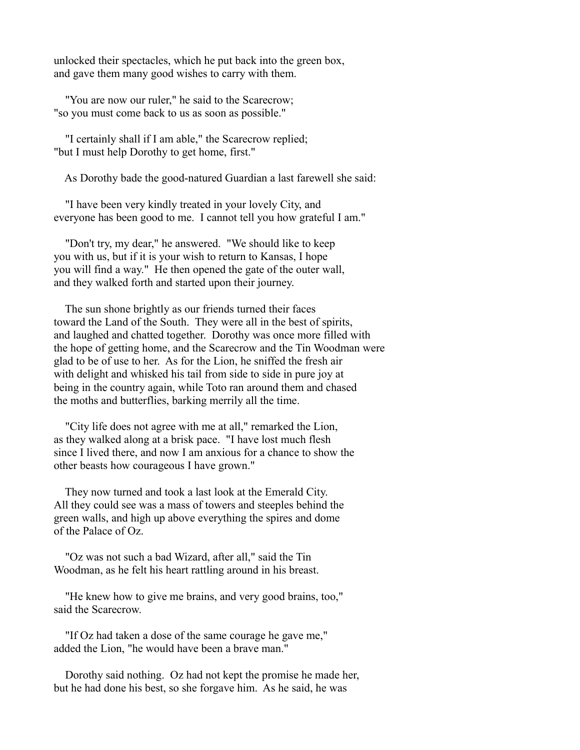unlocked their spectacles, which he put back into the green box, and gave them many good wishes to carry with them.

"You are now our ruler," he said to the Scarecrow; "so you must come back to us as soon as possible."

"I certainly shall if I am able," the Scarecrow replied; "but I must help Dorothy to get home, first."

As Dorothy bade the good-natured Guardian a last farewell she said:

"I have been very kindly treated in your lovely City, and everyone has been good to me. I cannot tell you how grateful I am."

"Don't try, my dear," he answered. "We should like to keep you with us, but if it is your wish to return to Kansas, I hope you will find a way." He then opened the gate of the outer wall, and they walked forth and started upon their journey.

The sun shone brightly as our friends turned their faces toward the Land of the South. They were all in the best of spirits, and laughed and chatted together. Dorothy was once more filled with the hope of getting home, and the Scarecrow and the Tin Woodman were glad to be of use to her. As for the Lion, he sniffed the fresh air with delight and whisked his tail from side to side in pure joy at being in the country again, while Toto ran around them and chased the moths and butterflies, barking merrily all the time.

"City life does not agree with me at all," remarked the Lion, as they walked along at a brisk pace. "I have lost much flesh since I lived there, and now I am anxious for a chance to show the other beasts how courageous I have grown."

They now turned and took a last look at the Emerald City. All they could see was a mass of towers and steeples behind the green walls, and high up above everything the spires and dome of the Palace of Oz.

"Oz was not such a bad Wizard, after all," said the Tin Woodman, as he felt his heart rattling around in his breast.

"He knew how to give me brains, and very good brains, too," said the Scarecrow.

"If Oz had taken a dose of the same courage he gave me," added the Lion, "he would have been a brave man."

Dorothy said nothing. Oz had not kept the promise he made her, but he had done his best, so she forgave him. As he said, he was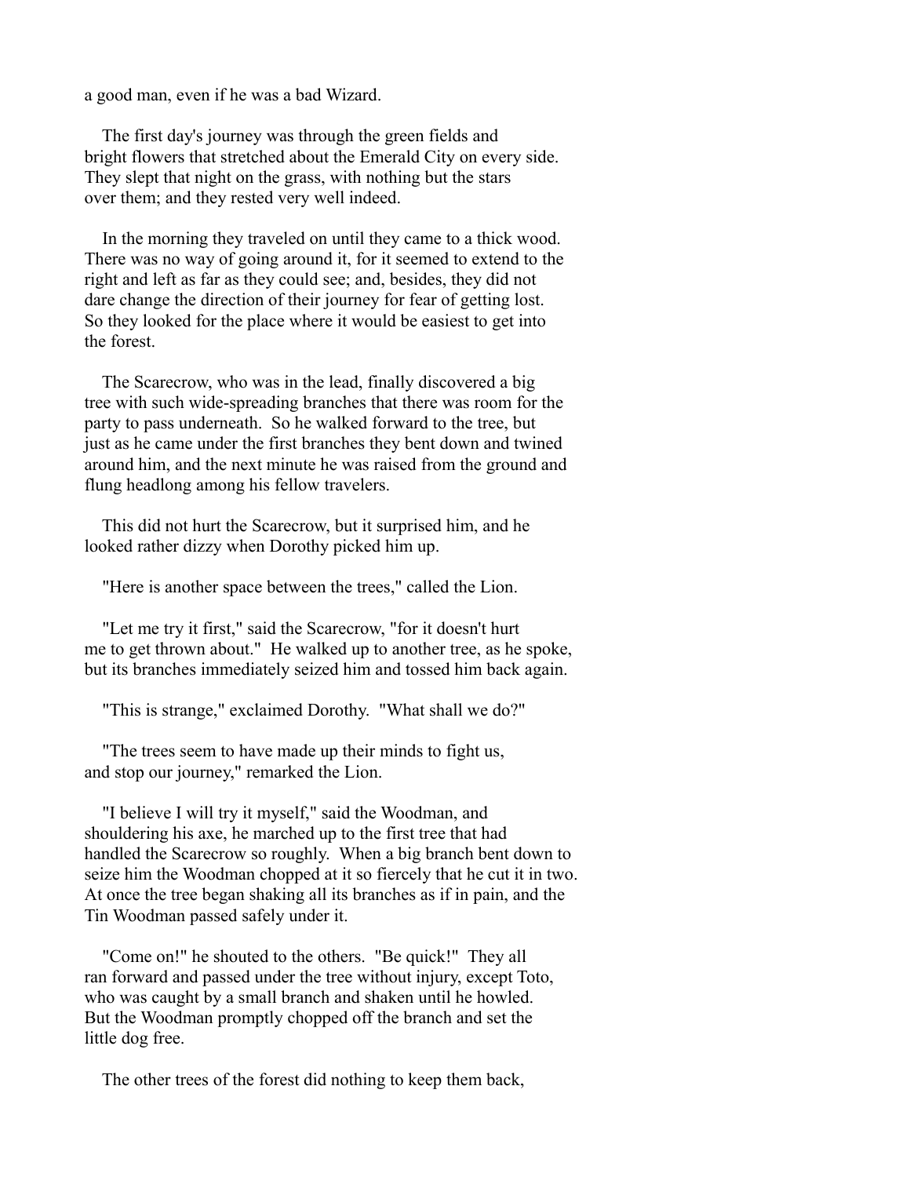a good man, even if he was a bad Wizard.

The first day's journey was through the green fields and bright flowers that stretched about the Emerald City on every side. They slept that night on the grass, with nothing but the stars over them; and they rested very well indeed.

In the morning they traveled on until they came to a thick wood. There was no way of going around it, for it seemed to extend to the right and left as far as they could see; and, besides, they did not dare change the direction of their journey for fear of getting lost. So they looked for the place where it would be easiest to get into the forest.

The Scarecrow, who was in the lead, finally discovered a big tree with such wide-spreading branches that there was room for the party to pass underneath. So he walked forward to the tree, but just as he came under the first branches they bent down and twined around him, and the next minute he was raised from the ground and flung headlong among his fellow travelers.

This did not hurt the Scarecrow, but it surprised him, and he looked rather dizzy when Dorothy picked him up.

"Here is another space between the trees," called the Lion.

"Let me try it first," said the Scarecrow, "for it doesn't hurt me to get thrown about." He walked up to another tree, as he spoke, but its branches immediately seized him and tossed him back again.

"This is strange," exclaimed Dorothy. "What shall we do?"

"The trees seem to have made up their minds to fight us, and stop our journey," remarked the Lion.

"I believe I will try it myself," said the Woodman, and shouldering his axe, he marched up to the first tree that had handled the Scarecrow so roughly. When a big branch bent down to seize him the Woodman chopped at it so fiercely that he cut it in two. At once the tree began shaking all its branches as if in pain, and the Tin Woodman passed safely under it.

"Come on!" he shouted to the others. "Be quick!" They all ran forward and passed under the tree without injury, except Toto, who was caught by a small branch and shaken until he howled. But the Woodman promptly chopped off the branch and set the little dog free.

The other trees of the forest did nothing to keep them back,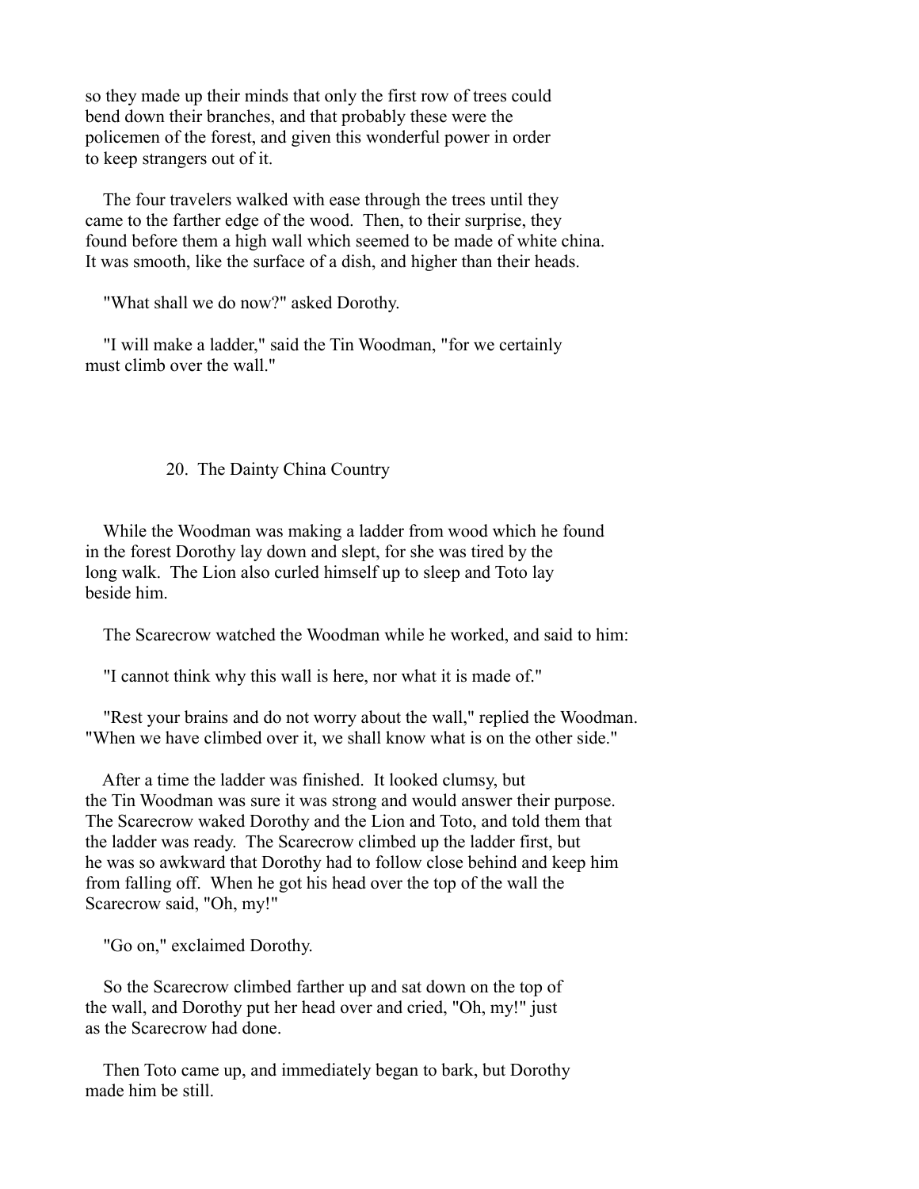so they made up their minds that only the first row of trees could bend down their branches, and that probably these were the policemen of the forest, and given this wonderful power in order to keep strangers out of it.

The four travelers walked with ease through the trees until they came to the farther edge of the wood. Then, to their surprise, they found before them a high wall which seemed to be made of white china. It was smooth, like the surface of a dish, and higher than their heads.

"What shall we do now?" asked Dorothy.

"I will make a ladder," said the Tin Woodman, "for we certainly must climb over the wall."

## 20. The Dainty China Country

While the Woodman was making a ladder from wood which he found in the forest Dorothy lay down and slept, for she was tired by the long walk. The Lion also curled himself up to sleep and Toto lay beside him.

The Scarecrow watched the Woodman while he worked, and said to him:

"I cannot think why this wall is here, nor what it is made of."

"Rest your brains and do not worry about the wall," replied the Woodman. "When we have climbed over it, we shall know what is on the other side."

After a time the ladder was finished. It looked clumsy, but the Tin Woodman was sure it was strong and would answer their purpose. The Scarecrow waked Dorothy and the Lion and Toto, and told them that the ladder was ready. The Scarecrow climbed up the ladder first, but he was so awkward that Dorothy had to follow close behind and keep him from falling off. When he got his head over the top of the wall the Scarecrow said, "Oh, my!"

"Go on," exclaimed Dorothy.

So the Scarecrow climbed farther up and sat down on the top of the wall, and Dorothy put her head over and cried, "Oh, my!" just as the Scarecrow had done.

Then Toto came up, and immediately began to bark, but Dorothy made him be still.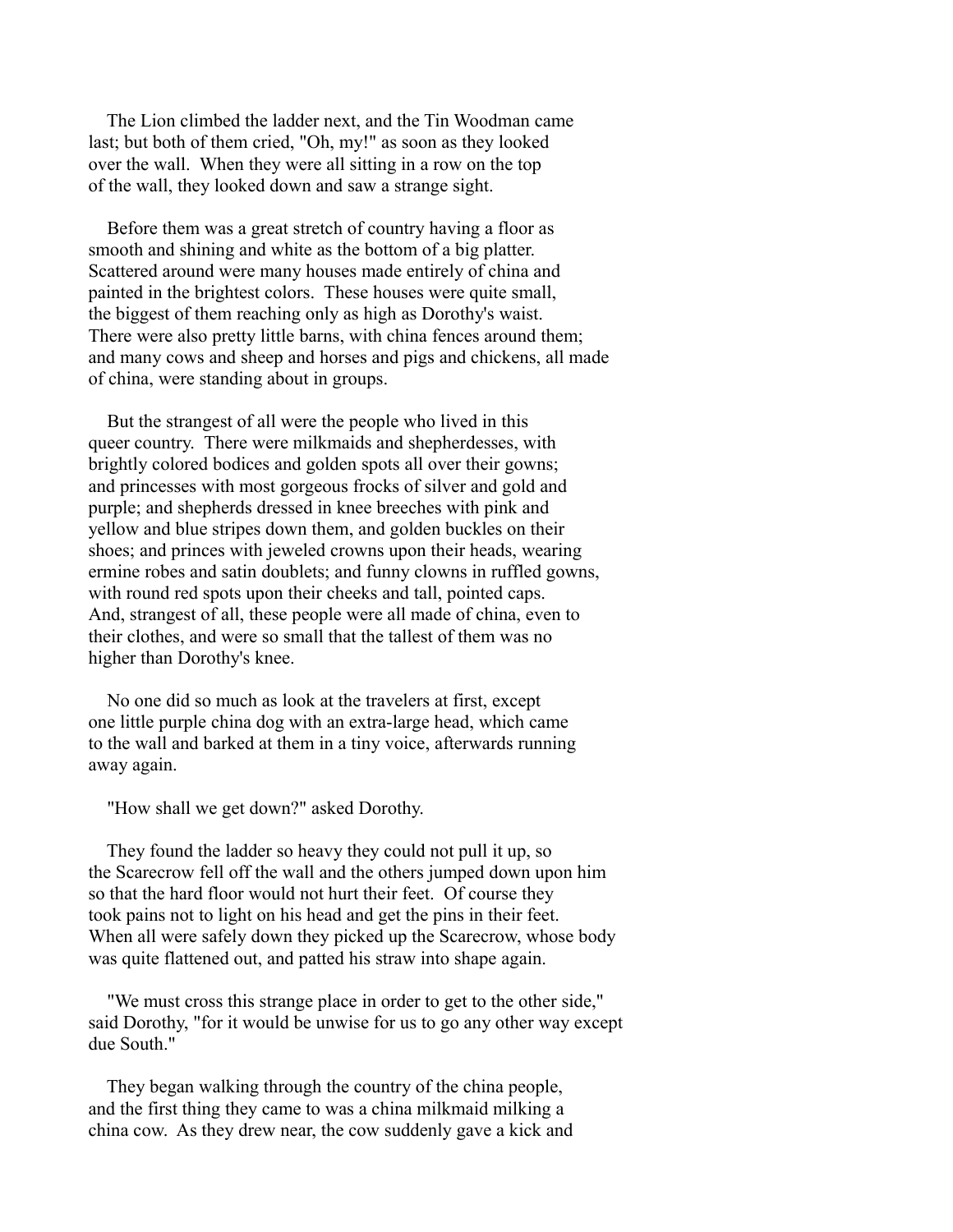The Lion climbed the ladder next, and the Tin Woodman came last; but both of them cried, "Oh, my!" as soon as they looked over the wall. When they were all sitting in a row on the top of the wall, they looked down and saw a strange sight.

Before them was a great stretch of country having a floor as smooth and shining and white as the bottom of a big platter. Scattered around were many houses made entirely of china and painted in the brightest colors. These houses were quite small, the biggest of them reaching only as high as Dorothy's waist. There were also pretty little barns, with china fences around them; and many cows and sheep and horses and pigs and chickens, all made of china, were standing about in groups.

But the strangest of all were the people who lived in this queer country. There were milkmaids and shepherdesses, with brightly colored bodices and golden spots all over their gowns; and princesses with most gorgeous frocks of silver and gold and purple; and shepherds dressed in knee breeches with pink and yellow and blue stripes down them, and golden buckles on their shoes; and princes with jeweled crowns upon their heads, wearing ermine robes and satin doublets; and funny clowns in ruffled gowns, with round red spots upon their cheeks and tall, pointed caps. And, strangest of all, these people were all made of china, even to their clothes, and were so small that the tallest of them was no higher than Dorothy's knee.

No one did so much as look at the travelers at first, except one little purple china dog with an extra-large head, which came to the wall and barked at them in a tiny voice, afterwards running away again.

"How shall we get down?" asked Dorothy.

They found the ladder so heavy they could not pull it up, so the Scarecrow fell off the wall and the others jumped down upon him so that the hard floor would not hurt their feet. Of course they took pains not to light on his head and get the pins in their feet. When all were safely down they picked up the Scarecrow, whose body was quite flattened out, and patted his straw into shape again.

"We must cross this strange place in order to get to the other side," said Dorothy, "for it would be unwise for us to go any other way except due South."

They began walking through the country of the china people, and the first thing they came to was a china milkmaid milking a china cow. As they drew near, the cow suddenly gave a kick and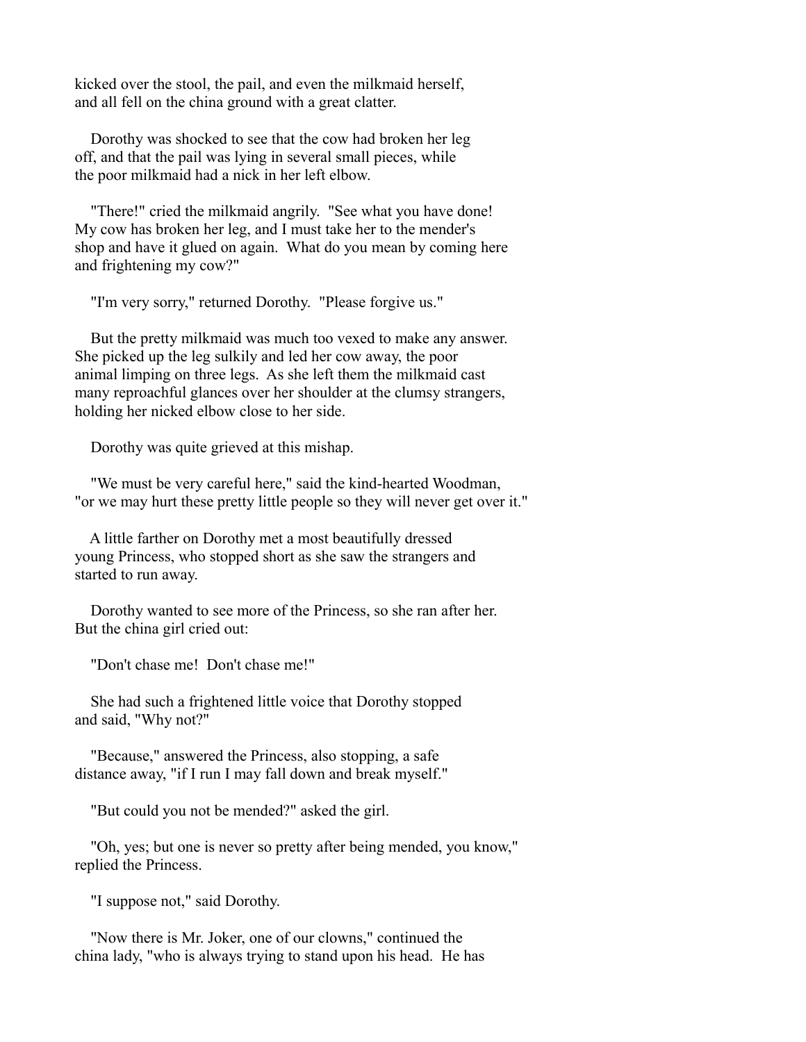kicked over the stool, the pail, and even the milkmaid herself, and all fell on the china ground with a great clatter.

Dorothy was shocked to see that the cow had broken her leg off, and that the pail was lying in several small pieces, while the poor milkmaid had a nick in her left elbow.

"There!" cried the milkmaid angrily. "See what you have done! My cow has broken her leg, and I must take her to the mender's shop and have it glued on again. What do you mean by coming here and frightening my cow?"

"I'm very sorry," returned Dorothy. "Please forgive us."

But the pretty milkmaid was much too vexed to make any answer. She picked up the leg sulkily and led her cow away, the poor animal limping on three legs. As she left them the milkmaid cast many reproachful glances over her shoulder at the clumsy strangers, holding her nicked elbow close to her side.

Dorothy was quite grieved at this mishap.

"We must be very careful here," said the kind-hearted Woodman, "or we may hurt these pretty little people so they will never get over it."

A little farther on Dorothy met a most beautifully dressed young Princess, who stopped short as she saw the strangers and started to run away.

Dorothy wanted to see more of the Princess, so she ran after her. But the china girl cried out:

"Don't chase me! Don't chase me!"

She had such a frightened little voice that Dorothy stopped and said, "Why not?"

"Because," answered the Princess, also stopping, a safe distance away, "if I run I may fall down and break myself."

"But could you not be mended?" asked the girl.

"Oh, yes; but one is never so pretty after being mended, you know," replied the Princess.

"I suppose not," said Dorothy.

"Now there is Mr. Joker, one of our clowns," continued the china lady, "who is always trying to stand upon his head. He has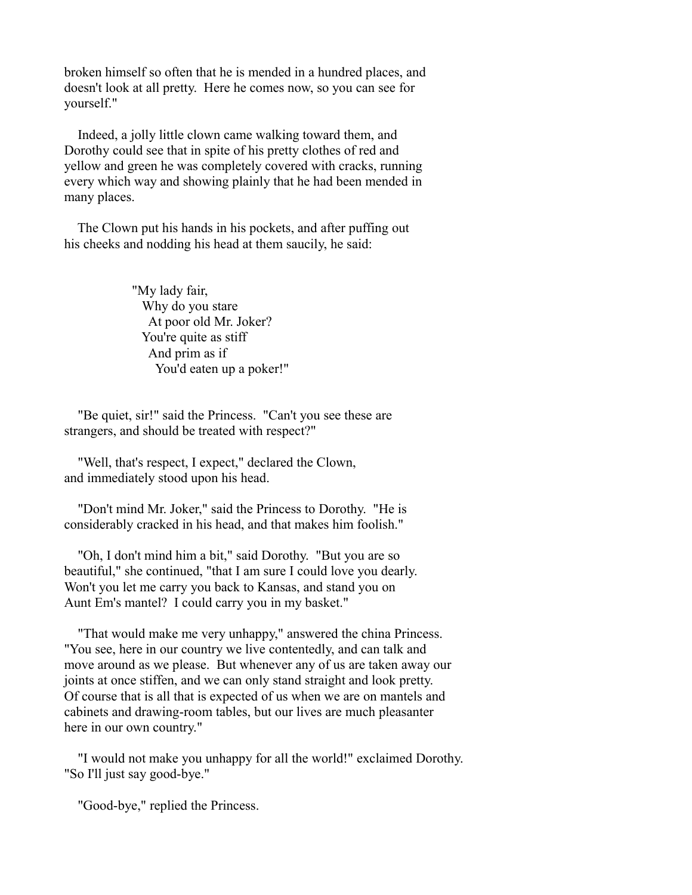broken himself so often that he is mended in a hundred places, and doesn't look at all pretty. Here he comes now, so you can see for yourself."

Indeed, a jolly little clown came walking toward them, and Dorothy could see that in spite of his pretty clothes of red and yellow and green he was completely covered with cracks, running every which way and showing plainly that he had been mended in many places.

The Clown put his hands in his pockets, and after puffing out his cheeks and nodding his head at them saucily, he said:

> "My lady fair,
>   Why do you stare
>     At poor old Mr. Joker?
>   You're quite as stiff
>     And prim as if
>       You'd eaten up a poker!"

"Be quiet, sir!" said the Princess. "Can't you see these are strangers, and should be treated with respect?"

"Well, that's respect, I expect," declared the Clown, and immediately stood upon his head.

"Don't mind Mr. Joker," said the Princess to Dorothy. "He is considerably cracked in his head, and that makes him foolish."

"Oh, I don't mind him a bit," said Dorothy. "But you are so beautiful," she continued, "that I am sure I could love you dearly. Won't you let me carry you back to Kansas, and stand you on Aunt Em's mantel? I could carry you in my basket."

"That would make me very unhappy," answered the china Princess. "You see, here in our country we live contentedly, and can talk and move around as we please. But whenever any of us are taken away our joints at once stiffen, and we can only stand straight and look pretty. Of course that is all that is expected of us when we are on mantels and cabinets and drawing-room tables, but our lives are much pleasanter here in our own country."

"I would not make you unhappy for all the world!" exclaimed Dorothy. "So I'll just say good-bye."

"Good-bye," replied the Princess.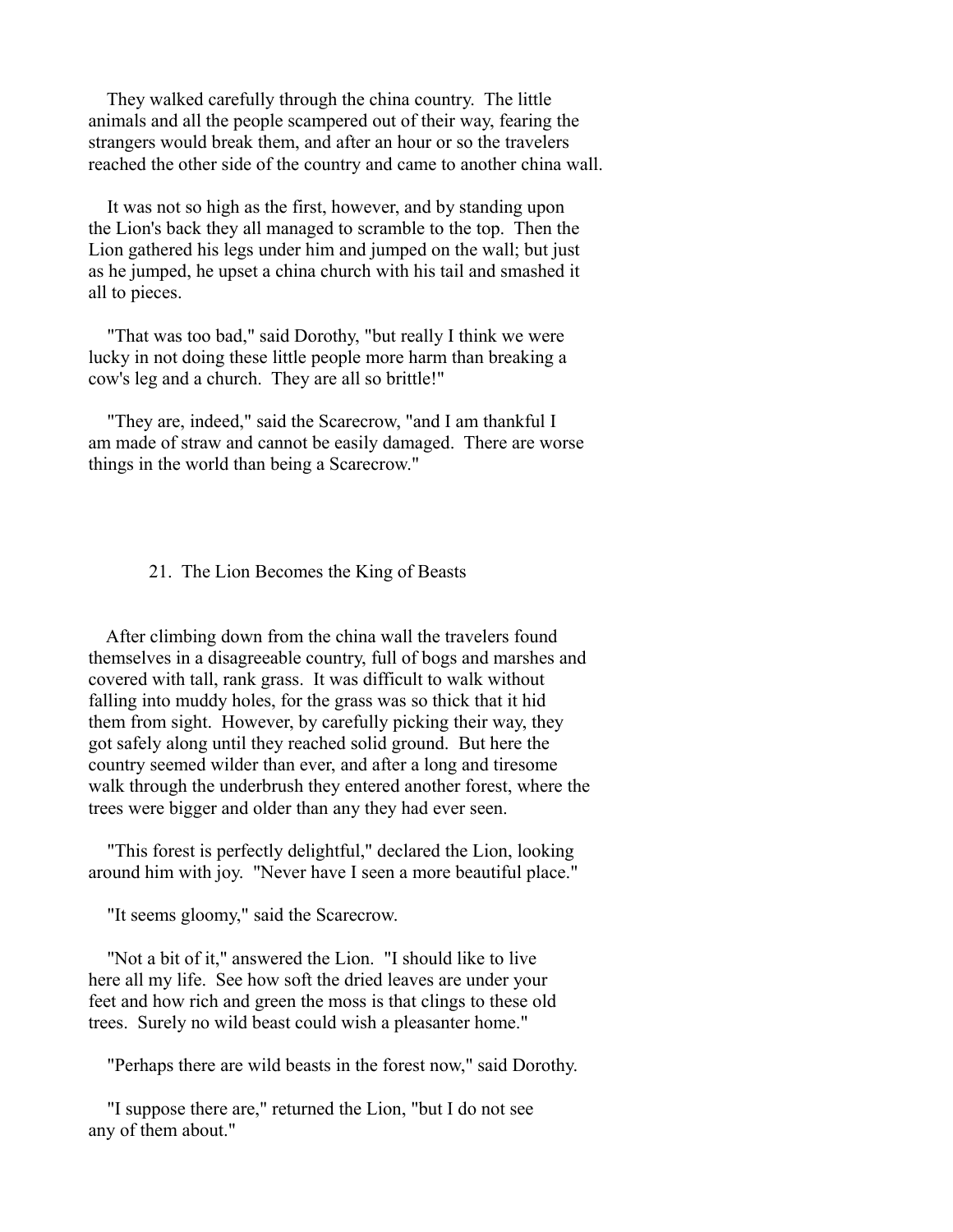They walked carefully through the china country. The little animals and all the people scampered out of their way, fearing the strangers would break them, and after an hour or so the travelers reached the other side of the country and came to another china wall.

It was not so high as the first, however, and by standing upon the Lion's back they all managed to scramble to the top. Then the Lion gathered his legs under him and jumped on the wall; but just as he jumped, he upset a china church with his tail and smashed it all to pieces.

"That was too bad," said Dorothy, "but really I think we were lucky in not doing these little people more harm than breaking a cow's leg and a church. They are all so brittle!"

"They are, indeed," said the Scarecrow, "and I am thankful I am made of straw and cannot be easily damaged. There are worse things in the world than being a Scarecrow."

## 21. The Lion Becomes the King of Beasts

After climbing down from the china wall the travelers found themselves in a disagreeable country, full of bogs and marshes and covered with tall, rank grass. It was difficult to walk without falling into muddy holes, for the grass was so thick that it hid them from sight. However, by carefully picking their way, they got safely along until they reached solid ground. But here the country seemed wilder than ever, and after a long and tiresome walk through the underbrush they entered another forest, where the trees were bigger and older than any they had ever seen.

"This forest is perfectly delightful," declared the Lion, looking around him with joy. "Never have I seen a more beautiful place."

"It seems gloomy," said the Scarecrow.

"Not a bit of it," answered the Lion. "I should like to live here all my life. See how soft the dried leaves are under your feet and how rich and green the moss is that clings to these old trees. Surely no wild beast could wish a pleasanter home."

"Perhaps there are wild beasts in the forest now," said Dorothy.

"I suppose there are," returned the Lion, "but I do not see any of them about."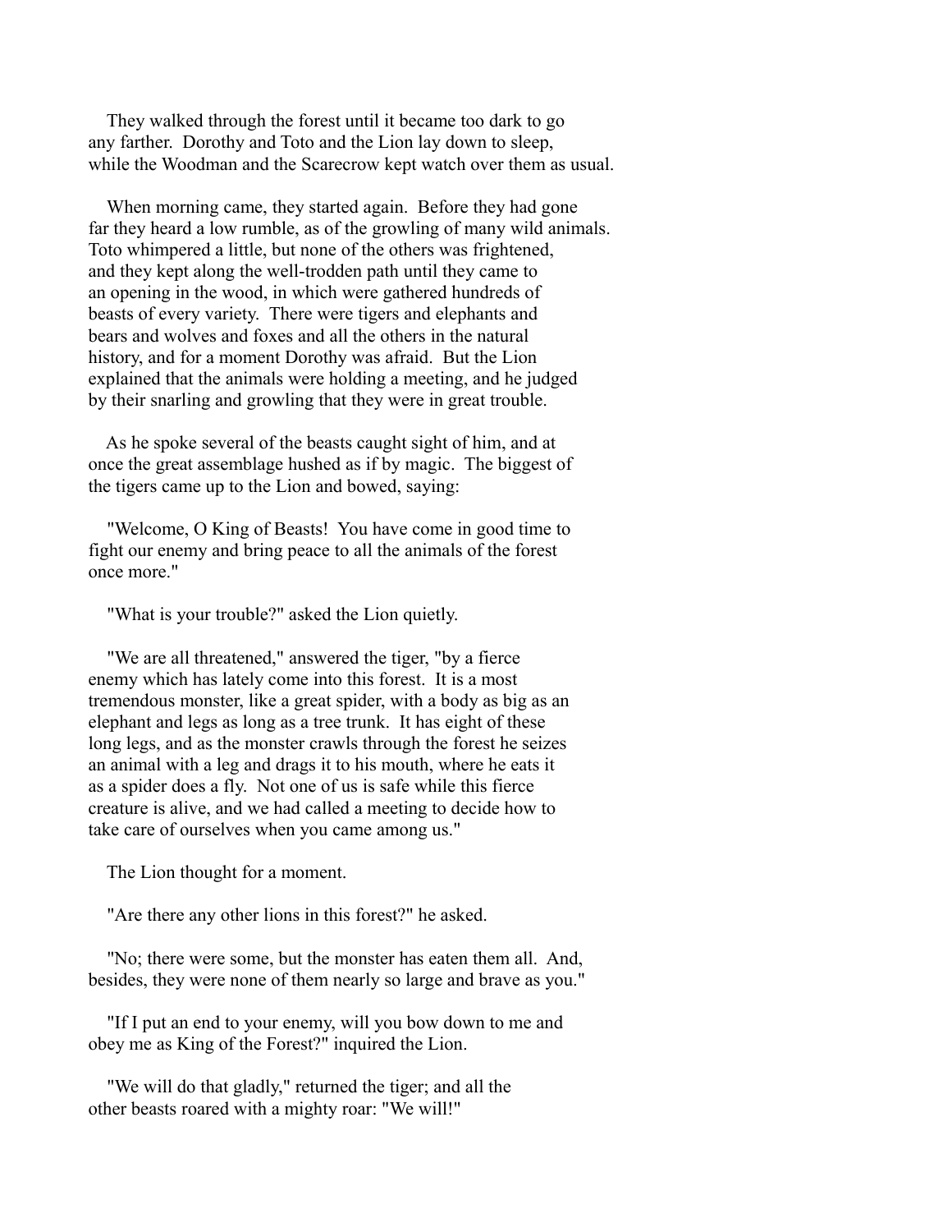They walked through the forest until it became too dark to go any farther. Dorothy and Toto and the Lion lay down to sleep, while the Woodman and the Scarecrow kept watch over them as usual.

When morning came, they started again. Before they had gone far they heard a low rumble, as of the growling of many wild animals. Toto whimpered a little, but none of the others was frightened, and they kept along the well-trodden path until they came to an opening in the wood, in which were gathered hundreds of beasts of every variety. There were tigers and elephants and bears and wolves and foxes and all the others in the natural history, and for a moment Dorothy was afraid. But the Lion explained that the animals were holding a meeting, and he judged by their snarling and growling that they were in great trouble.

As he spoke several of the beasts caught sight of him, and at once the great assemblage hushed as if by magic. The biggest of the tigers came up to the Lion and bowed, saying:

"Welcome, O King of Beasts! You have come in good time to fight our enemy and bring peace to all the animals of the forest once more."

"What is your trouble?" asked the Lion quietly.

"We are all threatened," answered the tiger, "by a fierce enemy which has lately come into this forest. It is a most tremendous monster, like a great spider, with a body as big as an elephant and legs as long as a tree trunk. It has eight of these long legs, and as the monster crawls through the forest he seizes an animal with a leg and drags it to his mouth, where he eats it as a spider does a fly. Not one of us is safe while this fierce creature is alive, and we had called a meeting to decide how to take care of ourselves when you came among us."

The Lion thought for a moment.

"Are there any other lions in this forest?" he asked.

"No; there were some, but the monster has eaten them all. And, besides, they were none of them nearly so large and brave as you."

"If I put an end to your enemy, will you bow down to me and obey me as King of the Forest?" inquired the Lion.

"We will do that gladly," returned the tiger; and all the other beasts roared with a mighty roar: "We will!"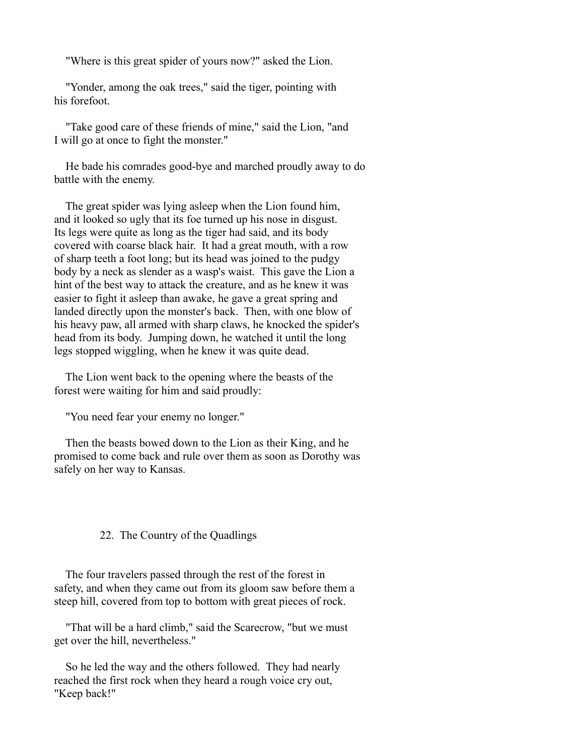"Where is this great spider of yours now?" asked the Lion.

"Yonder, among the oak trees," said the tiger, pointing with his forefoot.

"Take good care of these friends of mine," said the Lion, "and I will go at once to fight the monster."

He bade his comrades good-bye and marched proudly away to do battle with the enemy.

The great spider was lying asleep when the Lion found him, and it looked so ugly that its foe turned up his nose in disgust. Its legs were quite as long as the tiger had said, and its body covered with coarse black hair. It had a great mouth, with a row of sharp teeth a foot long; but its head was joined to the pudgy body by a neck as slender as a wasp's waist. This gave the Lion a hint of the best way to attack the creature, and as he knew it was easier to fight it asleep than awake, he gave a great spring and landed directly upon the monster's back. Then, with one blow of his heavy paw, all armed with sharp claws, he knocked the spider's head from its body. Jumping down, he watched it until the long legs stopped wiggling, when he knew it was quite dead.

The Lion went back to the opening where the beasts of the forest were waiting for him and said proudly:

"You need fear your enemy no longer."

Then the beasts bowed down to the Lion as their King, and he promised to come back and rule over them as soon as Dorothy was safely on her way to Kansas.

## 22. The Country of the Quadlings

The four travelers passed through the rest of the forest in safety, and when they came out from its gloom saw before them a steep hill, covered from top to bottom with great pieces of rock.

"That will be a hard climb," said the Scarecrow, "but we must get over the hill, nevertheless."

So he led the way and the others followed. They had nearly reached the first rock when they heard a rough voice cry out, "Keep back!"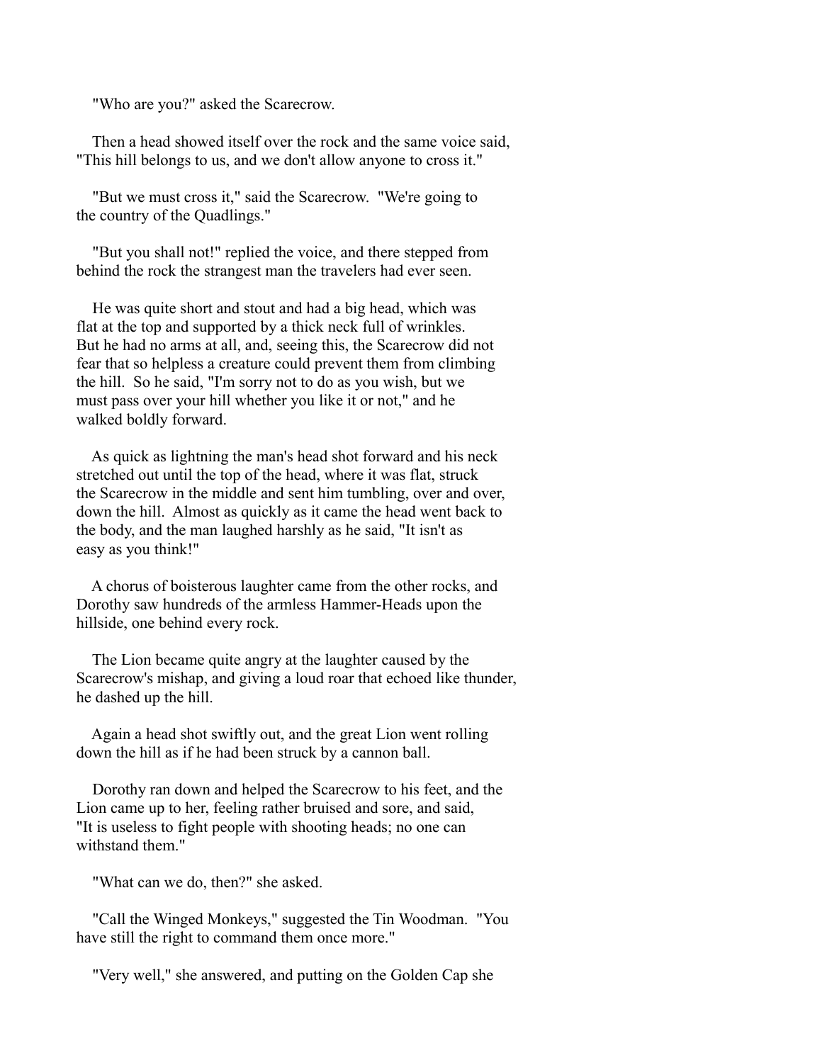"Who are you?" asked the Scarecrow.

Then a head showed itself over the rock and the same voice said, "This hill belongs to us, and we don't allow anyone to cross it."

"But we must cross it," said the Scarecrow. "We're going to the country of the Quadlings."

"But you shall not!" replied the voice, and there stepped from behind the rock the strangest man the travelers had ever seen.

He was quite short and stout and had a big head, which was flat at the top and supported by a thick neck full of wrinkles. But he had no arms at all, and, seeing this, the Scarecrow did not fear that so helpless a creature could prevent them from climbing the hill. So he said, "I'm sorry not to do as you wish, but we must pass over your hill whether you like it or not," and he walked boldly forward.

As quick as lightning the man's head shot forward and his neck stretched out until the top of the head, where it was flat, struck the Scarecrow in the middle and sent him tumbling, over and over, down the hill. Almost as quickly as it came the head went back to the body, and the man laughed harshly as he said, "It isn't as easy as you think!"

A chorus of boisterous laughter came from the other rocks, and Dorothy saw hundreds of the armless Hammer-Heads upon the hillside, one behind every rock.

The Lion became quite angry at the laughter caused by the Scarecrow's mishap, and giving a loud roar that echoed like thunder, he dashed up the hill.

Again a head shot swiftly out, and the great Lion went rolling down the hill as if he had been struck by a cannon ball.

Dorothy ran down and helped the Scarecrow to his feet, and the Lion came up to her, feeling rather bruised and sore, and said, "It is useless to fight people with shooting heads; no one can withstand them."

"What can we do, then?" she asked.

"Call the Winged Monkeys," suggested the Tin Woodman. "You have still the right to command them once more."

"Very well," she answered, and putting on the Golden Cap she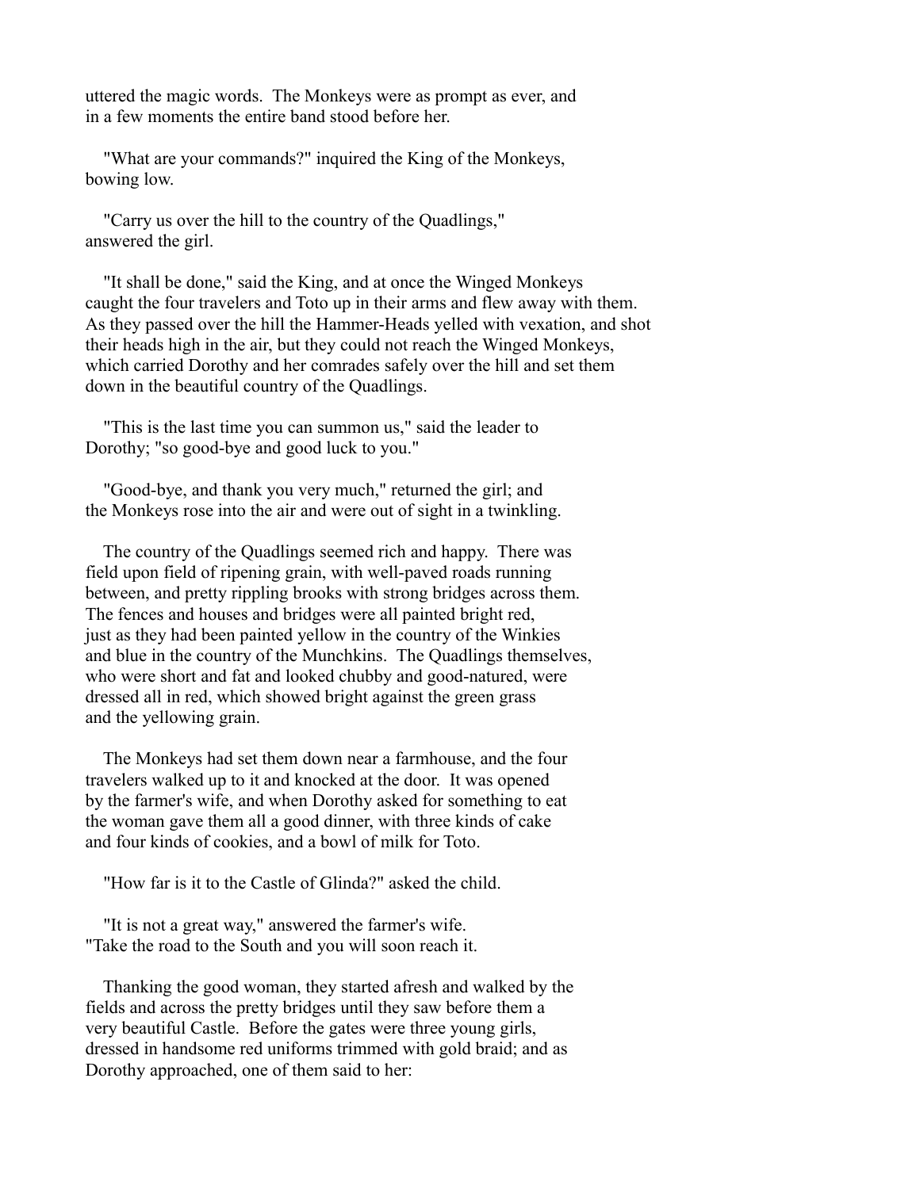uttered the magic words. The Monkeys were as prompt as ever, and in a few moments the entire band stood before her.

"What are your commands?" inquired the King of the Monkeys, bowing low.

"Carry us over the hill to the country of the Quadlings," answered the girl.

"It shall be done," said the King, and at once the Winged Monkeys caught the four travelers and Toto up in their arms and flew away with them. As they passed over the hill the Hammer-Heads yelled with vexation, and shot their heads high in the air, but they could not reach the Winged Monkeys, which carried Dorothy and her comrades safely over the hill and set them down in the beautiful country of the Quadlings.

"This is the last time you can summon us," said the leader to Dorothy; "so good-bye and good luck to you."

"Good-bye, and thank you very much," returned the girl; and the Monkeys rose into the air and were out of sight in a twinkling.

The country of the Quadlings seemed rich and happy. There was field upon field of ripening grain, with well-paved roads running between, and pretty rippling brooks with strong bridges across them. The fences and houses and bridges were all painted bright red, just as they had been painted yellow in the country of the Winkies and blue in the country of the Munchkins. The Quadlings themselves, who were short and fat and looked chubby and good-natured, were dressed all in red, which showed bright against the green grass and the yellowing grain.

The Monkeys had set them down near a farmhouse, and the four travelers walked up to it and knocked at the door. It was opened by the farmer's wife, and when Dorothy asked for something to eat the woman gave them all a good dinner, with three kinds of cake and four kinds of cookies, and a bowl of milk for Toto.

"How far is it to the Castle of Glinda?" asked the child.

"It is not a great way," answered the farmer's wife. "Take the road to the South and you will soon reach it.

Thanking the good woman, they started afresh and walked by the fields and across the pretty bridges until they saw before them a very beautiful Castle. Before the gates were three young girls, dressed in handsome red uniforms trimmed with gold braid; and as Dorothy approached, one of them said to her: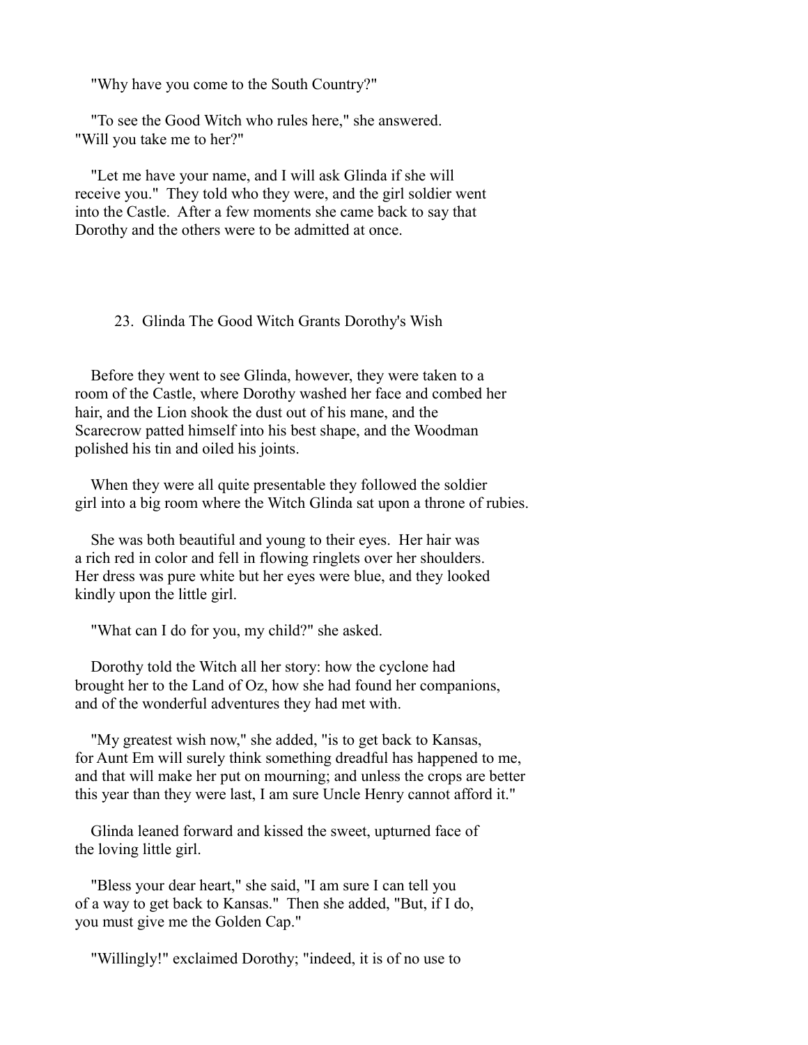"Why have you come to the South Country?"

"To see the Good Witch who rules here," she answered. "Will you take me to her?"

"Let me have your name, and I will ask Glinda if she will receive you." They told who they were, and the girl soldier went into the Castle. After a few moments she came back to say that Dorothy and the others were to be admitted at once.

## 23. Glinda The Good Witch Grants Dorothy's Wish

Before they went to see Glinda, however, they were taken to a room of the Castle, where Dorothy washed her face and combed her hair, and the Lion shook the dust out of his mane, and the Scarecrow patted himself into his best shape, and the Woodman polished his tin and oiled his joints.

When they were all quite presentable they followed the soldier girl into a big room where the Witch Glinda sat upon a throne of rubies.

She was both beautiful and young to their eyes. Her hair was a rich red in color and fell in flowing ringlets over her shoulders. Her dress was pure white but her eyes were blue, and they looked kindly upon the little girl.

"What can I do for you, my child?" she asked.

Dorothy told the Witch all her story: how the cyclone had brought her to the Land of Oz, how she had found her companions, and of the wonderful adventures they had met with.

"My greatest wish now," she added, "is to get back to Kansas, for Aunt Em will surely think something dreadful has happened to me, and that will make her put on mourning; and unless the crops are better this year than they were last, I am sure Uncle Henry cannot afford it."

Glinda leaned forward and kissed the sweet, upturned face of the loving little girl.

"Bless your dear heart," she said, "I am sure I can tell you of a way to get back to Kansas." Then she added, "But, if I do, you must give me the Golden Cap."

"Willingly!" exclaimed Dorothy; "indeed, it is of no use to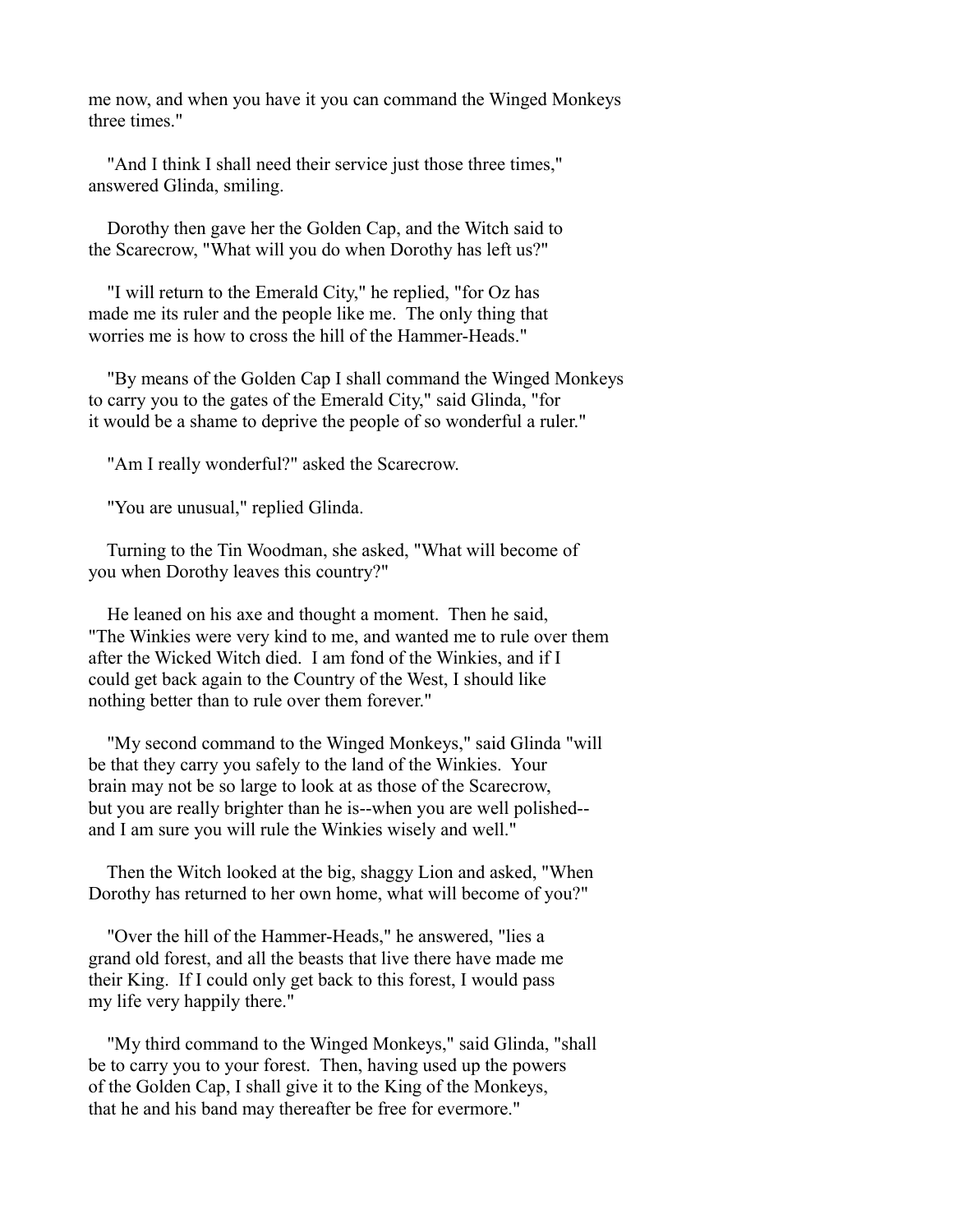me now, and when you have it you can command the Winged Monkeys three times."

"And I think I shall need their service just those three times," answered Glinda, smiling.

Dorothy then gave her the Golden Cap, and the Witch said to the Scarecrow, "What will you do when Dorothy has left us?"

"I will return to the Emerald City," he replied, "for Oz has made me its ruler and the people like me. The only thing that worries me is how to cross the hill of the Hammer-Heads."

"By means of the Golden Cap I shall command the Winged Monkeys to carry you to the gates of the Emerald City," said Glinda, "for it would be a shame to deprive the people of so wonderful a ruler."

"Am I really wonderful?" asked the Scarecrow.

"You are unusual," replied Glinda.

Turning to the Tin Woodman, she asked, "What will become of you when Dorothy leaves this country?"

He leaned on his axe and thought a moment. Then he said, "The Winkies were very kind to me, and wanted me to rule over them after the Wicked Witch died. I am fond of the Winkies, and if I could get back again to the Country of the West, I should like nothing better than to rule over them forever."

"My second command to the Winged Monkeys," said Glinda "will be that they carry you safely to the land of the Winkies. Your brain may not be so large to look at as those of the Scarecrow, but you are really brighter than he is--when you are well polished--and I am sure you will rule the Winkies wisely and well."

Then the Witch looked at the big, shaggy Lion and asked, "When Dorothy has returned to her own home, what will become of you?"

"Over the hill of the Hammer-Heads," he answered, "lies a grand old forest, and all the beasts that live there have made me their King. If I could only get back to this forest, I would pass my life very happily there."

"My third command to the Winged Monkeys," said Glinda, "shall be to carry you to your forest. Then, having used up the powers of the Golden Cap, I shall give it to the King of the Monkeys, that he and his band may thereafter be free for evermore."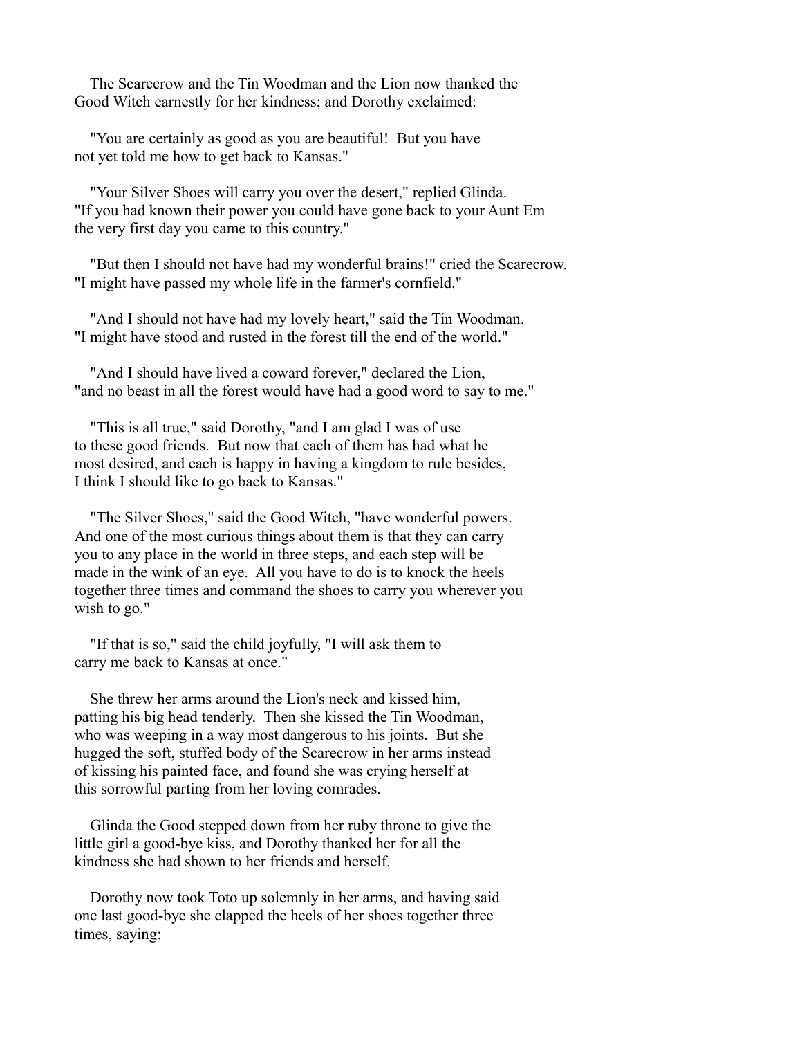The Scarecrow and the Tin Woodman and the Lion now thanked the Good Witch earnestly for her kindness; and Dorothy exclaimed:

"You are certainly as good as you are beautiful! But you have not yet told me how to get back to Kansas."

"Your Silver Shoes will carry you over the desert," replied Glinda. "If you had known their power you could have gone back to your Aunt Em the very first day you came to this country."

"But then I should not have had my wonderful brains!" cried the Scarecrow. "I might have passed my whole life in the farmer's cornfield."

"And I should not have had my lovely heart," said the Tin Woodman. "I might have stood and rusted in the forest till the end of the world."

"And I should have lived a coward forever," declared the Lion, "and no beast in all the forest would have had a good word to say to me."

"This is all true," said Dorothy, "and I am glad I was of use to these good friends. But now that each of them has had what he most desired, and each is happy in having a kingdom to rule besides, I think I should like to go back to Kansas."

"The Silver Shoes," said the Good Witch, "have wonderful powers. And one of the most curious things about them is that they can carry you to any place in the world in three steps, and each step will be made in the wink of an eye. All you have to do is to knock the heels together three times and command the shoes to carry you wherever you wish to go."

"If that is so," said the child joyfully, "I will ask them to carry me back to Kansas at once."

She threw her arms around the Lion's neck and kissed him, patting his big head tenderly. Then she kissed the Tin Woodman, who was weeping in a way most dangerous to his joints. But she hugged the soft, stuffed body of the Scarecrow in her arms instead of kissing his painted face, and found she was crying herself at this sorrowful parting from her loving comrades.

Glinda the Good stepped down from her ruby throne to give the little girl a good-bye kiss, and Dorothy thanked her for all the kindness she had shown to her friends and herself.

Dorothy now took Toto up solemnly in her arms, and having said one last good-bye she clapped the heels of her shoes together three times, saying: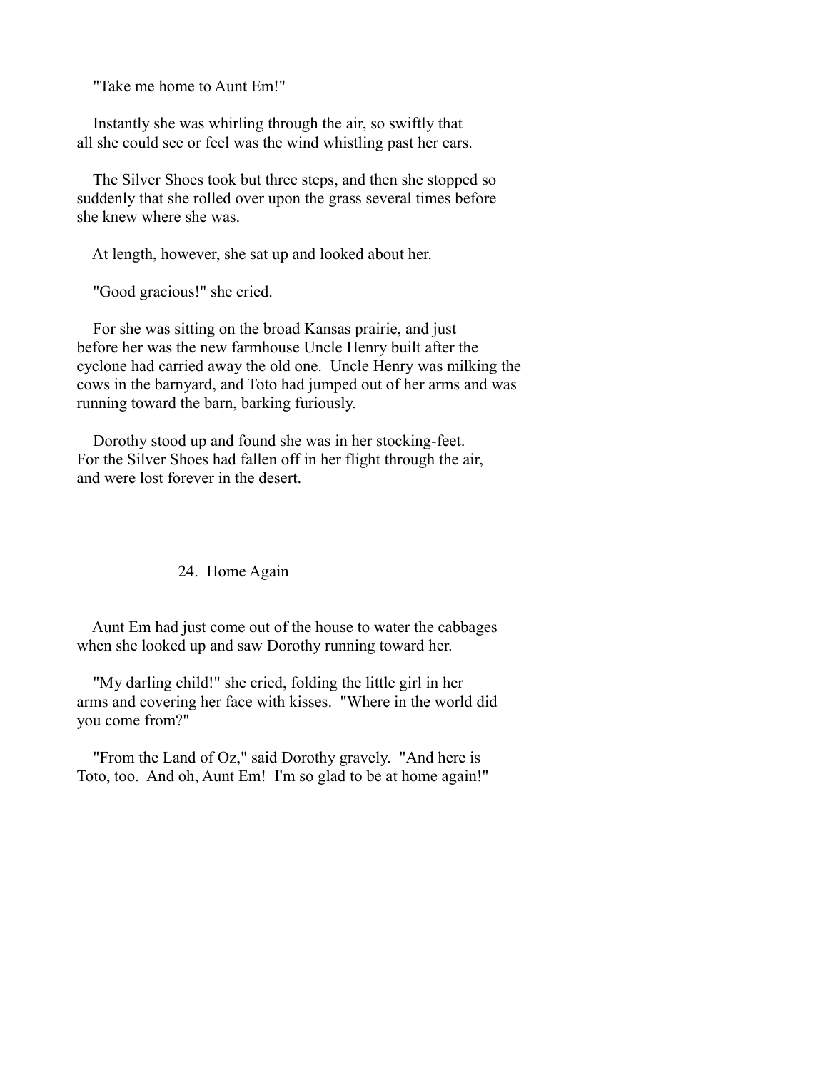"Take me home to Aunt Em!"

Instantly she was whirling through the air, so swiftly that all she could see or feel was the wind whistling past her ears.

The Silver Shoes took but three steps, and then she stopped so suddenly that she rolled over upon the grass several times before she knew where she was.

At length, however, she sat up and looked about her.

"Good gracious!" she cried.

For she was sitting on the broad Kansas prairie, and just before her was the new farmhouse Uncle Henry built after the cyclone had carried away the old one. Uncle Henry was milking the cows in the barnyard, and Toto had jumped out of her arms and was running toward the barn, barking furiously.

Dorothy stood up and found she was in her stocking-feet. For the Silver Shoes had fallen off in her flight through the air, and were lost forever in the desert.

## 24. Home Again

Aunt Em had just come out of the house to water the cabbages when she looked up and saw Dorothy running toward her.

"My darling child!" she cried, folding the little girl in her arms and covering her face with kisses. "Where in the world did you come from?"

"From the Land of Oz," said Dorothy gravely. "And here is Toto, too. And oh, Aunt Em! I'm so glad to be at home again!"